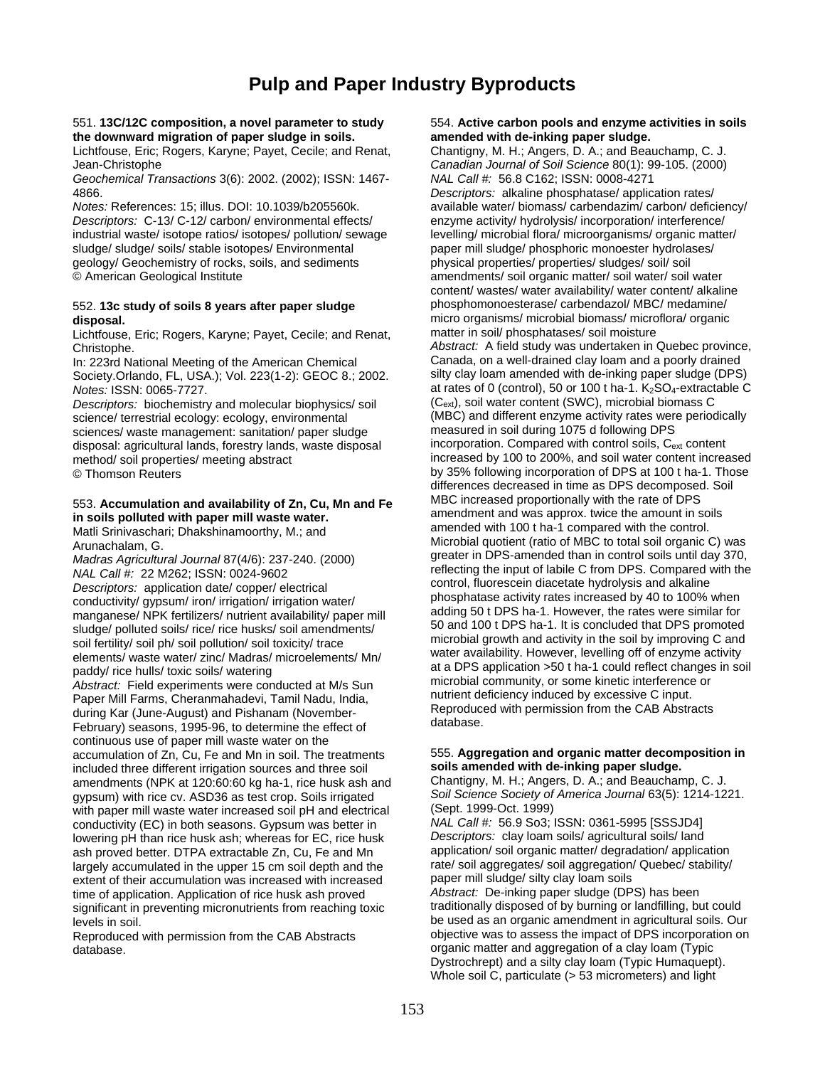# Pulp and Paper Industry Byproducts

551. **13C/12C composition, a novel parameter to study the downward migration of paper sludge in soils.**
Lichtfouse, Eric; Rogers, Karyne; Payet, Cecile; and Renat, Jean-Christophe
*Geochemical Transactions* 3(6): 2002. (2002); ISSN: 1467-4866.
*Notes:* References: 15; illus. DOI: 10.1039/b205560k.
*Descriptors:* C-13/ C-12/ carbon/ environmental effects/ industrial waste/ isotope ratios/ isotopes/ pollution/ sewage sludge/ sludge/ soils/ stable isotopes/ Environmental geology/ Geochemistry of rocks, soils, and sediments
© American Geological Institute

552. **13c study of soils 8 years after paper sludge disposal.**
Lichtfouse, Eric; Rogers, Karyne; Payet, Cecile; and Renat, Christophe.
In: 223rd National Meeting of the American Chemical Society.Orlando, FL, USA.); Vol. 223(1-2): GEOC 8.; 2002.
*Notes:* ISSN: 0065-7727.
*Descriptors:* biochemistry and molecular biophysics/ soil science/ terrestrial ecology: ecology, environmental sciences/ waste management: sanitation/ paper sludge disposal: agricultural lands, forestry lands, waste disposal method/ soil properties/ meeting abstract
© Thomson Reuters

553. **Accumulation and availability of Zn, Cu, Mn and Fe in soils polluted with paper mill waste water.**
Matli Srinivaschari; Dhakshinamoorthy, M.; and Arunachalam, G.
*Madras Agricultural Journal* 87(4/6): 237-240. (2000)
*NAL Call #:* 22 M262; ISSN: 0024-9602
*Descriptors:* application date/ copper/ electrical conductivity/ gypsum/ iron/ irrigation/ irrigation water/ manganese/ NPK fertilizers/ nutrient availability/ paper mill sludge/ polluted soils/ rice/ rice husks/ soil amendments/ soil fertility/ soil ph/ soil pollution/ soil toxicity/ trace elements/ waste water/ zinc/ Madras/ microelements/ Mn/ paddy/ rice hulls/ toxic soils/ watering
*Abstract:* Field experiments were conducted at M/s Sun Paper Mill Farms, Cheranmahadevi, Tamil Nadu, India, during Kar (June-August) and Pishanam (November-February) seasons, 1995-96, to determine the effect of continuous use of paper mill waste water on the accumulation of Zn, Cu, Fe and Mn in soil. The treatments included three different irrigation sources and three soil amendments (NPK at 120:60:60 kg ha-1, rice husk ash and gypsum) with rice cv. ASD36 as test crop. Soils irrigated with paper mill waste water increased soil pH and electrical conductivity (EC) in both seasons. Gypsum was better in lowering pH than rice husk ash; whereas for EC, rice husk ash proved better. DTPA extractable Zn, Cu, Fe and Mn largely accumulated in the upper 15 cm soil depth and the extent of their accumulation was increased with increased time of application. Application of rice husk ash proved significant in preventing micronutrients from reaching toxic levels in soil.
Reproduced with permission from the CAB Abstracts database.

554. **Active carbon pools and enzyme activities in soils amended with de-inking paper sludge.**
Chantigny, M. H.; Angers, D. A.; and Beauchamp, C. J.
*Canadian Journal of Soil Science* 80(1): 99-105. (2000)
*NAL Call #:* 56.8 C162; ISSN: 0008-4271
*Descriptors:* alkaline phosphatase/ application rates/ available water/ biomass/ carbendazim/ carbon/ deficiency/ enzyme activity/ hydrolysis/ incorporation/ interference/ levelling/ microbial flora/ microorganisms/ organic matter/ paper mill sludge/ phosphoric monoester hydrolases/ physical properties/ properties/ sludges/ soil/ soil amendments/ soil organic matter/ soil water/ soil water content/ wastes/ water availability/ water content/ alkaline phosphomonoesterase/ carbendazol/ MBC/ medamine/ micro organisms/ microbial biomass/ microflora/ organic matter in soil/ phosphatases/ soil moisture
*Abstract:* A field study was undertaken in Quebec province, Canada, on a well-drained clay loam and a poorly drained silty clay loam amended with de-inking paper sludge (DPS) at rates of 0 (control), 50 or 100 t ha-1. $K_2SO_4$-extractable C ($C_{ext}$), soil water content (SWC), microbial biomass C (MBC) and different enzyme activity rates were periodically measured in soil during 1075 d following DPS incorporation. Compared with control soils, $C_{ext}$ content increased by 100 to 200%, and soil water content increased by 35% following incorporation of DPS at 100 t ha-1. Those differences decreased in time as DPS decomposed. Soil MBC increased proportionally with the rate of DPS amendment and was approx. twice the amount in soils amended with 100 t ha-1 compared with the control. Microbial quotient (ratio of MBC to total soil organic C) was greater in DPS-amended than in control soils until day 370, reflecting the input of labile C from DPS. Compared with the control, fluorescein diacetate hydrolysis and alkaline phosphatase activity rates increased by 40 to 100% when adding 50 t DPS ha-1. However, the rates were similar for 50 and 100 t DPS ha-1. It is concluded that DPS promoted microbial growth and activity in the soil by improving C and water availability. However, levelling off of enzyme activity at a DPS application >50 t ha-1 could reflect changes in soil microbial community, or some kinetic interference or nutrient deficiency induced by excessive C input.
Reproduced with permission from the CAB Abstracts database.

555. **Aggregation and organic matter decomposition in soils amended with de-inking paper sludge.**
Chantigny, M. H.; Angers, D. A.; and Beauchamp, C. J.
*Soil Science Society of America Journal* 63(5): 1214-1221. (Sept. 1999-Oct. 1999)
*NAL Call #:* 56.9 So3; ISSN: 0361-5995 [SSSJD4]
*Descriptors:* clay loam soils/ agricultural soils/ land application/ soil organic matter/ degradation/ application rate/ soil aggregates/ soil aggregation/ Quebec/ stability/ paper mill sludge/ silty clay loam soils
*Abstract:* De-inking paper sludge (DPS) has been traditionally disposed of by burning or landfilling, but could be used as an organic amendment in agricultural soils. Our objective was to assess the impact of DPS incorporation on organic matter and aggregation of a clay loam (Typic Dystrochrept) and a silty clay loam (Typic Humaquept). Whole soil C, particulate (> 53 micrometers) and light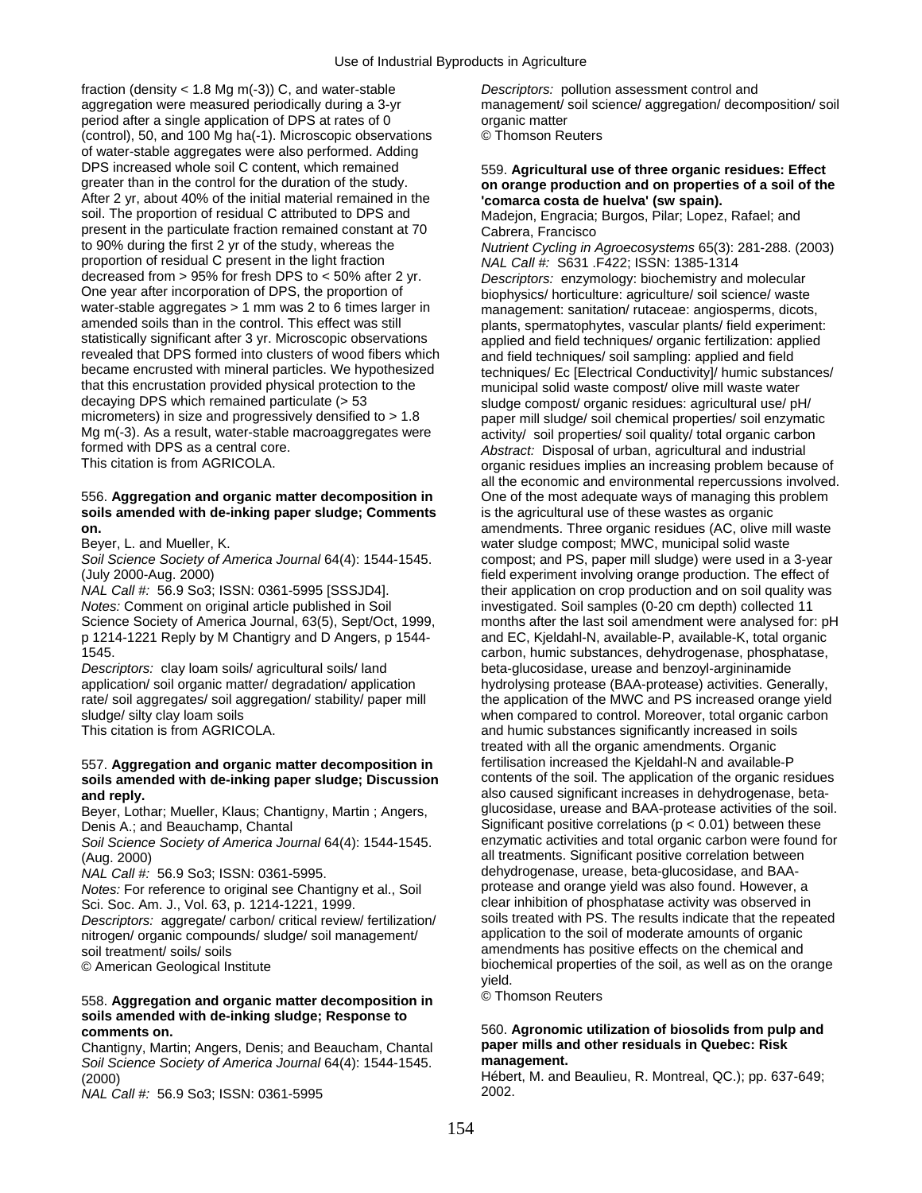fraction (density < 1.8 Mg m(-3)) C, and water-stable aggregation were measured periodically during a 3-yr period after a single application of DPS at rates of 0 (control), 50, and 100 Mg ha(-1). Microscopic observations of water-stable aggregates were also performed. Adding DPS increased whole soil C content, which remained greater than in the control for the duration of the study. After 2 yr, about 40% of the initial material remained in the soil. The proportion of residual C attributed to DPS and present in the particulate fraction remained constant at 70 to 90% during the first 2 yr of the study, whereas the proportion of residual C present in the light fraction decreased from > 95% for fresh DPS to < 50% after 2 yr. One year after incorporation of DPS, the proportion of water-stable aggregates > 1 mm was 2 to 6 times larger in amended soils than in the control. This effect was still statistically significant after 3 yr. Microscopic observations revealed that DPS formed into clusters of wood fibers which became encrusted with mineral particles. We hypothesized that this encrustation provided physical protection to the decaying DPS which remained particulate (> 53 micrometers) in size and progressively densified to > 1.8 Mg m(-3). As a result, water-stable macroaggregates were formed with DPS as a central core.
This citation is from AGRICOLA.

### 556. **Aggregation and organic matter decomposition in soils amended with de-inking paper sludge; Comments on.**

Beyer, L. and Mueller, K.
*Soil Science Society of America Journal* 64(4): 1544-1545. (July 2000-Aug. 2000)
*NAL Call #:* 56.9 So3; ISSN: 0361-5995 [SSSJD4].
*Notes:* Comment on original article published in Soil Science Society of America Journal, 63(5), Sept/Oct, 1999, p 1214-1221 Reply by M Chantigry and D Angers, p 1544-1545.
*Descriptors:* clay loam soils/ agricultural soils/ land application/ soil organic matter/ degradation/ application rate/ soil aggregates/ soil aggregation/ stability/ paper mill sludge/ silty clay loam soils
This citation is from AGRICOLA.

### 557. **Aggregation and organic matter decomposition in soils amended with de-inking paper sludge; Discussion and reply.**

Beyer, Lothar; Mueller, Klaus; Chantigny, Martin ; Angers, Denis A.; and Beauchamp, Chantal
*Soil Science Society of America Journal* 64(4): 1544-1545. (Aug. 2000)
*NAL Call #:* 56.9 So3; ISSN: 0361-5995.
*Notes:* For reference to original see Chantigny et al., Soil Sci. Soc. Am. J., Vol. 63, p. 1214-1221, 1999.
*Descriptors:* aggregate/ carbon/ critical review/ fertilization/ nitrogen/ organic compounds/ sludge/ soil management/ soil treatment/ soils/ soils
© American Geological Institute

### 558. **Aggregation and organic matter decomposition in soils amended with de-inking sludge; Response to comments on.**

Chantigny, Martin; Angers, Denis; and Beaucham, Chantal
*Soil Science Society of America Journal* 64(4): 1544-1545. (2000)
*NAL Call #:* 56.9 So3; ISSN: 0361-5995
*Descriptors:* pollution assessment control and management/ soil science/ aggregation/ decomposition/ soil organic matter
© Thomson Reuters

### 559. **Agricultural use of three organic residues: Effect on orange production and on properties of a soil of the 'comarca costa de huelva' (sw spain).**

Madejon, Engracia; Burgos, Pilar; Lopez, Rafael; and Cabrera, Francisco
*Nutrient Cycling in Agroecosystems* 65(3): 281-288. (2003)
*NAL Call #:* S631 .F422; ISSN: 1385-1314
*Descriptors:* enzymology: biochemistry and molecular biophysics/ horticulture: agriculture/ soil science/ waste management: sanitation/ rutaceae: angiosperms, dicots, plants, spermatophytes, vascular plants/ field experiment: applied and field techniques/ organic fertilization: applied and field techniques/ soil sampling: applied and field techniques/ Ec [Electrical Conductivity]/ humic substances/ municipal solid waste compost/ olive mill waste water sludge compost/ organic residues: agricultural use/ pH/ paper mill sludge/ soil chemical properties/ soil enzymatic activity/ soil properties/ soil quality/ total organic carbon
*Abstract:* Disposal of urban, agricultural and industrial organic residues implies an increasing problem because of all the economic and environmental repercussions involved. One of the most adequate ways of managing this problem is the agricultural use of these wastes as organic amendments. Three organic residues (AC, olive mill waste water sludge compost; MWC, municipal solid waste compost; and PS, paper mill sludge) were used in a 3-year field experiment involving orange production. The effect of their application on crop production and on soil quality was investigated. Soil samples (0-20 cm depth) collected 11 months after the last soil amendment were analysed for: pH and EC, Kjeldahl-N, available-P, available-K, total organic carbon, humic substances, dehydrogenase, phosphatase, beta-glucosidase, urease and benzoyl-argininamide hydrolysing protease (BAA-protease) activities. Generally, the application of the MWC and PS increased orange yield when compared to control. Moreover, total organic carbon and humic substances significantly increased in soils treated with all the organic amendments. Organic fertilisation increased the Kjeldahl-N and available-P contents of the soil. The application of the organic residues also caused significant increases in dehydrogenase, beta-glucosidase, urease and BAA-protease activities of the soil. Significant positive correlations ($p < 0.01$) between these enzymatic activities and total organic carbon were found for all treatments. Significant positive correlation between dehydrogenase, urease, beta-glucosidase, and BAA-protease and orange yield was also found. However, a clear inhibition of phosphatase activity was observed in soils treated with PS. The results indicate that the repeated application to the soil of moderate amounts of organic amendments has positive effects on the chemical and biochemical properties of the soil, as well as on the orange yield.
© Thomson Reuters

### 560. **Agronomic utilization of biosolids from pulp and paper mills and other residuals in Quebec: Risk management.**

Hébert, M. and Beaulieu, R. Montreal, QC.); pp. 637-649; 2002.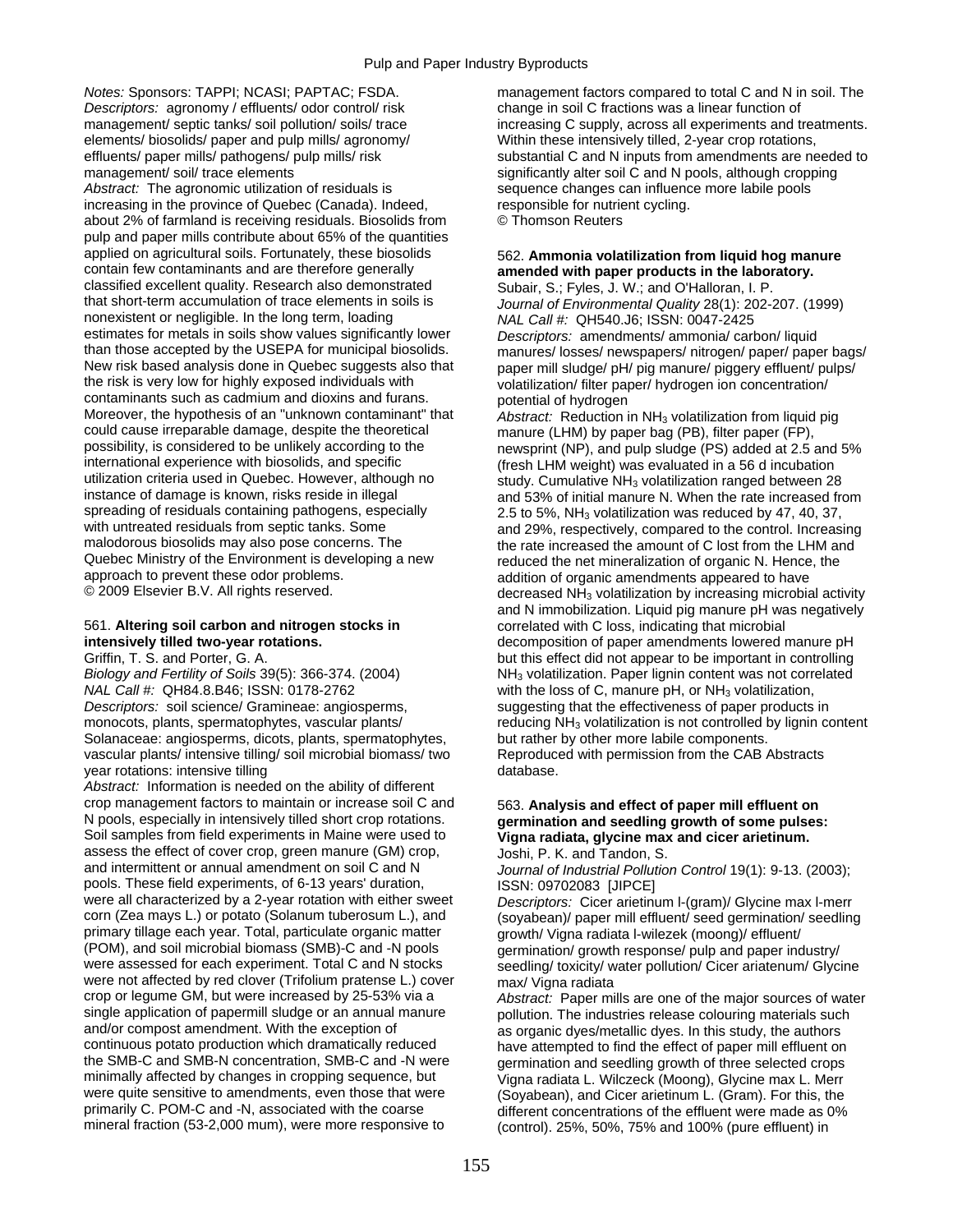*Notes:* Sponsors: TAPPI; NCASI; PAPTAC; FSDA.
*Descriptors:* agronomy / effluents/ odor control/ risk management/ septic tanks/ soil pollution/ soils/ trace elements/ biosolids/ paper and pulp mills/ agronomy/ effluents/ paper mills/ pathogens/ pulp mills/ risk management/ soil/ trace elements
*Abstract:* The agronomic utilization of residuals is increasing in the province of Quebec (Canada). Indeed, about 2% of farmland is receiving residuals. Biosolids from pulp and paper mills contribute about 65% of the quantities applied on agricultural soils. Fortunately, these biosolids contain few contaminants and are therefore generally classified excellent quality. Research also demonstrated that short-term accumulation of trace elements in soils is nonexistent or negligible. In the long term, loading estimates for metals in soils show values significantly lower than those accepted by the USEPA for municipal biosolids. New risk based analysis done in Quebec suggests also that the risk is very low for highly exposed individuals with contaminants such as cadmium and dioxins and furans. Moreover, the hypothesis of an "unknown contaminant" that could cause irreparable damage, despite the theoretical possibility, is considered to be unlikely according to the international experience with biosolids, and specific utilization criteria used in Quebec. However, although no instance of damage is known, risks reside in illegal spreading of residuals containing pathogens, especially with untreated residuals from septic tanks. Some malodorous biosolids may also pose concerns. The Quebec Ministry of the Environment is developing a new approach to prevent these odor problems.
© 2009 Elsevier B.V. All rights reserved.

561. **Altering soil carbon and nitrogen stocks in intensively tilled two-year rotations.**
Griffin, T. S. and Porter, G. A.
*Biology and Fertility of Soils* 39(5): 366-374. (2004)
*NAL Call #:* QH84.8.B46; ISSN: 0178-2762
*Descriptors:* soil science/ Gramineae: angiosperms, monocots, plants, spermatophytes, vascular plants/ Solanaceae: angiosperms, dicots, plants, spermatophytes, vascular plants/ intensive tilling/ soil microbial biomass/ two year rotations: intensive tilling
*Abstract:* Information is needed on the ability of different crop management factors to maintain or increase soil C and N pools, especially in intensively tilled short crop rotations. Soil samples from field experiments in Maine were used to assess the effect of cover crop, green manure (GM) crop, and intermittent or annual amendment on soil C and N pools. These field experiments, of 6-13 years' duration, were all characterized by a 2-year rotation with either sweet corn (Zea mays L.) or potato (Solanum tuberosum L.), and primary tillage each year. Total, particulate organic matter (POM), and soil microbial biomass (SMB)-C and -N pools were assessed for each experiment. Total C and N stocks were not affected by red clover (Trifolium pratense L.) cover crop or legume GM, but were increased by 25-53% via a single application of papermill sludge or an annual manure and/or compost amendment. With the exception of continuous potato production which dramatically reduced the SMB-C and SMB-N concentration, SMB-C and -N were minimally affected by changes in cropping sequence, but were quite sensitive to amendments, even those that were primarily C. POM-C and -N, associated with the coarse mineral fraction (53-2,000 mum), were more responsive to management factors compared to total C and N in soil. The change in soil C fractions was a linear function of increasing C supply, across all experiments and treatments. Within these intensively tilled, 2-year crop rotations, substantial C and N inputs from amendments are needed to significantly alter soil C and N pools, although cropping sequence changes can influence more labile pools responsible for nutrient cycling.
© Thomson Reuters

562. **Ammonia volatilization from liquid hog manure amended with paper products in the laboratory.**
Subair, S.; Fyles, J. W.; and O'Halloran, I. P.
*Journal of Environmental Quality* 28(1): 202-207. (1999)
*NAL Call #:* QH540.J6; ISSN: 0047-2425
*Descriptors:* amendments/ ammonia/ carbon/ liquid manures/ losses/ newspapers/ nitrogen/ paper/ paper bags/ paper mill sludge/ pH/ pig manure/ piggery effluent/ pulps/ volatilization/ filter paper/ hydrogen ion concentration/ potential of hydrogen
*Abstract:* Reduction in $NH_3$ volatilization from liquid pig manure (LHM) by paper bag (PB), filter paper (FP), newsprint (NP), and pulp sludge (PS) added at 2.5 and 5% (fresh LHM weight) was evaluated in a 56 d incubation study. Cumulative $NH_3$ volatilization ranged between 28 and 53% of initial manure N. When the rate increased from 2.5 to 5%, $NH_3$ volatilization was reduced by 47, 40, 37, and 29%, respectively, compared to the control. Increasing the rate increased the amount of C lost from the LHM and reduced the net mineralization of organic N. Hence, the addition of organic amendments appeared to have decreased $NH_3$ volatilization by increasing microbial activity and N immobilization. Liquid pig manure pH was negatively correlated with C loss, indicating that microbial decomposition of paper amendments lowered manure pH but this effect did not appear to be important in controlling $NH_3$ volatilization. Paper lignin content was not correlated with the loss of C, manure pH, or $NH_3$ volatilization, suggesting that the effectiveness of paper products in reducing $NH_3$ volatilization is not controlled by lignin content but rather by other more labile components.
Reproduced with permission from the CAB Abstracts database.

563. **Analysis and effect of paper mill effluent on germination and seedling growth of some pulses: Vigna radiata, glycine max and cicer arietinum.**
Joshi, P. K. and Tandon, S.
*Journal of Industrial Pollution Control* 19(1): 9-13. (2003); ISSN: 09702083 [JIPCE]
*Descriptors:* Cicer arietinum l-(gram)/ Glycine max l-merr (soyabean)/ paper mill effluent/ seed germination/ seedling growth/ Vigna radiata l-wilezek (moong)/ effluent/ germination/ growth response/ pulp and paper industry/ seedling/ toxicity/ water pollution/ Cicer ariatenum/ Glycine max/ Vigna radiata
*Abstract:* Paper mills are one of the major sources of water pollution. The industries release colouring materials such as organic dyes/metallic dyes. In this study, the authors have attempted to find the effect of paper mill effluent on germination and seedling growth of three selected crops Vigna radiata L. Wilczeck (Moong), Glycine max L. Merr (Soyabean), and Cicer arietinum L. (Gram). For this, the different concentrations of the effluent were made as 0% (control). 25%, 50%, 75% and 100% (pure effluent) in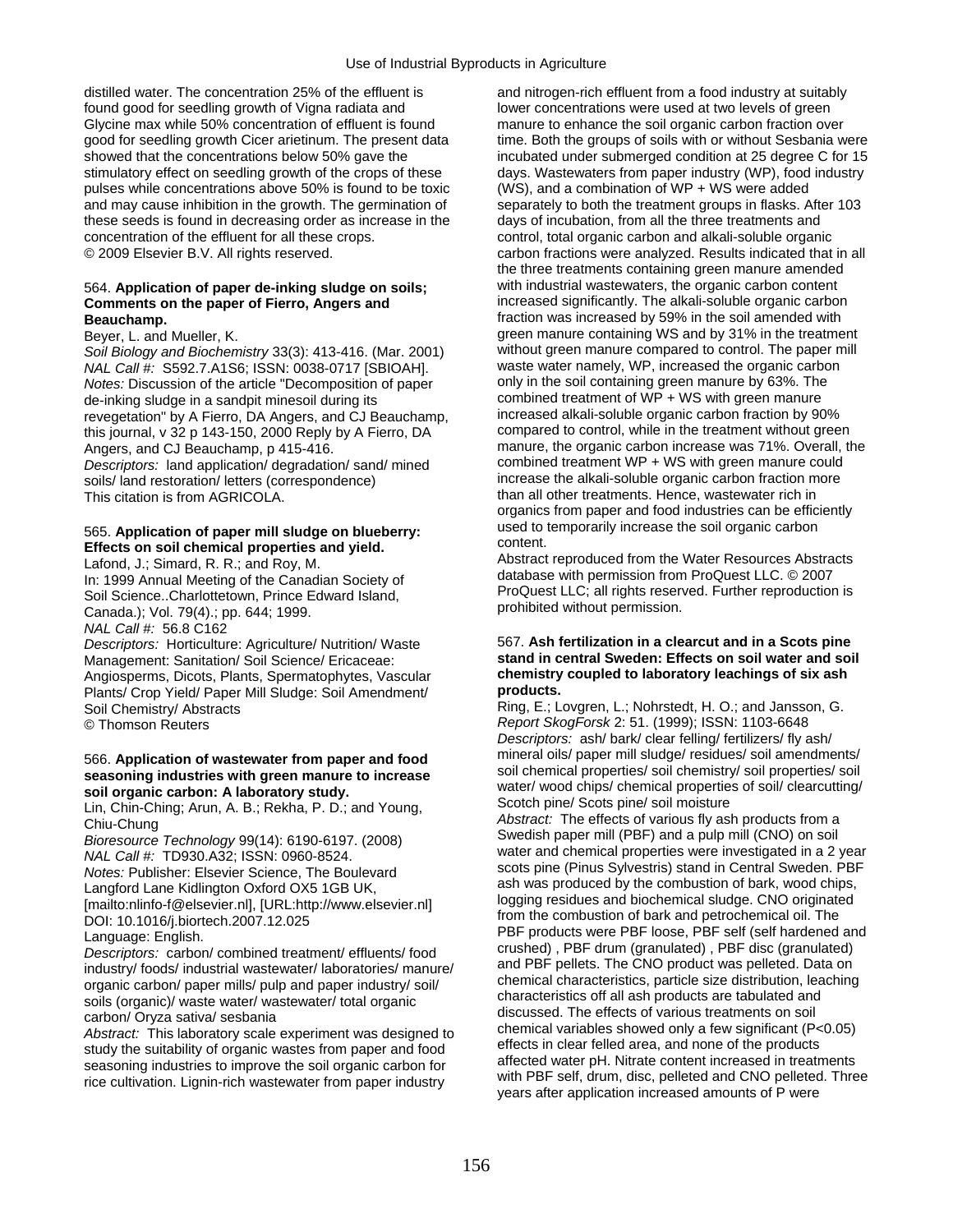distilled water. The concentration 25% of the effluent is found good for seedling growth of Vigna radiata and Glycine max while 50% concentration of effluent is found good for seedling growth Cicer arietinum. The present data showed that the concentrations below 50% gave the stimulatory effect on seedling growth of the crops of these pulses while concentrations above 50% is found to be toxic and may cause inhibition in the growth. The germination of these seeds is found in decreasing order as increase in the concentration of the effluent for all these crops.
© 2009 Elsevier B.V. All rights reserved.

564. **Application of paper de-inking sludge on soils; Comments on the paper of Fierro, Angers and Beauchamp.**
Beyer, L. and Mueller, K.
*Soil Biology and Biochemistry* 33(3): 413-416. (Mar. 2001)
*NAL Call #:* S592.7.A1S6; ISSN: 0038-0717 [SBIOAH].
*Notes:* Discussion of the article "Decomposition of paper de-inking sludge in a sandpit minesoil during its revegetation" by A Fierro, DA Angers, and CJ Beauchamp, this journal, v 32 p 143-150, 2000 Reply by A Fierro, DA Angers, and CJ Beauchamp, p 415-416.
*Descriptors:* land application/ degradation/ sand/ mined soils/ land restoration/ letters (correspondence)
This citation is from AGRICOLA.

565. **Application of paper mill sludge on blueberry: Effects on soil chemical properties and yield.**
Lafond, J.; Simard, R. R.; and Roy, M.
In: 1999 Annual Meeting of the Canadian Society of Soil Science..Charlottetown, Prince Edward Island, Canada.); Vol. 79(4).; pp. 644; 1999.
*NAL Call #:* 56.8 C162
*Descriptors:* Horticulture: Agriculture/ Nutrition/ Waste Management: Sanitation/ Soil Science/ Ericaceae: Angiosperms, Dicots, Plants, Spermatophytes, Vascular Plants/ Crop Yield/ Paper Mill Sludge: Soil Amendment/ Soil Chemistry/ Abstracts
© Thomson Reuters

566. **Application of wastewater from paper and food seasoning industries with green manure to increase soil organic carbon: A laboratory study.**
Lin, Chin-Ching; Arun, A. B.; Rekha, P. D.; and Young, Chiu-Chung
*Bioresource Technology* 99(14): 6190-6197. (2008)
*NAL Call #:* TD930.A32; ISSN: 0960-8524.
*Notes:* Publisher: Elsevier Science, The Boulevard Langford Lane Kidlington Oxford OX5 1GB UK, [mailto:nlinfo-f@elsevier.nl], [URL:http://www.elsevier.nl]
DOI: 10.1016/j.biortech.2007.12.025
Language: English.
*Descriptors:* carbon/ combined treatment/ effluents/ food industry/ foods/ industrial wastewater/ laboratories/ manure/ organic carbon/ paper mills/ pulp and paper industry/ soil/ soils (organic)/ waste water/ wastewater/ total organic carbon/ Oryza sativa/ sesbania
*Abstract:* This laboratory scale experiment was designed to study the suitability of organic wastes from paper and food seasoning industries to improve the soil organic carbon for rice cultivation. Lignin-rich wastewater from paper industry and nitrogen-rich effluent from a food industry at suitably lower concentrations were used at two levels of green manure to enhance the soil organic carbon fraction over time. Both the groups of soils with or without Sesbania were incubated under submerged condition at 25 degree C for 15 days. Wastewaters from paper industry (WP), food industry (WS), and a combination of WP + WS were added separately to both the treatment groups in flasks. After 103 days of incubation, from all the three treatments and control, total organic carbon and alkali-soluble organic carbon fractions were analyzed. Results indicated that in all the three treatments containing green manure amended with industrial wastewaters, the organic carbon content increased significantly. The alkali-soluble organic carbon fraction was increased by 59% in the soil amended with green manure containing WS and by 31% in the treatment without green manure compared to control. The paper mill waste water namely, WP, increased the organic carbon only in the soil containing green manure by 63%. The combined treatment of WP + WS with green manure increased alkali-soluble organic carbon fraction by 90% compared to control, while in the treatment without green manure, the organic carbon increase was 71%. Overall, the combined treatment WP + WS with green manure could increase the alkali-soluble organic carbon fraction more than all other treatments. Hence, wastewater rich in organics from paper and food industries can be efficiently used to temporarily increase the soil organic carbon content.
Abstract reproduced from the Water Resources Abstracts database with permission from ProQuest LLC. © 2007 ProQuest LLC; all rights reserved. Further reproduction is prohibited without permission.

567. **Ash fertilization in a clearcut and in a Scots pine stand in central Sweden: Effects on soil water and soil chemistry coupled to laboratory leachings of six ash products.**
Ring, E.; Lovgren, L.; Nohrstedt, H. O.; and Jansson, G.
*Report SkogForsk* 2: 51. (1999); ISSN: 1103-6648
*Descriptors:* ash/ bark/ clear felling/ fertilizers/ fly ash/ mineral oils/ paper mill sludge/ residues/ soil amendments/ soil chemical properties/ soil chemistry/ soil properties/ soil water/ wood chips/ chemical properties of soil/ clearcutting/ Scotch pine/ Scots pine/ soil moisture
*Abstract:* The effects of various fly ash products from a Swedish paper mill (PBF) and a pulp mill (CNO) on soil water and chemical properties were investigated in a 2 year scots pine (Pinus Sylvestris) stand in Central Sweden. PBF ash was produced by the combustion of bark, wood chips, logging residues and biochemical sludge. CNO originated from the combustion of bark and petrochemical oil. The PBF products were PBF loose, PBF self (self hardened and crushed) , PBF drum (granulated) , PBF disc (granulated) and PBF pellets. The CNO product was pelleted. Data on chemical characteristics, particle size distribution, leaching characteristics off all ash products are tabulated and discussed. The effects of various treatments on soil chemical variables showed only a few significant ($P<0.05$) effects in clear felled area, and none of the products affected water pH. Nitrate content increased in treatments with PBF self, drum, disc, pelleted and CNO pelleted. Three years after application increased amounts of P were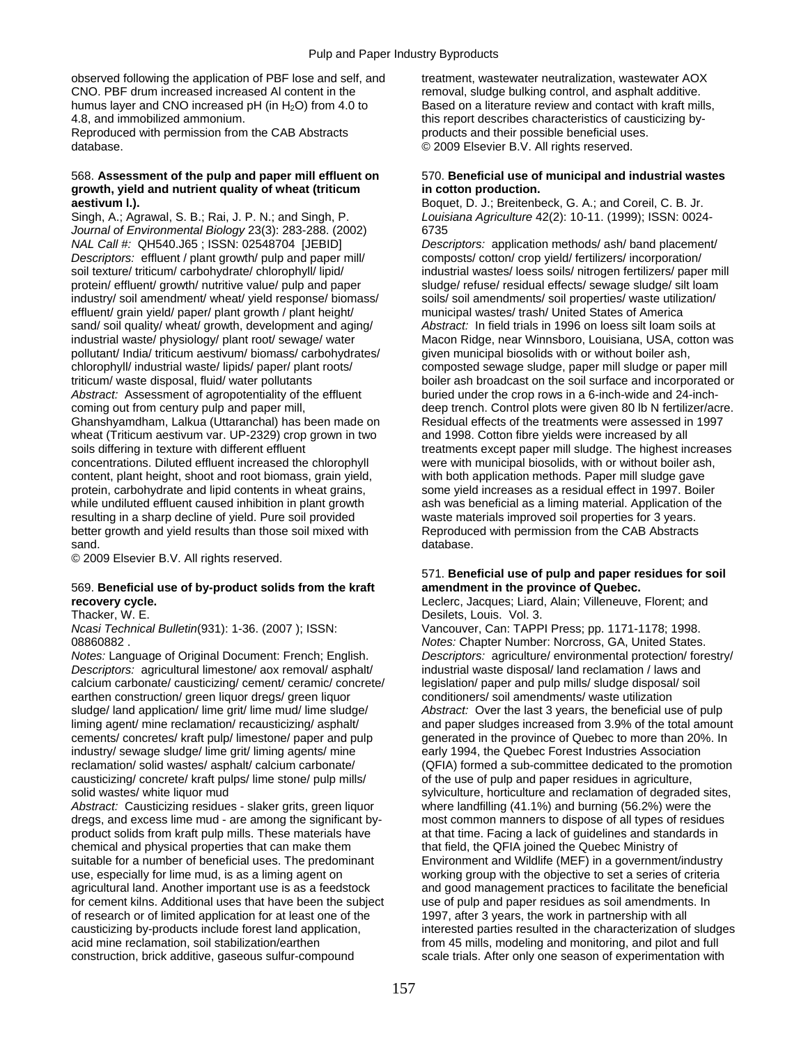observed following the application of PBF lose and self, and CNO. PBF drum increased increased Al content in the humus layer and CNO increased pH (in $H_2O$) from 4.0 to 4.8, and immobilized ammonium.
Reproduced with permission from the CAB Abstracts database.

### 568. **Assessment of the pulp and paper mill effluent on growth, yield and nutrient quality of wheat (triticum aestivum l.).**

Singh, A.; Agrawal, S. B.; Rai, J. P. N.; and Singh, P.
*Journal of Environmental Biology* 23(3): 283-288. (2002)
*NAL Call #:* QH540.J65 ; ISSN: 02548704 [JEBID]
*Descriptors:* effluent / plant growth/ pulp and paper mill/ soil texture/ triticum/ carbohydrate/ chlorophyll/ lipid/ protein/ effluent/ growth/ nutritive value/ pulp and paper industry/ soil amendment/ wheat/ yield response/ biomass/ effluent/ grain yield/ paper/ plant growth / plant height/ sand/ soil quality/ wheat/ growth, development and aging/ industrial waste/ physiology/ plant root/ sewage/ water pollutant/ India/ triticum aestivum/ biomass/ carbohydrates/ chlorophyll/ industrial waste/ lipids/ paper/ plant roots/ triticum/ waste disposal, fluid/ water pollutants
*Abstract:* Assessment of agropotentiality of the effluent coming out from century pulp and paper mill, Ghanshyamdham, Lalkua (Uttaranchal) has been made on wheat (Triticum aestivum var. UP-2329) crop grown in two soils differing in texture with different effluent concentrations. Diluted effluent increased the chlorophyll content, plant height, shoot and root biomass, grain yield, protein, carbohydrate and lipid contents in wheat grains, while undiluted effluent caused inhibition in plant growth resulting in a sharp decline of yield. Pure soil provided better growth and yield results than those soil mixed with sand.
© 2009 Elsevier B.V. All rights reserved.

### 569. **Beneficial use of by-product solids from the kraft recovery cycle.**

Thacker, W. E.
*Ncasi Technical Bulletin*(931): 1-36. (2007 ); ISSN: 08860882 .
*Notes:* Language of Original Document: French; English.
*Descriptors:* agricultural limestone/ aox removal/ asphalt/ calcium carbonate/ causticizing/ cement/ ceramic/ concrete/ earthen construction/ green liquor dregs/ green liquor sludge/ land application/ lime grit/ lime mud/ lime sludge/ liming agent/ mine reclamation/ recausticizing/ asphalt/ cements/ concretes/ kraft pulp/ limestone/ paper and pulp industry/ sewage sludge/ lime grit/ liming agents/ mine reclamation/ solid wastes/ asphalt/ calcium carbonate/ causticizing/ concrete/ kraft pulps/ lime stone/ pulp mills/ solid wastes/ white liquor mud
*Abstract:* Causticizing residues - slaker grits, green liquor dregs, and excess lime mud - are among the significant by-product solids from kraft pulp mills. These materials have chemical and physical properties that can make them suitable for a number of beneficial uses. The predominant use, especially for lime mud, is as a liming agent on agricultural land. Another important use is as a feedstock for cement kilns. Additional uses that have been the subject of research or of limited application for at least one of the causticizing by-products include forest land application, acid mine reclamation, soil stabilization/earthen construction, brick additive, gaseous sulfur-compound treatment, wastewater neutralization, wastewater AOX removal, sludge bulking control, and asphalt additive. Based on a literature review and contact with kraft mills, this report describes characteristics of causticizing by-products and their possible beneficial uses.
© 2009 Elsevier B.V. All rights reserved.

### 570. **Beneficial use of municipal and industrial wastes in cotton production.**

Boquet, D. J.; Breitenbeck, G. A.; and Coreil, C. B. Jr.
*Louisiana Agriculture* 42(2): 10-11. (1999); ISSN: 0024-6735
*Descriptors:* application methods/ ash/ band placement/ composts/ cotton/ crop yield/ fertilizers/ incorporation/ industrial wastes/ loess soils/ nitrogen fertilizers/ paper mill sludge/ refuse/ residual effects/ sewage sludge/ silt loam soils/ soil amendments/ soil properties/ waste utilization/ municipal wastes/ trash/ United States of America
*Abstract:* In field trials in 1996 on loess silt loam soils at Macon Ridge, near Winnsboro, Louisiana, USA, cotton was given municipal biosolids with or without boiler ash, composted sewage sludge, paper mill sludge or paper mill boiler ash broadcast on the soil surface and incorporated or buried under the crop rows in a 6-inch-wide and 24-inch-deep trench. Control plots were given 80 lb N fertilizer/acre. Residual effects of the treatments were assessed in 1997 and 1998. Cotton fibre yields were increased by all treatments except paper mill sludge. The highest increases were with municipal biosolids, with or without boiler ash, with both application methods. Paper mill sludge gave some yield increases as a residual effect in 1997. Boiler ash was beneficial as a liming material. Application of the waste materials improved soil properties for 3 years.
Reproduced with permission from the CAB Abstracts database.

### 571. **Beneficial use of pulp and paper residues for soil amendment in the province of Quebec.**

Leclerc, Jacques; Liard, Alain; Villeneuve, Florent; and Desilets, Louis. Vol. 3.
Vancouver, Can: TAPPI Press; pp. 1171-1178; 1998.
*Notes:* Chapter Number: Norcross, GA, United States.
*Descriptors:* agriculture/ environmental protection/ forestry/ industrial waste disposal/ land reclamation / laws and legislation/ paper and pulp mills/ sludge disposal/ soil conditioners/ soil amendments/ waste utilization
*Abstract:* Over the last 3 years, the beneficial use of pulp and paper sludges increased from 3.9% of the total amount generated in the province of Quebec to more than 20%. In early 1994, the Quebec Forest Industries Association (QFIA) formed a sub-committee dedicated to the promotion of the use of pulp and paper residues in agriculture, sylviculture, horticulture and reclamation of degraded sites, where landfilling (41.1%) and burning (56.2%) were the most common manners to dispose of all types of residues at that time. Facing a lack of guidelines and standards in that field, the QFIA joined the Quebec Ministry of Environment and Wildlife (MEF) in a government/industry working group with the objective to set a series of criteria and good management practices to facilitate the beneficial use of pulp and paper residues as soil amendments. In 1997, after 3 years, the work in partnership with all interested parties resulted in the characterization of sludges from 45 mills, modeling and monitoring, and pilot and full scale trials. After only one season of experimentation with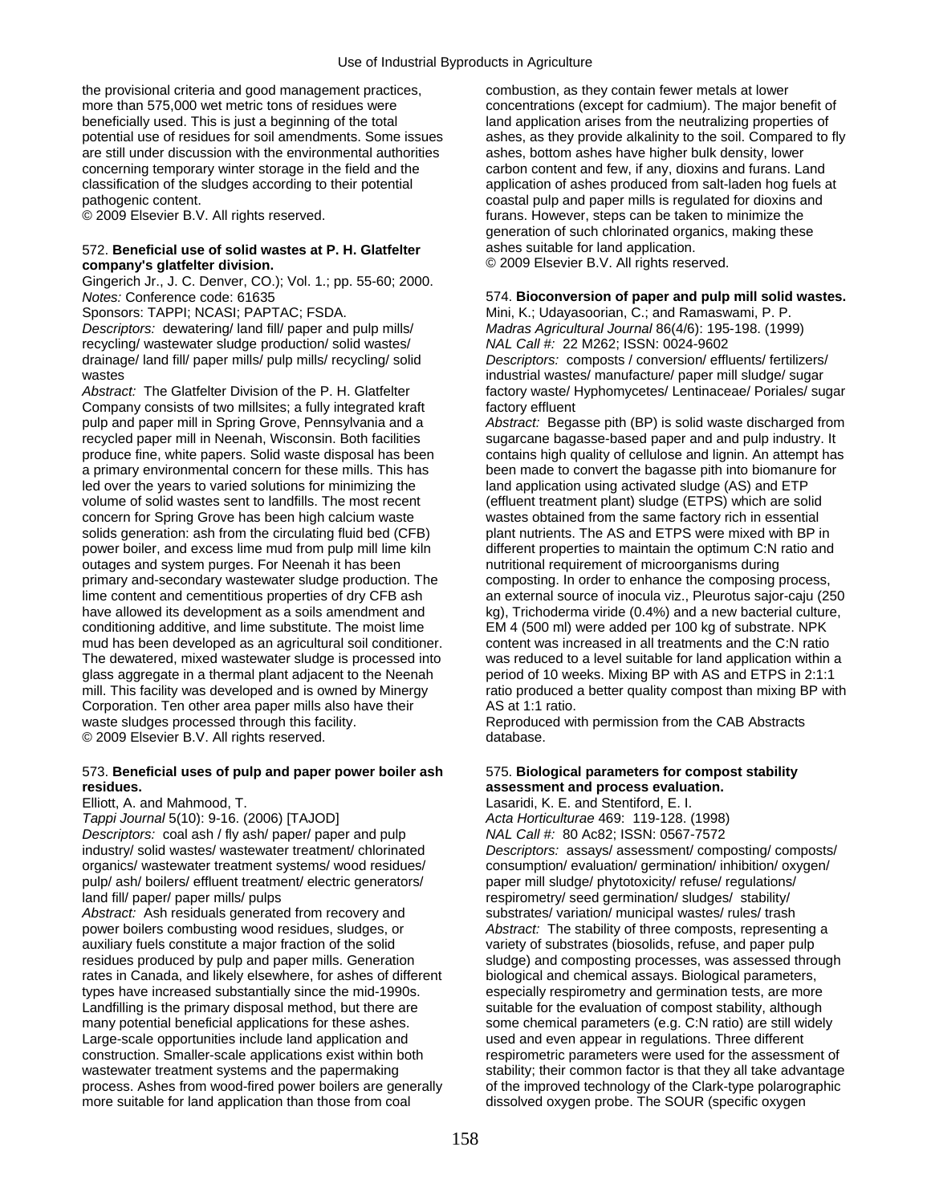the provisional criteria and good management practices, more than 575,000 wet metric tons of residues were beneficially used. This is just a beginning of the total potential use of residues for soil amendments. Some issues are still under discussion with the environmental authorities concerning temporary winter storage in the field and the classification of the sludges according to their potential pathogenic content.
© 2009 Elsevier B.V. All rights reserved.

### 572. **Beneficial use of solid wastes at P. H. Glatfelter company's glatfelter division.**

Gingerich Jr., J. C. Denver, CO.); Vol. 1.; pp. 55-60; 2000.
*Notes:* Conference code: 61635
Sponsors: TAPPI; NCASI; PAPTAC; FSDA.
*Descriptors:* dewatering/ land fill/ paper and pulp mills/ recycling/ wastewater sludge production/ solid wastes/ drainage/ land fill/ paper mills/ pulp mills/ recycling/ solid wastes
*Abstract:* The Glatfelter Division of the P. H. Glatfelter Company consists of two millsites; a fully integrated kraft pulp and paper mill in Spring Grove, Pennsylvania and a recycled paper mill in Neenah, Wisconsin. Both facilities produce fine, white papers. Solid waste disposal has been a primary environmental concern for these mills. This has led over the years to varied solutions for minimizing the volume of solid wastes sent to landfills. The most recent concern for Spring Grove has been high calcium waste solids generation: ash from the circulating fluid bed (CFB) power boiler, and excess lime mud from pulp mill lime kiln outages and system purges. For Neenah it has been primary and-secondary wastewater sludge production. The lime content and cementitious properties of dry CFB ash have allowed its development as a soils amendment and conditioning additive, and lime substitute. The moist lime mud has been developed as an agricultural soil conditioner. The dewatered, mixed wastewater sludge is processed into glass aggregate in a thermal plant adjacent to the Neenah mill. This facility was developed and is owned by Minergy Corporation. Ten other area paper mills also have their waste sludges processed through this facility.
© 2009 Elsevier B.V. All rights reserved.

### 573. **Beneficial uses of pulp and paper power boiler ash residues.**

Elliott, A. and Mahmood, T.
*Tappi Journal* 5(10): 9-16. (2006) [TAJOD]
*Descriptors:* coal ash / fly ash/ paper/ paper and pulp industry/ solid wastes/ wastewater treatment/ chlorinated organics/ wastewater treatment systems/ wood residues/ pulp/ ash/ boilers/ effluent treatment/ electric generators/ land fill/ paper/ paper mills/ pulps
*Abstract:* Ash residuals generated from recovery and power boilers combusting wood residues, sludges, or auxiliary fuels constitute a major fraction of the solid residues produced by pulp and paper mills. Generation rates in Canada, and likely elsewhere, for ashes of different types have increased substantially since the mid-1990s. Landfilling is the primary disposal method, but there are many potential beneficial applications for these ashes. Large-scale opportunities include land application and construction. Smaller-scale applications exist within both wastewater treatment systems and the papermaking process. Ashes from wood-fired power boilers are generally more suitable for land application than those from coal combustion, as they contain fewer metals at lower concentrations (except for cadmium). The major benefit of land application arises from the neutralizing properties of ashes, as they provide alkalinity to the soil. Compared to fly ashes, bottom ashes have higher bulk density, lower carbon content and few, if any, dioxins and furans. Land application of ashes produced from salt-laden hog fuels at coastal pulp and paper mills is regulated for dioxins and furans. However, steps can be taken to minimize the generation of such chlorinated organics, making these ashes suitable for land application.
© 2009 Elsevier B.V. All rights reserved.

### 574. **Bioconversion of paper and pulp mill solid wastes.**

Mini, K.; Udayasoorian, C.; and Ramaswami, P. P.
*Madras Agricultural Journal* 86(4/6): 195-198. (1999)
*NAL Call #:* 22 M262; ISSN: 0024-9602
*Descriptors:* composts / conversion/ effluents/ fertilizers/ industrial wastes/ manufacture/ paper mill sludge/ sugar factory waste/ Hyphomycetes/ Lentinaceae/ Poriales/ sugar factory effluent
*Abstract:* Begasse pith (BP) is solid waste discharged from sugarcane bagasse-based paper and and pulp industry. It contains high quality of cellulose and lignin. An attempt has been made to convert the bagasse pith into biomanure for land application using activated sludge (AS) and ETP (effluent treatment plant) sludge (ETPS) which are solid wastes obtained from the same factory rich in essential plant nutrients. The AS and ETPS were mixed with BP in different properties to maintain the optimum C:N ratio and nutritional requirement of microorganisms during composting. In order to enhance the composing process, an external source of inocula viz., Pleurotus sajor-caju (250 kg), Trichoderma viride (0.4%) and a new bacterial culture, EM 4 (500 ml) were added per 100 kg of substrate. NPK content was increased in all treatments and the C:N ratio was reduced to a level suitable for land application within a period of 10 weeks. Mixing BP with AS and ETPS in 2:1:1 ratio produced a better quality compost than mixing BP with AS at 1:1 ratio.
Reproduced with permission from the CAB Abstracts database.

### 575. **Biological parameters for compost stability assessment and process evaluation.**

Lasaridi, K. E. and Stentiford, E. I.
*Acta Horticulturae* 469: 119-128. (1998)
*NAL Call #:* 80 Ac82; ISSN: 0567-7572
*Descriptors:* assays/ assessment/ composting/ composts/ consumption/ evaluation/ germination/ inhibition/ oxygen/ paper mill sludge/ phytotoxicity/ refuse/ regulations/ respirometry/ seed germination/ sludges/ stability/ substrates/ variation/ municipal wastes/ rules/ trash
*Abstract:* The stability of three composts, representing a variety of substrates (biosolids, refuse, and paper pulp sludge) and composting processes, was assessed through biological and chemical assays. Biological parameters, especially respirometry and germination tests, are more suitable for the evaluation of compost stability, although some chemical parameters (e.g. C:N ratio) are still widely used and even appear in regulations. Three different respirometric parameters were used for the assessment of stability; their common factor is that they all take advantage of the improved technology of the Clark-type polarographic dissolved oxygen probe. The SOUR (specific oxygen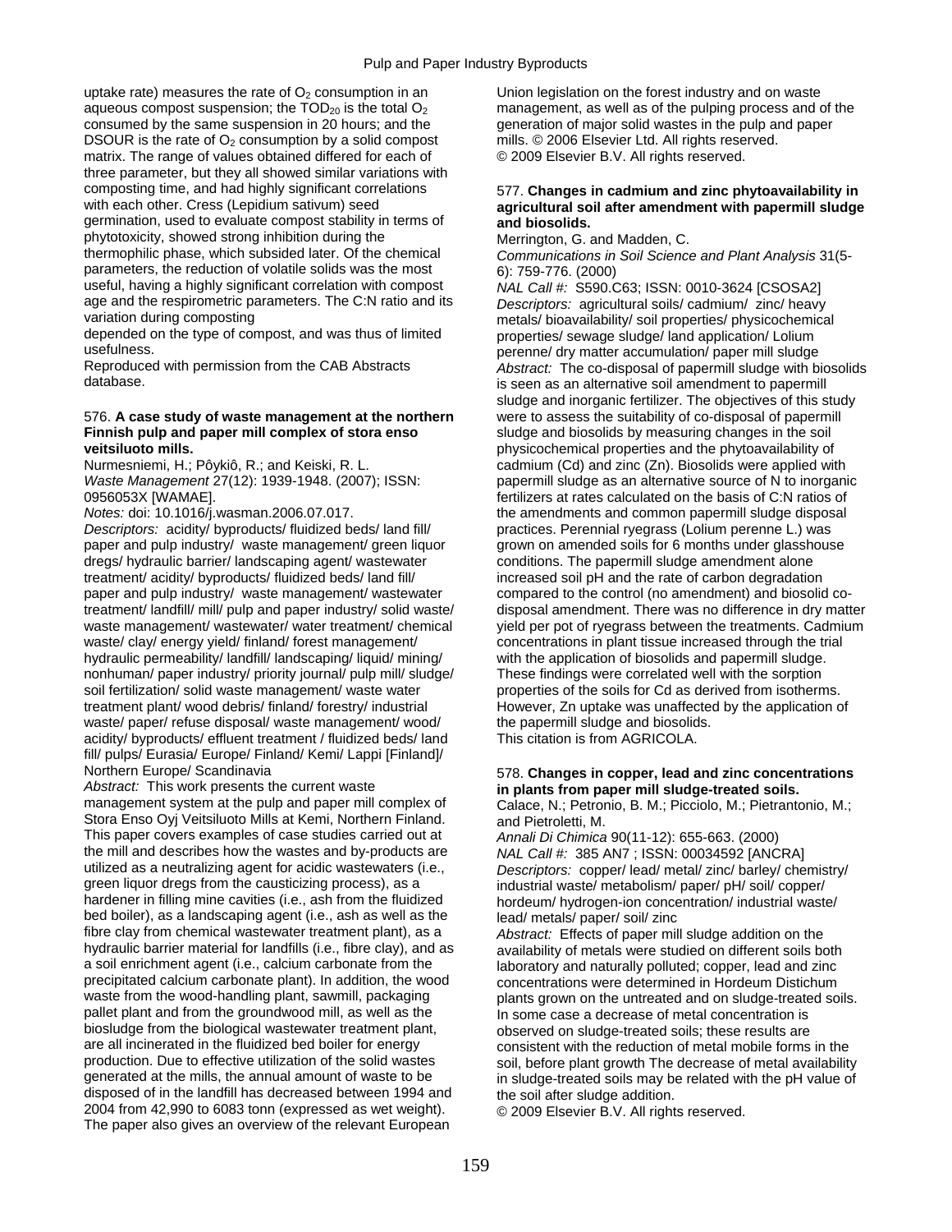uptake rate) measures the rate of $O_2$ consumption in an aqueous compost suspension; the $TOD_{20}$ is the total $O_2$ consumed by the same suspension in 20 hours; and the DSOUR is the rate of $O_2$ consumption by a solid compost matrix. The range of values obtained differed for each of three parameter, but they all showed similar variations with composting time, and had highly significant correlations with each other. Cress (Lepidium sativum) seed germination, used to evaluate compost stability in terms of phytotoxicity, showed strong inhibition during the thermophilic phase, which subsided later. Of the chemical parameters, the reduction of volatile solids was the most useful, having a highly significant correlation with compost age and the respirometric parameters. The C:N ratio and its variation during composting depended on the type of compost, and was thus of limited usefulness.
Reproduced with permission from the CAB Abstracts database.

576. **A case study of waste management at the northern Finnish pulp and paper mill complex of stora enso veitsiluoto mills.**
Nurmesniemi, H.; Pôykiô, R.; and Keiski, R. L.
*Waste Management* 27(12): 1939-1948. (2007); ISSN: 0956053X [WAMAE].
*Notes:* doi: 10.1016/j.wasman.2006.07.017.
*Descriptors:* acidity/ byproducts/ fluidized beds/ land fill/ paper and pulp industry/ waste management/ green liquor dregs/ hydraulic barrier/ landscaping agent/ wastewater treatment/ acidity/ byproducts/ fluidized beds/ land fill/ paper and pulp industry/ waste management/ wastewater treatment/ landfill/ mill/ pulp and paper industry/ solid waste/ waste management/ wastewater/ water treatment/ chemical waste/ clay/ energy yield/ finland/ forest management/ hydraulic permeability/ landfill/ landscaping/ liquid/ mining/ nonhuman/ paper industry/ priority journal/ pulp mill/ sludge/ soil fertilization/ solid waste management/ waste water treatment plant/ wood debris/ finland/ forestry/ industrial waste/ paper/ refuse disposal/ waste management/ wood/ acidity/ byproducts/ effluent treatment / fluidized beds/ land fill/ pulps/ Eurasia/ Europe/ Finland/ Kemi/ Lappi [Finland]/ Northern Europe/ Scandinavia
*Abstract:* This work presents the current waste management system at the pulp and paper mill complex of Stora Enso Oyj Veitsiluoto Mills at Kemi, Northern Finland. This paper covers examples of case studies carried out at the mill and describes how the wastes and by-products are utilized as a neutralizing agent for acidic wastewaters (i.e., green liquor dregs from the causticizing process), as a hardener in filling mine cavities (i.e., ash from the fluidized bed boiler), as a landscaping agent (i.e., ash as well as the fibre clay from chemical wastewater treatment plant), as a hydraulic barrier material for landfills (i.e., fibre clay), and as a soil enrichment agent (i.e., calcium carbonate from the precipitated calcium carbonate plant). In addition, the wood waste from the wood-handling plant, sawmill, packaging pallet plant and from the groundwood mill, as well as the biosludge from the biological wastewater treatment plant, are all incinerated in the fluidized bed boiler for energy production. Due to effective utilization of the solid wastes generated at the mills, the annual amount of waste to be disposed of in the landfill has decreased between 1994 and 2004 from 42,990 to 6083 tonn (expressed as wet weight). The paper also gives an overview of the relevant European Union legislation on the forest industry and on waste management, as well as of the pulping process and of the generation of major solid wastes in the pulp and paper mills. © 2006 Elsevier Ltd. All rights reserved.
© 2009 Elsevier B.V. All rights reserved.

577. **Changes in cadmium and zinc phytoavailability in agricultural soil after amendment with papermill sludge and biosolids.**
Merrington, G. and Madden, C.
*Communications in Soil Science and Plant Analysis* 31(5-6): 759-776. (2000)
*NAL Call #:* S590.C63; ISSN: 0010-3624 [CSOSA2]
*Descriptors:* agricultural soils/ cadmium/ zinc/ heavy metals/ bioavailability/ soil properties/ physicochemical properties/ sewage sludge/ land application/ Lolium perenne/ dry matter accumulation/ paper mill sludge
*Abstract:* The co-disposal of papermill sludge with biosolids is seen as an alternative soil amendment to papermill sludge and inorganic fertilizer. The objectives of this study were to assess the suitability of co-disposal of papermill sludge and biosolids by measuring changes in the soil physicochemical properties and the phytoavailability of cadmium (Cd) and zinc (Zn). Biosolids were applied with papermill sludge as an alternative source of N to inorganic fertilizers at rates calculated on the basis of C:N ratios of the amendments and common papermill sludge disposal practices. Perennial ryegrass (Lolium perenne L.) was grown on amended soils for 6 months under glasshouse conditions. The papermill sludge amendment alone increased soil pH and the rate of carbon degradation compared to the control (no amendment) and biosolid co-disposal amendment. There was no difference in dry matter yield per pot of ryegrass between the treatments. Cadmium concentrations in plant tissue increased through the trial with the application of biosolids and papermill sludge. These findings were correlated well with the sorption properties of the soils for Cd as derived from isotherms. However, Zn uptake was unaffected by the application of the papermill sludge and biosolids.
This citation is from AGRICOLA.

578. **Changes in copper, lead and zinc concentrations in plants from paper mill sludge-treated soils.**
Calace, N.; Petronio, B. M.; Picciolo, M.; Pietrantonio, M.; and Pietroletti, M.
*Annali Di Chimica* 90(11-12): 655-663. (2000)
*NAL Call #:* 385 AN7 ; ISSN: 00034592 [ANCRA]
*Descriptors:* copper/ lead/ metal/ zinc/ barley/ chemistry/ industrial waste/ metabolism/ paper/ pH/ soil/ copper/ hordeum/ hydrogen-ion concentration/ industrial waste/ lead/ metals/ paper/ soil/ zinc
*Abstract:* Effects of paper mill sludge addition on the availability of metals were studied on different soils both laboratory and naturally polluted; copper, lead and zinc concentrations were determined in Hordeum Distichum plants grown on the untreated and on sludge-treated soils. In some case a decrease of metal concentration is observed on sludge-treated soils; these results are consistent with the reduction of metal mobile forms in the soil, before plant growth The decrease of metal availability in sludge-treated soils may be related with the pH value of the soil after sludge addition.
© 2009 Elsevier B.V. All rights reserved.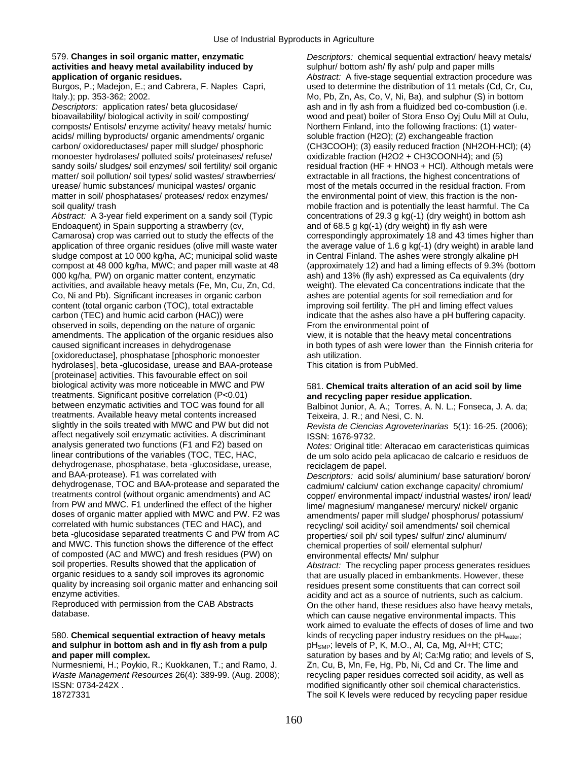579. **Changes in soil organic matter, enzymatic activities and heavy metal availability induced by application of organic residues.**

Burgos, P.; Madejon, E.; and Cabrera, F. Naples Capri, Italy.); pp. 353-362; 2002.

*Descriptors:* application rates/ beta glucosidase/ bioavailability/ biological activity in soil/ composting/ composts/ Entisols/ enzyme activity/ heavy metals/ humic acids/ milling byproducts/ organic amendments/ organic carbon/ oxidoreductases/ paper mill sludge/ phosphoric monoester hydrolases/ polluted soils/ proteinases/ refuse/ sandy soils/ sludges/ soil enzymes/ soil fertility/ soil organic matter/ soil pollution/ soil types/ solid wastes/ strawberries/ urease/ humic substances/ municipal wastes/ organic matter in soil/ phosphatases/ proteases/ redox enzymes/ soil quality/ trash

*Abstract:* A 3-year field experiment on a sandy soil (Typic Endoaquent) in Spain supporting a strawberry (cv, Camarosa) crop was carried out to study the effects of the application of three organic residues (olive mill waste water sludge compost at 10 000 kg/ha, AC; municipal solid waste compost at 48 000 kg/ha, MWC; and paper mill waste at 48 000 kg/ha, PW) on organic matter content, enzymatic activities, and available heavy metals (Fe, Mn, Cu, Zn, Cd, Co, Ni and Pb). Significant increases in organic carbon content (total organic carbon (TOC), total extractable carbon (TEC) and humic acid carbon (HAC)) were observed in soils, depending on the nature of organic amendments. The application of the organic residues also caused significant increases in dehydrogenase [oxidoreductase], phosphatase [phosphoric monoester hydrolases], beta -glucosidase, urease and BAA-protease [proteinase] activities. This favourable effect on soil biological activity was more noticeable in MWC and PW treatments. Significant positive correlation ($P<0.01$) between enzymatic activities and TOC was found for all treatments. Available heavy metal contents increased slightly in the soils treated with MWC and PW but did not affect negatively soil enzymatic activities. A discriminant analysis generated two functions (F1 and F2) based on linear contributions of the variables (TOC, TEC, HAC, dehydrogenase, phosphatase, beta -glucosidase, urease, and BAA-protease). F1 was correlated with dehydrogenase, TOC and BAA-protease and separated the treatments control (without organic amendments) and AC from PW and MWC. F1 underlined the effect of the higher doses of organic matter applied with MWC and PW. F2 was correlated with humic substances (TEC and HAC), and beta -glucosidase separated treatments C and PW from AC and MWC. This function shows the difference of the effect of composted (AC and MWC) and fresh residues (PW) on soil properties. Results showed that the application of organic residues to a sandy soil improves its agronomic quality by increasing soil organic matter and enhancing soil enzyme activities.

Reproduced with permission from the CAB Abstracts database.

580. **Chemical sequential extraction of heavy metals and sulphur in bottom ash and in fly ash from a pulp and paper mill complex.**

Nurmesniemi, H.; Poykio, R.; Kuokkanen, T.; and Ramo, J. *Waste Management Resources* 26(4): 389-99. (Aug. 2008); ISSN: 0734-242X .

18727331

*Descriptors:* chemical sequential extraction/ heavy metals/ sulphur/ bottom ash/ fly ash/ pulp and paper mills

*Abstract:* A five-stage sequential extraction procedure was used to determine the distribution of 11 metals (Cd, Cr, Cu, Mo, Pb, Zn, As, Co, V, Ni, Ba), and sulphur (S) in bottom ash and in fly ash from a fluidized bed co-combustion (i.e. wood and peat) boiler of Stora Enso Oyj Oulu Mill at Oulu, Northern Finland, into the following fractions: (1) water-soluble fraction ($H_2O$); (2) exchangeable fraction ($CH_3COOH$); (3) easily reduced fraction ($NH_2OH$-HCl); (4) oxidizable fraction ($H_2O_2$ + $CH_3COONH_4$); and (5) residual fraction (HF + $HNO_3$ + HCl). Although metals were extractable in all fractions, the highest concentrations of most of the metals occurred in the residual fraction. From the environmental point of view, this fraction is the non-mobile fraction and is potentially the least harmful. The Ca concentrations of 29.3 g kg(-1) (dry weight) in bottom ash and of 68.5 g kg(-1) (dry weight) in fly ash were correspondingly approximately 18 and 43 times higher than the average value of 1.6 g kg(-1) (dry weight) in arable land in Central Finland. The ashes were strongly alkaline pH (approximately 12) and had a liming effects of 9.3% (bottom ash) and 13% (fly ash) expressed as Ca equivalents (dry weight). The elevated Ca concentrations indicate that the ashes are potential agents for soil remediation and for improving soil fertility. The pH and liming effect values indicate that the ashes also have a pH buffering capacity. From the environmental point of view, it is notable that the heavy metal concentrations in both types of ash were lower than the Finnish criteria for ash utilization.

This citation is from PubMed.

581. **Chemical traits alteration of an acid soil by lime and recycling paper residue application.**

Balbinot Junior, A. A.; Torres, A. N. L.; Fonseca, J. A. da; Teixeira, J. R.; and Nesi, C. N.

*Revista de Ciencias Agroveterinarias* 5(1): 16-25. (2006); ISSN: 1676-9732.

*Notes:* Original title: Alteracao em caracteristicas quimicas de um solo acido pela aplicacao de calcario e residuos de reciclagem de papel.

*Descriptors:* acid soils/ aluminium/ base saturation/ boron/ cadmium/ calcium/ cation exchange capacity/ chromium/ copper/ environmental impact/ industrial wastes/ iron/ lead/ lime/ magnesium/ manganese/ mercury/ nickel/ organic amendments/ paper mill sludge/ phosphorus/ potassium/ recycling/ soil acidity/ soil amendments/ soil chemical properties/ soil ph/ soil types/ sulfur/ zinc/ aluminum/ chemical properties of soil/ elemental sulphur/ environmental effects/ Mn/ sulphur

*Abstract:* The recycling paper process generates residues that are usually placed in embankments. However, these residues present some constituents that can correct soil acidity and act as a source of nutrients, such as calcium. On the other hand, these residues also have heavy metals, which can cause negative environmental impacts. This work aimed to evaluate the effects of doses of lime and two kinds of recycling paper industry residues on the $pH_{water}$; $pH_{SMP}$; levels of P, K, M.O., Al, Ca, Mg, Al+H; CTC; saturation by bases and by Al; Ca:Mg ratio; and levels of S, Zn, Cu, B, Mn, Fe, Hg, Pb, Ni, Cd and Cr. The lime and recycling paper residues corrected soil acidity, as well as modified significantly other soil chemical characteristics. The soil K levels were reduced by recycling paper residue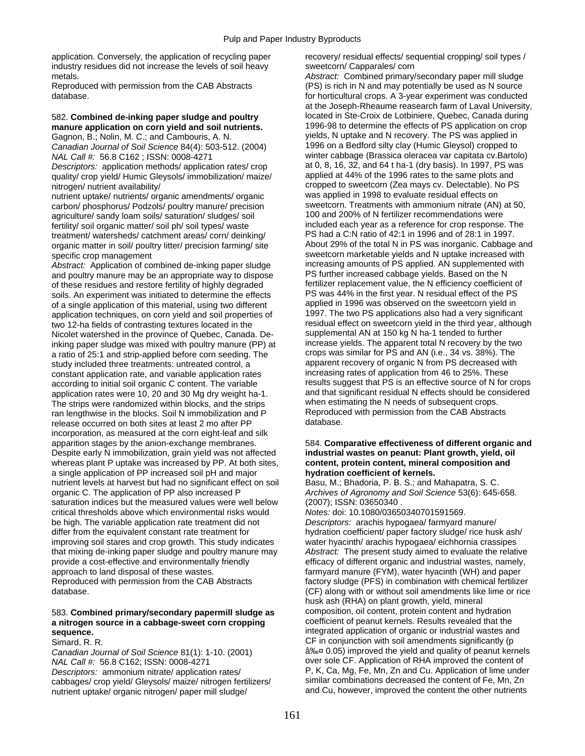application. Conversely, the application of recycling paper industry residues did not increase the levels of soil heavy metals.
Reproduced with permission from the CAB Abstracts database.

582. **Combined de-inking paper sludge and poultry manure application on corn yield and soil nutrients.**
Gagnon, B.; Nolin, M. C.; and Cambouris, A. N.
*Canadian Journal of Soil Science* 84(4): 503-512. (2004)
*NAL Call #:* 56.8 C162 ; ISSN: 0008-4271
*Descriptors:* application methods/ application rates/ crop quality/ crop yield/ Humic Gleysols/ immobilization/ maize/ nitrogen/ nutrient availability/ nutrient uptake/ nutrients/ organic amendments/ organic carbon/ phosphorus/ Podzols/ poultry manure/ precision agriculture/ sandy loam soils/ saturation/ sludges/ soil fertility/ soil organic matter/ soil pH/ soil types/ waste treatment/ watersheds/ catchment areas/ corn/ deinking/ organic matter in soil/ poultry litter/ precision farming/ site specific crop management
*Abstract:* Application of combined de-inking paper sludge and poultry manure may be an appropriate way to dispose of these residues and restore fertility of highly degraded soils. An experiment was initiated to determine the effects of a single application of this material, using two different application techniques, on corn yield and soil properties of two 12-ha fields of contrasting textures located in the Nicolet watershed in the province of Quebec, Canada. De-inking paper sludge was mixed with poultry manure (PP) at a ratio of 25:1 and strip-applied before corn seeding. The study included three treatments: untreated control, a constant application rate, and variable application rates according to initial soil organic C content. The variable application rates were 10, 20 and 30 Mg dry weight ha-1. The strips were randomized within blocks, and the strips ran lengthwise in the blocks. Soil N immobilization and P release occurred on both sites at least 2 mo after PP incorporation, as measured at the corn eight-leaf and silk apparition stages by the anion-exchange membranes. Despite early N immobilization, grain yield was not affected whereas plant P uptake was increased by PP. At both sites, a single application of PP increased soil pH and major nutrient levels at harvest but had no significant effect on soil organic C. The application of PP also increased P saturation indices but the measured values were well below critical thresholds above which environmental risks would be high. The variable application rate treatment did not differ from the equivalent constant rate treatment for improving soil stares and crop growth. This study indicates that mixing de-inking paper sludge and poultry manure may provide a cost-effective and environmentally friendly approach to land disposal of these wastes.
Reproduced with permission from the CAB Abstracts database.

583. **Combined primary/secondary papermill sludge as a nitrogen source in a cabbage-sweet corn cropping sequence.**
Simard, R. R.
*Canadian Journal of Soil Science* 81(1): 1-10. (2001)
*NAL Call #:* 56.8 C162; ISSN: 0008-4271
*Descriptors:* ammonium nitrate/ application rates/ cabbages/ crop yield/ Gleysols/ maize/ nitrogen fertilizers/ nutrient uptake/ organic nitrogen/ paper mill sludge/ recovery/ residual effects/ sequential cropping/ soil types / sweetcorn/ Capparales/ corn
*Abstract:* Combined primary/secondary paper mill sludge (PS) is rich in N and may potentially be used as N source for horticultural crops. A 3-year experiment was conducted at the Joseph-Rheaume reasearch farm of Laval University, located in Ste-Croix de Lotbiniere, Quebec, Canada during 1996-98 to determine the effects of PS application on crop yields, N uptake and N recovery. The PS was applied in 1996 on a Bedford silty clay (Humic Gleysol) cropped to winter cabbage (Brassica oleracea var capitata cv.Bartolo) at 0, 8, 16, 32, and 64 t ha-1 (dry basis). In 1997, PS was applied at 44% of the 1996 rates to the same plots and cropped to sweetcorn (Zea mays cv. Delectable). No PS was applied in 1998 to evaluate residual effects on sweetcorn. Treatments with ammonium nitrate (AN) at 50, 100 and 200% of N fertilizer recommendations were included each year as a reference for crop response. The PS had a C:N ratio of 42:1 in 1996 and of 28:1 in 1997. About 29% of the total N in PS was inorganic. Cabbage and sweetcorn marketable yields and N uptake increased with increasing amounts of PS applied. AN supplemented with PS further increased cabbage yields. Based on the N fertilizer replacement value, the N efficiency coefficient of PS was 44% in the first year. N residual effect of the PS applied in 1996 was observed on the sweetcorn yield in 1997. The two PS applications also had a very significant residual effect on sweetcorn yield in the third year, although supplemental AN at 150 kg N ha-1 tended to further increase yields. The apparent total N recovery by the two crops was similar for PS and AN (i.e., 34 vs. 38%). The apparent recovery of organic N from PS decreased with increasing rates of application from 46 to 25%. These results suggest that PS is an effective source of N for crops and that significant residual N effects should be considered when estimating the N needs of subsequent crops.
Reproduced with permission from the CAB Abstracts database.

584. **Comparative effectiveness of different organic and industrial wastes on peanut: Plant growth, yield, oil content, protein content, mineral composition and hydration coefficient of kernels.**
Basu, M.; Bhadoria, P. B. S.; and Mahapatra, S. C.
*Archives of Agronomy and Soil Science* 53(6): 645-658. (2007); ISSN: 03650340 .
*Notes:* doi: 10.1080/03650340701591569.
*Descriptors:* arachis hypogaea/ farmyard manure/ hydration coefficient/ paper factory sludge/ rice husk ash/ water hyacinth/ arachis hypogaea/ eichhornia crassipes
*Abstract:* The present study aimed to evaluate the relative efficacy of different organic and industrial wastes, namely, farmyard manure (FYM), water hyacinth (WH) and paper factory sludge (PFS) in combination with chemical fertilizer (CF) along with or without soil amendments like lime or rice husk ash (RHA) on plant growth, yield, mineral composition, oil content, protein content and hydration coefficient of peanut kernels. Results revealed that the integrated application of organic or industrial wastes and CF in conjunction with soil amendments significantly (p â‰¤ 0.05) improved the yield and quality of peanut kernels over sole CF. Application of RHA improved the content of P, K, Ca, Mg, Fe, Mn, Zn and Cu. Application of lime under similar combinations decreased the content of Fe, Mn, Zn and Cu, however, improved the content the other nutrients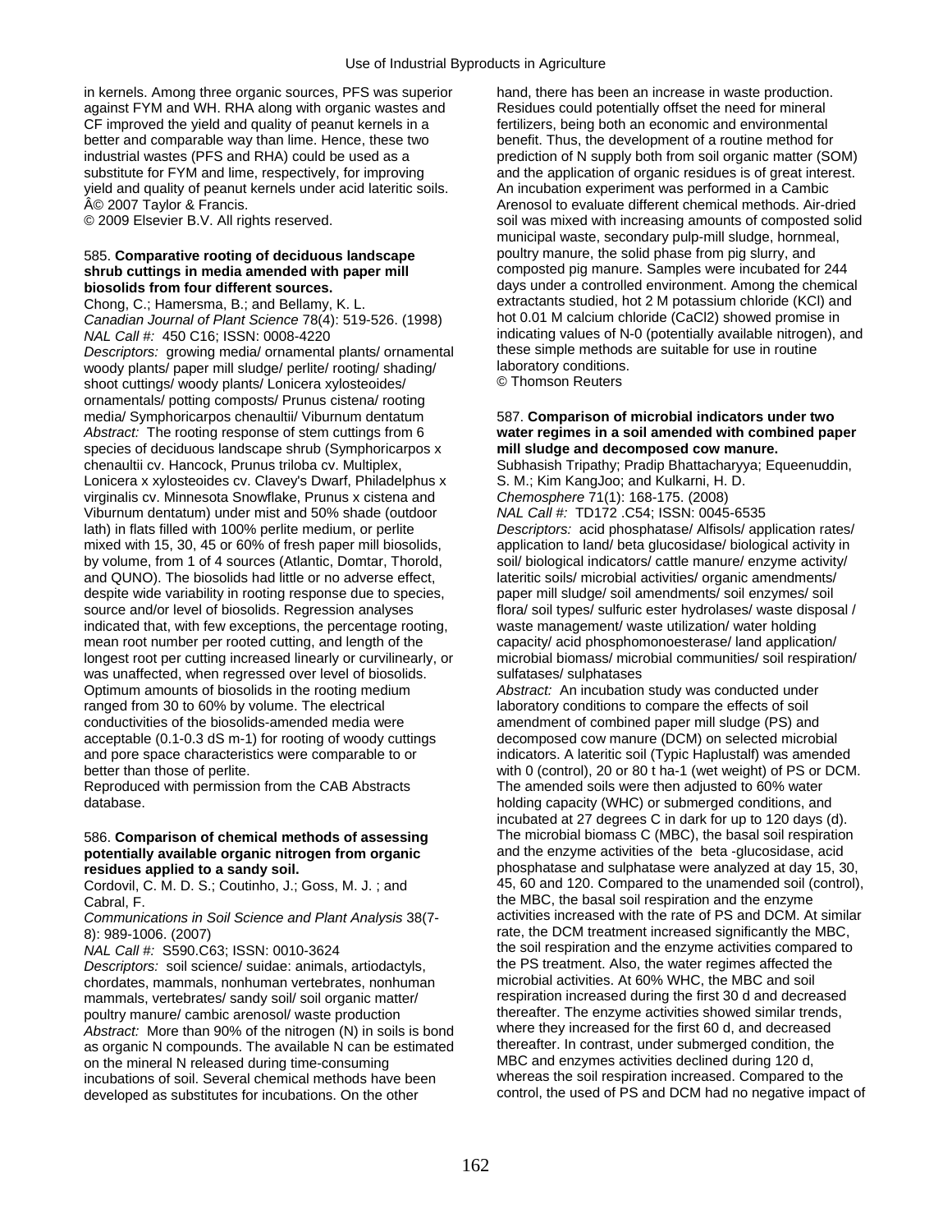in kernels. Among three organic sources, PFS was superior against FYM and WH. RHA along with organic wastes and CF improved the yield and quality of peanut kernels in a better and comparable way than lime. Hence, these two industrial wastes (PFS and RHA) could be used as a substitute for FYM and lime, respectively, for improving yield and quality of peanut kernels under acid lateritic soils. Â© 2007 Taylor & Francis.
© 2009 Elsevier B.V. All rights reserved.

585. **Comparative rooting of deciduous landscape shrub cuttings in media amended with paper mill biosolids from four different sources.**
Chong, C.; Hamersma, B.; and Bellamy, K. L.
*Canadian Journal of Plant Science* 78(4): 519-526. (1998)
*NAL Call #:* 450 C16; ISSN: 0008-4220
*Descriptors:* growing media/ ornamental plants/ ornamental woody plants/ paper mill sludge/ perlite/ rooting/ shading/ shoot cuttings/ woody plants/ Lonicera xylosteoides/ ornamentals/ potting composts/ Prunus cistena/ rooting media/ Symphoricarpos chenaultii/ Viburnum dentatum
*Abstract:* The rooting response of stem cuttings from 6 species of deciduous landscape shrub (Symphoricarpos x chenaultii cv. Hancock, Prunus triloba cv. Multiplex, Lonicera x xylosteoides cv. Clavey's Dwarf, Philadelphus x virginalis cv. Minnesota Snowflake, Prunus x cistena and Viburnum dentatum) under mist and 50% shade (outdoor lath) in flats filled with 100% perlite medium, or perlite mixed with 15, 30, 45 or 60% of fresh paper mill biosolids, by volume, from 1 of 4 sources (Atlantic, Domtar, Thorold, and QUNO). The biosolids had little or no adverse effect, despite wide variability in rooting response due to species, source and/or level of biosolids. Regression analyses indicated that, with few exceptions, the percentage rooting, mean root number per rooted cutting, and length of the longest root per cutting increased linearly or curvilinearly, or was unaffected, when regressed over level of biosolids. Optimum amounts of biosolids in the rooting medium ranged from 30 to 60% by volume. The electrical conductivities of the biosolids-amended media were acceptable (0.1-0.3 dS m-1) for rooting of woody cuttings and pore space characteristics were comparable to or better than those of perlite.
Reproduced with permission from the CAB Abstracts database.

586. **Comparison of chemical methods of assessing potentially available organic nitrogen from organic residues applied to a sandy soil.**
Cordovil, C. M. D. S.; Coutinho, J.; Goss, M. J. ; and Cabral, F.
*Communications in Soil Science and Plant Analysis* 38(7-8): 989-1006. (2007)
*NAL Call #:* S590.C63; ISSN: 0010-3624
*Descriptors:* soil science/ suidae: animals, artiodactyls, chordates, mammals, nonhuman vertebrates, nonhuman mammals, vertebrates/ sandy soil/ soil organic matter/ poultry manure/ cambic arenosol/ waste production
*Abstract:* More than 90% of the nitrogen (N) in soils is bond as organic N compounds. The available N can be estimated on the mineral N released during time-consuming incubations of soil. Several chemical methods have been developed as substitutes for incubations. On the other hand, there has been an increase in waste production. Residues could potentially offset the need for mineral fertilizers, being both an economic and environmental benefit. Thus, the development of a routine method for prediction of N supply both from soil organic matter (SOM) and the application of organic residues is of great interest. An incubation experiment was performed in a Cambic Arenosol to evaluate different chemical methods. Air-dried soil was mixed with increasing amounts of composted solid municipal waste, secondary pulp-mill sludge, hornmeal, poultry manure, the solid phase from pig slurry, and composted pig manure. Samples were incubated for 244 days under a controlled environment. Among the chemical extractants studied, hot 2 M potassium chloride (KCl) and hot 0.01 M calcium chloride ($CaCl_2$) showed promise in indicating values of N-0 (potentially available nitrogen), and these simple methods are suitable for use in routine laboratory conditions.
© Thomson Reuters

587. **Comparison of microbial indicators under two water regimes in a soil amended with combined paper mill sludge and decomposed cow manure.**
Subhasish Tripathy; Pradip Bhattacharyya; Equeenuddin, S. M.; Kim KangJoo; and Kulkarni, H. D.
*Chemosphere* 71(1): 168-175. (2008)
*NAL Call #:* TD172 .C54; ISSN: 0045-6535
*Descriptors:* acid phosphatase/ Alfisols/ application rates/ application to land/ beta glucosidase/ biological activity in soil/ biological indicators/ cattle manure/ enzyme activity/ lateritic soils/ microbial activities/ organic amendments/ paper mill sludge/ soil amendments/ soil enzymes/ soil flora/ soil types/ sulfuric ester hydrolases/ waste disposal / waste management/ waste utilization/ water holding capacity/ acid phosphomonoesterase/ land application/ microbial biomass/ microbial communities/ soil respiration/ sulfatases/ sulphatases
*Abstract:* An incubation study was conducted under laboratory conditions to compare the effects of soil amendment of combined paper mill sludge (PS) and decomposed cow manure (DCM) on selected microbial indicators. A lateritic soil (Typic Haplustalf) was amended with 0 (control), 20 or 80 t ha-1 (wet weight) of PS or DCM. The amended soils were then adjusted to 60% water holding capacity (WHC) or submerged conditions, and incubated at 27 degrees C in dark for up to 120 days (d). The microbial biomass C (MBC), the basal soil respiration and the enzyme activities of the beta -glucosidase, acid phosphatase and sulphatase were analyzed at day 15, 30, 45, 60 and 120. Compared to the unamended soil (control), the MBC, the basal soil respiration and the enzyme activities increased with the rate of PS and DCM. At similar rate, the DCM treatment increased significantly the MBC, the soil respiration and the enzyme activities compared to the PS treatment. Also, the water regimes affected the microbial activities. At 60% WHC, the MBC and soil respiration increased during the first 30 d and decreased thereafter. The enzyme activities showed similar trends, where they increased for the first 60 d, and decreased thereafter. In contrast, under submerged condition, the MBC and enzymes activities declined during 120 d, whereas the soil respiration increased. Compared to the control, the used of PS and DCM had no negative impact of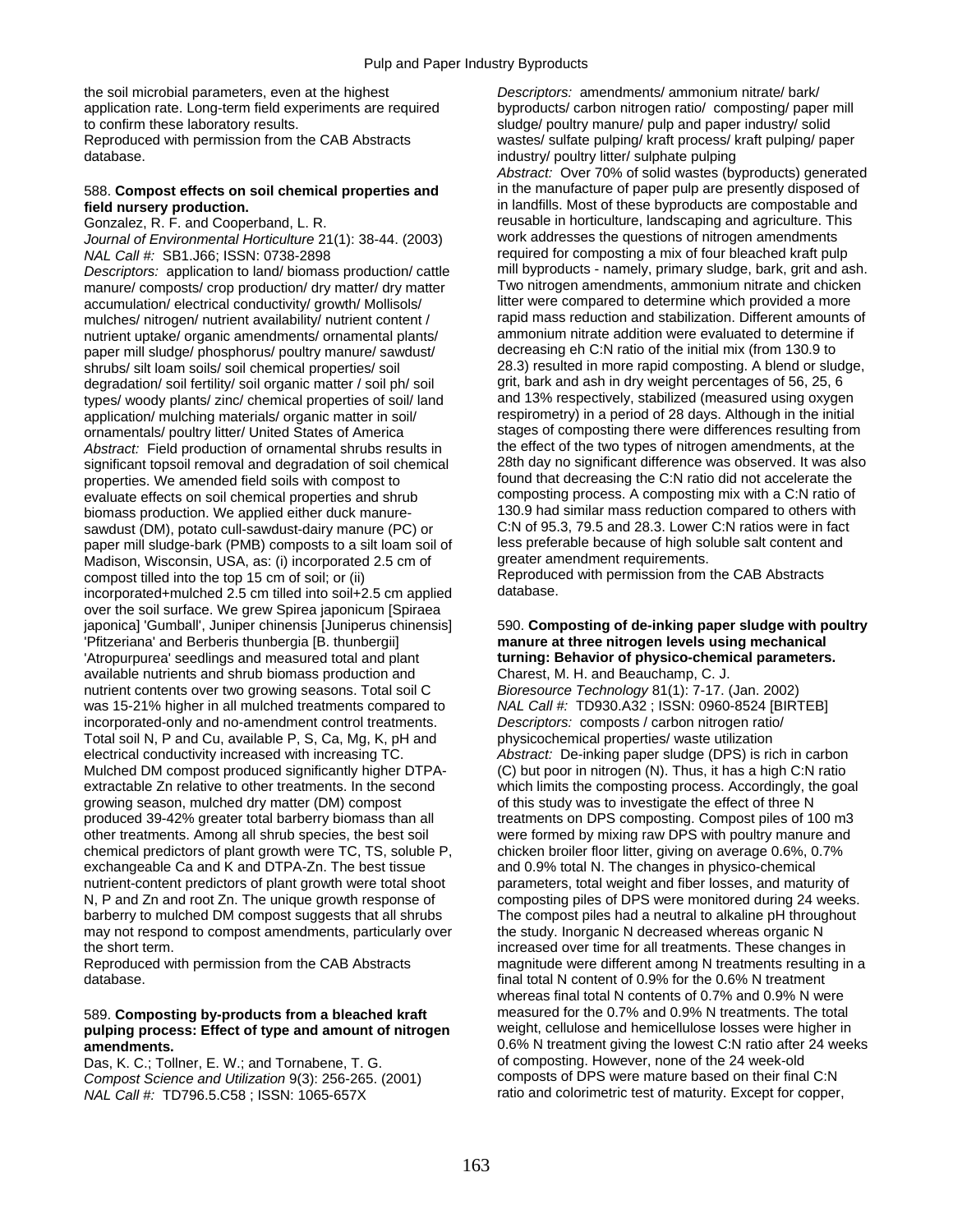the soil microbial parameters, even at the highest application rate. Long-term field experiments are required to confirm these laboratory results.
Reproduced with permission from the CAB Abstracts database.

588. **Compost effects on soil chemical properties and field nursery production.**
Gonzalez, R. F. and Cooperband, L. R.
*Journal of Environmental Horticulture* 21(1): 38-44. (2003)
*NAL Call #:* SB1.J66; ISSN: 0738-2898
*Descriptors:* application to land/ biomass production/ cattle manure/ composts/ crop production/ dry matter/ dry matter accumulation/ electrical conductivity/ growth/ Mollisols/ mulches/ nitrogen/ nutrient availability/ nutrient content / nutrient uptake/ organic amendments/ ornamental plants/ paper mill sludge/ phosphorus/ poultry manure/ sawdust/ shrubs/ silt loam soils/ soil chemical properties/ soil degradation/ soil fertility/ soil organic matter / soil ph/ soil types/ woody plants/ zinc/ chemical properties of soil/ land application/ mulching materials/ organic matter in soil/ ornamentals/ poultry litter/ United States of America
*Abstract:* Field production of ornamental shrubs results in significant topsoil removal and degradation of soil chemical properties. We amended field soils with compost to evaluate effects on soil chemical properties and shrub biomass production. We applied either duck manure-sawdust (DM), potato cull-sawdust-dairy manure (PC) or paper mill sludge-bark (PMB) composts to a silt loam soil of Madison, Wisconsin, USA, as: (i) incorporated 2.5 cm of compost tilled into the top 15 cm of soil; or (ii) incorporated+mulched 2.5 cm tilled into soil+2.5 cm applied over the soil surface. We grew Spirea japonicum [Spiraea japonica] 'Gumball', Juniper chinensis [Juniperus chinensis] 'Pfitzeriana' and Berberis thunbergia [B. thunbergii] 'Atropurpurea' seedlings and measured total and plant available nutrients and shrub biomass production and nutrient contents over two growing seasons. Total soil C was 15-21% higher in all mulched treatments compared to incorporated-only and no-amendment control treatments. Total soil N, P and Cu, available P, S, Ca, Mg, K, pH and electrical conductivity increased with increasing TC. Mulched DM compost produced significantly higher DTPA-extractable Zn relative to other treatments. In the second growing season, mulched dry matter (DM) compost produced 39-42% greater total barberry biomass than all other treatments. Among all shrub species, the best soil chemical predictors of plant growth were TC, TS, soluble P, exchangeable Ca and K and DTPA-Zn. The best tissue nutrient-content predictors of plant growth were total shoot N, P and Zn and root Zn. The unique growth response of barberry to mulched DM compost suggests that all shrubs may not respond to compost amendments, particularly over the short term.
Reproduced with permission from the CAB Abstracts database.

589. **Composting by-products from a bleached kraft pulping process: Effect of type and amount of nitrogen amendments.**
Das, K. C.; Tollner, E. W.; and Tornabene, T. G.
*Compost Science and Utilization* 9(3): 256-265. (2001)
*NAL Call #:* TD796.5.C58 ; ISSN: 1065-657X
*Descriptors:* amendments/ ammonium nitrate/ bark/ byproducts/ carbon nitrogen ratio/ composting/ paper mill sludge/ poultry manure/ pulp and paper industry/ solid wastes/ sulfate pulping/ kraft process/ kraft pulping/ paper industry/ poultry litter/ sulphate pulping
*Abstract:* Over 70% of solid wastes (byproducts) generated in the manufacture of paper pulp are presently disposed of in landfills. Most of these byproducts are compostable and reusable in horticulture, landscaping and agriculture. This work addresses the questions of nitrogen amendments required for composting a mix of four bleached kraft pulp mill byproducts - namely, primary sludge, bark, grit and ash. Two nitrogen amendments, ammonium nitrate and chicken litter were compared to determine which provided a more rapid mass reduction and stabilization. Different amounts of ammonium nitrate addition were evaluated to determine if decreasing eh C:N ratio of the initial mix (from 130.9 to 28.3) resulted in more rapid composting. A blend or sludge, grit, bark and ash in dry weight percentages of 56, 25, 6 and 13% respectively, stabilized (measured using oxygen respirometry) in a period of 28 days. Although in the initial stages of composting there were differences resulting from the effect of the two types of nitrogen amendments, at the 28th day no significant difference was observed. It was also found that decreasing the C:N ratio did not accelerate the composting process. A composting mix with a C:N ratio of 130.9 had similar mass reduction compared to others with C:N of 95.3, 79.5 and 28.3. Lower C:N ratios were in fact less preferable because of high soluble salt content and greater amendment requirements.
Reproduced with permission from the CAB Abstracts database.

590. **Composting of de-inking paper sludge with poultry manure at three nitrogen levels using mechanical turning: Behavior of physico-chemical parameters.**
Charest, M. H. and Beauchamp, C. J.
*Bioresource Technology* 81(1): 7-17. (Jan. 2002)
*NAL Call #:* TD930.A32 ; ISSN: 0960-8524 [BIRTEB]
*Descriptors:* composts / carbon nitrogen ratio/ physicochemical properties/ waste utilization
*Abstract:* De-inking paper sludge (DPS) is rich in carbon (C) but poor in nitrogen (N). Thus, it has a high C:N ratio which limits the composting process. Accordingly, the goal of this study was to investigate the effect of three N treatments on DPS composting. Compost piles of 100 m3 were formed by mixing raw DPS with poultry manure and chicken broiler floor litter, giving on average 0.6%, 0.7% and 0.9% total N. The changes in physico-chemical parameters, total weight and fiber losses, and maturity of composting piles of DPS were monitored during 24 weeks. The compost piles had a neutral to alkaline pH throughout the study. Inorganic N decreased whereas organic N increased over time for all treatments. These changes in magnitude were different among N treatments resulting in a final total N content of 0.9% for the 0.6% N treatment whereas final total N contents of 0.7% and 0.9% N were measured for the 0.7% and 0.9% N treatments. The total weight, cellulose and hemicellulose losses were higher in 0.6% N treatment giving the lowest C:N ratio after 24 weeks of composting. However, none of the 24 week-old composts of DPS were mature based on their final C:N ratio and colorimetric test of maturity. Except for copper,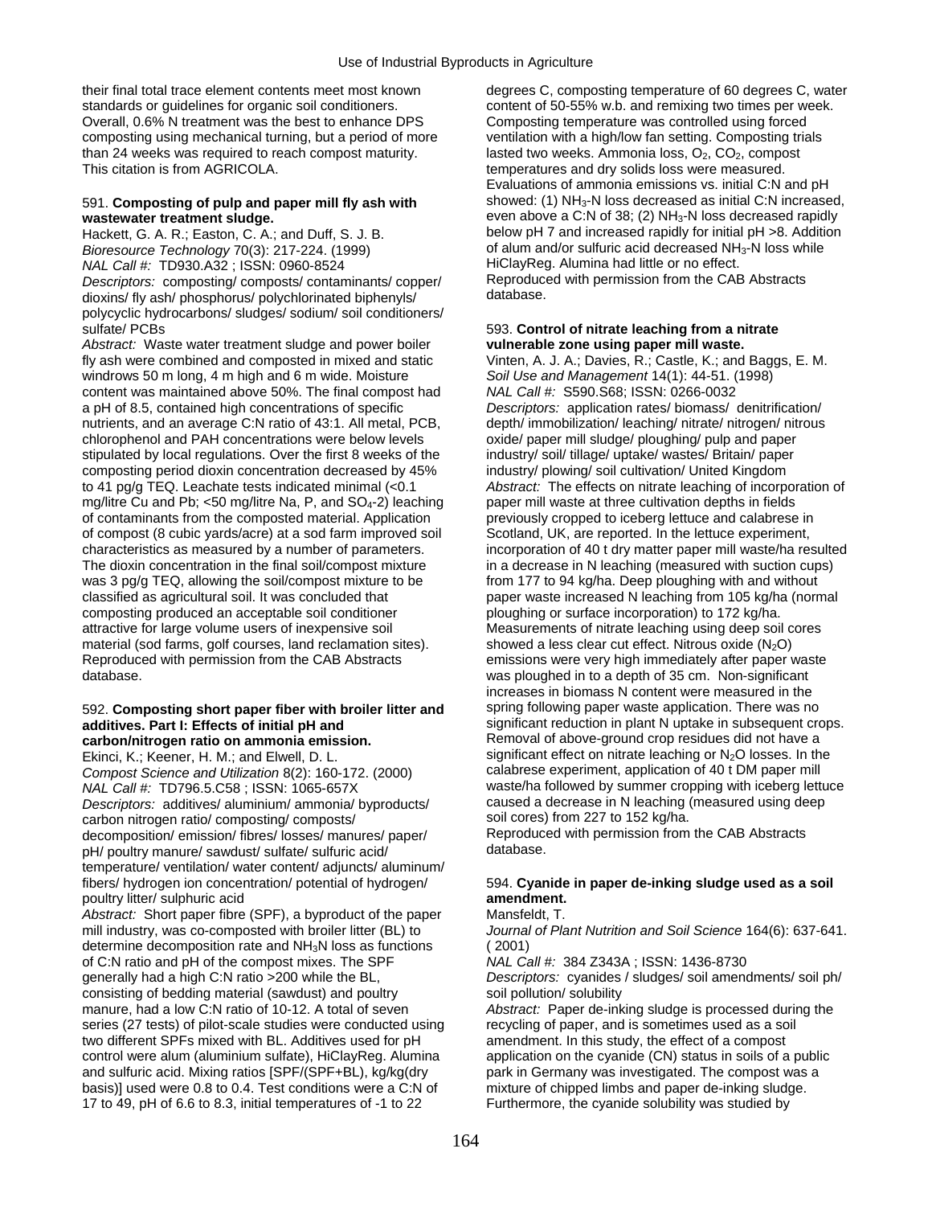their final total trace element contents meet most known standards or guidelines for organic soil conditioners. Overall, 0.6% N treatment was the best to enhance DPS composting using mechanical turning, but a period of more than 24 weeks was required to reach compost maturity. This citation is from AGRICOLA.

591. **Composting of pulp and paper mill fly ash with wastewater treatment sludge.**

Hackett, G. A. R.; Easton, C. A.; and Duff, S. J. B.

*Bioresource Technology* 70(3): 217-224. (1999)

*NAL Call #:* TD930.A32 ; ISSN: 0960-8524

*Descriptors:* composting/ composts/ contaminants/ copper/ dioxins/ fly ash/ phosphorus/ polychlorinated biphenyls/ polycyclic hydrocarbons/ sludges/ sodium/ soil conditioners/ sulfate/ PCBs

*Abstract:* Waste water treatment sludge and power boiler fly ash were combined and composted in mixed and static windrows 50 m long, 4 m high and 6 m wide. Moisture content was maintained above 50%. The final compost had a pH of 8.5, contained high concentrations of specific nutrients, and an average C:N ratio of 43:1. All metal, PCB, chlorophenol and PAH concentrations were below levels stipulated by local regulations. Over the first 8 weeks of the composting period dioxin concentration decreased by 45% to 41 pg/g TEQ. Leachate tests indicated minimal (<0.1 mg/litre Cu and Pb; <50 mg/litre Na, P, and $SO_4$-2) leaching of contaminants from the composted material. Application of compost (8 cubic yards/acre) at a sod farm improved soil characteristics as measured by a number of parameters. The dioxin concentration in the final soil/compost mixture was 3 pg/g TEQ, allowing the soil/compost mixture to be classified as agricultural soil. It was concluded that composting produced an acceptable soil conditioner attractive for large volume users of inexpensive soil material (sod farms, golf courses, land reclamation sites). Reproduced with permission from the CAB Abstracts database.

592. **Composting short paper fiber with broiler litter and additives. Part I: Effects of initial pH and carbon/nitrogen ratio on ammonia emission.**

Ekinci, K.; Keener, H. M.; and Elwell, D. L.

*Compost Science and Utilization* 8(2): 160-172. (2000)

*NAL Call #:* TD796.5.C58 ; ISSN: 1065-657X

*Descriptors:* additives/ aluminium/ ammonia/ byproducts/ carbon nitrogen ratio/ composting/ composts/ decomposition/ emission/ fibres/ losses/ manures/ paper/ pH/ poultry manure/ sawdust/ sulfate/ sulfuric acid/ temperature/ ventilation/ water content/ adjuncts/ aluminum/ fibers/ hydrogen ion concentration/ potential of hydrogen/ poultry litter/ sulphuric acid

*Abstract:* Short paper fibre (SPF), a byproduct of the paper mill industry, was co-composted with broiler litter (BL) to determine decomposition rate and $NH_3N$ loss as functions of C:N ratio and pH of the compost mixes. The SPF generally had a high C:N ratio >200 while the BL, consisting of bedding material (sawdust) and poultry manure, had a low C:N ratio of 10-12. A total of seven series (27 tests) of pilot-scale studies were conducted using two different SPFs mixed with BL. Additives used for pH control were alum (aluminium sulfate), HiClayReg. Alumina and sulfuric acid. Mixing ratios [SPF/(SPF+BL), kg/kg(dry basis)] used were 0.8 to 0.4. Test conditions were a C:N of 17 to 49, pH of 6.6 to 8.3, initial temperatures of -1 to 22 degrees C, composting temperature of 60 degrees C, water content of 50-55% w.b. and remixing two times per week. Composting temperature was controlled using forced ventilation with a high/low fan setting. Composting trials lasted two weeks. Ammonia loss, $O_2$, $CO_2$, compost temperatures and dry solids loss were measured. Evaluations of ammonia emissions vs. initial C:N and pH showed: (1) $NH_3$-N loss decreased as initial C:N increased, even above a C:N of 38; (2) $NH_3$-N loss decreased rapidly below pH 7 and increased rapidly for initial pH >8. Addition of alum and/or sulfuric acid decreased $NH_3$-N loss while HiClayReg. Alumina had little or no effect. Reproduced with permission from the CAB Abstracts database.

593. **Control of nitrate leaching from a nitrate vulnerable zone using paper mill waste.**

Vinten, A. J. A.; Davies, R.; Castle, K.; and Baggs, E. M.

*Soil Use and Management* 14(1): 44-51. (1998)

*NAL Call #:* S590.S68; ISSN: 0266-0032

*Descriptors:* application rates/ biomass/ denitrification/ depth/ immobilization/ leaching/ nitrate/ nitrogen/ nitrous oxide/ paper mill sludge/ ploughing/ pulp and paper industry/ soil/ tillage/ uptake/ wastes/ Britain/ paper industry/ plowing/ soil cultivation/ United Kingdom

*Abstract:* The effects on nitrate leaching of incorporation of paper mill waste at three cultivation depths in fields previously cropped to iceberg lettuce and calabrese in Scotland, UK, are reported. In the lettuce experiment, incorporation of 40 t dry matter paper mill waste/ha resulted in a decrease in N leaching (measured with suction cups) from 177 to 94 kg/ha. Deep ploughing with and without paper waste increased N leaching from 105 kg/ha (normal ploughing or surface incorporation) to 172 kg/ha. Measurements of nitrate leaching using deep soil cores showed a less clear cut effect. Nitrous oxide ($N_2O$) emissions were very high immediately after paper waste was ploughed in to a depth of 35 cm. Non-significant increases in biomass N content were measured in the spring following paper waste application. There was no significant reduction in plant N uptake in subsequent crops. Removal of above-ground crop residues did not have a significant effect on nitrate leaching or $N_2O$ losses. In the calabrese experiment, application of 40 t DM paper mill waste/ha followed by summer cropping with iceberg lettuce caused a decrease in N leaching (measured using deep soil cores) from 227 to 152 kg/ha.

Reproduced with permission from the CAB Abstracts database.

594. **Cyanide in paper de-inking sludge used as a soil amendment.**

Mansfeldt, T.

*Journal of Plant Nutrition and Soil Science* 164(6): 637-641. ( 2001)

*NAL Call #:* 384 Z343A ; ISSN: 1436-8730

*Descriptors:* cyanides / sludges/ soil amendments/ soil ph/ soil pollution/ solubility

*Abstract:* Paper de-inking sludge is processed during the recycling of paper, and is sometimes used as a soil amendment. In this study, the effect of a compost application on the cyanide (CN) status in soils of a public park in Germany was investigated. The compost was a mixture of chipped limbs and paper de-inking sludge. Furthermore, the cyanide solubility was studied by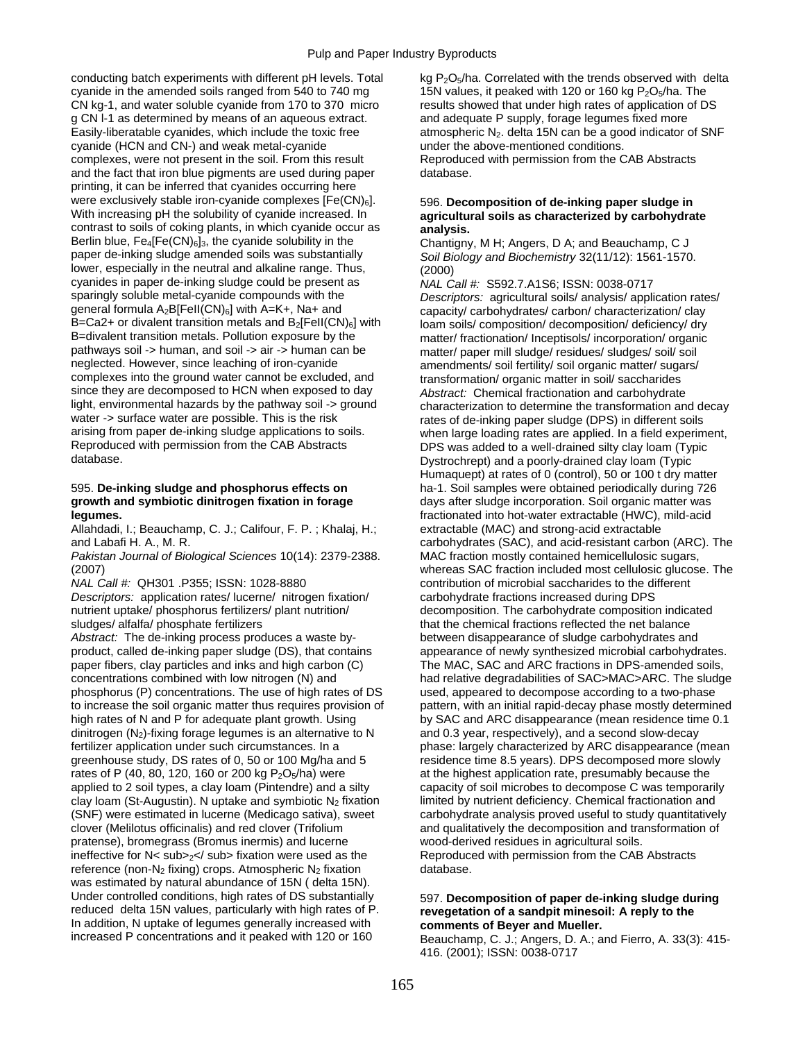conducting batch experiments with different pH levels. Total cyanide in the amended soils ranged from 540 to 740 mg CN kg-1, and water soluble cyanide from 170 to 370 micro g CN l-1 as determined by means of an aqueous extract. Easily-liberatable cyanides, which include the toxic free cyanide (HCN and CN-) and weak metal-cyanide complexes, were not present in the soil. From this result and the fact that iron blue pigments are used during paper printing, it can be inferred that cyanides occurring here were exclusively stable iron-cyanide complexes $[Fe(CN)_6]$. With increasing pH the solubility of cyanide increased. In contrast to soils of coking plants, in which cyanide occur as Berlin blue, $Fe_4[Fe(CN)_6]_3$, the cyanide solubility in the paper de-inking sludge amended soils was substantially lower, especially in the neutral and alkaline range. Thus, cyanides in paper de-inking sludge could be present as sparingly soluble metal-cyanide compounds with the general formula $A_2B[FeII(CN)_6]$ with A=K+, Na+ and B=Ca2+ or divalent transition metals and $B_2[FeII(CN)_6]$ with B=divalent transition metals. Pollution exposure by the pathways soil -> human, and soil -> air -> human can be neglected. However, since leaching of iron-cyanide complexes into the ground water cannot be excluded, and since they are decomposed to HCN when exposed to day light, environmental hazards by the pathway soil -> ground water -> surface water are possible. This is the risk arising from paper de-inking sludge applications to soils.
Reproduced with permission from the CAB Abstracts database.

595. **De-inking sludge and phosphorus effects on growth and symbiotic dinitrogen fixation in forage legumes.**

Allahdadi, I.; Beauchamp, C. J.; Califour, F. P. ; Khalaj, H.; and Labafi H. A., M. R.

*Pakistan Journal of Biological Sciences* 10(14): 2379-2388. (2007)

*NAL Call #:* QH301 .P355; ISSN: 1028-8880

*Descriptors:* application rates/ lucerne/ nitrogen fixation/ nutrient uptake/ phosphorus fertilizers/ plant nutrition/ sludges/ alfalfa/ phosphate fertilizers

*Abstract:* The de-inking process produces a waste by-product, called de-inking paper sludge (DS), that contains paper fibers, clay particles and inks and high carbon (C) concentrations combined with low nitrogen (N) and phosphorus (P) concentrations. The use of high rates of DS to increase the soil organic matter thus requires provision of high rates of N and P for adequate plant growth. Using dinitrogen ($N_2$)-fixing forage legumes is an alternative to N fertilizer application under such circumstances. In a greenhouse study, DS rates of 0, 50 or 100 Mg/ha and 5 rates of P (40, 80, 120, 160 or 200 kg $P_2O_5$/ha) were applied to 2 soil types, a clay loam (Pintendre) and a silty clay loam (St-Augustin). N uptake and symbiotic $N_2$ fixation (SNF) were estimated in lucerne (Medicago sativa), sweet clover (Melilotus officinalis) and red clover (Trifolium pratense), bromegrass (Bromus inermis) and lucerne ineffective for N< sub>2</ sub> fixation were used as the reference (non-$N_2$ fixing) crops. Atmospheric $N_2$ fixation was estimated by natural abundance of 15N ( delta 15N). Under controlled conditions, high rates of DS substantially reduced delta 15N values, particularly with high rates of P. In addition, N uptake of legumes generally increased with increased P concentrations and it peaked with 120 or 160 kg $P_2O_5$/ha. Correlated with the trends observed with delta 15N values, it peaked with 120 or 160 kg $P_2O_5$/ha. The results showed that under high rates of application of DS and adequate P supply, forage legumes fixed more atmospheric $N_2$. delta 15N can be a good indicator of SNF under the above-mentioned conditions.
Reproduced with permission from the CAB Abstracts database.

596. **Decomposition of de-inking paper sludge in agricultural soils as characterized by carbohydrate analysis.**

Chantigny, M H; Angers, D A; and Beauchamp, C J

*Soil Biology and Biochemistry* 32(11/12): 1561-1570. (2000)

*NAL Call #:* S592.7.A1S6; ISSN: 0038-0717

*Descriptors:* agricultural soils/ analysis/ application rates/ capacity/ carbohydrates/ carbon/ characterization/ clay loam soils/ composition/ decomposition/ deficiency/ dry matter/ fractionation/ Inceptisols/ incorporation/ organic matter/ paper mill sludge/ residues/ sludges/ soil/ soil amendments/ soil fertility/ soil organic matter/ sugars/ transformation/ organic matter in soil/ saccharides

*Abstract:* Chemical fractionation and carbohydrate characterization to determine the transformation and decay rates of de-inking paper sludge (DPS) in different soils when large loading rates are applied. In a field experiment, DPS was added to a well-drained silty clay loam (Typic Dystrochrept) and a poorly-drained clay loam (Typic Humaquept) at rates of 0 (control), 50 or 100 t dry matter ha-1. Soil samples were obtained periodically during 726 days after sludge incorporation. Soil organic matter was fractionated into hot-water extractable (HWC), mild-acid extractable (MAC) and strong-acid extractable carbohydrates (SAC), and acid-resistant carbon (ARC). The MAC fraction mostly contained hemicellulosic sugars, whereas SAC fraction included most cellulosic glucose. The contribution of microbial saccharides to the different carbohydrate fractions increased during DPS decomposition. The carbohydrate composition indicated that the chemical fractions reflected the net balance between disappearance of sludge carbohydrates and appearance of newly synthesized microbial carbohydrates. The MAC, SAC and ARC fractions in DPS-amended soils, had relative degradabilities of SAC>MAC>ARC. The sludge used, appeared to decompose according to a two-phase pattern, with an initial rapid-decay phase mostly determined by SAC and ARC disappearance (mean residence time 0.1 and 0.3 year, respectively), and a second slow-decay phase: largely characterized by ARC disappearance (mean residence time 8.5 years). DPS decomposed more slowly at the highest application rate, presumably because the capacity of soil microbes to decompose C was temporarily limited by nutrient deficiency. Chemical fractionation and carbohydrate analysis proved useful to study quantitatively and qualitatively the decomposition and transformation of wood-derived residues in agricultural soils.
Reproduced with permission from the CAB Abstracts database.

597. **Decomposition of paper de-inking sludge during revegetation of a sandpit minesoil: A reply to the comments of Beyer and Mueller.**

Beauchamp, C. J.; Angers, D. A.; and Fierro, A. 33(3): 415-416. (2001); ISSN: 0038-0717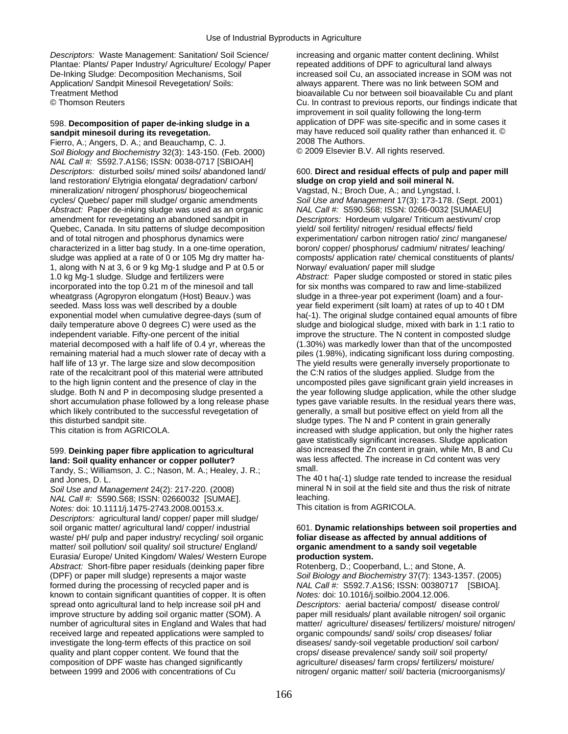*Descriptors:* Waste Management: Sanitation/ Soil Science/ Plantae: Plants/ Paper Industry/ Agriculture/ Ecology/ Paper De-Inking Sludge: Decomposition Mechanisms, Soil Application/ Sandpit Minesoil Revegetation/ Soils: Treatment Method
© Thomson Reuters

598. **Decomposition of paper de-inking sludge in a sandpit minesoil during its revegetation.**
Fierro, A.; Angers, D. A.; and Beauchamp, C. J.
*Soil Biology and Biochemistry* 32(3): 143-150. (Feb. 2000)
*NAL Call #:* S592.7.A1S6; ISSN: 0038-0717 [SBIOAH]
*Descriptors:* disturbed soils/ mined soils/ abandoned land/ land restoration/ Elytrigia elongata/ degradation/ carbon/ mineralization/ nitrogen/ phosphorus/ biogeochemical cycles/ Quebec/ paper mill sludge/ organic amendments
*Abstract:* Paper de-inking sludge was used as an organic amendment for revegetating an abandoned sandpit in Quebec, Canada. In situ patterns of sludge decomposition and of total nitrogen and phosphorus dynamics were characterized in a litter bag study. In a one-time operation, sludge was applied at a rate of 0 or 105 Mg dry matter ha-1, along with N at 3, 6 or 9 kg Mg-1 sludge and P at 0.5 or 1.0 kg Mg-1 sludge. Sludge and fertilizers were incorporated into the top 0.21 m of the minesoil and tall wheatgrass (Agropyron elongatum (Host) Beauv.) was seeded. Mass loss was well described by a double exponential model when cumulative degree-days (sum of daily temperature above 0 degrees C) were used as the independent variable. Fifty-one percent of the initial material decomposed with a half life of 0.4 yr, whereas the remaining material had a much slower rate of decay with a half life of 13 yr. The large size and slow decomposition rate of the recalcitrant pool of this material were attributed to the high lignin content and the presence of clay in the sludge. Both N and P in decomposing sludge presented a short accumulation phase followed by a long release phase which likely contributed to the successful revegetation of this disturbed sandpit site.
This citation is from AGRICOLA.

599. **Deinking paper fibre application to agricultural land: Soil quality enhancer or copper polluter?**
Tandy, S.; Williamson, J. C.; Nason, M. A.; Healey, J. R.; and Jones, D. L.
*Soil Use and Management* 24(2): 217-220. (2008)
*NAL Call #:* S590.S68; ISSN: 02660032 [SUMAE].
*Notes:* doi: 10.1111/j.1475-2743.2008.00153.x.
*Descriptors:* agricultural land/ copper/ paper mill sludge/ soil organic matter/ agricultural land/ copper/ industrial waste/ pH/ pulp and paper industry/ recycling/ soil organic matter/ soil pollution/ soil quality/ soil structure/ England/ Eurasia/ Europe/ United Kingdom/ Wales/ Western Europe
*Abstract:* Short-fibre paper residuals (deinking paper fibre (DPF) or paper mill sludge) represents a major waste formed during the processing of recycled paper and is known to contain significant quantities of copper. It is often spread onto agricultural land to help increase soil pH and improve structure by adding soil organic matter (SOM). A number of agricultural sites in England and Wales that had received large and repeated applications were sampled to investigate the long-term effects of this practice on soil quality and plant copper content. We found that the composition of DPF waste has changed significantly between 1999 and 2006 with concentrations of Cu increasing and organic matter content declining. Whilst repeated additions of DPF to agricultural land always increased soil Cu, an associated increase in SOM was not always apparent. There was no link between SOM and bioavailable Cu nor between soil bioavailable Cu and plant Cu. In contrast to previous reports, our findings indicate that improvement in soil quality following the long-term application of DPF was site-specific and in some cases it may have reduced soil quality rather than enhanced it. © 2008 The Authors.
© 2009 Elsevier B.V. All rights reserved.

600. **Direct and residual effects of pulp and paper mill sludge on crop yield and soil mineral N.**
Vagstad, N.; Broch Due, A.; and Lyngstad, I.
*Soil Use and Management* 17(3): 173-178. (Sept. 2001)
*NAL Call #:* S590.S68; ISSN: 0266-0032 [SUMAEU]
*Descriptors:* Hordeum vulgare/ Triticum aestivum/ crop yield/ soil fertility/ nitrogen/ residual effects/ field experimentation/ carbon nitrogen ratio/ zinc/ manganese/ boron/ copper/ phosphorus/ cadmium/ nitrates/ leaching/ composts/ application rate/ chemical constituents of plants/ Norway/ evaluation/ paper mill sludge
*Abstract:* Paper sludge composted or stored in static piles for six months was compared to raw and lime-stabilized sludge in a three-year pot experiment (loam) and a four-year field experiment (silt loam) at rates of up to 40 t DM ha(-1). The original sludge contained equal amounts of fibre sludge and biological sludge, mixed with bark in 1:1 ratio to improve the structure. The N content in composted sludge (1.30%) was markedly lower than that of the uncomposted piles (1.98%), indicating significant loss during composting. The yield results were generally inversely proportionate to the C:N ratios of the sludges applied. Sludge from the uncomposted piles gave significant grain yield increases in the year following sludge application, while the other sludge types gave variable results. In the residual years there was, generally, a small but positive effect on yield from all the sludge types. The N and P content in grain generally increased with sludge application, but only the higher rates gave statistically significant increases. Sludge application also increased the Zn content in grain, while Mn, B and Cu was less affected. The increase in Cd content was very small.
The 40 t ha(-1) sludge rate tended to increase the residual mineral N in soil at the field site and thus the risk of nitrate leaching.
This citation is from AGRICOLA.

601. **Dynamic relationships between soil properties and foliar disease as affected by annual additions of organic amendment to a sandy soil vegetable production system.**
Rotenberg, D.; Cooperband, L.; and Stone, A.
*Soil Biology and Biochemistry* 37(7): 1343-1357. (2005)
*NAL Call #:* S592.7.A1S6; ISSN: 00380717 [SBIOA].
*Notes:* doi: 10.1016/j.soilbio.2004.12.006.
*Descriptors:* aerial bacteria/ compost/ disease control/ paper mill residuals/ plant available nitrogen/ soil organic matter/ agriculture/ diseases/ fertilizers/ moisture/ nitrogen/ organic compounds/ sand/ soils/ crop diseases/ foliar diseases/ sandy-soil vegetable production/ soil carbon/ crops/ disease prevalence/ sandy soil/ soil property/ agriculture/ diseases/ farm crops/ fertilizers/ moisture/ nitrogen/ organic matter/ soil/ bacteria (microorganisms)/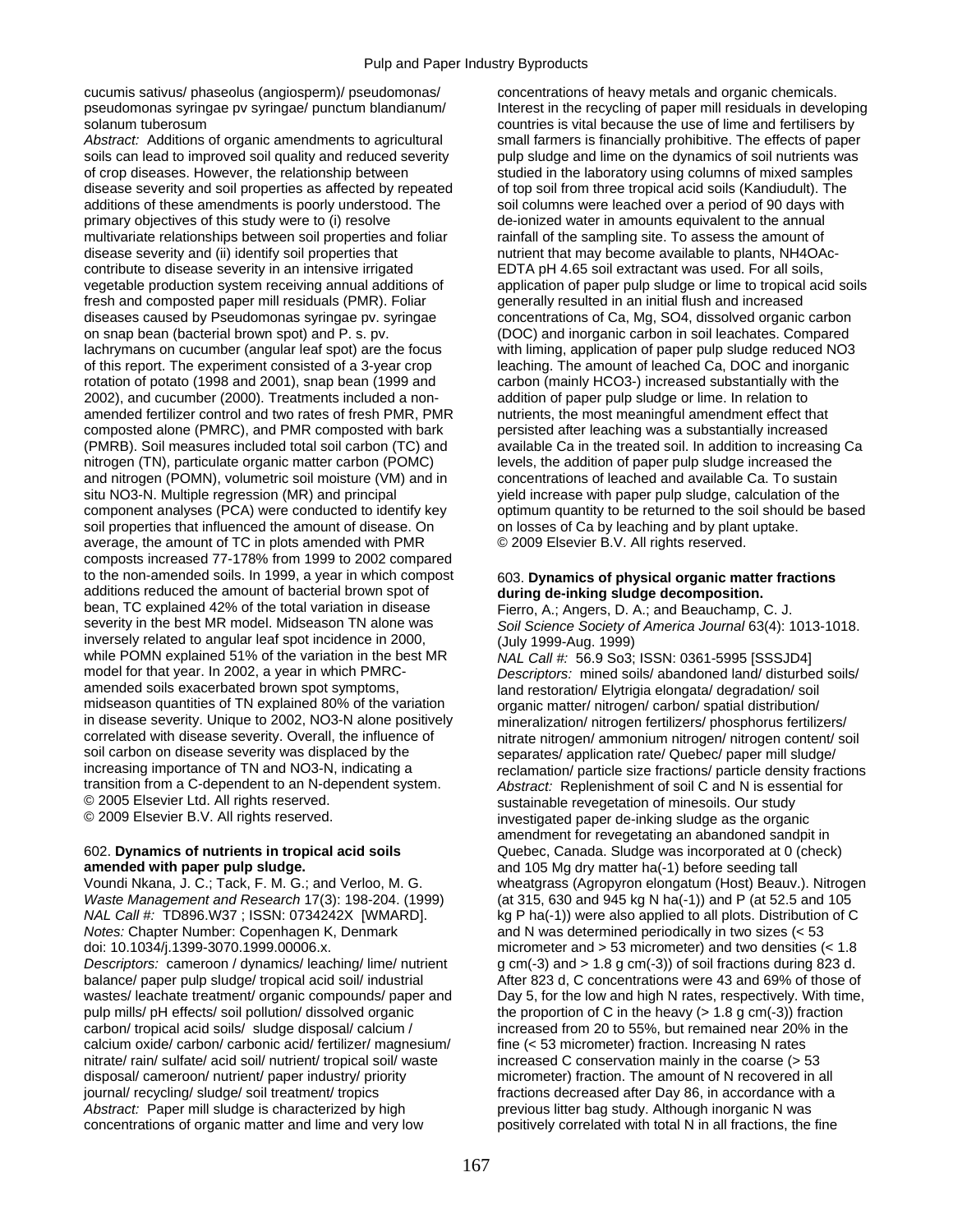cucumis sativus/ phaseolus (angiosperm)/ pseudomonas/ pseudomonas syringae pv syringae/ punctum blandianum/ solanum tuberosum

*Abstract:* Additions of organic amendments to agricultural soils can lead to improved soil quality and reduced severity of crop diseases. However, the relationship between disease severity and soil properties as affected by repeated additions of these amendments is poorly understood. The primary objectives of this study were to (i) resolve multivariate relationships between soil properties and foliar disease severity and (ii) identify soil properties that contribute to disease severity in an intensive irrigated vegetable production system receiving annual additions of fresh and composted paper mill residuals (PMR). Foliar diseases caused by Pseudomonas syringae pv. syringae on snap bean (bacterial brown spot) and P. s. pv. lachrymans on cucumber (angular leaf spot) are the focus of this report. The experiment consisted of a 3-year crop rotation of potato (1998 and 2001), snap bean (1999 and 2002), and cucumber (2000). Treatments included a non-amended fertilizer control and two rates of fresh PMR, PMR composted alone (PMRC), and PMR composted with bark (PMRB). Soil measures included total soil carbon (TC) and nitrogen (TN), particulate organic matter carbon (POMC) and nitrogen (POMN), volumetric soil moisture (VM) and in situ NO3-N. Multiple regression (MR) and principal component analyses (PCA) were conducted to identify key soil properties that influenced the amount of disease. On average, the amount of TC in plots amended with PMR composts increased 77-178% from 1999 to 2002 compared to the non-amended soils. In 1999, a year in which compost additions reduced the amount of bacterial brown spot of bean, TC explained 42% of the total variation in disease severity in the best MR model. Midseason TN alone was inversely related to angular leaf spot incidence in 2000, while POMN explained 51% of the variation in the best MR model for that year. In 2002, a year in which PMRC-amended soils exacerbated brown spot symptoms, midseason quantities of TN explained 80% of the variation in disease severity. Unique to 2002, NO3-N alone positively correlated with disease severity. Overall, the influence of soil carbon on disease severity was displaced by the increasing importance of TN and NO3-N, indicating a transition from a C-dependent to an N-dependent system.
© 2005 Elsevier Ltd. All rights reserved.
© 2009 Elsevier B.V. All rights reserved.

### 602. Dynamics of nutrients in tropical acid soils amended with paper pulp sludge.

Voundi Nkana, J. C.; Tack, F. M. G.; and Verloo, M. G.
*Waste Management and Research* 17(3): 198-204. (1999)
*NAL Call #:* TD896.W37 ; ISSN: 0734242X [WMARD].
*Notes:* Chapter Number: Copenhagen K, Denmark
doi: 10.1034/j.1399-3070.1999.00006.x.
*Descriptors:* cameroon / dynamics/ leaching/ lime/ nutrient balance/ paper pulp sludge/ tropical acid soil/ industrial wastes/ leachate treatment/ organic compounds/ paper and pulp mills/ pH effects/ soil pollution/ dissolved organic carbon/ tropical acid soils/ sludge disposal/ calcium / calcium oxide/ carbon/ carbonic acid/ fertilizer/ magnesium/ nitrate/ rain/ sulfate/ acid soil/ nutrient/ tropical soil/ waste disposal/ cameroon/ nutrient/ paper industry/ priority journal/ recycling/ sludge/ soil treatment/ tropics
*Abstract:* Paper mill sludge is characterized by high concentrations of organic matter and lime and very low concentrations of heavy metals and organic chemicals. Interest in the recycling of paper mill residuals in developing countries is vital because the use of lime and fertilisers by small farmers is financially prohibitive. The effects of paper pulp sludge and lime on the dynamics of soil nutrients was studied in the laboratory using columns of mixed samples of top soil from three tropical acid soils (Kandiudult). The soil columns were leached over a period of 90 days with de-ionized water in amounts equivalent to the annual rainfall of the sampling site. To assess the amount of nutrient that may become available to plants, NH4OAc-EDTA pH 4.65 soil extractant was used. For all soils, application of paper pulp sludge or lime to tropical acid soils generally resulted in an initial flush and increased concentrations of Ca, Mg, SO4, dissolved organic carbon (DOC) and inorganic carbon in soil leachates. Compared with liming, application of paper pulp sludge reduced NO3 leaching. The amount of leached Ca, DOC and inorganic carbon (mainly HCO3-) increased substantially with the addition of paper pulp sludge or lime. In relation to nutrients, the most meaningful amendment effect that persisted after leaching was a substantially increased available Ca in the treated soil. In addition to increasing Ca levels, the addition of paper pulp sludge increased the concentrations of leached and available Ca. To sustain yield increase with paper pulp sludge, calculation of the optimum quantity to be returned to the soil should be based on losses of Ca by leaching and by plant uptake.
© 2009 Elsevier B.V. All rights reserved.

### 603. Dynamics of physical organic matter fractions during de-inking sludge decomposition.

Fierro, A.; Angers, D. A.; and Beauchamp, C. J.
*Soil Science Society of America Journal* 63(4): 1013-1018. (July 1999-Aug. 1999)
*NAL Call #:* 56.9 So3; ISSN: 0361-5995 [SSSJD4]
*Descriptors:* mined soils/ abandoned land/ disturbed soils/ land restoration/ Elytrigia elongata/ degradation/ soil organic matter/ nitrogen/ carbon/ spatial distribution/ mineralization/ nitrogen fertilizers/ phosphorus fertilizers/ nitrate nitrogen/ ammonium nitrogen/ nitrogen content/ soil separates/ application rate/ Quebec/ paper mill sludge/ reclamation/ particle size fractions/ particle density fractions
*Abstract:* Replenishment of soil C and N is essential for sustainable revegetation of minesoils. Our study investigated paper de-inking sludge as the organic amendment for revegetating an abandoned sandpit in Quebec, Canada. Sludge was incorporated at 0 (check) and 105 Mg dry matter ha(-1) before seeding tall wheatgrass (Agropyron elongatum (Host) Beauv.). Nitrogen (at 315, 630 and 945 kg N ha(-1)) and P (at 52.5 and 105 kg P ha(-1)) were also applied to all plots. Distribution of C and N was determined periodically in two sizes (< 53 micrometer and > 53 micrometer) and two densities (< 1.8 g cm(-3) and > 1.8 g cm(-3)) of soil fractions during 823 d. After 823 d, C concentrations were 43 and 69% of those of Day 5, for the low and high N rates, respectively. With time, the proportion of C in the heavy (> 1.8 g cm(-3)) fraction increased from 20 to 55%, but remained near 20% in the fine (< 53 micrometer) fraction. Increasing N rates increased C conservation mainly in the coarse (> 53 micrometer) fraction. The amount of N recovered in all fractions decreased after Day 86, in accordance with a previous litter bag study. Although inorganic N was positively correlated with total N in all fractions, the fine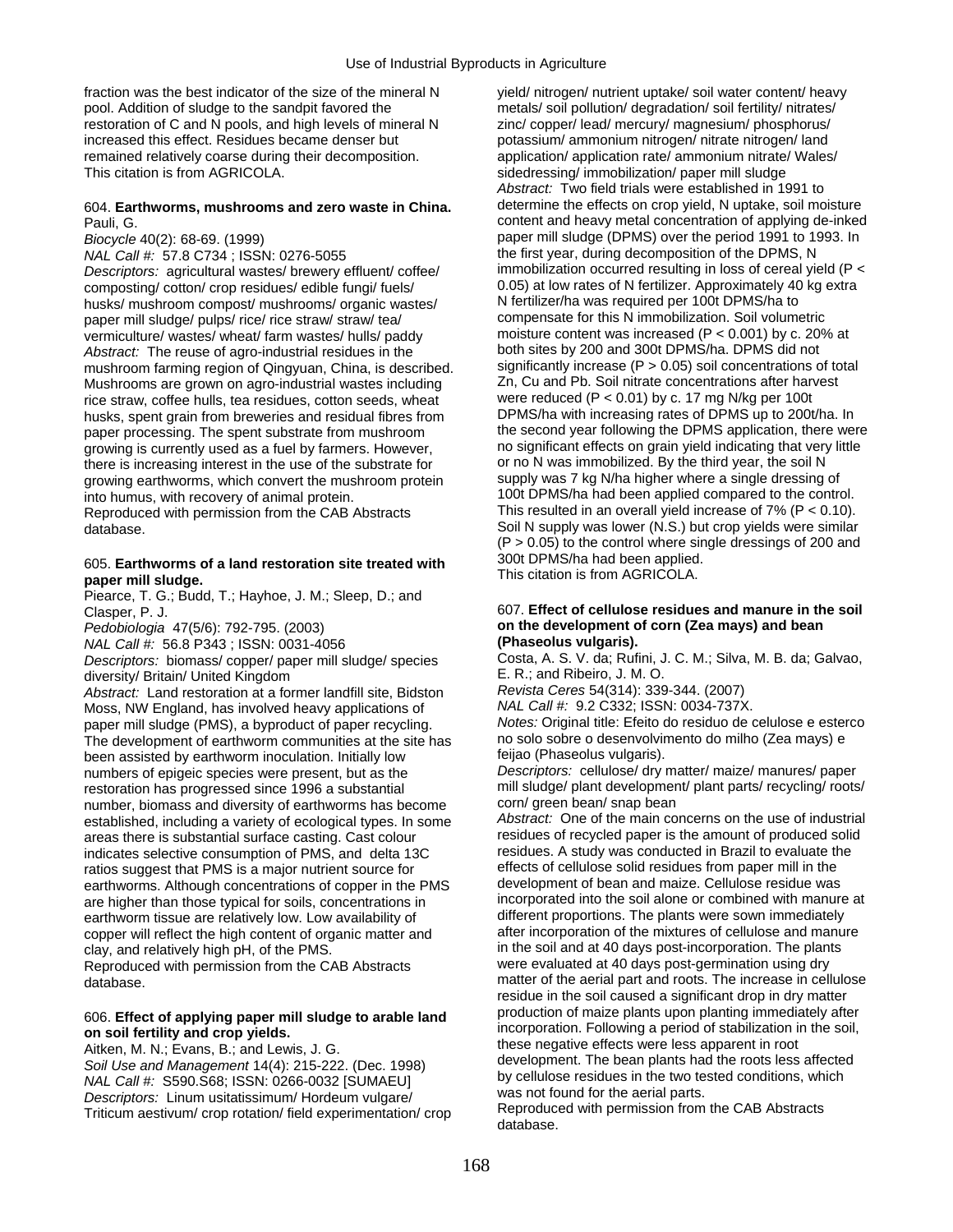fraction was the best indicator of the size of the mineral N pool. Addition of sludge to the sandpit favored the restoration of C and N pools, and high levels of mineral N increased this effect. Residues became denser but remained relatively coarse during their decomposition. This citation is from AGRICOLA.

604. **Earthworms, mushrooms and zero waste in China.**
Pauli, G.
*Biocycle* 40(2): 68-69. (1999)
*NAL Call #:* 57.8 C734 ; ISSN: 0276-5055
*Descriptors:* agricultural wastes/ brewery effluent/ coffee/ composting/ cotton/ crop residues/ edible fungi/ fuels/ husks/ mushroom compost/ mushrooms/ organic wastes/ paper mill sludge/ pulps/ rice/ rice straw/ straw/ tea/ vermiculture/ wastes/ wheat/ farm wastes/ hulls/ paddy
*Abstract:* The reuse of agro-industrial residues in the mushroom farming region of Qingyuan, China, is described. Mushrooms are grown on agro-industrial wastes including rice straw, coffee hulls, tea residues, cotton seeds, wheat husks, spent grain from breweries and residual fibres from paper processing. The spent substrate from mushroom growing is currently used as a fuel by farmers. However, there is increasing interest in the use of the substrate for growing earthworms, which convert the mushroom protein into humus, with recovery of animal protein.
Reproduced with permission from the CAB Abstracts database.

605. **Earthworms of a land restoration site treated with paper mill sludge.**
Piearce, T. G.; Budd, T.; Hayhoe, J. M.; Sleep, D.; and Clasper, P. J.
*Pedobiologia* 47(5/6): 792-795. (2003)
*NAL Call #:* 56.8 P343 ; ISSN: 0031-4056
*Descriptors:* biomass/ copper/ paper mill sludge/ species diversity/ Britain/ United Kingdom
*Abstract:* Land restoration at a former landfill site, Bidston Moss, NW England, has involved heavy applications of paper mill sludge (PMS), a byproduct of paper recycling. The development of earthworm communities at the site has been assisted by earthworm inoculation. Initially low numbers of epigeic species were present, but as the restoration has progressed since 1996 a substantial number, biomass and diversity of earthworms has become established, including a variety of ecological types. In some areas there is substantial surface casting. Cast colour indicates selective consumption of PMS, and delta 13C ratios suggest that PMS is a major nutrient source for earthworms. Although concentrations of copper in the PMS are higher than those typical for soils, concentrations in earthworm tissue are relatively low. Low availability of copper will reflect the high content of organic matter and clay, and relatively high pH, of the PMS.
Reproduced with permission from the CAB Abstracts database.

606. **Effect of applying paper mill sludge to arable land on soil fertility and crop yields.**
Aitken, M. N.; Evans, B.; and Lewis, J. G.
*Soil Use and Management* 14(4): 215-222. (Dec. 1998)
*NAL Call #:* S590.S68; ISSN: 0266-0032 [SUMAEU]
*Descriptors:* Linum usitatissimum/ Hordeum vulgare/ Triticum aestivum/ crop rotation/ field experimentation/ crop yield/ nitrogen/ nutrient uptake/ soil water content/ heavy metals/ soil pollution/ degradation/ soil fertility/ nitrates/ zinc/ copper/ lead/ mercury/ magnesium/ phosphorus/ potassium/ ammonium nitrogen/ nitrate nitrogen/ land application/ application rate/ ammonium nitrate/ Wales/ sidedressing/ immobilization/ paper mill sludge
*Abstract:* Two field trials were established in 1991 to determine the effects on crop yield, N uptake, soil moisture content and heavy metal concentration of applying de-inked paper mill sludge (DPMS) over the period 1991 to 1993. In the first year, during decomposition of the DPMS, N immobilization occurred resulting in loss of cereal yield ($P < 0.05$) at low rates of N fertilizer. Approximately 40 kg extra N fertilizer/ha was required per 100t DPMS/ha to compensate for this N immobilization. Soil volumetric moisture content was increased ($P < 0.001$) by c. 20% at both sites by 200 and 300t DPMS/ha. DPMS did not significantly increase ($P > 0.05$) soil concentrations of total Zn, Cu and Pb. Soil nitrate concentrations after harvest were reduced ($P < 0.01$) by c. 17 mg N/kg per 100t DPMS/ha with increasing rates of DPMS up to 200t/ha. In the second year following the DPMS application, there were no significant effects on grain yield indicating that very little or no N was immobilized. By the third year, the soil N supply was 7 kg N/ha higher where a single dressing of 100t DPMS/ha had been applied compared to the control. This resulted in an overall yield increase of 7% ($P < 0.10$). Soil N supply was lower (N.S.) but crop yields were similar ($P > 0.05$) to the control where single dressings of 200 and 300t DPMS/ha had been applied.
This citation is from AGRICOLA.

607. **Effect of cellulose residues and manure in the soil on the development of corn (Zea mays) and bean (Phaseolus vulgaris).**
Costa, A. S. V. da; Rufini, J. C. M.; Silva, M. B. da; Galvao, E. R.; and Ribeiro, J. M. O.
*Revista Ceres* 54(314): 339-344. (2007)
*NAL Call #:* 9.2 C332; ISSN: 0034-737X.
*Notes:* Original title: Efeito do residuo de celulose e esterco no solo sobre o desenvolvimento do milho (Zea mays) e feijao (Phaseolus vulgaris).
*Descriptors:* cellulose/ dry matter/ maize/ manures/ paper mill sludge/ plant development/ plant parts/ recycling/ roots/ corn/ green bean/ snap bean
*Abstract:* One of the main concerns on the use of industrial residues of recycled paper is the amount of produced solid residues. A study was conducted in Brazil to evaluate the effects of cellulose solid residues from paper mill in the development of bean and maize. Cellulose residue was incorporated into the soil alone or combined with manure at different proportions. The plants were sown immediately after incorporation of the mixtures of cellulose and manure in the soil and at 40 days post-incorporation. The plants were evaluated at 40 days post-germination using dry matter of the aerial part and roots. The increase in cellulose residue in the soil caused a significant drop in dry matter production of maize plants upon planting immediately after incorporation. Following a period of stabilization in the soil, these negative effects were less apparent in root development. The bean plants had the roots less affected by cellulose residues in the two tested conditions, which was not found for the aerial parts.
Reproduced with permission from the CAB Abstracts database.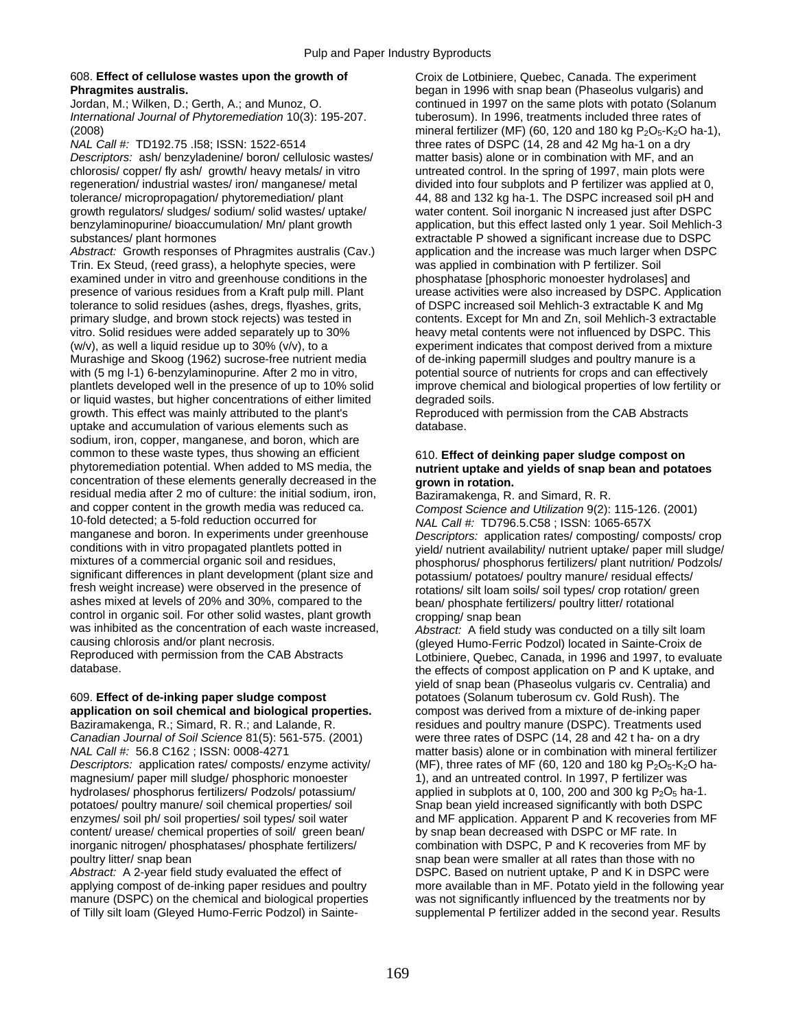**608. Effect of cellulose wastes upon the growth of Phragmites australis.**

Jordan, M.; Wilken, D.; Gerth, A.; and Munoz, O.

*International Journal of Phytoremediation* 10(3): 195-207. (2008)

*NAL Call #:* TD192.75 .I58; ISSN: 1522-6514

*Descriptors:* ash/ benzyladenine/ boron/ cellulosic wastes/ chlorosis/ copper/ fly ash/ growth/ heavy metals/ in vitro regeneration/ industrial wastes/ iron/ manganese/ metal tolerance/ micropropagation/ phytoremediation/ plant growth regulators/ sludges/ sodium/ solid wastes/ uptake/ benzylaminopurine/ bioaccumulation/ Mn/ plant growth substances/ plant hormones

*Abstract:* Growth responses of Phragmites australis (Cav.) Trin. Ex Steud, (reed grass), a helophyte species, were examined under in vitro and greenhouse conditions in the presence of various residues from a Kraft pulp mill. Plant tolerance to solid residues (ashes, dregs, flyashes, grits, primary sludge, and brown stock rejects) was tested in vitro. Solid residues were added separately up to 30% (w/v), as well a liquid residue up to 30% (v/v), to a Murashige and Skoog (1962) sucrose-free nutrient media with (5 mg l-1) 6-benzylaminopurine. After 2 mo in vitro, plantlets developed well in the presence of up to 10% solid or liquid wastes, but higher concentrations of either limited growth. This effect was mainly attributed to the plant's uptake and accumulation of various elements such as sodium, iron, copper, manganese, and boron, which are common to these waste types, thus showing an efficient phytoremediation potential. When added to MS media, the concentration of these elements generally decreased in the residual media after 2 mo of culture: the initial sodium, iron, and copper content in the growth media was reduced ca. 10-fold detected; a 5-fold reduction occurred for manganese and boron. In experiments under greenhouse conditions with in vitro propagated plantlets potted in mixtures of a commercial organic soil and residues, significant differences in plant development (plant size and fresh weight increase) were observed in the presence of ashes mixed at levels of 20% and 30%, compared to the control in organic soil. For other solid wastes, plant growth was inhibited as the concentration of each waste increased, causing chlorosis and/or plant necrosis.

Reproduced with permission from the CAB Abstracts database.

**609. Effect of de-inking paper sludge compost application on soil chemical and biological properties.**

Baziramakenga, R.; Simard, R. R.; and Lalande, R.

*Canadian Journal of Soil Science* 81(5): 561-575. (2001)

*NAL Call #:* 56.8 C162 ; ISSN: 0008-4271

*Descriptors:* application rates/ composts/ enzyme activity/ magnesium/ paper mill sludge/ phosphoric monoester hydrolases/ phosphorus fertilizers/ Podzols/ potassium/ potatoes/ poultry manure/ soil chemical properties/ soil enzymes/ soil ph/ soil properties/ soil types/ soil water content/ urease/ chemical properties of soil/ green bean/ inorganic nitrogen/ phosphatases/ phosphate fertilizers/ poultry litter/ snap bean

*Abstract:* A 2-year field study evaluated the effect of applying compost of de-inking paper residues and poultry manure (DSPC) on the chemical and biological properties of Tilly silt loam (Gleyed Humo-Ferric Podzol) in Sainte-Croix de Lotbiniere, Quebec, Canada. The experiment began in 1996 with snap bean (Phaseolus vulgaris) and continued in 1997 on the same plots with potato (Solanum tuberosum). In 1996, treatments included three rates of mineral fertilizer (MF) (60, 120 and 180 kg $P_2O_5$-$K_2O$ ha-1), three rates of DSPC (14, 28 and 42 Mg ha-1 on a dry matter basis) alone or in combination with MF, and an untreated control. In the spring of 1997, main plots were divided into four subplots and P fertilizer was applied at 0, 44, 88 and 132 kg ha-1. The DSPC increased soil pH and water content. Soil inorganic N increased just after DSPC application, but this effect lasted only 1 year. Soil Mehlich-3 extractable P showed a significant increase due to DSPC application and the increase was much larger when DSPC was applied in combination with P fertilizer. Soil phosphatase [phosphoric monoester hydrolases] and urease activities were also increased by DSPC. Application of DSPC increased soil Mehlich-3 extractable K and Mg contents. Except for Mn and Zn, soil Mehlich-3 extractable heavy metal contents were not influenced by DSPC. This experiment indicates that compost derived from a mixture of de-inking papermill sludges and poultry manure is a potential source of nutrients for crops and can effectively improve chemical and biological properties of low fertility or degraded soils.

Reproduced with permission from the CAB Abstracts database.

**610. Effect of deinking paper sludge compost on nutrient uptake and yields of snap bean and potatoes grown in rotation.**

Baziramakenga, R. and Simard, R. R.

*Compost Science and Utilization* 9(2): 115-126. (2001)

*NAL Call #:* TD796.5.C58 ; ISSN: 1065-657X

*Descriptors:* application rates/ composting/ composts/ crop yield/ nutrient availability/ nutrient uptake/ paper mill sludge/ phosphorus/ phosphorus fertilizers/ plant nutrition/ Podzols/ potassium/ potatoes/ poultry manure/ residual effects/ rotations/ silt loam soils/ soil types/ crop rotation/ green bean/ phosphate fertilizers/ poultry litter/ rotational cropping/ snap bean

*Abstract:* A field study was conducted on a tilly silt loam (gleyed Humo-Ferric Podzol) located in Sainte-Croix de Lotbiniere, Quebec, Canada, in 1996 and 1997, to evaluate the effects of compost application on P and K uptake, and yield of snap bean (Phaseolus vulgaris cv. Centralia) and potatoes (Solanum tuberosum cv. Gold Rush). The compost was derived from a mixture of de-inking paper residues and poultry manure (DSPC). Treatments used were three rates of DSPC (14, 28 and 42 t ha- on a dry matter basis) alone or in combination with mineral fertilizer (MF), three rates of MF (60, 120 and 180 kg $P_2O_5$-$K_2O$ ha-1), and an untreated control. In 1997, P fertilizer was applied in subplots at 0, 100, 200 and 300 kg $P_2O_5$ ha-1. Snap bean yield increased significantly with both DSPC and MF application. Apparent P and K recoveries from MF by snap bean decreased with DSPC or MF rate. In combination with DSPC, P and K recoveries from MF by snap bean were smaller at all rates than those with no DSPC. Based on nutrient uptake, P and K in DSPC were more available than in MF. Potato yield in the following year was not significantly influenced by the treatments nor by supplemental P fertilizer added in the second year. Results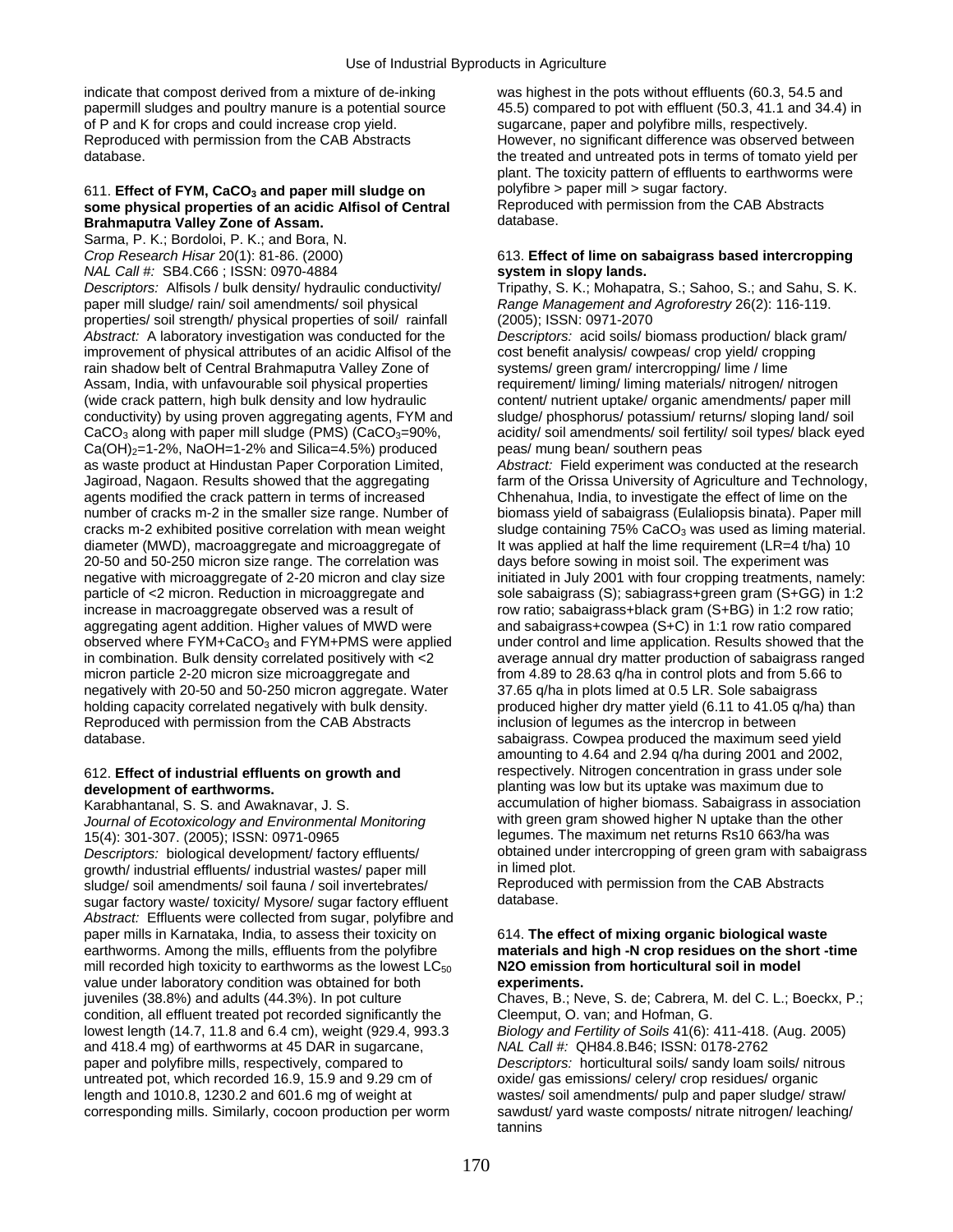indicate that compost derived from a mixture of de-inking papermill sludges and poultry manure is a potential source of P and K for crops and could increase crop yield.
Reproduced with permission from the CAB Abstracts database.

### 611. **Effect of FYM, $CaCO_3$ and paper mill sludge on some physical properties of an acidic Alfisol of Central Brahmaputra Valley Zone of Assam.**

Sarma, P. K.; Bordoloi, P. K.; and Bora, N.
*Crop Research Hisar* 20(1): 81-86. (2000)
*NAL Call #:* SB4.C66 ; ISSN: 0970-4884
*Descriptors:* Alfisols / bulk density/ hydraulic conductivity/ paper mill sludge/ rain/ soil amendments/ soil physical properties/ soil strength/ physical properties of soil/ rainfall
*Abstract:* A laboratory investigation was conducted for the improvement of physical attributes of an acidic Alfisol of the rain shadow belt of Central Brahmaputra Valley Zone of Assam, India, with unfavourable soil physical properties (wide crack pattern, high bulk density and low hydraulic conductivity) by using proven aggregating agents, FYM and $CaCO_3$ along with paper mill sludge (PMS) ($CaCO_3$=90%, $Ca(OH)_2$=1-2%, NaOH=1-2% and Silica=4.5%) produced as waste product at Hindustan Paper Corporation Limited, Jagiroad, Nagaon. Results showed that the aggregating agents modified the crack pattern in terms of increased number of cracks m-2 in the smaller size range. Number of cracks m-2 exhibited positive correlation with mean weight diameter (MWD), macroaggregate and microaggregate of 20-50 and 50-250 micron size range. The correlation was negative with microaggregate of 2-20 micron and clay size particle of <2 micron. Reduction in microaggregate and increase in macroaggregate observed was a result of aggregating agent addition. Higher values of MWD were observed where FYM+$CaCO_3$ and FYM+PMS were applied in combination. Bulk density correlated positively with <2 micron particle 2-20 micron size microaggregate and negatively with 20-50 and 50-250 micron aggregate. Water holding capacity correlated negatively with bulk density.
Reproduced with permission from the CAB Abstracts database.

### 612. **Effect of industrial effluents on growth and development of earthworms.**

Karabhantanal, S. S. and Awaknavar, J. S.
*Journal of Ecotoxicology and Environmental Monitoring* 15(4): 301-307. (2005); ISSN: 0971-0965
*Descriptors:* biological development/ factory effluents/ growth/ industrial effluents/ industrial wastes/ paper mill sludge/ soil amendments/ soil fauna / soil invertebrates/ sugar factory waste/ toxicity/ Mysore/ sugar factory effluent
*Abstract:* Effluents were collected from sugar, polyfibre and paper mills in Karnataka, India, to assess their toxicity on earthworms. Among the mills, effluents from the polyfibre mill recorded high toxicity to earthworms as the lowest $LC_{50}$ value under laboratory condition was obtained for both juveniles (38.8%) and adults (44.3%). In pot culture condition, all effluent treated pot recorded significantly the lowest length (14.7, 11.8 and 6.4 cm), weight (929.4, 993.3 and 418.4 mg) of earthworms at 45 DAR in sugarcane, paper and polyfibre mills, respectively, compared to untreated pot, which recorded 16.9, 15.9 and 9.29 cm of length and 1010.8, 1230.2 and 601.6 mg of weight at corresponding mills. Similarly, cocoon production per worm was highest in the pots without effluents (60.3, 54.5 and 45.5) compared to pot with effluent (50.3, 41.1 and 34.4) in sugarcane, paper and polyfibre mills, respectively. However, no significant difference was observed between the treated and untreated pots in terms of tomato yield per plant. The toxicity pattern of effluents to earthworms were polyfibre > paper mill > sugar factory.
Reproduced with permission from the CAB Abstracts database.

### 613. **Effect of lime on sabaigrass based intercropping system in slopy lands.**

Tripathy, S. K.; Mohapatra, S.; Sahoo, S.; and Sahu, S. K.
*Range Management and Agroforestry* 26(2): 116-119. (2005); ISSN: 0971-2070
*Descriptors:* acid soils/ biomass production/ black gram/ cost benefit analysis/ cowpeas/ crop yield/ cropping systems/ green gram/ intercropping/ lime / lime requirement/ liming/ liming materials/ nitrogen/ nitrogen content/ nutrient uptake/ organic amendments/ paper mill sludge/ phosphorus/ potassium/ returns/ sloping land/ soil acidity/ soil amendments/ soil fertility/ soil types/ black eyed peas/ mung bean/ southern peas
*Abstract:* Field experiment was conducted at the research farm of the Orissa University of Agriculture and Technology, Chhenahua, India, to investigate the effect of lime on the biomass yield of sabaigrass (Eulaliopsis binata). Paper mill sludge containing 75% $CaCO_3$ was used as liming material. It was applied at half the lime requirement (LR=4 t/ha) 10 days before sowing in moist soil. The experiment was initiated in July 2001 with four cropping treatments, namely: sole sabaigrass (S); sabiagrass+green gram (S+GG) in 1:2 row ratio; sabaigrass+black gram (S+BG) in 1:2 row ratio; and sabaigrass+cowpea (S+C) in 1:1 row ratio compared under control and lime application. Results showed that the average annual dry matter production of sabaigrass ranged from 4.89 to 28.63 q/ha in control plots and from 5.66 to 37.65 q/ha in plots limed at 0.5 LR. Sole sabaigrass produced higher dry matter yield (6.11 to 41.05 q/ha) than inclusion of legumes as the intercrop in between sabaigrass. Cowpea produced the maximum seed yield amounting to 4.64 and 2.94 q/ha during 2001 and 2002, respectively. Nitrogen concentration in grass under sole planting was low but its uptake was maximum due to accumulation of higher biomass. Sabaigrass in association with green gram showed higher N uptake than the other legumes. The maximum net returns Rs10 663/ha was obtained under intercropping of green gram with sabaigrass in limed plot.
Reproduced with permission from the CAB Abstracts database.

### 614. **The effect of mixing organic biological waste materials and high -N crop residues on the short -time N2O emission from horticultural soil in model experiments.**

Chaves, B.; Neve, S. de; Cabrera, M. del C. L.; Boeckx, P.; Cleemput, O. van; and Hofman, G.
*Biology and Fertility of Soils* 41(6): 411-418. (Aug. 2005)
*NAL Call #:* QH84.8.B46; ISSN: 0178-2762
*Descriptors:* horticultural soils/ sandy loam soils/ nitrous oxide/ gas emissions/ celery/ crop residues/ organic wastes/ soil amendments/ pulp and paper sludge/ straw/ sawdust/ yard waste composts/ nitrate nitrogen/ leaching/ tannins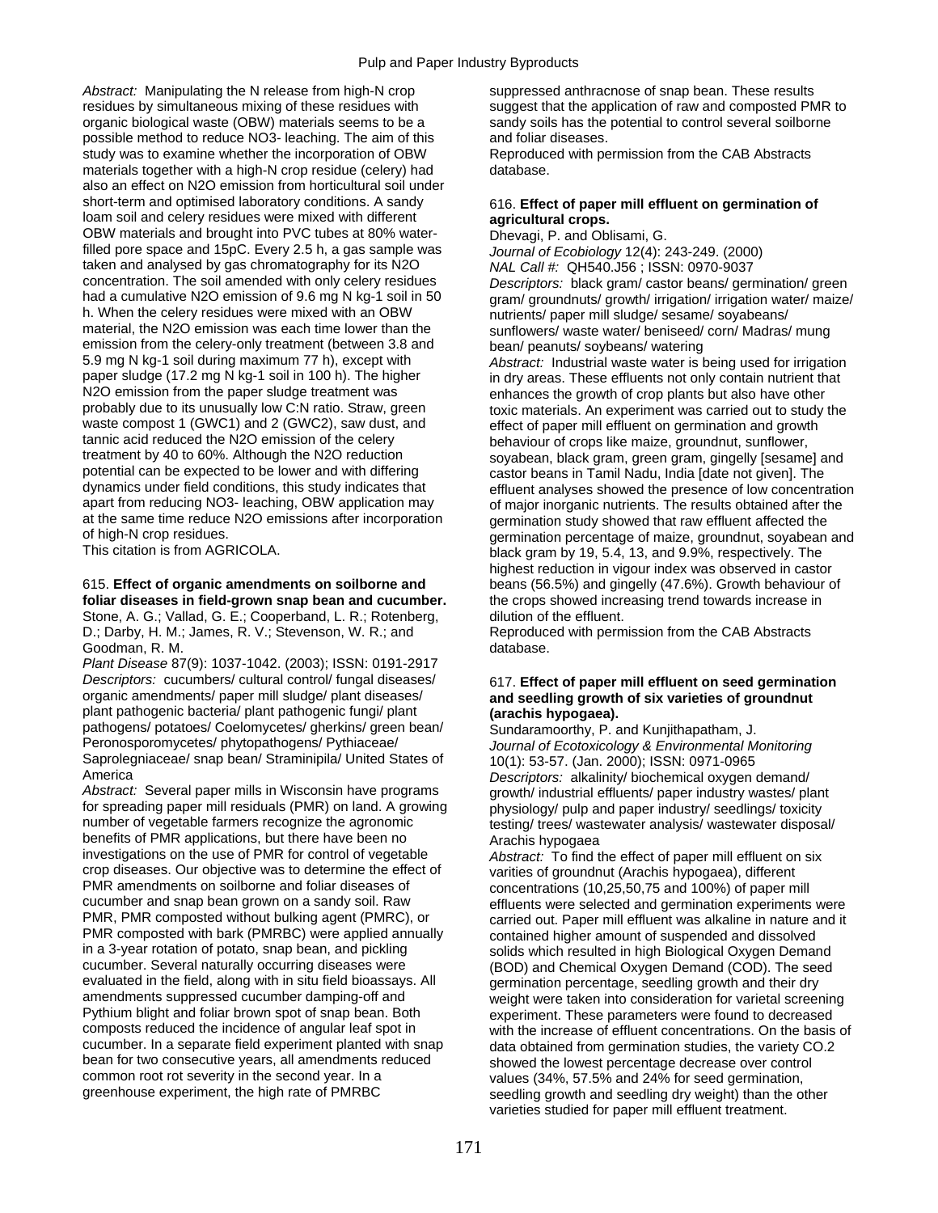*Abstract:* Manipulating the N release from high-N crop residues by simultaneous mixing of these residues with organic biological waste (OBW) materials seems to be a possible method to reduce NO3- leaching. The aim of this study was to examine whether the incorporation of OBW materials together with a high-N crop residue (celery) had also an effect on N2O emission from horticultural soil under short-term and optimised laboratory conditions. A sandy loam soil and celery residues were mixed with different OBW materials and brought into PVC tubes at 80% water-filled pore space and 15pC. Every 2.5 h, a gas sample was taken and analysed by gas chromatography for its N2O concentration. The soil amended with only celery residues had a cumulative N2O emission of 9.6 mg N kg-1 soil in 50 h. When the celery residues were mixed with an OBW material, the N2O emission was each time lower than the emission from the celery-only treatment (between 3.8 and 5.9 mg N kg-1 soil during maximum 77 h), except with paper sludge (17.2 mg N kg-1 soil in 100 h). The higher N2O emission from the paper sludge treatment was probably due to its unusually low C:N ratio. Straw, green waste compost 1 (GWC1) and 2 (GWC2), saw dust, and tannic acid reduced the N2O emission of the celery treatment by 40 to 60%. Although the N2O reduction potential can be expected to be lower and with differing dynamics under field conditions, this study indicates that apart from reducing NO3- leaching, OBW application may at the same time reduce N2O emissions after incorporation of high-N crop residues.
This citation is from AGRICOLA.

615. **Effect of organic amendments on soilborne and foliar diseases in field-grown snap bean and cucumber.**
Stone, A. G.; Vallad, G. E.; Cooperband, L. R.; Rotenberg, D.; Darby, H. M.; James, R. V.; Stevenson, W. R.; and Goodman, R. M.
*Plant Disease* 87(9): 1037-1042. (2003); ISSN: 0191-2917
*Descriptors:* cucumbers/ cultural control/ fungal diseases/ organic amendments/ paper mill sludge/ plant diseases/ plant pathogenic bacteria/ plant pathogenic fungi/ plant pathogens/ potatoes/ Coelomycetes/ gherkins/ green bean/ Peronosporomycetes/ phytopathogens/ Pythiaceae/ Saprolegniaceae/ snap bean/ Straminipila/ United States of America
*Abstract:* Several paper mills in Wisconsin have programs for spreading paper mill residuals (PMR) on land. A growing number of vegetable farmers recognize the agronomic benefits of PMR applications, but there have been no investigations on the use of PMR for control of vegetable crop diseases. Our objective was to determine the effect of PMR amendments on soilborne and foliar diseases of cucumber and snap bean grown on a sandy soil. Raw PMR, PMR composted without bulking agent (PMRC), or PMR composted with bark (PMRBC) were applied annually in a 3-year rotation of potato, snap bean, and pickling cucumber. Several naturally occurring diseases were evaluated in the field, along with in situ field bioassays. All amendments suppressed cucumber damping-off and Pythium blight and foliar brown spot of snap bean. Both composts reduced the incidence of angular leaf spot in cucumber. In a separate field experiment planted with snap bean for two consecutive years, all amendments reduced common root rot severity in the second year. In a greenhouse experiment, the high rate of PMRBC suppressed anthracnose of snap bean. These results suggest that the application of raw and composted PMR to sandy soils has the potential to control several soilborne and foliar diseases.
Reproduced with permission from the CAB Abstracts database.

616. **Effect of paper mill effluent on germination of agricultural crops.**
Dhevagi, P. and Oblisami, G.
*Journal of Ecobiology* 12(4): 243-249. (2000)
*NAL Call #:* QH540.J56 ; ISSN: 0970-9037
*Descriptors:* black gram/ castor beans/ germination/ green gram/ groundnuts/ growth/ irrigation/ irrigation water/ maize/ nutrients/ paper mill sludge/ sesame/ soyabeans/ sunflowers/ waste water/ beniseed/ corn/ Madras/ mung bean/ peanuts/ soybeans/ watering
*Abstract:* Industrial waste water is being used for irrigation in dry areas. These effluents not only contain nutrient that enhances the growth of crop plants but also have other toxic materials. An experiment was carried out to study the effect of paper mill effluent on germination and growth behaviour of crops like maize, groundnut, sunflower, soyabean, black gram, green gram, gingelly [sesame] and castor beans in Tamil Nadu, India [date not given]. The effluent analyses showed the presence of low concentration of major inorganic nutrients. The results obtained after the germination study showed that raw effluent affected the germination percentage of maize, groundnut, soyabean and black gram by 19, 5.4, 13, and 9.9%, respectively. The highest reduction in vigour index was observed in castor beans (56.5%) and gingelly (47.6%). Growth behaviour of the crops showed increasing trend towards increase in dilution of the effluent.
Reproduced with permission from the CAB Abstracts database.

617. **Effect of paper mill effluent on seed germination and seedling growth of six varieties of groundnut (arachis hypogaea).**
Sundaramoorthy, P. and Kunjithapatham, J.
*Journal of Ecotoxicology & Environmental Monitoring* 10(1): 53-57. (Jan. 2000); ISSN: 0971-0965
*Descriptors:* alkalinity/ biochemical oxygen demand/ growth/ industrial effluents/ paper industry wastes/ plant physiology/ pulp and paper industry/ seedlings/ toxicity testing/ trees/ wastewater analysis/ wastewater disposal/ Arachis hypogaea
*Abstract:* To find the effect of paper mill effluent on six varities of groundnut (Arachis hypogaea), different concentrations (10,25,50,75 and 100%) of paper mill effluents were selected and germination experiments were carried out. Paper mill effluent was alkaline in nature and it contained higher amount of suspended and dissolved solids which resulted in high Biological Oxygen Demand (BOD) and Chemical Oxygen Demand (COD). The seed germination percentage, seedling growth and their dry weight were taken into consideration for varietal screening experiment. These parameters were found to decreased with the increase of effluent concentrations. On the basis of data obtained from germination studies, the variety CO.2 showed the lowest percentage decrease over control values (34%, 57.5% and 24% for seed germination, seedling growth and seedling dry weight) than the other varieties studied for paper mill effluent treatment.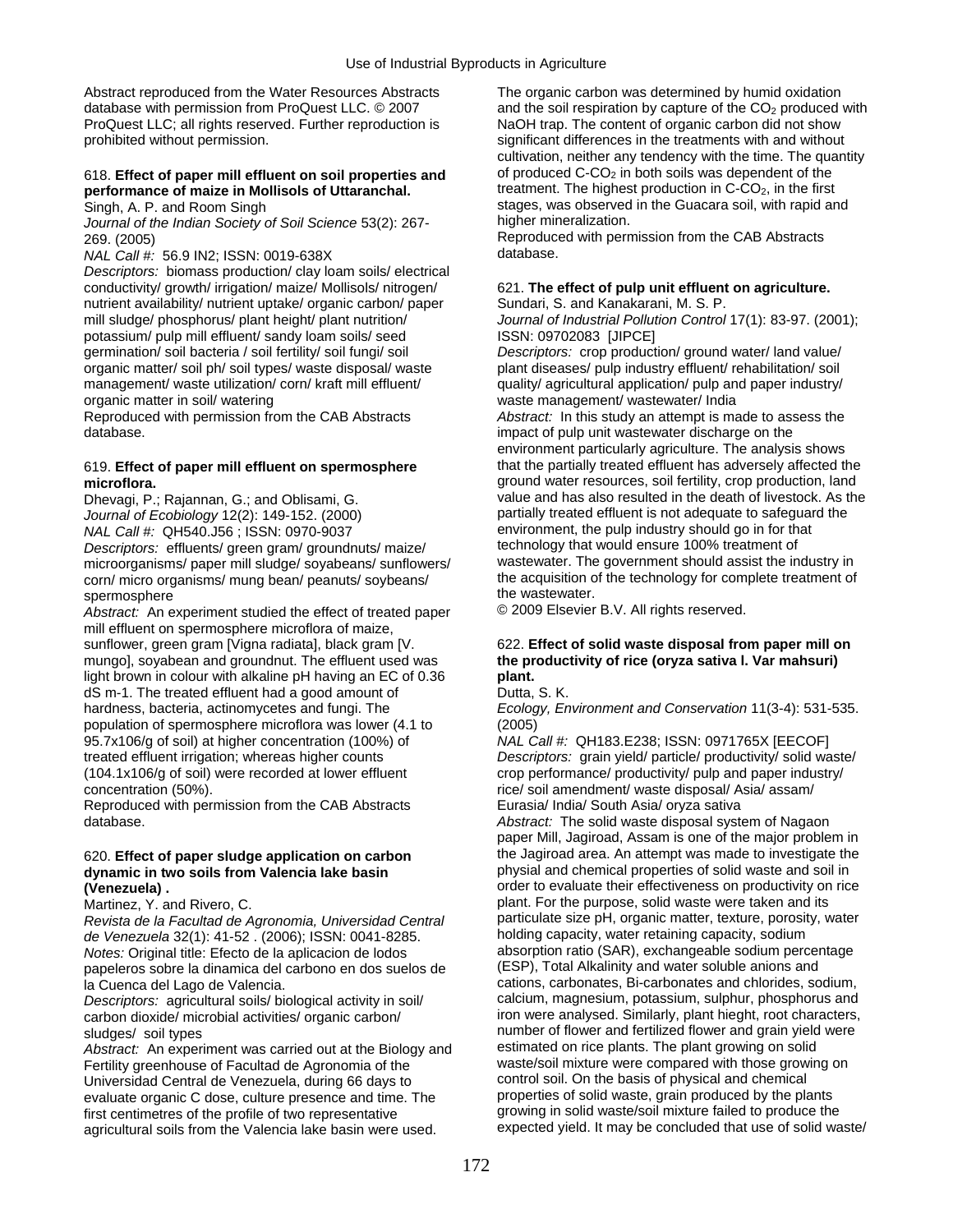Abstract reproduced from the Water Resources Abstracts database with permission from ProQuest LLC. © 2007 ProQuest LLC; all rights reserved. Further reproduction is prohibited without permission.

618. **Effect of paper mill effluent on soil properties and performance of maize in Mollisols of Uttaranchal.**

Singh, A. P. and Room Singh

*Journal of the Indian Society of Soil Science* 53(2): 267-269. (2005)

*NAL Call #:* 56.9 IN2; ISSN: 0019-638X

*Descriptors:* biomass production/ clay loam soils/ electrical conductivity/ growth/ irrigation/ maize/ Mollisols/ nitrogen/ nutrient availability/ nutrient uptake/ organic carbon/ paper mill sludge/ phosphorus/ plant height/ plant nutrition/ potassium/ pulp mill effluent/ sandy loam soils/ seed germination/ soil bacteria / soil fertility/ soil fungi/ soil organic matter/ soil ph/ soil types/ waste disposal/ waste management/ waste utilization/ corn/ kraft mill effluent/ organic matter in soil/ watering

Reproduced with permission from the CAB Abstracts database.

619. **Effect of paper mill effluent on spermosphere microflora.**

Dhevagi, P.; Rajannan, G.; and Oblisami, G.

*Journal of Ecobiology* 12(2): 149-152. (2000)

*NAL Call #:* QH540.J56 ; ISSN: 0970-9037

*Descriptors:* effluents/ green gram/ groundnuts/ maize/ microorganisms/ paper mill sludge/ soyabeans/ sunflowers/ corn/ micro organisms/ mung bean/ peanuts/ soybeans/ spermosphere

*Abstract:* An experiment studied the effect of treated paper mill effluent on spermosphere microflora of maize, sunflower, green gram [Vigna radiata], black gram [V. mungo], soyabean and groundnut. The effluent used was light brown in colour with alkaline pH having an EC of 0.36 dS m-1. The treated effluent had a good amount of hardness, bacteria, actinomycetes and fungi. The population of spermosphere microflora was lower (4.1 to 95.7x106/g of soil) at higher concentration (100%) of treated effluent irrigation; whereas higher counts (104.1x106/g of soil) were recorded at lower effluent concentration (50%).

Reproduced with permission from the CAB Abstracts database.

620. **Effect of paper sludge application on carbon dynamic in two soils from Valencia lake basin (Venezuela) .**

Martinez, Y. and Rivero, C.

*Revista de la Facultad de Agronomia, Universidad Central de Venezuela* 32(1): 41-52 . (2006); ISSN: 0041-8285.

*Notes:* Original title: Efecto de la aplicacion de lodos papeleros sobre la dinamica del carbono en dos suelos de la Cuenca del Lago de Valencia.

*Descriptors:* agricultural soils/ biological activity in soil/ carbon dioxide/ microbial activities/ organic carbon/ sludges/ soil types

*Abstract:* An experiment was carried out at the Biology and Fertility greenhouse of Facultad de Agronomia of the Universidad Central de Venezuela, during 66 days to evaluate organic C dose, culture presence and time. The first centimetres of the profile of two representative agricultural soils from the Valencia lake basin were used. The organic carbon was determined by humid oxidation and the soil respiration by capture of the $CO_2$ produced with NaOH trap. The content of organic carbon did not show significant differences in the treatments with and without cultivation, neither any tendency with the time. The quantity of produced C-$CO_2$ in both soils was dependent of the treatment. The highest production in C-$CO_2$, in the first stages, was observed in the Guacara soil, with rapid and higher mineralization.

Reproduced with permission from the CAB Abstracts database.

621. **The effect of pulp unit effluent on agriculture.**

Sundari, S. and Kanakarani, M. S. P.

*Journal of Industrial Pollution Control* 17(1): 83-97. (2001); ISSN: 09702083 [JIPCE]

*Descriptors:* crop production/ ground water/ land value/ plant diseases/ pulp industry effluent/ rehabilitation/ soil quality/ agricultural application/ pulp and paper industry/ waste management/ wastewater/ India

*Abstract:* In this study an attempt is made to assess the impact of pulp unit wastewater discharge on the environment particularly agriculture. The analysis shows that the partially treated effluent has adversely affected the ground water resources, soil fertility, crop production, land value and has also resulted in the death of livestock. As the partially treated effluent is not adequate to safeguard the environment, the pulp industry should go in for that technology that would ensure 100% treatment of wastewater. The government should assist the industry in the acquisition of the technology for complete treatment of the wastewater.

© 2009 Elsevier B.V. All rights reserved.

622. **Effect of solid waste disposal from paper mill on the productivity of rice (oryza sativa l. Var mahsuri) plant.**

Dutta, S. K.

*Ecology, Environment and Conservation* 11(3-4): 531-535. (2005)

*NAL Call #:* QH183.E238; ISSN: 0971765X [EECOF]

*Descriptors:* grain yield/ particle/ productivity/ solid waste/ crop performance/ productivity/ pulp and paper industry/ rice/ soil amendment/ waste disposal/ Asia/ assam/ Eurasia/ India/ South Asia/ oryza sativa

*Abstract:* The solid waste disposal system of Nagaon paper Mill, Jagiroad, Assam is one of the major problem in the Jagiroad area. An attempt was made to investigate the physial and chemical properties of solid waste and soil in order to evaluate their effectiveness on productivity on rice plant. For the purpose, solid waste were taken and its particulate size pH, organic matter, texture, porosity, water holding capacity, water retaining capacity, sodium absorption ratio (SAR), exchangeable sodium percentage (ESP), Total Alkalinity and water soluble anions and cations, carbonates, Bi-carbonates and chlorides, sodium, calcium, magnesium, potassium, sulphur, phosphorus and iron were analysed. Similarly, plant hieght, root characters, number of flower and fertilized flower and grain yield were estimated on rice plants. The plant growing on solid waste/soil mixture were compared with those growing on control soil. On the basis of physical and chemical properties of solid waste, grain produced by the plants growing in solid waste/soil mixture failed to produce the expected yield. It may be concluded that use of solid waste/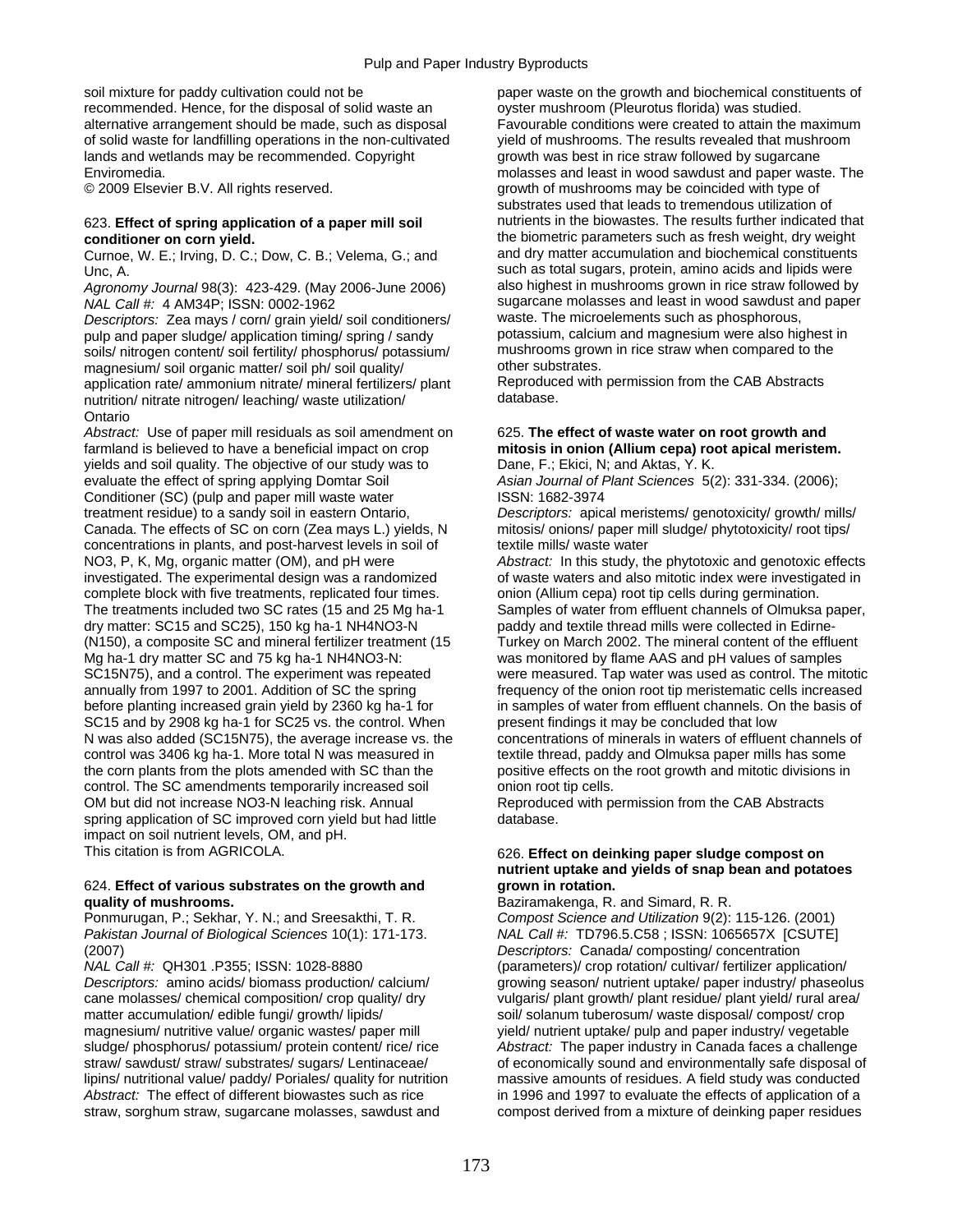soil mixture for paddy cultivation could not be recommended. Hence, for the disposal of solid waste an alternative arrangement should be made, such as disposal of solid waste for landfilling operations in the non-cultivated lands and wetlands may be recommended. Copyright Enviromedia.
© 2009 Elsevier B.V. All rights reserved.

623. **Effect of spring application of a paper mill soil conditioner on corn yield.**
Curnoe, W. E.; Irving, D. C.; Dow, C. B.; Velema, G.; and Unc, A.
*Agronomy Journal* 98(3): 423-429. (May 2006-June 2006)
*NAL Call #:* 4 AM34P; ISSN: 0002-1962
*Descriptors:* Zea mays / corn/ grain yield/ soil conditioners/ pulp and paper sludge/ application timing/ spring / sandy soils/ nitrogen content/ soil fertility/ phosphorus/ potassium/ magnesium/ soil organic matter/ soil ph/ soil quality/ application rate/ ammonium nitrate/ mineral fertilizers/ plant nutrition/ nitrate nitrogen/ leaching/ waste utilization/ Ontario
*Abstract:* Use of paper mill residuals as soil amendment on farmland is believed to have a beneficial impact on crop yields and soil quality. The objective of our study was to evaluate the effect of spring applying Domtar Soil Conditioner (SC) (pulp and paper mill waste water treatment residue) to a sandy soil in eastern Ontario, Canada. The effects of SC on corn (Zea mays L.) yields, N concentrations in plants, and post-harvest levels in soil of NO3, P, K, Mg, organic matter (OM), and pH were investigated. The experimental design was a randomized complete block with five treatments, replicated four times. The treatments included two SC rates (15 and 25 Mg ha-1 dry matter: SC15 and SC25), 150 kg ha-1 NH4NO3-N (N150), a composite SC and mineral fertilizer treatment (15 Mg ha-1 dry matter SC and 75 kg ha-1 NH4NO3-N: SC15N75), and a control. The experiment was repeated annually from 1997 to 2001. Addition of SC the spring before planting increased grain yield by 2360 kg ha-1 for SC15 and by 2908 kg ha-1 for SC25 vs. the control. When N was also added (SC15N75), the average increase vs. the control was 3406 kg ha-1. More total N was measured in the corn plants from the plots amended with SC than the control. The SC amendments temporarily increased soil OM but did not increase NO3-N leaching risk. Annual spring application of SC improved corn yield but had little impact on soil nutrient levels, OM, and pH.
This citation is from AGRICOLA.

624. **Effect of various substrates on the growth and quality of mushrooms.**
Ponmurugan, P.; Sekhar, Y. N.; and Sreesakthi, T. R.
*Pakistan Journal of Biological Sciences* 10(1): 171-173. (2007)
*NAL Call #:* QH301 .P355; ISSN: 1028-8880
*Descriptors:* amino acids/ biomass production/ calcium/ cane molasses/ chemical composition/ crop quality/ dry matter accumulation/ edible fungi/ growth/ lipids/ magnesium/ nutritive value/ organic wastes/ paper mill sludge/ phosphorus/ potassium/ protein content/ rice/ rice straw/ sawdust/ straw/ substrates/ sugars/ Lentinaceae/ lipins/ nutritional value/ paddy/ Poriales/ quality for nutrition
*Abstract:* The effect of different biowastes such as rice straw, sorghum straw, sugarcane molasses, sawdust and paper waste on the growth and biochemical constituents of oyster mushroom (Pleurotus florida) was studied. Favourable conditions were created to attain the maximum yield of mushrooms. The results revealed that mushroom growth was best in rice straw followed by sugarcane molasses and least in wood sawdust and paper waste. The growth of mushrooms may be coincided with type of substrates used that leads to tremendous utilization of nutrients in the biowastes. The results further indicated that the biometric parameters such as fresh weight, dry weight and dry matter accumulation and biochemical constituents such as total sugars, protein, amino acids and lipids were also highest in mushrooms grown in rice straw followed by sugarcane molasses and least in wood sawdust and paper waste. The microelements such as phosphorous, potassium, calcium and magnesium were also highest in mushrooms grown in rice straw when compared to the other substrates.
Reproduced with permission from the CAB Abstracts database.

625. **The effect of waste water on root growth and mitosis in onion (Allium cepa) root apical meristem.**
Dane, F.; Ekici, N; and Aktas, Y. K.
*Asian Journal of Plant Sciences* 5(2): 331-334. (2006); ISSN: 1682-3974
*Descriptors:* apical meristems/ genotoxicity/ growth/ mills/ mitosis/ onions/ paper mill sludge/ phytotoxicity/ root tips/ textile mills/ waste water
*Abstract:* In this study, the phytotoxic and genotoxic effects of waste waters and also mitotic index were investigated in onion (Allium cepa) root tip cells during germination. Samples of water from effluent channels of Olmuksa paper, paddy and textile thread mills were collected in Edirne-Turkey on March 2002. The mineral content of the effluent was monitored by flame AAS and pH values of samples were measured. Tap water was used as control. The mitotic frequency of the onion root tip meristematic cells increased in samples of water from effluent channels. On the basis of present findings it may be concluded that low concentrations of minerals in waters of effluent channels of textile thread, paddy and Olmuksa paper mills has some positive effects on the root growth and mitotic divisions in onion root tip cells.
Reproduced with permission from the CAB Abstracts database.

626. **Effect on deinking paper sludge compost on nutrient uptake and yields of snap bean and potatoes grown in rotation.**
Baziramakenga, R. and Simard, R. R.
*Compost Science and Utilization* 9(2): 115-126. (2001)
*NAL Call #:* TD796.5.C58 ; ISSN: 1065657X [CSUTE]
*Descriptors:* Canada/ composting/ concentration (parameters)/ crop rotation/ cultivar/ fertilizer application/ growing season/ nutrient uptake/ paper industry/ phaseolus vulgaris/ plant growth/ plant residue/ plant yield/ rural area/ soil/ solanum tuberosum/ waste disposal/ compost/ crop yield/ nutrient uptake/ pulp and paper industry/ vegetable
*Abstract:* The paper industry in Canada faces a challenge of economically sound and environmentally safe disposal of massive amounts of residues. A field study was conducted in 1996 and 1997 to evaluate the effects of application of a compost derived from a mixture of deinking paper residues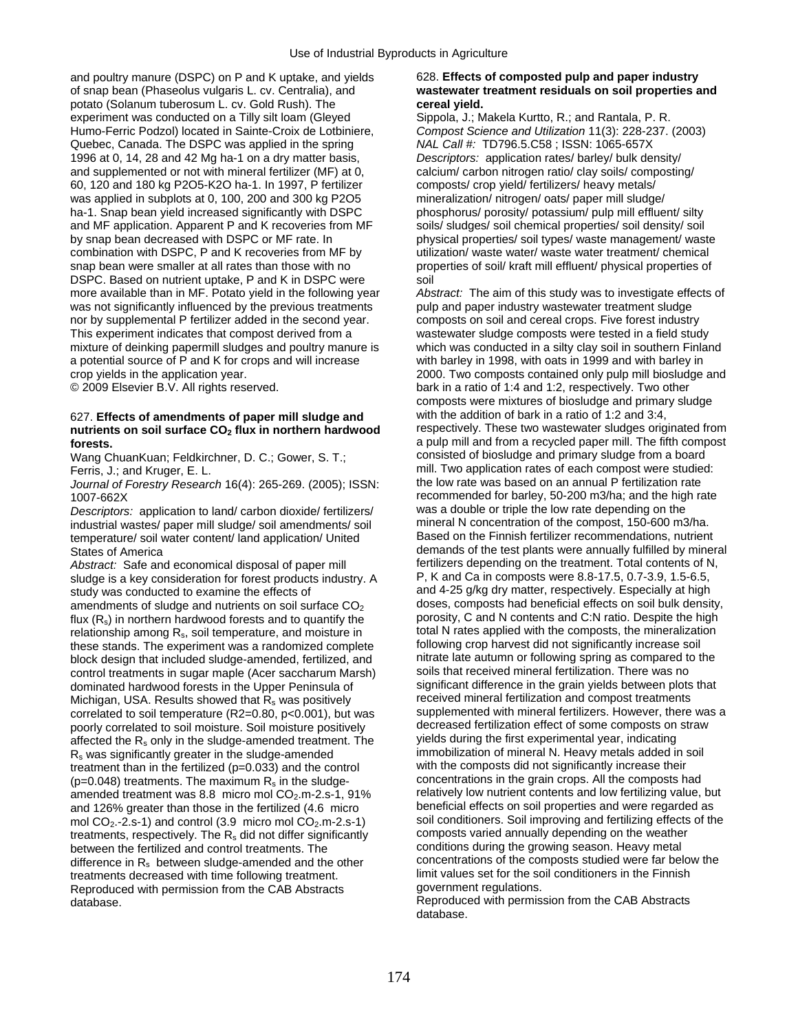and poultry manure (DSPC) on P and K uptake, and yields of snap bean (Phaseolus vulgaris L. cv. Centralia), and potato (Solanum tuberosum L. cv. Gold Rush). The experiment was conducted on a Tilly silt loam (Gleyed Humo-Ferric Podzol) located in Sainte-Croix de Lotbinière, Quebec, Canada. The DSPC was applied in the spring 1996 at 0, 14, 28 and 42 Mg ha-1 on a dry matter basis, and supplemented or not with mineral fertilizer (MF) at 0, 60, 120 and 180 kg P2O5-K2O ha-1. In 1997, P fertilizer was applied in subplots at 0, 100, 200 and 300 kg P2O5 ha-1. Snap bean yield increased significantly with DSPC and MF application. Apparent P and K recoveries from MF by snap bean decreased with DSPC or MF rate. In combination with DSPC, P and K recoveries from MF by snap bean were smaller at all rates than those with no DSPC. Based on nutrient uptake, P and K in DSPC were more available than in MF. Potato yield in the following year was not significantly influenced by the previous treatments nor by supplemental P fertilizer added in the second year. This experiment indicates that compost derived from a mixture of deinking papermill sludges and poultry manure is a potential source of P and K for crops and will increase crop yields in the application year.
© 2009 Elsevier B.V. All rights reserved.

627. **Effects of amendments of paper mill sludge and nutrients on soil surface $CO_2$ flux in northern hardwood forests.**
Wang ChuanKuan; Feldkirchner, D. C.; Gower, S. T.; Ferris, J.; and Kruger, E. L.
*Journal of Forestry Research* 16(4): 265-269. (2005); ISSN: 1007-662X
*Descriptors:* application to land/ carbon dioxide/ fertilizers/ industrial wastes/ paper mill sludge/ soil amendments/ soil temperature/ soil water content/ land application/ United States of America
*Abstract:* Safe and economical disposal of paper mill sludge is a key consideration for forest products industry. A study was conducted to examine the effects of amendments of sludge and nutrients on soil surface $CO_2$ flux ($R_s$) in northern hardwood forests and to quantify the relationship among $R_s$, soil temperature, and moisture in these stands. The experiment was a randomized complete block design that included sludge-amended, fertilized, and control treatments in sugar maple (Acer saccharum Marsh) dominated hardwood forests in the Upper Peninsula of Michigan, USA. Results showed that $R_s$ was positively correlated to soil temperature (R2=0.80, p<0.001), but was poorly correlated to soil moisture. Soil moisture positively affected the $R_s$ only in the sludge-amended treatment. The $R_s$ was significantly greater in the sludge-amended treatment than in the fertilized (p=0.033) and the control (p=0.048) treatments. The maximum $R_s$ in the sludge-amended treatment was 8.8 micro mol $CO_2$.m-2.s-1, 91% and 126% greater than those in the fertilized (4.6 micro mol $CO_2$.-2.s-1) and control (3.9 micro mol $CO_2$.m-2.s-1) treatments, respectively. The $R_s$ did not differ significantly between the fertilized and control treatments. The difference in $R_s$ between sludge-amended and the other treatments decreased with time following treatment.
Reproduced with permission from the CAB Abstracts database.

628. **Effects of composted pulp and paper industry wastewater treatment residuals on soil properties and cereal yield.**
Sippola, J.; Makela Kurtto, R.; and Rantala, P. R.
*Compost Science and Utilization* 11(3): 228-237. (2003)
*NAL Call #:* TD796.5.C58 ; ISSN: 1065-657X
*Descriptors:* application rates/ barley/ bulk density/ calcium/ carbon nitrogen ratio/ clay soils/ composting/ composts/ crop yield/ fertilizers/ heavy metals/ mineralization/ nitrogen/ oats/ paper mill sludge/ phosphorus/ porosity/ potassium/ pulp mill effluent/ silty soils/ sludges/ soil chemical properties/ soil density/ soil physical properties/ soil types/ waste management/ waste utilization/ waste water/ waste water treatment/ chemical properties of soil/ kraft mill effluent/ physical properties of soil
*Abstract:* The aim of this study was to investigate effects of pulp and paper industry wastewater treatment sludge composts on soil and cereal crops. Five forest industry wastewater sludge composts were tested in a field study which was conducted in a silty clay soil in southern Finland with barley in 1998, with oats in 1999 and with barley in 2000. Two composts contained only pulp mill biosludge and bark in a ratio of 1:4 and 1:2, respectively. Two other composts were mixtures of biosludge and primary sludge with the addition of bark in a ratio of 1:2 and 3:4, respectively. These two wastewater sludges originated from a pulp mill and from a recycled paper mill. The fifth compost consisted of biosludge and primary sludge from a board mill. Two application rates of each compost were studied: the low rate was based on an annual P fertilization rate recommended for barley, 50-200 m3/ha; and the high rate was a double or triple the low rate depending on the mineral N concentration of the compost, 150-600 m3/ha. Based on the Finnish fertilizer recommendations, nutrient demands of the test plants were annually fulfilled by mineral fertilizers depending on the treatment. Total contents of N, P, K and Ca in composts were 8.8-17.5, 0.7-3.9, 1.5-6.5, and 4-25 g/kg dry matter, respectively. Especially at high doses, composts had beneficial effects on soil bulk density, porosity, C and N contents and C:N ratio. Despite the high total N rates applied with the composts, the mineralization following crop harvest did not significantly increase soil nitrate late autumn or following spring as compared to the soils that received mineral fertilization. There was no significant difference in the grain yields between plots that received mineral fertilization and compost treatments supplemented with mineral fertilizers. However, there was a decreased fertilization effect of some composts on straw yields during the first experimental year, indicating immobilization of mineral N. Heavy metals added in soil with the composts did not significantly increase their concentrations in the grain crops. All the composts had relatively low nutrient contents and low fertilizing value, but beneficial effects on soil properties and were regarded as soil conditioners. Soil improving and fertilizing effects of the composts varied annually depending on the weather conditions during the growing season. Heavy metal concentrations of the composts studied were far below the limit values set for the soil conditioners in the Finnish government regulations.
Reproduced with permission from the CAB Abstracts database.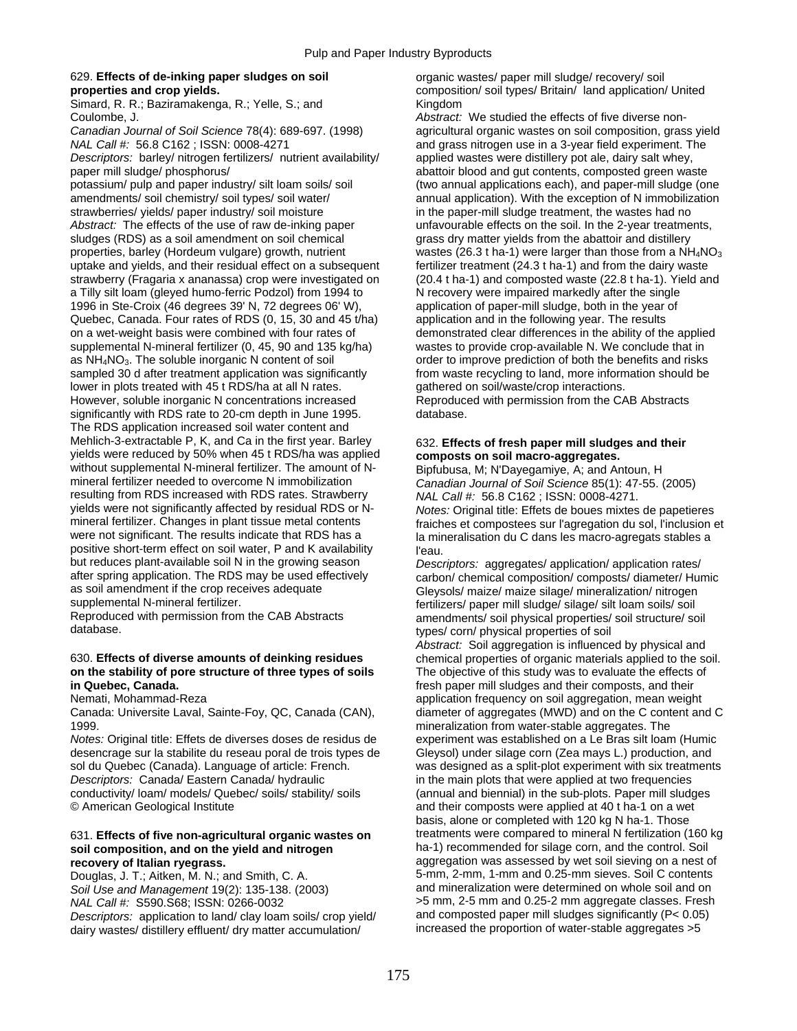**629. Effects of de-inking paper sludges on soil properties and crop yields.**

Simard, R. R.; Baziramakenga, R.; Yelle, S.; and Coulombe, J.

*Canadian Journal of Soil Science* 78(4): 689-697. (1998)

*NAL Call #:* 56.8 C162 ; ISSN: 0008-4271

*Descriptors:* barley/ nitrogen fertilizers/ nutrient availability/ paper mill sludge/ phosphorus/ potassium/ pulp and paper industry/ silt loam soils/ soil amendments/ soil chemistry/ soil types/ soil water/ strawberries/ yields/ paper industry/ soil moisture

*Abstract:* The effects of the use of raw de-inking paper sludges (RDS) as a soil amendment on soil chemical properties, barley (Hordeum vulgare) growth, nutrient uptake and yields, and their residual effect on a subsequent strawberry (Fragaria x ananassa) crop were investigated on a Tilly silt loam (gleyed humo-ferric Podzol) from 1994 to 1996 in Ste-Croix (46 degrees 39' N, 72 degrees 06' W), Quebec, Canada. Four rates of RDS (0, 15, 30 and 45 t/ha) on a wet-weight basis were combined with four rates of supplemental N-mineral fertilizer (0, 45, 90 and 135 kg/ha) as $NH_4NO_3$. The soluble inorganic N content of soil sampled 30 d after treatment application was significantly lower in plots treated with 45 t RDS/ha at all N rates. However, soluble inorganic N concentrations increased significantly with RDS rate to 20-cm depth in June 1995. The RDS application increased soil water content and Mehlich-3-extractable P, K, and Ca in the first year. Barley yields were reduced by 50% when 45 t RDS/ha was applied without supplemental N-mineral fertilizer. The amount of N-mineral fertilizer needed to overcome N immobilization resulting from RDS increased with RDS rates. Strawberry yields were not significantly affected by residual RDS or N-mineral fertilizer. Changes in plant tissue metal contents were not significant. The results indicate that RDS has a positive short-term effect on soil water, P and K availability but reduces plant-available soil N in the growing season after spring application. The RDS may be used effectively as soil amendment if the crop receives adequate supplemental N-mineral fertilizer.

Reproduced with permission from the CAB Abstracts database.

**630. Effects of diverse amounts of deinking residues on the stability of pore structure of three types of soils in Quebec, Canada.**

Nemati, Mohammad-Reza

Canada: Universite Laval, Sainte-Foy, QC, Canada (CAN), 1999.

*Notes:* Original title: Effets de diverses doses de residus de desencrage sur la stabilite du reseau poral de trois types de sol du Quebec (Canada). Language of article: French.

*Descriptors:* Canada/ Eastern Canada/ hydraulic conductivity/ loam/ models/ Quebec/ soils/ stability/ soils

© American Geological Institute

**631. Effects of five non-agricultural organic wastes on soil composition, and on the yield and nitrogen recovery of Italian ryegrass.**

Douglas, J. T.; Aitken, M. N.; and Smith, C. A.

*Soil Use and Management* 19(2): 135-138. (2003)

*NAL Call #:* S590.S68; ISSN: 0266-0032

*Descriptors:* application to land/ clay loam soils/ crop yield/ dairy wastes/ distillery effluent/ dry matter accumulation/ organic wastes/ paper mill sludge/ recovery/ soil composition/ soil types/ Britain/ land application/ United Kingdom

*Abstract:* We studied the effects of five diverse non-agricultural organic wastes on soil composition, grass yield and grass nitrogen use in a 3-year field experiment. The applied wastes were distillery pot ale, dairy salt whey, abattoir blood and gut contents, composted green waste (two annual applications each), and paper-mill sludge (one annual application). With the exception of N immobilization in the paper-mill sludge treatment, the wastes had no unfavourable effects on the soil. In the 2-year treatments, grass dry matter yields from the abattoir and distillery wastes (26.3 t ha-1) were larger than those from a $NH_4NO_3$ fertilizer treatment (24.3 t ha-1) and from the dairy waste (20.4 t ha-1) and composted waste (22.8 t ha-1). Yield and N recovery were impaired markedly after the single application of paper-mill sludge, both in the year of application and in the following year. The results demonstrated clear differences in the ability of the applied wastes to provide crop-available N. We conclude that in order to improve prediction of both the benefits and risks from waste recycling to land, more information should be gathered on soil/waste/crop interactions.

Reproduced with permission from the CAB Abstracts database.

**632. Effects of fresh paper mill sludges and their composts on soil macro-aggregates.**

Bipfubusa, M; N'Dayegamiye, A; and Antoun, H

*Canadian Journal of Soil Science* 85(1): 47-55. (2005)

*NAL Call #:* 56.8 C162 ; ISSN: 0008-4271.

*Notes:* Original title: Effets de boues mixtes de papetieres fraiches et compostees sur l'agregation du sol, l'inclusion et la mineralisation du C dans les macro-agregats stables a l'eau.

*Descriptors:* aggregates/ application/ application rates/ carbon/ chemical composition/ composts/ diameter/ Humic Gleysols/ maize/ maize silage/ mineralization/ nitrogen fertilizers/ paper mill sludge/ silage/ silt loam soils/ soil amendments/ soil physical properties/ soil structure/ soil types/ corn/ physical properties of soil

*Abstract:* Soil aggregation is influenced by physical and chemical properties of organic materials applied to the soil. The objective of this study was to evaluate the effects of fresh paper mill sludges and their composts, and their application frequency on soil aggregation, mean weight diameter of aggregates (MWD) and on the C content and C mineralization from water-stable aggregates. The experiment was established on a Le Bras silt loam (Humic Gleysol) under silage corn (Zea mays L.) production, and was designed as a split-plot experiment with six treatments in the main plots that were applied at two frequencies (annual and biennial) in the sub-plots. Paper mill sludges and their composts were applied at 40 t ha-1 on a wet basis, alone or completed with 120 kg N ha-1. Those treatments were compared to mineral N fertilization (160 kg ha-1) recommended for silage corn, and the control. Soil aggregation was assessed by wet soil sieving on a nest of 5-mm, 2-mm, 1-mm and 0.25-mm sieves. Soil C contents and mineralization were determined on whole soil and on >5 mm, 2-5 mm and 0.25-2 mm aggregate classes. Fresh and composted paper mill sludges significantly ($P< 0.05$) increased the proportion of water-stable aggregates >5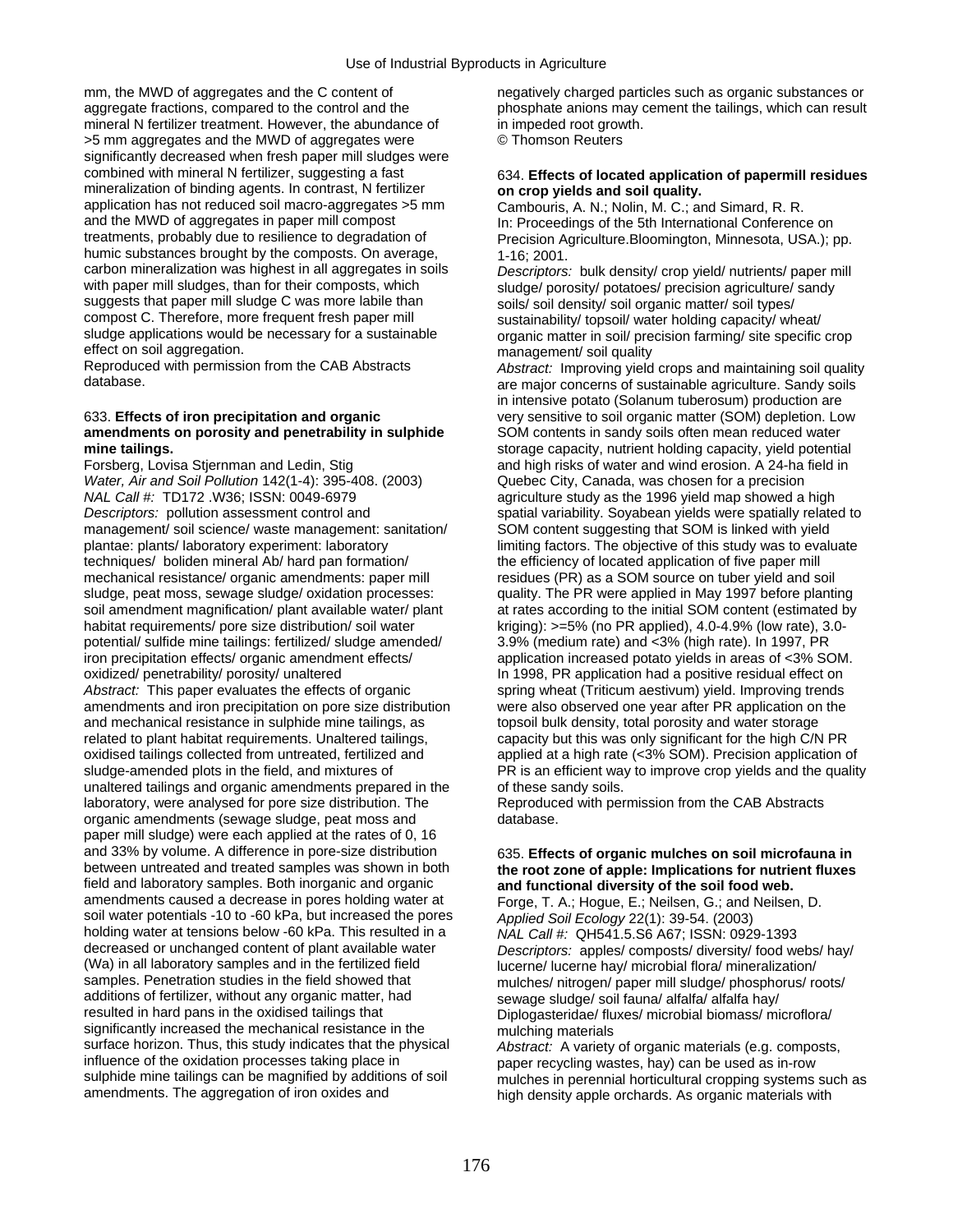mm, the MWD of aggregates and the C content of aggregate fractions, compared to the control and the mineral N fertilizer treatment. However, the abundance of >5 mm aggregates and the MWD of aggregates were significantly decreased when fresh paper mill sludges were combined with mineral N fertilizer, suggesting a fast mineralization of binding agents. In contrast, N fertilizer application has not reduced soil macro-aggregates >5 mm and the MWD of aggregates in paper mill compost treatments, probably due to resilience to degradation of humic substances brought by the composts. On average, carbon mineralization was highest in all aggregates in soils with paper mill sludges, than for their composts, which suggests that paper mill sludge C was more labile than compost C. Therefore, more frequent fresh paper mill sludge applications would be necessary for a sustainable effect on soil aggregation.
Reproduced with permission from the CAB Abstracts database.

633. **Effects of iron precipitation and organic amendments on porosity and penetrability in sulphide mine tailings.**
Forsberg, Lovisa Stjernman and Ledin, Stig
*Water, Air and Soil Pollution* 142(1-4): 395-408. (2003)
*NAL Call #:* TD172 .W36; ISSN: 0049-6979
*Descriptors:* pollution assessment control and management/ soil science/ waste management: sanitation/ plantae: plants/ laboratory experiment: laboratory techniques/ boliden mineral Ab/ hard pan formation/ mechanical resistance/ organic amendments: paper mill sludge, peat moss, sewage sludge/ oxidation processes: soil amendment magnification/ plant available water/ plant habitat requirements/ pore size distribution/ soil water potential/ sulfide mine tailings: fertilized/ sludge amended/ iron precipitation effects/ organic amendment effects/ oxidized/ penetrability/ porosity/ unaltered
*Abstract:* This paper evaluates the effects of organic amendments and iron precipitation on pore size distribution and mechanical resistance in sulphide mine tailings, as related to plant habitat requirements. Unaltered tailings, oxidised tailings collected from untreated, fertilized and sludge-amended plots in the field, and mixtures of unaltered tailings and organic amendments prepared in the laboratory, were analysed for pore size distribution. The organic amendments (sewage sludge, peat moss and paper mill sludge) were each applied at the rates of 0, 16 and 33% by volume. A difference in pore-size distribution between untreated and treated samples was shown in both field and laboratory samples. Both inorganic and organic amendments caused a decrease in pores holding water at soil water potentials -10 to -60 kPa, but increased the pores holding water at tensions below -60 kPa. This resulted in a decreased or unchanged content of plant available water (Wa) in all laboratory samples and in the fertilized field samples. Penetration studies in the field showed that additions of fertilizer, without any organic matter, had resulted in hard pans in the oxidised tailings that significantly increased the mechanical resistance in the surface horizon. Thus, this study indicates that the physical influence of the oxidation processes taking place in sulphide mine tailings can be magnified by additions of soil amendments. The aggregation of iron oxides and negatively charged particles such as organic substances or phosphate anions may cement the tailings, which can result in impeded root growth.
© Thomson Reuters

634. **Effects of located application of papermill residues on crop yields and soil quality.**
Cambouris, A. N.; Nolin, M. C.; and Simard, R. R.
In: Proceedings of the 5th International Conference on Precision Agriculture.Bloomington, Minnesota, USA.); pp. 1-16; 2001.
*Descriptors:* bulk density/ crop yield/ nutrients/ paper mill sludge/ porosity/ potatoes/ precision agriculture/ sandy soils/ soil density/ soil organic matter/ soil types/ sustainability/ topsoil/ water holding capacity/ wheat/ organic matter in soil/ precision farming/ site specific crop management/ soil quality
*Abstract:* Improving yield crops and maintaining soil quality are major concerns of sustainable agriculture. Sandy soils in intensive potato (Solanum tuberosum) production are very sensitive to soil organic matter (SOM) depletion. Low SOM contents in sandy soils often mean reduced water storage capacity, nutrient holding capacity, yield potential and high risks of water and wind erosion. A 24-ha field in Quebec City, Canada, was chosen for a precision agriculture study as the 1996 yield map showed a high spatial variability. Soyabean yields were spatially related to SOM content suggesting that SOM is linked with yield limiting factors. The objective of this study was to evaluate the efficiency of located application of five paper mill residues (PR) as a SOM source on tuber yield and soil quality. The PR were applied in May 1997 before planting at rates according to the initial SOM content (estimated by kriging): >=5% (no PR applied), 4.0-4.9% (low rate), 3.0-3.9% (medium rate) and <3% (high rate). In 1997, PR application increased potato yields in areas of <3% SOM. In 1998, PR application had a positive residual effect on spring wheat (Triticum aestivum) yield. Improving trends were also observed one year after PR application on the topsoil bulk density, total porosity and water storage capacity but this was only significant for the high C/N PR applied at a high rate (<3% SOM). Precision application of PR is an efficient way to improve crop yields and the quality of these sandy soils.
Reproduced with permission from the CAB Abstracts database.

635. **Effects of organic mulches on soil microfauna in the root zone of apple: Implications for nutrient fluxes and functional diversity of the soil food web.**
Forge, T. A.; Hogue, E.; Neilsen, G.; and Neilsen, D.
*Applied Soil Ecology* 22(1): 39-54. (2003)
*NAL Call #:* QH541.5.S6 A67; ISSN: 0929-1393
*Descriptors:* apples/ composts/ diversity/ food webs/ hay/ lucerne/ lucerne hay/ microbial flora/ mineralization/ mulches/ nitrogen/ paper mill sludge/ phosphorus/ roots/ sewage sludge/ soil fauna/ alfalfa/ alfalfa hay/ Diplogasteridae/ fluxes/ microbial biomass/ microflora/ mulching materials
*Abstract:* A variety of organic materials (e.g. composts, paper recycling wastes, hay) can be used as in-row mulches in perennial horticultural cropping systems such as high density apple orchards. As organic materials with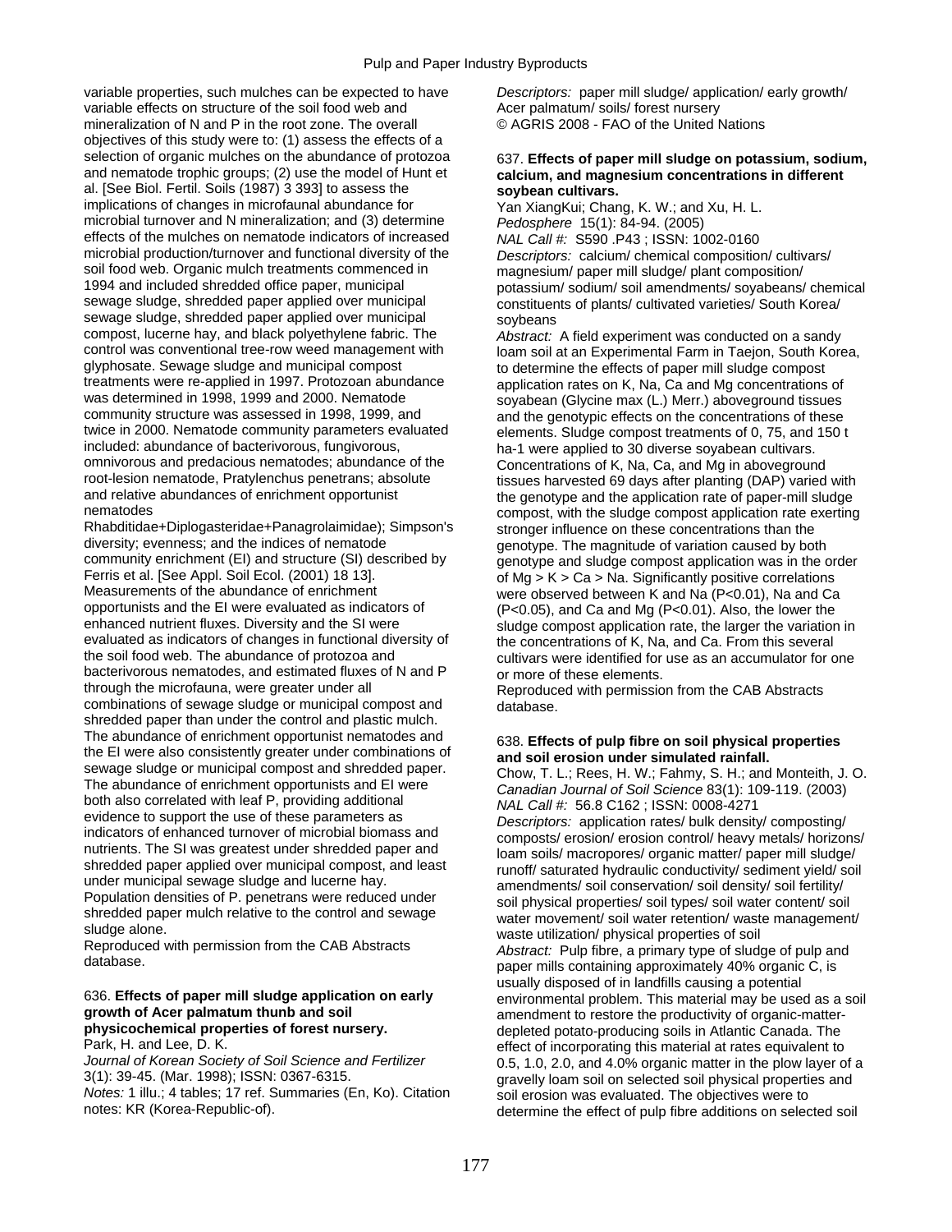variable properties, such mulches can be expected to have variable effects on structure of the soil food web and mineralization of N and P in the root zone. The overall objectives of this study were to: (1) assess the effects of a selection of organic mulches on the abundance of protozoa and nematode trophic groups; (2) use the model of Hunt et al. [See Biol. Fertil. Soils (1987) 3 393] to assess the implications of changes in microfaunal abundance for microbial turnover and N mineralization; and (3) determine effects of the mulches on nematode indicators of increased microbial production/turnover and functional diversity of the soil food web. Organic mulch treatments commenced in 1994 and included shredded office paper, municipal sewage sludge, shredded paper applied over municipal sewage sludge, shredded paper applied over municipal compost, lucerne hay, and black polyethylene fabric. The control was conventional tree-row weed management with glyphosate. Sewage sludge and municipal compost treatments were re-applied in 1997. Protozoan abundance was determined in 1998, 1999 and 2000. Nematode community structure was assessed in 1998, 1999, and twice in 2000. Nematode community parameters evaluated included: abundance of bacterivorous, fungivorous, omnivorous and predacious nematodes; abundance of the root-lesion nematode, Pratylenchus penetrans; absolute and relative abundances of enrichment opportunist nematodes (Rhabditidae+Diplogasteridae+Panagrolaimidae); Simpson's diversity; evenness; and the indices of nematode community enrichment (EI) and structure (SI) described by Ferris et al. [See Appl. Soil Ecol. (2001) 18 13]. Measurements of the abundance of enrichment opportunists and the EI were evaluated as indicators of enhanced nutrient fluxes. Diversity and the SI were evaluated as indicators of changes in functional diversity of the soil food web. The abundance of protozoa and bacterivorous nematodes, and estimated fluxes of N and P through the microfauna, were greater under all combinations of sewage sludge or municipal compost and shredded paper than under the control and plastic mulch. The abundance of enrichment opportunist nematodes and the EI were also consistently greater under combinations of sewage sludge or municipal compost and shredded paper. The abundance of enrichment opportunists and EI were both also correlated with leaf P, providing additional evidence to support the use of these parameters as indicators of enhanced turnover of microbial biomass and nutrients. The SI was greatest under shredded paper and shredded paper applied over municipal compost, and least under municipal sewage sludge and lucerne hay. Population densities of P. penetrans were reduced under shredded paper mulch relative to the control and sewage sludge alone.
Reproduced with permission from the CAB Abstracts database.

636. **Effects of paper mill sludge application on early growth of Acer palmatum thunb and soil physicochemical properties of forest nursery.**
Park, H. and Lee, D. K.
*Journal of Korean Society of Soil Science and Fertilizer* 3(1): 39-45. (Mar. 1998); ISSN: 0367-6315.
*Notes:* 1 illu.; 4 tables; 17 ref. Summaries (En, Ko). Citation notes: KR (Korea-Republic-of).
*Descriptors:* paper mill sludge/ application/ early growth/ Acer palmatum/ soils/ forest nursery
© AGRIS 2008 - FAO of the United Nations

637. **Effects of paper mill sludge on potassium, sodium, calcium, and magnesium concentrations in different soybean cultivars.**
Yan XiangKui; Chang, K. W.; and Xu, H. L.
*Pedosphere* 15(1): 84-94. (2005)
*NAL Call #:* S590 .P43 ; ISSN: 1002-0160
*Descriptors:* calcium/ chemical composition/ cultivars/ magnesium/ paper mill sludge/ plant composition/ potassium/ sodium/ soil amendments/ soyabeans/ chemical constituents of plants/ cultivated varieties/ South Korea/ soybeans
*Abstract:* A field experiment was conducted on a sandy loam soil at an Experimental Farm in Taejon, South Korea, to determine the effects of paper mill sludge compost application rates on K, Na, Ca and Mg concentrations of soyabean (Glycine max (L.) Merr.) aboveground tissues and the genotypic effects on the concentrations of these elements. Sludge compost treatments of 0, 75, and 150 t ha-1 were applied to 30 diverse soyabean cultivars. Concentrations of K, Na, Ca, and Mg in aboveground tissues harvested 69 days after planting (DAP) varied with the genotype and the application rate of paper-mill sludge compost, with the sludge compost application rate exerting stronger influence on these concentrations than the genotype. The magnitude of variation caused by both genotype and sludge compost application was in the order of Mg > K > Ca > Na. Significantly positive correlations were observed between K and Na ($P<0.01$), Na and Ca ($P<0.05$), and Ca and Mg ($P<0.01$). Also, the lower the sludge compost application rate, the larger the variation in the concentrations of K, Na, and Ca. From this several cultivars were identified for use as an accumulator for one or more of these elements.
Reproduced with permission from the CAB Abstracts database.

638. **Effects of pulp fibre on soil physical properties and soil erosion under simulated rainfall.**
Chow, T. L.; Rees, H. W.; Fahmy, S. H.; and Monteith, J. O.
*Canadian Journal of Soil Science* 83(1): 109-119. (2003)
*NAL Call #:* 56.8 C162 ; ISSN: 0008-4271
*Descriptors:* application rates/ bulk density/ composting/ composts/ erosion/ erosion control/ heavy metals/ horizons/ loam soils/ macropores/ organic matter/ paper mill sludge/ runoff/ saturated hydraulic conductivity/ sediment yield/ soil amendments/ soil conservation/ soil density/ soil fertility/ soil physical properties/ soil types/ soil water content/ soil water movement/ soil water retention/ waste management/ waste utilization/ physical properties of soil
*Abstract:* Pulp fibre, a primary type of sludge of pulp and paper mills containing approximately 40% organic C, is usually disposed of in landfills causing a potential environmental problem. This material may be used as a soil amendment to restore the productivity of organic-matter-depleted potato-producing soils in Atlantic Canada. The effect of incorporating this material at rates equivalent to 0.5, 1.0, 2.0, and 4.0% organic matter in the plow layer of a gravelly loam soil on selected soil physical properties and soil erosion was evaluated. The objectives were to determine the effect of pulp fibre additions on selected soil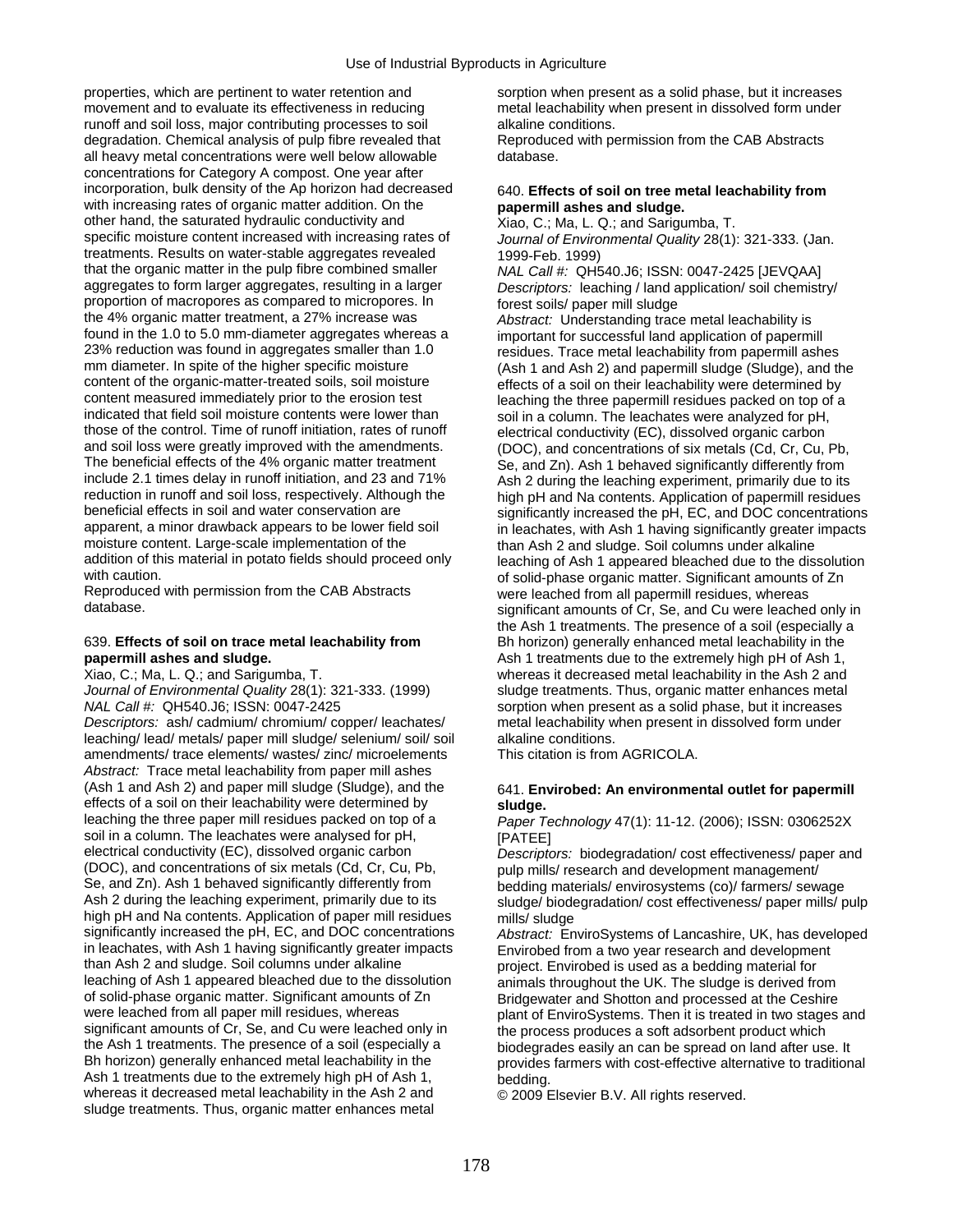properties, which are pertinent to water retention and movement and to evaluate its effectiveness in reducing runoff and soil loss, major contributing processes to soil degradation. Chemical analysis of pulp fibre revealed that all heavy metal concentrations were well below allowable concentrations for Category A compost. One year after incorporation, bulk density of the Ap horizon had decreased with increasing rates of organic matter addition. On the other hand, the saturated hydraulic conductivity and specific moisture content increased with increasing rates of treatments. Results on water-stable aggregates revealed that the organic matter in the pulp fibre combined smaller aggregates to form larger aggregates, resulting in a larger proportion of macropores as compared to micropores. In the 4% organic matter treatment, a 27% increase was found in the 1.0 to 5.0 mm-diameter aggregates whereas a 23% reduction was found in aggregates smaller than 1.0 mm diameter. In spite of the higher specific moisture content of the organic-matter-treated soils, soil moisture content measured immediately prior to the erosion test indicated that field soil moisture contents were lower than those of the control. Time of runoff initiation, rates of runoff and soil loss were greatly improved with the amendments. The beneficial effects of the 4% organic matter treatment include 2.1 times delay in runoff initiation, and 23 and 71% reduction in runoff and soil loss, respectively. Although the beneficial effects in soil and water conservation are apparent, a minor drawback appears to be lower field soil moisture content. Large-scale implementation of the addition of this material in potato fields should proceed only with caution.

Reproduced with permission from the CAB Abstracts database.

## 639. **Effects of soil on trace metal leachability from papermill ashes and sludge.**

Xiao, C.; Ma, L. Q.; and Sarigumba, T.

*Journal of Environmental Quality* 28(1): 321-333. (1999)

*NAL Call #:* QH540.J6; ISSN: 0047-2425

*Descriptors:* ash/ cadmium/ chromium/ copper/ leachates/ leaching/ lead/ metals/ paper mill sludge/ selenium/ soil/ soil amendments/ trace elements/ wastes/ zinc/ microelements

*Abstract:* Trace metal leachability from paper mill ashes (Ash 1 and Ash 2) and paper mill sludge (Sludge), and the effects of a soil on their leachability were determined by leaching the three paper mill residues packed on top of a soil in a column. The leachates were analysed for pH, electrical conductivity (EC), dissolved organic carbon (DOC), and concentrations of six metals (Cd, Cr, Cu, Pb, Se, and Zn). Ash 1 behaved significantly differently from Ash 2 during the leaching experiment, primarily due to its high pH and Na contents. Application of paper mill residues significantly increased the pH, EC, and DOC concentrations in leachates, with Ash 1 having significantly greater impacts than Ash 2 and sludge. Soil columns under alkaline leaching of Ash 1 appeared bleached due to the dissolution of solid-phase organic matter. Significant amounts of Zn were leached from all paper mill residues, whereas significant amounts of Cr, Se, and Cu were leached only in the Ash 1 treatments. The presence of a soil (especially a Bh horizon) generally enhanced metal leachability in the Ash 1 treatments due to the extremely high pH of Ash 1, whereas it decreased metal leachability in the Ash 2 and sludge treatments. Thus, organic matter enhances metal sorption when present as a solid phase, but it increases metal leachability when present in dissolved form under alkaline conditions.

Reproduced with permission from the CAB Abstracts database.

## 640. **Effects of soil on tree metal leachability from papermill ashes and sludge.**

Xiao, C.; Ma, L. Q.; and Sarigumba, T.

*Journal of Environmental Quality* 28(1): 321-333. (Jan. 1999-Feb. 1999)

*NAL Call #:* QH540.J6; ISSN: 0047-2425 [JEVQAA]

*Descriptors:* leaching / land application/ soil chemistry/ forest soils/ paper mill sludge

*Abstract:* Understanding trace metal leachability is important for successful land application of papermill residues. Trace metal leachability from papermill ashes (Ash 1 and Ash 2) and papermill sludge (Sludge), and the effects of a soil on their leachability were determined by leaching the three papermill residues packed on top of a soil in a column. The leachates were analyzed for pH, electrical conductivity (EC), dissolved organic carbon (DOC), and concentrations of six metals (Cd, Cr, Cu, Pb, Se, and Zn). Ash 1 behaved significantly differently from Ash 2 during the leaching experiment, primarily due to its high pH and Na contents. Application of papermill residues significantly increased the pH, EC, and DOC concentrations in leachates, with Ash 1 having significantly greater impacts than Ash 2 and sludge. Soil columns under alkaline leaching of Ash 1 appeared bleached due to the dissolution of solid-phase organic matter. Significant amounts of Zn were leached from all papermill residues, whereas significant amounts of Cr, Se, and Cu were leached only in the Ash 1 treatments. The presence of a soil (especially a Bh horizon) generally enhanced metal leachability in the Ash 1 treatments due to the extremely high pH of Ash 1, whereas it decreased metal leachability in the Ash 2 and sludge treatments. Thus, organic matter enhances metal sorption when present as a solid phase, but it increases metal leachability when present in dissolved form under alkaline conditions.

This citation is from AGRICOLA.

## 641. **Envirobed: An environmental outlet for papermill sludge.**

*Paper Technology* 47(1): 11-12. (2006); ISSN: 0306252X [PATEE]

*Descriptors:* biodegradation/ cost effectiveness/ paper and pulp mills/ research and development management/ bedding materials/ envirosystems (co)/ farmers/ sewage sludge/ biodegradation/ cost effectiveness/ paper mills/ pulp mills/ sludge

*Abstract:* EnviroSystems of Lancashire, UK, has developed Envirobed from a two year research and development project. Envirobed is used as a bedding material for animals throughout the UK. The sludge is derived from Bridgewater and Shotton and processed at the Ceshire plant of EnviroSystems. Then it is treated in two stages and the process produces a soft adsorbent product which biodegrades easily an can be spread on land after use. It provides farmers with cost-effective alternative to traditional bedding.

© 2009 Elsevier B.V. All rights reserved.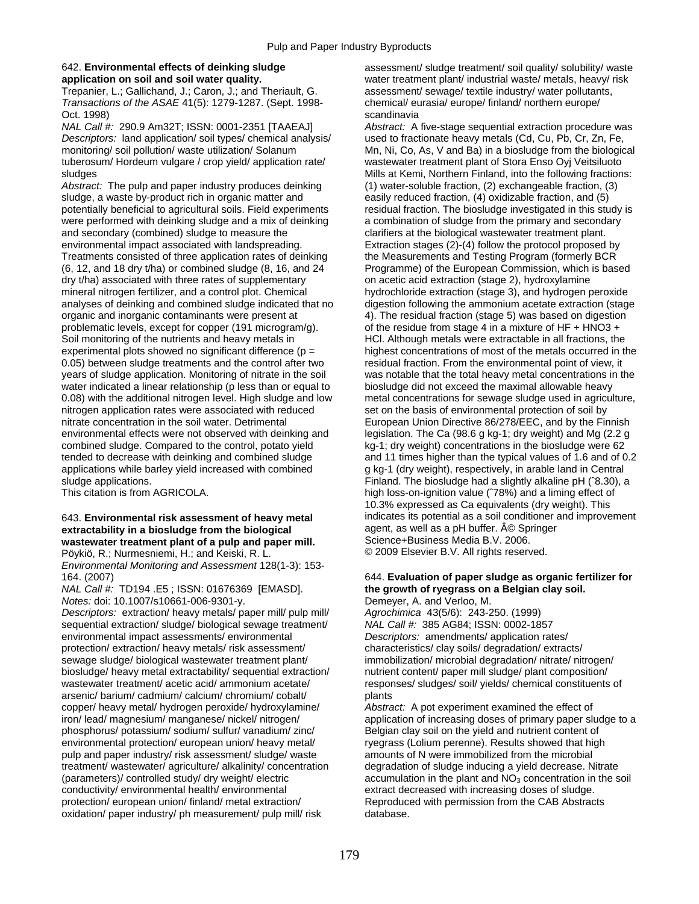**642. Environmental effects of deinking sludge application on soil and soil water quality.**
Trepanier, L.; Gallichand, J.; Caron, J.; and Theriault, G.
*Transactions of the ASAE* 41(5): 1279-1287. (Sept. 1998-Oct. 1998)
*NAL Call #:* 290.9 Am32T; ISSN: 0001-2351 [TAAEAJ]
*Descriptors:* land application/ soil types/ chemical analysis/ monitoring/ soil pollution/ waste utilization/ Solanum tuberosum/ Hordeum vulgare / crop yield/ application rate/ sludges
*Abstract:* The pulp and paper industry produces deinking sludge, a waste by-product rich in organic matter and potentially beneficial to agricultural soils. Field experiments were performed with deinking sludge and a mix of deinking and secondary (combined) sludge to measure the environmental impact associated with landspreading. Treatments consisted of three application rates of deinking (6, 12, and 18 dry t/ha) or combined sludge (8, 16, and 24 dry t/ha) associated with three rates of supplementary mineral nitrogen fertilizer, and a control plot. Chemical analyses of deinking and combined sludge indicated that no organic and inorganic contaminants were present at problematic levels, except for copper (191 microgram/g). Soil monitoring of the nutrients and heavy metals in experimental plots showed no significant difference ($p = 0.05$) between sludge treatments and the control after two years of sludge application. Monitoring of nitrate in the soil water indicated a linear relationship (p less than or equal to 0.08) with the additional nitrogen level. High sludge and low nitrogen application rates were associated with reduced nitrate concentration in the soil water. Detrimental environmental effects were not observed with deinking and combined sludge. Compared to the control, potato yield tended to decrease with deinking and combined sludge applications while barley yield increased with combined sludge applications.
This citation is from AGRICOLA.

**643. Environmental risk assessment of heavy metal extractability in a biosludge from the biological wastewater treatment plant of a pulp and paper mill.**
Pöykiö, R.; Nurmesniemi, H.; and Keiski, R. L.
*Environmental Monitoring and Assessment* 128(1-3): 153-164. (2007)
*NAL Call #:* TD194 .E5 ; ISSN: 01676369 [EMASD].
*Notes:* doi: 10.1007/s10661-006-9301-y.
*Descriptors:* extraction/ heavy metals/ paper mill/ pulp mill/ sequential extraction/ sludge/ biological sewage treatment/ environmental impact assessments/ environmental protection/ extraction/ heavy metals/ risk assessment/ sewage sludge/ biological wastewater treatment plant/ biosludge/ heavy metal extractability/ sequential extraction/ wastewater treatment/ acetic acid/ ammonium acetate/ arsenic/ barium/ cadmium/ calcium/ chromium/ cobalt/ copper/ heavy metal/ hydrogen peroxide/ hydroxylamine/ iron/ lead/ magnesium/ manganese/ nickel/ nitrogen/ phosphorus/ potassium/ sodium/ sulfur/ vanadium/ zinc/ environmental protection/ european union/ heavy metal/ pulp and paper industry/ risk assessment/ sludge/ waste treatment/ wastewater/ agriculture/ alkalinity/ concentration (parameters)/ controlled study/ dry weight/ electric conductivity/ environmental health/ environmental protection/ european union/ finland/ metal extraction/ oxidation/ paper industry/ ph measurement/ pulp mill/ risk assessment/ sludge treatment/ soil quality/ solubility/ waste water treatment plant/ industrial waste/ metals, heavy/ risk assessment/ sewage/ textile industry/ water pollutants, chemical/ eurasia/ europe/ finland/ northern europe/ scandinavia
*Abstract:* A five-stage sequential extraction procedure was used to fractionate heavy metals (Cd, Cu, Pb, Cr, Zn, Fe, Mn, Ni, Co, As, V and Ba) in a biosludge from the biological wastewater treatment plant of Stora Enso Oyj Veitsiluoto Mills at Kemi, Northern Finland, into the following fractions: (1) water-soluble fraction, (2) exchangeable fraction, (3) easily reduced fraction, (4) oxidizable fraction, and (5) residual fraction. The biosludge investigated in this study is a combination of sludge from the primary and secondary clarifiers at the biological wastewater treatment plant. Extraction stages (2)-(4) follow the protocol proposed by the Measurements and Testing Program (formerly BCR Programme) of the European Commission, which is based on acetic acid extraction (stage 2), hydroxylamine hydrochloride extraction (stage 3), and hydrogen peroxide digestion following the ammonium acetate extraction (stage 4). The residual fraction (stage 5) was based on digestion of the residue from stage 4 in a mixture of HF + HNO3 + HCl. Although metals were extractable in all fractions, the highest concentrations of most of the metals occurred in the residual fraction. From the environmental point of view, it was notable that the total heavy metal concentrations in the biosludge did not exceed the maximal allowable heavy metal concentrations for sewage sludge used in agriculture, set on the basis of environmental protection of soil by European Union Directive 86/278/EEC, and by the Finnish legislation. The Ca (98.6 g kg-1; dry weight) and Mg (2.2 g kg-1; dry weight) concentrations in the biosludge were 62 and 11 times higher than the typical values of 1.6 and of 0.2 g kg-1 (dry weight), respectively, in arable land in Central Finland. The biosludge had a slightly alkaline pH (˜8.30), a high loss-on-ignition value (˜78%) and a liming effect of 10.3% expressed as Ca equivalents (dry weight). This indicates its potential as a soil conditioner and improvement agent, as well as a pH buffer. Â© Springer Science+Business Media B.V. 2006.
© 2009 Elsevier B.V. All rights reserved.

**644. Evaluation of paper sludge as organic fertilizer for the growth of ryegrass on a Belgian clay soil.**
Demeyer, A. and Verloo, M.
*Agrochimica* 43(5/6): 243-250. (1999)
*NAL Call #:* 385 AG84; ISSN: 0002-1857
*Descriptors:* amendments/ application rates/ characteristics/ clay soils/ degradation/ extracts/ immobilization/ microbial degradation/ nitrate/ nitrogen/ nutrient content/ paper mill sludge/ plant composition/ responses/ sludges/ soil/ yields/ chemical constituents of plants
*Abstract:* A pot experiment examined the effect of application of increasing doses of primary paper sludge to a Belgian clay soil on the yield and nutrient content of ryegrass (Lolium perenne). Results showed that high amounts of N were immobilized from the microbial degradation of sludge inducing a yield decrease. Nitrate accumulation in the plant and $NO_3$ concentration in the soil extract decreased with increasing doses of sludge.
Reproduced with permission from the CAB Abstracts database.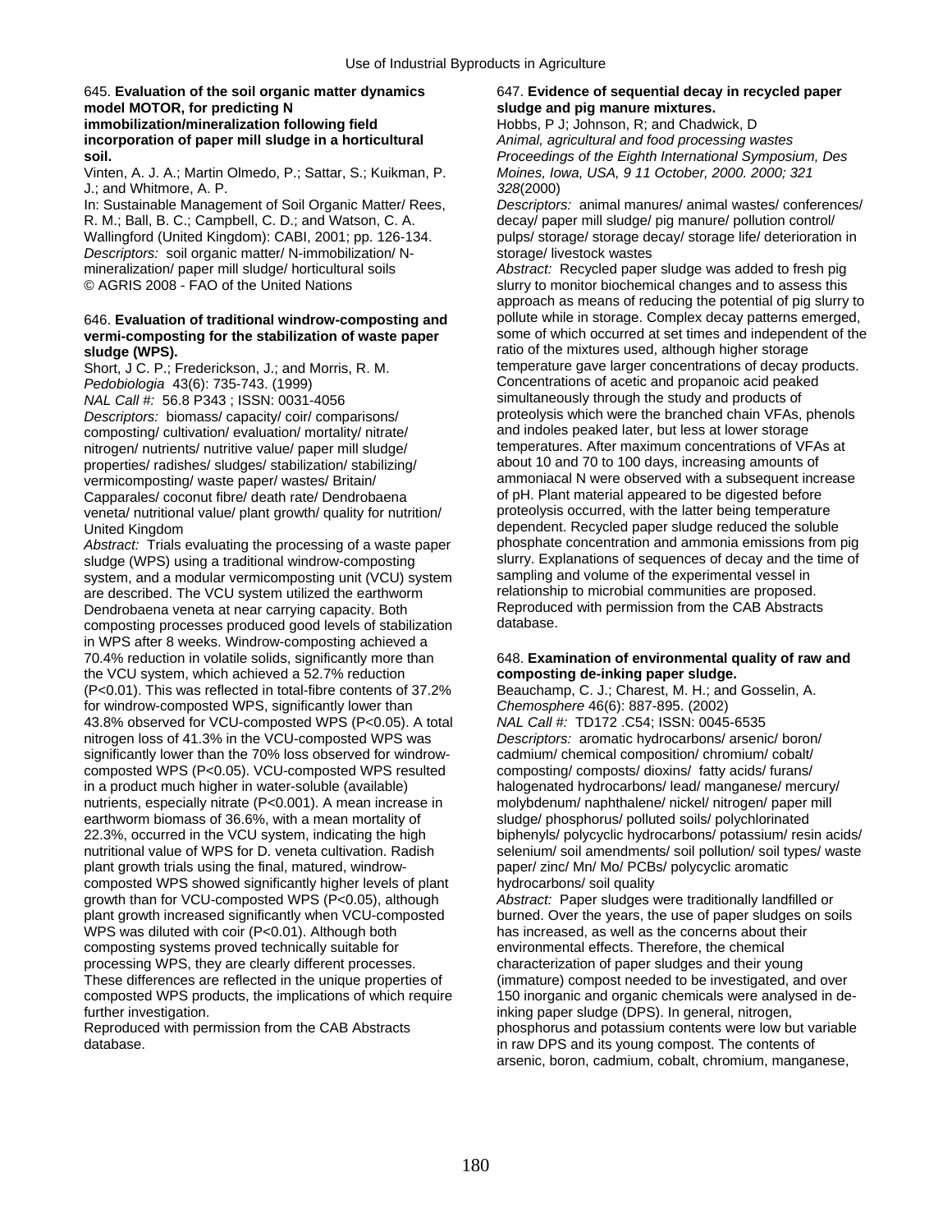645. **Evaluation of the soil organic matter dynamics model MOTOR, for predicting N immobilization/mineralization following field incorporation of paper mill sludge in a horticultural soil.**
Vinten, A. J. A.; Martin Olmedo, P.; Sattar, S.; Kuikman, P. J.; and Whitmore, A. P.
In: Sustainable Management of Soil Organic Matter/ Rees, R. M.; Ball, B. C.; Campbell, C. D.; and Watson, C. A. Wallingford (United Kingdom): CABI, 2001; pp. 126-134.
*Descriptors:* soil organic matter/ N-immobilization/ N-mineralization/ paper mill sludge/ horticultural soils
© AGRIS 2008 - FAO of the United Nations

646. **Evaluation of traditional windrow-composting and vermi-composting for the stabilization of waste paper sludge (WPS).**
Short, J C. P.; Frederickson, J.; and Morris, R. M.
*Pedobiologia* 43(6): 735-743. (1999)
*NAL Call #:* 56.8 P343 ; ISSN: 0031-4056
*Descriptors:* biomass/ capacity/ coir/ comparisons/ composting/ cultivation/ evaluation/ mortality/ nitrate/ nitrogen/ nutrients/ nutritive value/ paper mill sludge/ properties/ radishes/ sludges/ stabilization/ stabilizing/ vermicomposting/ waste paper/ wastes/ Britain/ Capparales/ coconut fibre/ death rate/ Dendrobaena veneta/ nutritional value/ plant growth/ quality for nutrition/ United Kingdom
*Abstract:* Trials evaluating the processing of a waste paper sludge (WPS) using a traditional windrow-composting system, and a modular vermicomposting unit (VCU) system are described. The VCU system utilized the earthworm Dendrobaena veneta at near carrying capacity. Both composting processes produced good levels of stabilization in WPS after 8 weeks. Windrow-composting achieved a 70.4% reduction in volatile solids, significantly more than the VCU system, which achieved a 52.7% reduction ($P<0.01$). This was reflected in total-fibre contents of 37.2% for windrow-composted WPS, significantly lower than 43.8% observed for VCU-composted WPS ($P<0.05$). A total nitrogen loss of 41.3% in the VCU-composted WPS was significantly lower than the 70% loss observed for windrow-composted WPS ($P<0.05$). VCU-composted WPS resulted in a product much higher in water-soluble (available) nutrients, especially nitrate ($P<0.001$). A mean increase in earthworm biomass of 36.6%, with a mean mortality of 22.3%, occurred in the VCU system, indicating the high nutritional value of WPS for D. veneta cultivation. Radish plant growth trials using the final, matured, windrow-composted WPS showed significantly higher levels of plant growth than for VCU-composted WPS ($P<0.05$), although plant growth increased significantly when VCU-composted WPS was diluted with coir ($P<0.01$). Although both composting systems proved technically suitable for processing WPS, they are clearly different processes. These differences are reflected in the unique properties of composted WPS products, the implications of which require further investigation.
Reproduced with permission from the CAB Abstracts database.

647. **Evidence of sequential decay in recycled paper sludge and pig manure mixtures.**
Hobbs, P J; Johnson, R; and Chadwick, D
*Animal, agricultural and food processing wastes Proceedings of the Eighth International Symposium, Des Moines, Iowa, USA, 9 11 October, 2000. 2000; 321 328*(2000)
*Descriptors:* animal manures/ animal wastes/ conferences/ decay/ paper mill sludge/ pig manure/ pollution control/ pulps/ storage/ storage decay/ storage life/ deterioration in storage/ livestock wastes
*Abstract:* Recycled paper sludge was added to fresh pig slurry to monitor biochemical changes and to assess this approach as means of reducing the potential of pig slurry to pollute while in storage. Complex decay patterns emerged, some of which occurred at set times and independent of the ratio of the mixtures used, although higher storage temperature gave larger concentrations of decay products. Concentrations of acetic and propanoic acid peaked simultaneously through the study and products of proteolysis which were the branched chain VFAs, phenols and indoles peaked later, but less at lower storage temperatures. After maximum concentrations of VFAs at about 10 and 70 to 100 days, increasing amounts of ammoniacal N were observed with a subsequent increase of pH. Plant material appeared to be digested before proteolysis occurred, with the latter being temperature dependent. Recycled paper sludge reduced the soluble phosphate concentration and ammonia emissions from pig slurry. Explanations of sequences of decay and the time of sampling and volume of the experimental vessel in relationship to microbial communities are proposed.
Reproduced with permission from the CAB Abstracts database.

648. **Examination of environmental quality of raw and composting de-inking paper sludge.**
Beauchamp, C. J.; Charest, M. H.; and Gosselin, A.
*Chemosphere* 46(6): 887-895. (2002)
*NAL Call #:* TD172 .C54; ISSN: 0045-6535
*Descriptors:* aromatic hydrocarbons/ arsenic/ boron/ cadmium/ chemical composition/ chromium/ cobalt/ composting/ composts/ dioxins/ fatty acids/ furans/ halogenated hydrocarbons/ lead/ manganese/ mercury/ molybdenum/ naphthalene/ nickel/ nitrogen/ paper mill sludge/ phosphorus/ polluted soils/ polychlorinated biphenyls/ polycyclic hydrocarbons/ potassium/ resin acids/ selenium/ soil amendments/ soil pollution/ soil types/ waste paper/ zinc/ Mn/ Mo/ PCBs/ polycyclic aromatic hydrocarbons/ soil quality
*Abstract:* Paper sludges were traditionally landfilled or burned. Over the years, the use of paper sludges on soils has increased, as well as the concerns about their environmental effects. Therefore, the chemical characterization of paper sludges and their young (immature) compost needed to be investigated, and over 150 inorganic and organic chemicals were analysed in de-inking paper sludge (DPS). In general, nitrogen, phosphorus and potassium contents were low but variable in raw DPS and its young compost. The contents of arsenic, boron, cadmium, cobalt, chromium, manganese,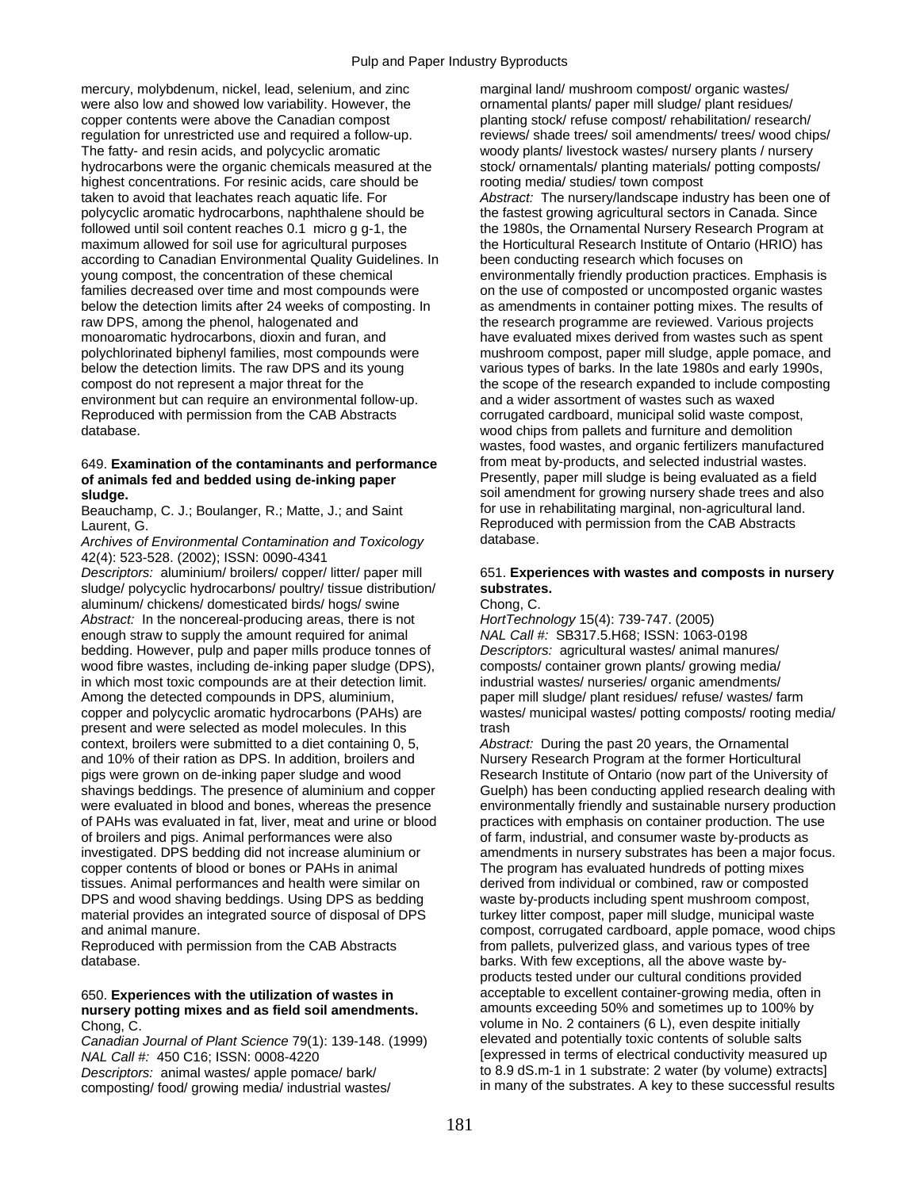mercury, molybdenum, nickel, lead, selenium, and zinc were also low and showed low variability. However, the copper contents were above the Canadian compost regulation for unrestricted use and required a follow-up. The fatty- and resin acids, and polycyclic aromatic hydrocarbons were the organic chemicals measured at the highest concentrations. For resinic acids, care should be taken to avoid that leachates reach aquatic life. For polycyclic aromatic hydrocarbons, naphthalene should be followed until soil content reaches 0.1 micro g g-1, the maximum allowed for soil use for agricultural purposes according to Canadian Environmental Quality Guidelines. In young compost, the concentration of these chemical families decreased over time and most compounds were below the detection limits after 24 weeks of composting. In raw DPS, among the phenol, halogenated and monoaromatic hydrocarbons, dioxin and furan, and polychlorinated biphenyl families, most compounds were below the detection limits. The raw DPS and its young compost do not represent a major threat for the environment but can require an environmental follow-up.
Reproduced with permission from the CAB Abstracts database.

649. **Examination of the contaminants and performance of animals fed and bedded using de-inking paper sludge.**

Beauchamp, C. J.; Boulanger, R.; Matte, J.; and Saint Laurent, G.

*Archives of Environmental Contamination and Toxicology* 42(4): 523-528. (2002); ISSN: 0090-4341

*Descriptors:* aluminium/ broilers/ copper/ litter/ paper mill sludge/ polycyclic hydrocarbons/ poultry/ tissue distribution/ aluminum/ chickens/ domesticated birds/ hogs/ swine

*Abstract:* In the noncereal-producing areas, there is not enough straw to supply the amount required for animal bedding. However, pulp and paper mills produce tonnes of wood fibre wastes, including de-inking paper sludge (DPS), in which most toxic compounds are at their detection limit. Among the detected compounds in DPS, aluminium, copper and polycyclic aromatic hydrocarbons (PAHs) are present and were selected as model molecules. In this context, broilers were submitted to a diet containing 0, 5, and 10% of their ration as DPS. In addition, broilers and pigs were grown on de-inking paper sludge and wood shavings beddings. The presence of aluminium and copper were evaluated in blood and bones, whereas the presence of PAHs was evaluated in fat, liver, meat and urine or blood of broilers and pigs. Animal performances were also investigated. DPS bedding did not increase aluminium or copper contents of blood or bones or PAHs in animal tissues. Animal performances and health were similar on DPS and wood shaving beddings. Using DPS as bedding material provides an integrated source of disposal of DPS and animal manure.
Reproduced with permission from the CAB Abstracts database.

650. **Experiences with the utilization of wastes in nursery potting mixes and as field soil amendments.**

Chong, C.

*Canadian Journal of Plant Science* 79(1): 139-148. (1999)
*NAL Call #:* 450 C16; ISSN: 0008-4220

*Descriptors:* animal wastes/ apple pomace/ bark/ composting/ food/ growing media/ industrial wastes/ marginal land/ mushroom compost/ organic wastes/ ornamental plants/ paper mill sludge/ plant residues/ planting stock/ refuse compost/ rehabilitation/ research/ reviews/ shade trees/ soil amendments/ trees/ wood chips/ woody plants/ livestock wastes/ nursery plants / nursery stock/ ornamentals/ planting materials/ potting composts/ rooting media/ studies/ town compost

*Abstract:* The nursery/landscape industry has been one of the fastest growing agricultural sectors in Canada. Since the 1980s, the Ornamental Nursery Research Program at the Horticultural Research Institute of Ontario (HRIO) has been conducting research which focuses on environmentally friendly production practices. Emphasis is on the use of composted or uncomposted organic wastes as amendments in container potting mixes. The results of the research programme are reviewed. Various projects have evaluated mixes derived from wastes such as spent mushroom compost, paper mill sludge, apple pomace, and various types of barks. In the late 1980s and early 1990s, the scope of the research expanded to include composting and a wider assortment of wastes such as waxed corrugated cardboard, municipal solid waste compost, wood chips from pallets and furniture and demolition wastes, food wastes, and organic fertilizers manufactured from meat by-products, and selected industrial wastes. Presently, paper mill sludge is being evaluated as a field soil amendment for growing nursery shade trees and also for use in rehabilitating marginal, non-agricultural land.
Reproduced with permission from the CAB Abstracts database.

651. **Experiences with wastes and composts in nursery substrates.**

Chong, C.

*HortTechnology* 15(4): 739-747. (2005)
*NAL Call #:* SB317.5.H68; ISSN: 1063-0198

*Descriptors:* agricultural wastes/ animal manures/ composts/ container grown plants/ growing media/ industrial wastes/ nurseries/ organic amendments/ paper mill sludge/ plant residues/ refuse/ wastes/ farm wastes/ municipal wastes/ potting composts/ rooting media/ trash

*Abstract:* During the past 20 years, the Ornamental Nursery Research Program at the former Horticultural Research Institute of Ontario (now part of the University of Guelph) has been conducting applied research dealing with environmentally friendly and sustainable nursery production practices with emphasis on container production. The use of farm, industrial, and consumer waste by-products as amendments in nursery substrates has been a major focus. The program has evaluated hundreds of potting mixes derived from individual or combined, raw or composted waste by-products including spent mushroom compost, turkey litter compost, paper mill sludge, municipal waste compost, corrugated cardboard, apple pomace, wood chips from pallets, pulverized glass, and various types of tree barks. With few exceptions, all the above waste by-products tested under our cultural conditions provided acceptable to excellent container-growing media, often in amounts exceeding 50% and sometimes up to 100% by volume in No. 2 containers (6 L), even despite initially elevated and potentially toxic contents of soluble salts [expressed in terms of electrical conductivity measured up to 8.9 dS.m-1 in 1 substrate: 2 water (by volume) extracts] in many of the substrates. A key to these successful results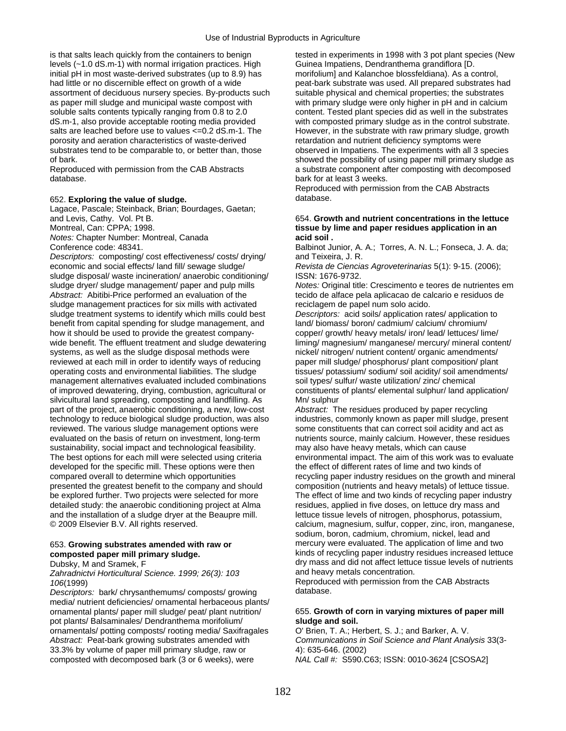is that salts leach quickly from the containers to benign levels (~1.0 dS.m-1) with normal irrigation practices. High initial pH in most waste-derived substrates (up to 8.9) has had little or no discernible effect on growth of a wide assortment of deciduous nursery species. By-products such as paper mill sludge and municipal waste compost with soluble salts contents typically ranging from 0.8 to 2.0 dS.m-1, also provide acceptable rooting media provided salts are leached before use to values <=0.2 dS.m-1. The porosity and aeration characteristics of waste-derived substrates tend to be comparable to, or better than, those of bark.

Reproduced with permission from the CAB Abstracts database.

652. **Exploring the value of sludge.**

Lagace, Pascale; Steinback, Brian; Bourdages, Gaetan; and Levis, Cathy. Vol. Pt B.

Montreal, Can: CPPA; 1998.

*Notes:* Chapter Number: Montreal, Canada

Conference code: 48341.

*Descriptors:* composting/ cost effectiveness/ costs/ drying/ economic and social effects/ land fill/ sewage sludge/ sludge disposal/ waste incineration/ anaerobic conditioning/ sludge dryer/ sludge management/ paper and pulp mills

*Abstract:* Abitibi-Price performed an evaluation of the sludge management practices for six mills with activated sludge treatment systems to identify which mills could best benefit from capital spending for sludge management, and how it should be used to provide the greatest company-wide benefit. The effluent treatment and sludge dewatering systems, as well as the sludge disposal methods were reviewed at each mill in order to identify ways of reducing operating costs and environmental liabilities. The sludge management alternatives evaluated included combinations of improved dewatering, drying, combustion, agricultural or silvicultural land spreading, composting and landfilling. As part of the project, anaerobic conditioning, a new, low-cost technology to reduce biological sludge production, was also reviewed. The various sludge management options were evaluated on the basis of return on investment, long-term sustainability, social impact and technological feasibility. The best options for each mill were selected using criteria developed for the specific mill. These options were then compared overall to determine which opportunities presented the greatest benefit to the company and should be explored further. Two projects were selected for more detailed study: the anaerobic conditioning project at Alma and the installation of a sludge dryer at the Beaupre mill.

© 2009 Elsevier B.V. All rights reserved.

653. **Growing substrates amended with raw or composted paper mill primary sludge.**

Dubsky, M and Sramek, F

*Zahradnictvi Horticultural Science. 1999; 26(3): 103 106*(1999)

*Descriptors:* bark/ chrysanthemums/ composts/ growing media/ nutrient deficiencies/ ornamental herbaceous plants/ ornamental plants/ paper mill sludge/ peat/ plant nutrition/ pot plants/ Balsaminales/ Dendranthema morifolium/ ornamentals/ potting composts/ rooting media/ Saxifragales

*Abstract:* Peat-bark growing substrates amended with 33.3% by volume of paper mill primary sludge, raw or composted with decomposed bark (3 or 6 weeks), were tested in experiments in 1998 with 3 pot plant species (New Guinea Impatiens, Dendranthema grandiflora [D. morifolium] and Kalanchoe blossfeldiana). As a control, peat-bark substrate was used. All prepared substrates had suitable physical and chemical properties; the substrates with primary sludge were only higher in pH and in calcium content. Tested plant species did as well in the substrates with composted primary sludge as in the control substrate. However, in the substrate with raw primary sludge, growth retardation and nutrient deficiency symptoms were observed in Impatiens. The experiments with all 3 species showed the possibility of using paper mill primary sludge as a substrate component after composting with decomposed bark for at least 3 weeks.

Reproduced with permission from the CAB Abstracts database.

654. **Growth and nutrient concentrations in the lettuce tissue by lime and paper residues application in an acid soil .**

Balbinot Junior, A. A.; Torres, A. N. L.; Fonseca, J. A. da; and Teixeira, J. R.

*Revista de Ciencias Agroveterinarias* 5(1): 9-15. (2006); ISSN: 1676-9732.

*Notes:* Original title: Crescimento e teores de nutrientes em tecido de alface pela aplicacao de calcario e residuos de reciclagem de papel num solo acido.

*Descriptors:* acid soils/ application rates/ application to land/ biomass/ boron/ cadmium/ calcium/ chromium/ copper/ growth/ heavy metals/ iron/ lead/ lettuces/ lime/ liming/ magnesium/ manganese/ mercury/ mineral content/ nickel/ nitrogen/ nutrient content/ organic amendments/ paper mill sludge/ phosphorus/ plant composition/ plant tissues/ potassium/ sodium/ soil acidity/ soil amendments/ soil types/ sulfur/ waste utilization/ zinc/ chemical constituents of plants/ elemental sulphur/ land application/ Mn/ sulphur

*Abstract:* The residues produced by paper recycling industries, commonly known as paper mill sludge, present some constituents that can correct soil acidity and act as nutrients source, mainly calcium. However, these residues may also have heavy metals, which can cause environmental impact. The aim of this work was to evaluate the effect of different rates of lime and two kinds of recycling paper industry residues on the growth and mineral composition (nutrients and heavy metals) of lettuce tissue. The effect of lime and two kinds of recycling paper industry residues, applied in five doses, on lettuce dry mass and lettuce tissue levels of nitrogen, phosphorus, potassium, calcium, magnesium, sulfur, copper, zinc, iron, manganese, sodium, boron, cadmium, chromium, nickel, lead and mercury were evaluated. The application of lime and two kinds of recycling paper industry residues increased lettuce dry mass and did not affect lettuce tissue levels of nutrients and heavy metals concentration.

Reproduced with permission from the CAB Abstracts database.

655. **Growth of corn in varying mixtures of paper mill sludge and soil.**

O' Brien, T. A.; Herbert, S. J.; and Barker, A. V.

*Communications in Soil Science and Plant Analysis* 33(3-4): 635-646. (2002)

*NAL Call #:* S590.C63; ISSN: 0010-3624 [CSOSA2]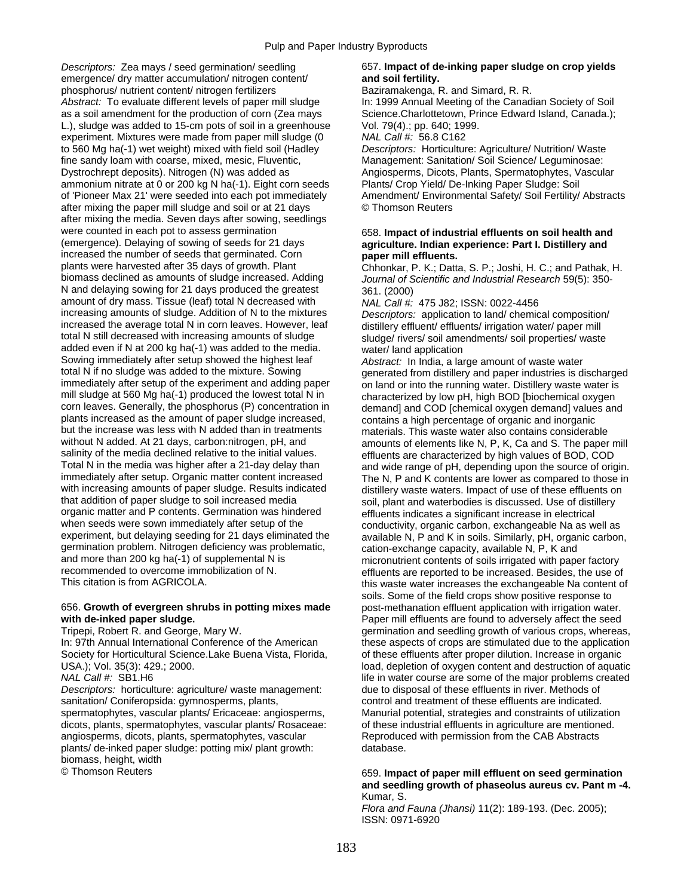*Descriptors:* Zea mays / seed germination/ seedling emergence/ dry matter accumulation/ nitrogen content/ phosphorus/ nutrient content/ nitrogen fertilizers

*Abstract:* To evaluate different levels of paper mill sludge as a soil amendment for the production of corn (Zea mays L.), sludge was added to 15-cm pots of soil in a greenhouse experiment. Mixtures were made from paper mill sludge (0 to 560 Mg ha(-1) wet weight) mixed with field soil (Hadley fine sandy loam with coarse, mixed, mesic, Fluventic, Dystrochrept deposits). Nitrogen (N) was added as ammonium nitrate at 0 or 200 kg N ha(-1). Eight corn seeds of 'Pioneer Max 21' were seeded into each pot immediately after mixing the paper mill sludge and soil or at 21 days after mixing the media. Seven days after sowing, seedlings were counted in each pot to assess germination (emergence). Delaying of sowing of seeds for 21 days increased the number of seeds that germinated. Corn plants were harvested after 35 days of growth. Plant biomass declined as amounts of sludge increased. Adding N and delaying sowing for 21 days produced the greatest amount of dry mass. Tissue (leaf) total N decreased with increasing amounts of sludge. Addition of N to the mixtures increased the average total N in corn leaves. However, leaf total N still decreased with increasing amounts of sludge added even if N at 200 kg ha(-1) was added to the media. Sowing immediately after setup showed the highest leaf total N if no sludge was added to the mixture. Sowing immediately after setup of the experiment and adding paper mill sludge at 560 Mg ha(-1) produced the lowest total N in corn leaves. Generally, the phosphorus (P) concentration in plants increased as the amount of paper sludge increased, but the increase was less with N added than in treatments without N added. At 21 days, carbon:nitrogen, pH, and salinity of the media declined relative to the initial values. Total N in the media was higher after a 21-day delay than immediately after setup. Organic matter content increased with increasing amounts of paper sludge. Results indicated that addition of paper sludge to soil increased media organic matter and P contents. Germination was hindered when seeds were sown immediately after setup of the experiment, but delaying seeding for 21 days eliminated the germination problem. Nitrogen deficiency was problematic, and more than 200 kg ha(-1) of supplemental N is recommended to overcome immobilization of N.

This citation is from AGRICOLA.

656. **Growth of evergreen shrubs in potting mixes made with de-inked paper sludge.**

Tripepi, Robert R. and George, Mary W.

In: 97th Annual International Conference of the American Society for Horticultural Science.Lake Buena Vista, Florida, USA.); Vol. 35(3): 429.; 2000.

*NAL Call #:* SB1.H6

*Descriptors:* horticulture: agriculture/ waste management: sanitation/ Coniferopsida: gymnosperms, plants, spermatophytes, vascular plants/ Ericaceae: angiosperms, dicots, plants, spermatophytes, vascular plants/ Rosaceae: angiosperms, dicots, plants, spermatophytes, vascular plants/ de-inked paper sludge: potting mix/ plant growth: biomass, height, width

© Thomson Reuters

657. **Impact of de-inking paper sludge on crop yields and soil fertility.**

Baziramakenga, R. and Simard, R. R.

In: 1999 Annual Meeting of the Canadian Society of Soil Science.Charlottetown, Prince Edward Island, Canada.); Vol. 79(4).; pp. 640; 1999.

*NAL Call #:* 56.8 C162

*Descriptors:* Horticulture: Agriculture/ Nutrition/ Waste Management: Sanitation/ Soil Science/ Leguminosae: Angiosperms, Dicots, Plants, Spermatophytes, Vascular Plants/ Crop Yield/ De-Inking Paper Sludge: Soil Amendment/ Environmental Safety/ Soil Fertility/ Abstracts

© Thomson Reuters

658. **Impact of industrial effluents on soil health and agriculture. Indian experience: Part I. Distillery and paper mill effluents.**

Chhonkar, P. K.; Datta, S. P.; Joshi, H. C.; and Pathak, H.

*Journal of Scientific and Industrial Research* 59(5): 350-361. (2000)

*NAL Call #:* 475 J82; ISSN: 0022-4456

*Descriptors:* application to land/ chemical composition/ distillery effluent/ effluents/ irrigation water/ paper mill sludge/ rivers/ soil amendments/ soil properties/ waste water/ land application

*Abstract:* In India, a large amount of waste water generated from distillery and paper industries is discharged on land or into the running water. Distillery waste water is characterized by low pH, high BOD [biochemical oxygen demand] and COD [chemical oxygen demand] values and contains a high percentage of organic and inorganic materials. This waste water also contains considerable amounts of elements like N, P, K, Ca and S. The paper mill effluents are characterized by high values of BOD, COD and wide range of pH, depending upon the source of origin. The N, P and K contents are lower as compared to those in distillery waste waters. Impact of use of these effluents on soil, plant and waterbodies is discussed. Use of distillery effluents indicates a significant increase in electrical conductivity, organic carbon, exchangeable Na as well as available N, P and K in soils. Similarly, pH, organic carbon, cation-exchange capacity, available N, P, K and micronutrient contents of soils irrigated with paper factory effluents are reported to be increased. Besides, the use of this waste water increases the exchangeable Na content of soils. Some of the field crops show positive response to post-methanation effluent application with irrigation water. Paper mill effluents are found to adversely affect the seed germination and seedling growth of various crops, whereas, these aspects of crops are stimulated due to the application of these effluents after proper dilution. Increase in organic load, depletion of oxygen content and destruction of aquatic life in water course are some of the major problems created due to disposal of these effluents in river. Methods of control and treatment of these effluents are indicated. Manurial potential, strategies and constraints of utilization of these industrial effluents in agriculture are mentioned.

Reproduced with permission from the CAB Abstracts database.

659. **Impact of paper mill effluent on seed germination and seedling growth of phaseolus aureus cv. Pant m -4.**

Kumar, S.

*Flora and Fauna (Jhansi)* 11(2): 189-193. (Dec. 2005); ISSN: 0971-6920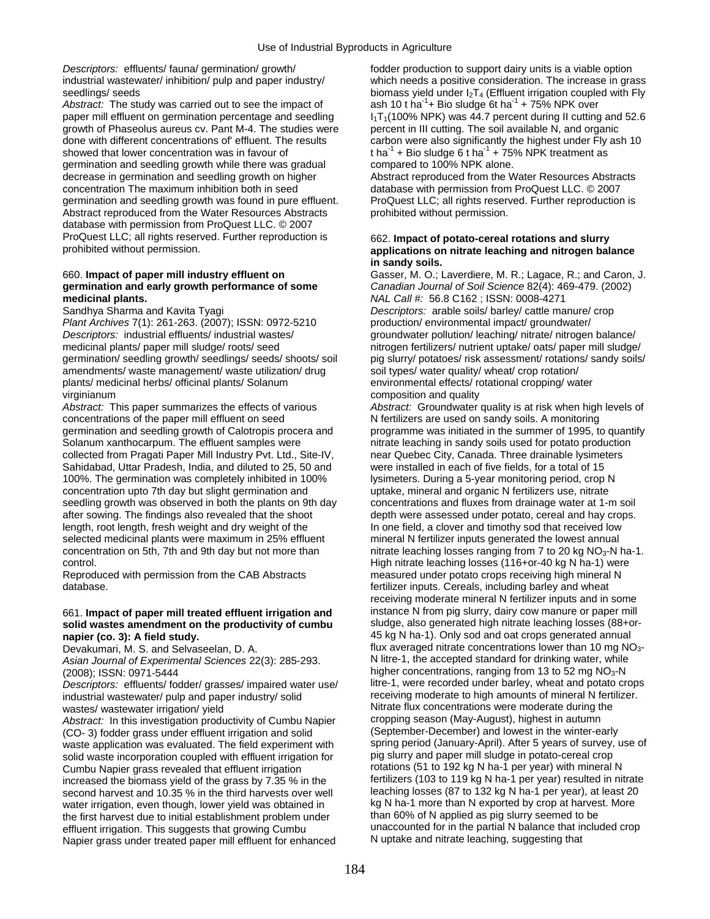*Descriptors:* effluents/ fauna/ germination/ growth/ industrial wastewater/ inhibition/ pulp and paper industry/ seedlings/ seeds

*Abstract:* The study was carried out to see the impact of paper mill effluent on germination percentage and seedling growth of Phaseolus aureus cv. Pant M-4. The studies were done with different concentrations of' effluent. The results showed that lower concentration was in favour of germination and seedling growth while there was gradual decrease in germination and seedling growth on higher concentration The maximum inhibition both in seed germination and seedling growth was found in pure effluent. Abstract reproduced from the Water Resources Abstracts database with permission from ProQuest LLC. © 2007 ProQuest LLC; all rights reserved. Further reproduction is prohibited without permission.

660. **Impact of paper mill industry effluent on germination and early growth performance of some medicinal plants.**

Sandhya Sharma and Kavita Tyagi

*Plant Archives* 7(1): 261-263. (2007); ISSN: 0972-5210

*Descriptors:* industrial effluents/ industrial wastes/ medicinal plants/ paper mill sludge/ roots/ seed germination/ seedling growth/ seedlings/ seeds/ shoots/ soil amendments/ waste management/ waste utilization/ drug plants/ medicinal herbs/ officinal plants/ Solanum virginianum

*Abstract:* This paper summarizes the effects of various concentrations of the paper mill effluent on seed germination and seedling growth of Calotropis procera and Solanum xanthocarpum. The effluent samples were collected from Pragati Paper Mill Industry Pvt. Ltd., Site-IV, Sahidabad, Uttar Pradesh, India, and diluted to 25, 50 and 100%. The germination was completely inhibited in 100% concentration upto 7th day but slight germination and seedling growth was observed in both the plants on 9th day after sowing. The findings also revealed that the shoot length, root length, fresh weight and dry weight of the selected medicinal plants were maximum in 25% effluent concentration on 5th, 7th and 9th day but not more than control.

Reproduced with permission from the CAB Abstracts database.

661. **Impact of paper mill treated effluent irrigation and solid wastes amendment on the productivity of cumbu napier (co. 3): A field study.**

Devakumari, M. S. and Selvaseelan, D. A.

*Asian Journal of Experimental Sciences* 22(3): 285-293. (2008); ISSN: 0971-5444

*Descriptors:* effluents/ fodder/ grasses/ impaired water use/ industrial wastewater/ pulp and paper industry/ solid wastes/ wastewater irrigation/ yield

*Abstract:* In this investigation productivity of Cumbu Napier (CO- 3) fodder grass under effluent irrigation and solid waste application was evaluated. The field experiment with solid waste incorporation coupled with effluent irrigation for Cumbu Napier grass revealed that effluent irrigation increased the biomass yield of the grass by 7.35 % in the second harvest and 10.35 % in the third harvests over well water irrigation, even though, lower yield was obtained in the first harvest due to initial establishment problem under effluent irrigation. This suggests that growing Cumbu Napier grass under treated paper mill effluent for enhanced fodder production to support dairy units is a viable option which needs a positive consideration. The increase in grass biomass yield under $I_2T_4$ (Effluent irrigation coupled with Fly ash 10 t $ha^{-1}$+ Bio sludge 6t $ha^{-1}$ + 75% NPK over $I_1T_1$(100% NPK) was 44.7 percent during II cutting and 52.6 percent in III cutting. The soil available N, and organic carbon were also significantly the highest under Fly ash 10 t $ha^{-1}$ + Bio sludge 6 t $ha^{-1}$ + 75% NPK treatment as compared to 100% NPK alone.

Abstract reproduced from the Water Resources Abstracts database with permission from ProQuest LLC. © 2007 ProQuest LLC; all rights reserved. Further reproduction is prohibited without permission.

662. **Impact of potato-cereal rotations and slurry applications on nitrate leaching and nitrogen balance in sandy soils.**

Gasser, M. O.; Laverdiere, M. R.; Lagace, R.; and Caron, J.

*Canadian Journal of Soil Science* 82(4): 469-479. (2002)

*NAL Call #:* 56.8 C162 ; ISSN: 0008-4271

*Descriptors:* arable soils/ barley/ cattle manure/ crop production/ environmental impact/ groundwater/ groundwater pollution/ leaching/ nitrate/ nitrogen balance/ nitrogen fertilizers/ nutrient uptake/ oats/ paper mill sludge/ pig slurry/ potatoes/ risk assessment/ rotations/ sandy soils/ soil types/ water quality/ wheat/ crop rotation/ environmental effects/ rotational cropping/ water composition and quality

*Abstract:* Groundwater quality is at risk when high levels of N fertilizers are used on sandy soils. A monitoring programme was initiated in the summer of 1995, to quantify nitrate leaching in sandy soils used for potato production near Quebec City, Canada. Three drainable lysimeters were installed in each of five fields, for a total of 15 lysimeters. During a 5-year monitoring period, crop N uptake, mineral and organic N fertilizers use, nitrate concentrations and fluxes from drainage water at 1-m soil depth were assessed under potato, cereal and hay crops. In one field, a clover and timothy sod that received low mineral N fertilizer inputs generated the lowest annual nitrate leaching losses ranging from 7 to 20 kg $NO_3$-N ha-1. High nitrate leaching losses (116+or-40 kg N ha-1) were measured under potato crops receiving high mineral N fertilizer inputs. Cereals, including barley and wheat receiving moderate mineral N fertilizer inputs and in some instance N from pig slurry, dairy cow manure or paper mill sludge, also generated high nitrate leaching losses (88+or-45 kg N ha-1). Only sod and oat crops generated annual flux averaged nitrate concentrations lower than 10 mg $NO_3$-N litre-1, the accepted standard for drinking water, while higher concentrations, ranging from 13 to 52 mg $NO_3$-N litre-1, were recorded under barley, wheat and potato crops receiving moderate to high amounts of mineral N fertilizer. Nitrate flux concentrations were moderate during the cropping season (May-August), highest in autumn (September-December) and lowest in the winter-early spring period (January-April). After 5 years of survey, use of pig slurry and paper mill sludge in potato-cereal crop rotations (51 to 192 kg N ha-1 per year) with mineral N fertilizers (103 to 119 kg N ha-1 per year) resulted in nitrate leaching losses (87 to 132 kg N ha-1 per year), at least 20 kg N ha-1 more than N exported by crop at harvest. More than 60% of N applied as pig slurry seemed to be unaccounted for in the partial N balance that included crop N uptake and nitrate leaching, suggesting that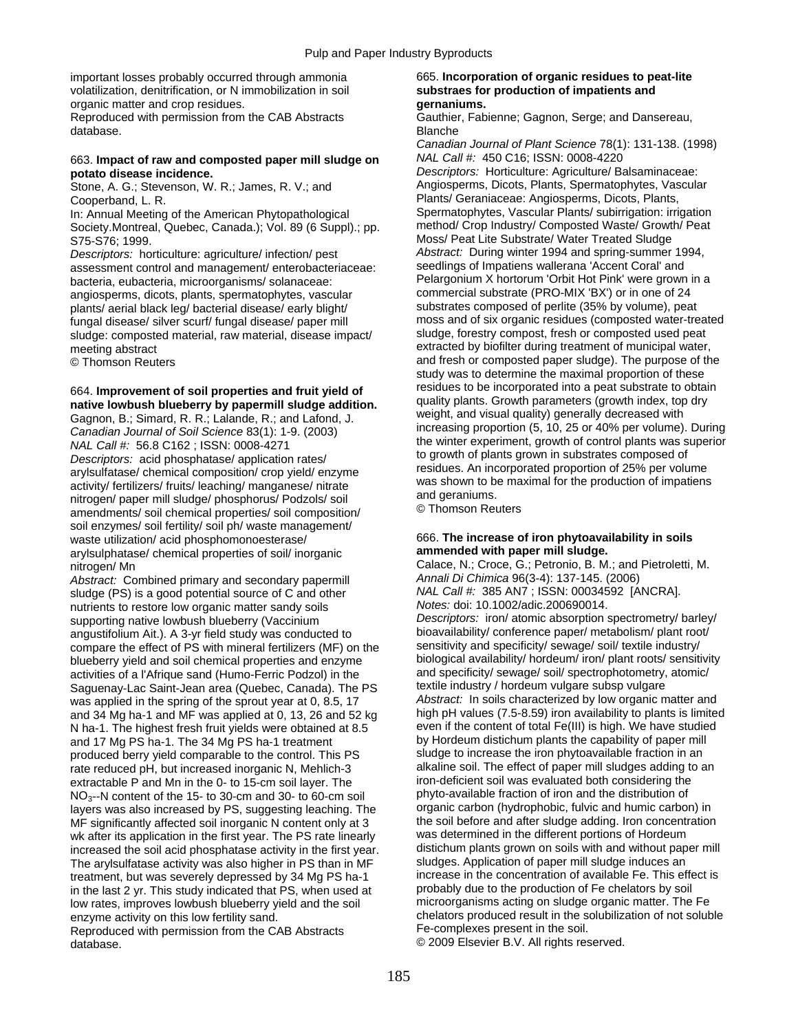important losses probably occurred through ammonia volatilization, denitrification, or N immobilization in soil organic matter and crop residues.
Reproduced with permission from the CAB Abstracts database.

### 663. **Impact of raw and composted paper mill sludge on potato disease incidence.**

Stone, A. G.; Stevenson, W. R.; James, R. V.; and Cooperband, L. R.
In: Annual Meeting of the American Phytopathological Society.Montreal, Quebec, Canada.); Vol. 89 (6 Suppl).; pp. S75-S76; 1999.
*Descriptors:* horticulture: agriculture/ infection/ pest assessment control and management/ enterobacteriaceae: bacteria, eubacteria, microorganisms/ solanaceae: angiosperms, dicots, plants, spermatophytes, vascular plants/ aerial black leg/ bacterial disease/ early blight/ fungal disease/ silver scurf/ fungal disease/ paper mill sludge: composted material, raw material, disease impact/ meeting abstract
© Thomson Reuters

### 664. **Improvement of soil properties and fruit yield of native lowbush blueberry by papermill sludge addition.**

Gagnon, B.; Simard, R. R.; Lalande, R.; and Lafond, J.
*Canadian Journal of Soil Science* 83(1): 1-9. (2003)
*NAL Call #:* 56.8 C162 ; ISSN: 0008-4271
*Descriptors:* acid phosphatase/ application rates/ arylsulfatase/ chemical composition/ crop yield/ enzyme activity/ fertilizers/ fruits/ leaching/ manganese/ nitrate nitrogen/ paper mill sludge/ phosphorus/ Podzols/ soil amendments/ soil chemical properties/ soil composition/ soil enzymes/ soil fertility/ soil ph/ waste management/ waste utilization/ acid phosphomonoesterase/ arylsulphatase/ chemical properties of soil/ inorganic nitrogen/ Mn
*Abstract:* Combined primary and secondary papermill sludge (PS) is a good potential source of C and other nutrients to restore low organic matter sandy soils supporting native lowbush blueberry (Vaccinium angustifolium Ait.). A 3-yr field study was conducted to compare the effect of PS with mineral fertilizers (MF) on the blueberry yield and soil chemical properties and enzyme activities of a l'Afrique sand (Humo-Ferric Podzol) in the Saguenay-Lac Saint-Jean area (Quebec, Canada). The PS was applied in the spring of the sprout year at 0, 8.5, 17 and 34 Mg ha-1 and MF was applied at 0, 13, 26 and 52 kg N ha-1. The highest fresh fruit yields were obtained at 8.5 and 17 Mg PS ha-1. The 34 Mg PS ha-1 treatment produced berry yield comparable to the control. This PS rate reduced pH, but increased inorganic N, Mehlich-3 extractable P and Mn in the 0- to 15-cm soil layer. The $NO_3$--N content of the 15- to 30-cm and 30- to 60-cm soil layers was also increased by PS, suggesting leaching. The MF significantly affected soil inorganic N content only at 3 wk after its application in the first year. The PS rate linearly increased the soil acid phosphatase activity in the first year. The arylsulfatase activity was also higher in PS than in MF treatment, but was severely depressed by 34 Mg PS ha-1 in the last 2 yr. This study indicated that PS, when used at low rates, improves lowbush blueberry yield and the soil enzyme activity on this low fertility sand.
Reproduced with permission from the CAB Abstracts database.

### 665. **Incorporation of organic residues to peat-lite substraes for production of impatients and gernaniums.**

Gauthier, Fabienne; Gagnon, Serge; and Dansereau, Blanche
*Canadian Journal of Plant Science* 78(1): 131-138. (1998)
*NAL Call #:* 450 C16; ISSN: 0008-4220
*Descriptors:* Horticulture: Agriculture/ Balsaminaceae: Angiosperms, Dicots, Plants, Spermatophytes, Vascular Plants/ Geraniaceae: Angiosperms, Dicots, Plants, Spermatophytes, Vascular Plants/ subirrigation: irrigation method/ Crop Industry/ Composted Waste/ Growth/ Peat Moss/ Peat Lite Substrate/ Water Treated Sludge
*Abstract:* During winter 1994 and spring-summer 1994, seedlings of Impatiens wallerana 'Accent Coral' and Pelargonium X hortorum 'Orbit Hot Pink' were grown in a commercial substrate (PRO-MIX 'BX') or in one of 24 substrates composed of perlite (35% by volume), peat moss and of six organic residues (composted water-treated sludge, forestry compost, fresh or composted used peat extracted by biofilter during treatment of municipal water, and fresh or composted paper sludge). The purpose of the study was to determine the maximal proportion of these residues to be incorporated into a peat substrate to obtain quality plants. Growth parameters (growth index, top dry weight, and visual quality) generally decreased with increasing proportion (5, 10, 25 or 40% per volume). During the winter experiment, growth of control plants was superior to growth of plants grown in substrates composed of residues. An incorporated proportion of 25% per volume was shown to be maximal for the production of impatiens and geraniums.
© Thomson Reuters

### 666. **The increase of iron phytoavailability in soils ammended with paper mill sludge.**

Calace, N.; Croce, G.; Petronio, B. M.; and Pietroletti, M.
*Annali Di Chimica* 96(3-4): 137-145. (2006)
*NAL Call #:* 385 AN7 ; ISSN: 00034592 [ANCRA].
*Notes:* doi: 10.1002/adic.200690014.
*Descriptors:* iron/ atomic absorption spectrometry/ barley/ bioavailability/ conference paper/ metabolism/ plant root/ sensitivity and specificity/ sewage/ soil/ textile industry/ biological availability/ hordeum/ iron/ plant roots/ sensitivity and specificity/ sewage/ soil/ spectrophotometry, atomic/ textile industry / hordeum vulgare subsp vulgare
*Abstract:* In soils characterized by low organic matter and high pH values (7.5-8.59) iron availability to plants is limited even if the content of total Fe(III) is high. We have studied by Hordeum distichum plants the capability of paper mill sludge to increase the iron phytoavailable fraction in an alkaline soil. The effect of paper mill sludges adding to an iron-deficient soil was evaluated both considering the phyto-available fraction of iron and the distribution of organic carbon (hydrophobic, fulvic and humic carbon) in the soil before and after sludge adding. Iron concentration was determined in the different portions of Hordeum distichum plants grown on soils with and without paper mill sludges. Application of paper mill sludge induces an increase in the concentration of available Fe. This effect is probably due to the production of Fe chelators by soil microorganisms acting on sludge organic matter. The Fe chelators produced result in the solubilization of not soluble Fe-complexes present in the soil.
© 2009 Elsevier B.V. All rights reserved.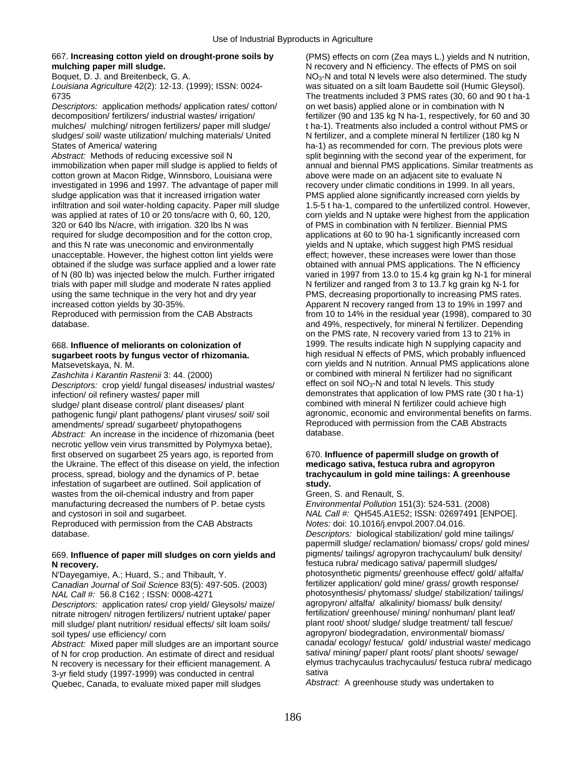667. **Increasing cotton yield on drought-prone soils by mulching paper mill sludge.**
Boquet, D. J. and Breitenbeck, G. A.
*Louisiana Agriculture* 42(2): 12-13. (1999); ISSN: 0024-6735
*Descriptors:* application methods/ application rates/ cotton/ decomposition/ fertilizers/ industrial wastes/ irrigation/ mulches/ mulching/ nitrogen fertilizers/ paper mill sludge/ sludges/ soil/ waste utilization/ mulching materials/ United States of America/ watering
*Abstract:* Methods of reducing excessive soil N immobilization when paper mill sludge is applied to fields of cotton grown at Macon Ridge, Winnsboro, Louisiana were investigated in 1996 and 1997. The advantage of paper mill sludge application was that it increased irrigation water infiltration and soil water-holding capacity. Paper mill sludge was applied at rates of 10 or 20 tons/acre with 0, 60, 120, 320 or 640 lbs N/acre, with irrigation. 320 lbs N was required for sludge decomposition and for the cotton crop, and this N rate was uneconomic and environmentally unacceptable. However, the highest cotton lint yields were obtained if the sludge was surface applied and a lower rate of N (80 lb) was injected below the mulch. Further irrigated trials with paper mill sludge and moderate N rates applied using the same technique in the very hot and dry year increased cotton yields by 30-35%.
Reproduced with permission from the CAB Abstracts database.

668. **Influence of meliorants on colonization of sugarbeet roots by fungus vector of rhizomania.**
Matsevetskaya, N. M.
*Zashchita i Karantin Rastenii* 3: 44. (2000)
*Descriptors:* crop yield/ fungal diseases/ industrial wastes/ infection/ oil refinery wastes/ paper mill sludge/ plant disease control/ plant diseases/ plant pathogenic fungi/ plant pathogens/ plant viruses/ soil/ soil amendments/ spread/ sugarbeet/ phytopathogens
*Abstract:* An increase in the incidence of rhizomania (beet necrotic yellow vein virus transmitted by Polymyxa betae), first observed on sugarbeet 25 years ago, is reported from the Ukraine. The effect of this disease on yield, the infection process, spread, biology and the dynamics of P. betae infestation of sugarbeet are outlined. Soil application of wastes from the oil-chemical industry and from paper manufacturing decreased the numbers of P. betae cysts and cystosori in soil and sugarbeet.
Reproduced with permission from the CAB Abstracts database.

669. **Influence of paper mill sludges on corn yields and N recovery.**
N'Dayegamiye, A.; Huard, S.; and Thibault, Y.
*Canadian Journal of Soil Science* 83(5): 497-505. (2003)
*NAL Call #:* 56.8 C162 ; ISSN: 0008-4271
*Descriptors:* application rates/ crop yield/ Gleysols/ maize/ nitrate nitrogen/ nitrogen fertilizers/ nutrient uptake/ paper mill sludge/ plant nutrition/ residual effects/ silt loam soils/ soil types/ use efficiency/ corn
*Abstract:* Mixed paper mill sludges are an important source of N for crop production. An estimate of direct and residual N recovery is necessary for their efficient management. A 3-yr field study (1997-1999) was conducted in central Quebec, Canada, to evaluate mixed paper mill sludges (PMS) effects on corn (Zea mays L.) yields and N nutrition, N recovery and N efficiency. The effects of PMS on soil $NO_3$-N and total N levels were also determined. The study was situated on a silt loam Baudette soil (Humic Gleysol). The treatments included 3 PMS rates (30, 60 and 90 t ha-1 on wet basis) applied alone or in combination with N fertilizer (90 and 135 kg N ha-1, respectively, for 60 and 30 t ha-1). Treatments also included a control without PMS or N fertilizer, and a complete mineral N fertilizer (180 kg N ha-1) as recommended for corn. The previous plots were split beginning with the second year of the experiment, for annual and biennal PMS applications. Similar treatments as above were made on an adjacent site to evaluate N recovery under climatic conditions in 1999. In all years, PMS applied alone significantly increased corn yields by 1.5-5 t ha-1, compared to the unfertilized control. However, corn yields and N uptake were highest from the application of PMS in combination with N fertilizer. Biennial PMS applications at 60 to 90 ha-1 significantly increased corn yields and N uptake, which suggest high PMS residual effect; however, these increases were lower than those obtained with annual PMS applications. The N efficiency varied in 1997 from 13.0 to 15.4 kg grain kg N-1 for mineral N fertilizer and ranged from 3 to 13.7 kg grain kg N-1 for PMS, decreasing proportionally to increasing PMS rates. Apparent N recovery ranged from 13 to 19% in 1997 and from 10 to 14% in the residual year (1998), compared to 30 and 49%, respectively, for mineral N fertilizer. Depending on the PMS rate, N recovery varied from 13 to 21% in 1999. The results indicate high N supplying capacity and high residual N effects of PMS, which probably influenced corn yields and N nutrition. Annual PMS applications alone or combined with mineral N fertilizer had no significant effect on soil $NO_3$-N and total N levels. This study demonstrates that application of low PMS rate (30 t ha-1) combined with mineral N fertilizer could achieve high agronomic, economic and environmental benefits on farms.
Reproduced with permission from the CAB Abstracts database.

670. **Influence of papermill sludge on growth of medicago sativa, festuca rubra and agropyron trachycaulum in gold mine tailings: A greenhouse study.**
Green, S. and Renault, S.
*Environmental Pollution* 151(3): 524-531. (2008)
*NAL Call #:* QH545.A1E52; ISSN: 02697491 [ENPOE].
*Notes:* doi: 10.1016/j.envpol.2007.04.016.
*Descriptors:* biological stabilization/ gold mine tailings/ papermill sludge/ reclamation/ biomass/ crops/ gold mines/ pigments/ tailings/ agropyron trachycaulum/ bulk density/ festuca rubra/ medicago sativa/ papermill sludges/ photosynthetic pigments/ greenhouse effect/ gold/ alfalfa/ fertilizer application/ gold mine/ grass/ growth response/ photosynthesis/ phytomass/ sludge/ stabilization/ tailings/ agropyron/ alfalfa/ alkalinity/ biomass/ bulk density/ fertilization/ greenhouse/ mining/ nonhuman/ plant leaf/ plant root/ shoot/ sludge/ sludge treatment/ tall fescue/ agropyron/ biodegradation, environmental/ biomass/ canada/ ecology/ festuca/ gold/ industrial waste/ medicago sativa/ mining/ paper/ plant roots/ plant shoots/ sewage/ elymus trachycaulus trachycaulus/ festuca rubra/ medicago sativa
*Abstract:* A greenhouse study was undertaken to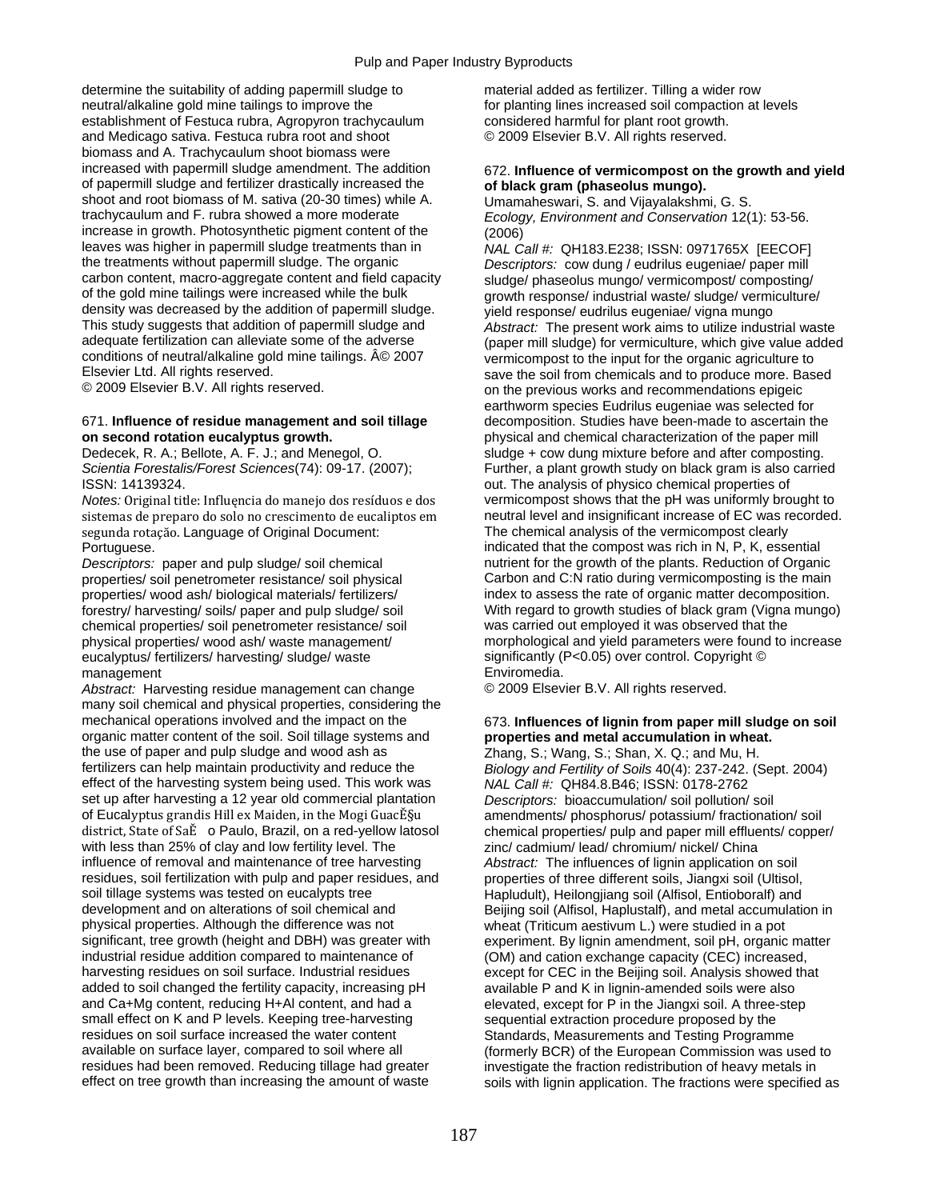determine the suitability of adding papermill sludge to neutral/alkaline gold mine tailings to improve the establishment of Festuca rubra, Agropyron trachycaulum and Medicago sativa. Festuca rubra root and shoot biomass and A. Trachycaulum shoot biomass were increased with papermill sludge amendment. The addition of papermill sludge and fertilizer drastically increased the shoot and root biomass of M. sativa (20-30 times) while A. trachycaulum and F. rubra showed a more moderate increase in growth. Photosynthetic pigment content of the leaves was higher in papermill sludge treatments than in the treatments without papermill sludge. The organic carbon content, macro-aggregate content and field capacity of the gold mine tailings were increased while the bulk density was decreased by the addition of papermill sludge. This study suggests that addition of papermill sludge and adequate fertilization can alleviate some of the adverse conditions of neutral/alkaline gold mine tailings. Â© 2007 Elsevier Ltd. All rights reserved.
© 2009 Elsevier B.V. All rights reserved.

671. **Influence of residue management and soil tillage on second rotation eucalyptus growth.**
Dedecek, R. A.; Bellote, A. F. J.; and Menegol, O.
*Scientia Forestalis/Forest Sciences*(74): 09-17. (2007); ISSN: 14139324.
*Notes:* Original title: Influęncia do manejo dos resíduos e dos sistemas de preparo do solo no crescimento de eucaliptos em segunda rotaçăo. Language of Original Document: Portuguese.
*Descriptors:* paper and pulp sludge/ soil chemical properties/ soil penetrometer resistance/ soil physical properties/ wood ash/ biological materials/ fertilizers/ forestry/ harvesting/ soils/ paper and pulp sludge/ soil chemical properties/ soil penetrometer resistance/ soil physical properties/ wood ash/ waste management/ eucalyptus/ fertilizers/ harvesting/ sludge/ waste management
*Abstract:* Harvesting residue management can change many soil chemical and physical properties, considering the mechanical operations involved and the impact on the organic matter content of the soil. Soil tillage systems and the use of paper and pulp sludge and wood ash as fertilizers can help maintain productivity and reduce the effect of the harvesting system being used. This work was set up after harvesting a 12 year old commercial plantation of Eucalyptus grandis Hill ex Maiden, in the Mogi GuacĚ§u district, State of SaĚ o Paulo, Brazil, on a red-yellow latosol with less than 25% of clay and low fertility level. The influence of removal and maintenance of tree harvesting residues, soil fertilization with pulp and paper residues, and soil tillage systems was tested on eucalypts tree development and on alterations of soil chemical and physical properties. Although the difference was not significant, tree growth (height and DBH) was greater with industrial residue addition compared to maintenance of harvesting residues on soil surface. Industrial residues added to soil changed the fertility capacity, increasing pH and Ca+Mg content, reducing H+Al content, and had a small effect on K and P levels. Keeping tree-harvesting residues on soil surface increased the water content available on surface layer, compared to soil where all residues had been removed. Reducing tillage had greater effect on tree growth than increasing the amount of waste material added as fertilizer. Tilling a wider row for planting lines increased soil compaction at levels considered harmful for plant root growth.
© 2009 Elsevier B.V. All rights reserved.

672. **Influence of vermicompost on the growth and yield of black gram (phaseolus mungo).**
Umamaheswari, S. and Vijayalakshmi, G. S.
*Ecology, Environment and Conservation* 12(1): 53-56. (2006)
*NAL Call #:* QH183.E238; ISSN: 0971765X [EECOF]
*Descriptors:* cow dung / eudrilus eugeniae/ paper mill sludge/ phaseolus mungo/ vermicompost/ composting/ growth response/ industrial waste/ sludge/ vermiculture/ yield response/ eudrilus eugeniae/ vigna mungo
*Abstract:* The present work aims to utilize industrial waste (paper mill sludge) for vermiculture, which give value added vermicompost to the input for the organic agriculture to save the soil from chemicals and to produce more. Based on the previous works and recommendations epigeic earthworm species Eudrilus eugeniae was selected for decomposition. Studies have been-made to ascertain the physical and chemical characterization of the paper mill sludge + cow dung mixture before and after composting. Further, a plant growth study on black gram is also carried out. The analysis of physico chemical properties of vermicompost shows that the pH was uniformly brought to neutral level and insignificant increase of EC was recorded. The chemical analysis of the vermicompost clearly indicated that the compost was rich in N, P, K, essential nutrient for the growth of the plants. Reduction of Organic Carbon and C:N ratio during vermicomposting is the main index to assess the rate of organic matter decomposition. With regard to growth studies of black gram (Vigna mungo) was carried out employed it was observed that the morphological and yield parameters were found to increase significantly ($P<0.05$) over control. Copyright © Enviromedia.
© 2009 Elsevier B.V. All rights reserved.

673. **Influences of lignin from paper mill sludge on soil properties and metal accumulation in wheat.**
Zhang, S.; Wang, S.; Shan, X. Q.; and Mu, H.
*Biology and Fertility of Soils* 40(4): 237-242. (Sept. 2004)
*NAL Call #:* QH84.8.B46; ISSN: 0178-2762
*Descriptors:* bioaccumulation/ soil pollution/ soil amendments/ phosphorus/ potassium/ fractionation/ soil chemical properties/ pulp and paper mill effluents/ copper/ zinc/ cadmium/ lead/ chromium/ nickel/ China
*Abstract:* The influences of lignin application on soil properties of three different soils, Jiangxi soil (Ultisol, Hapludult), Heilongjiang soil (Alfisol, Entioboralf) and Beijing soil (Alfisol, Haplustalf), and metal accumulation in wheat (Triticum aestivum L.) were studied in a pot experiment. By lignin amendment, soil pH, organic matter (OM) and cation exchange capacity (CEC) increased, except for CEC in the Beijing soil. Analysis showed that available P and K in lignin-amended soils were also elevated, except for P in the Jiangxi soil. A three-step sequential extraction procedure proposed by the Standards, Measurements and Testing Programme (formerly BCR) of the European Commission was used to investigate the fraction redistribution of heavy metals in soils with lignin application. The fractions were specified as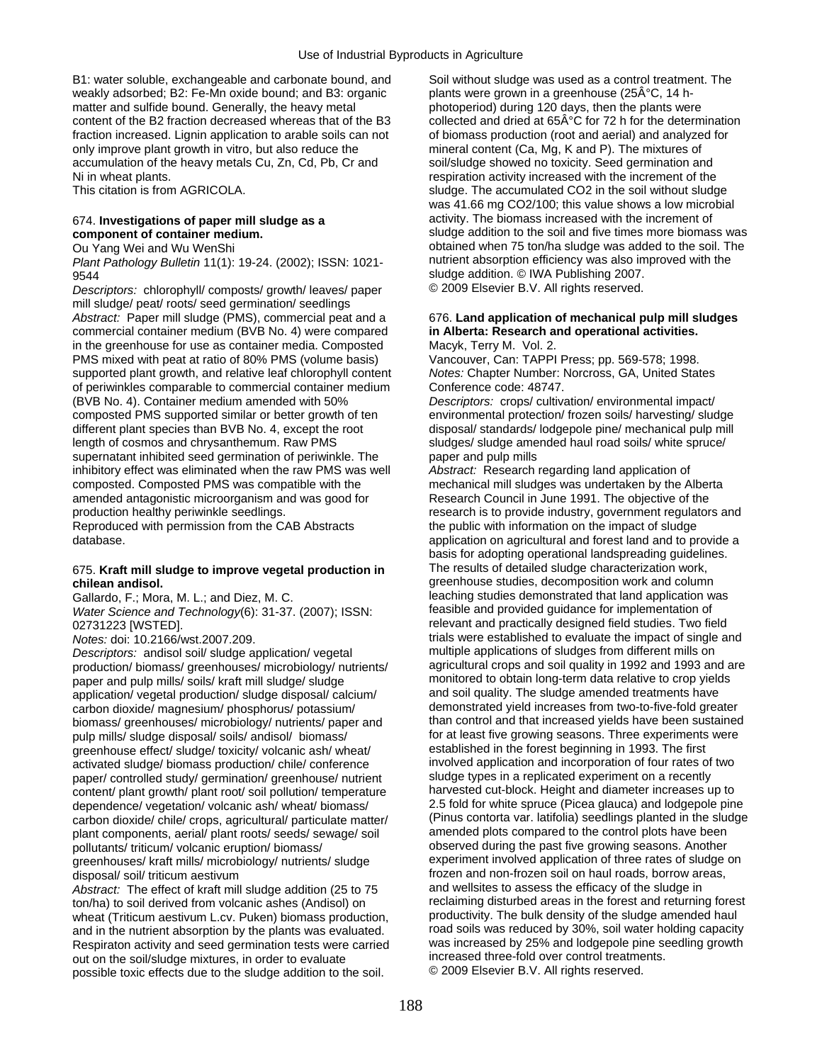B1: water soluble, exchangeable and carbonate bound, and weakly adsorbed; B2: Fe-Mn oxide bound; and B3: organic matter and sulfide bound. Generally, the heavy metal content of the B2 fraction decreased whereas that of the B3 fraction increased. Lignin application to arable soils can not only improve plant growth in vitro, but also reduce the accumulation of the heavy metals Cu, Zn, Cd, Pb, Cr and Ni in wheat plants.
This citation is from AGRICOLA.

### 674. **Investigations of paper mill sludge as a component of container medium.**

Ou Yang Wei and Wu WenShi

*Plant Pathology Bulletin* 11(1): 19-24. (2002); ISSN: 1021-9544

*Descriptors:* chlorophyll/ composts/ growth/ leaves/ paper mill sludge/ peat/ roots/ seed germination/ seedlings

*Abstract:* Paper mill sludge (PMS), commercial peat and a commercial container medium (BVB No. 4) were compared in the greenhouse for use as container media. Composted PMS mixed with peat at ratio of 80% PMS (volume basis) supported plant growth, and relative leaf chlorophyll content of periwinkles comparable to commercial container medium (BVB No. 4). Container medium amended with 50% composted PMS supported similar or better growth of ten different plant species than BVB No. 4, except the root length of cosmos and chrysanthemum. Raw PMS supernatant inhibited seed germination of periwinkle. The inhibitory effect was eliminated when the raw PMS was well composted. Composted PMS was compatible with the amended antagonistic microorganism and was good for production healthy periwinkle seedlings.
Reproduced with permission from the CAB Abstracts database.

### 675. **Kraft mill sludge to improve vegetal production in chilean andisol.**

Gallardo, F.; Mora, M. L.; and Diez, M. C.

*Water Science and Technology*(6): 31-37. (2007); ISSN: 02731223 [WSTED].

*Notes:* doi: 10.2166/wst.2007.209.

*Descriptors:* andisol soil/ sludge application/ vegetal production/ biomass/ greenhouses/ microbiology/ nutrients/ paper and pulp mills/ soils/ kraft mill sludge/ sludge application/ vegetal production/ sludge disposal/ calcium/ carbon dioxide/ magnesium/ phosphorus/ potassium/ biomass/ greenhouses/ microbiology/ nutrients/ paper and pulp mills/ sludge disposal/ soils/ andisol/ biomass/ greenhouse effect/ sludge/ toxicity/ volcanic ash/ wheat/ activated sludge/ biomass production/ chile/ conference paper/ controlled study/ germination/ greenhouse/ nutrient content/ plant growth/ plant root/ soil pollution/ temperature dependence/ vegetation/ volcanic ash/ wheat/ biomass/ carbon dioxide/ chile/ crops, agricultural/ particulate matter/ plant components, aerial/ plant roots/ seeds/ sewage/ soil pollutants/ triticum/ volcanic eruption/ biomass/ greenhouses/ kraft mills/ microbiology/ nutrients/ sludge disposal/ soil/ triticum aestivum

*Abstract:* The effect of kraft mill sludge addition (25 to 75 ton/ha) to soil derived from volcanic ashes (Andisol) on wheat (Triticum aestivum L.cv. Puken) biomass production, and in the nutrient absorption by the plants was evaluated. Respiraton activity and seed germination tests were carried out on the soil/sludge mixtures, in order to evaluate possible toxic effects due to the sludge addition to the soil. Soil without sludge was used as a control treatment. The plants were grown in a greenhouse (25Â°C, 14 h-photoperiod) during 120 days, then the plants were collected and dried at 65Â°C for 72 h for the determination of biomass production (root and aerial) and analyzed for mineral content (Ca, Mg, K and P). The mixtures of soil/sludge showed no toxicity. Seed germination and respiration activity increased with the increment of the sludge. The accumulated $CO_2$ in the soil without sludge was 41.66 mg $CO_2$/100; this value shows a low microbial activity. The biomass increased with the increment of sludge addition to the soil and five times more biomass was obtained when 75 ton/ha sludge was added to the soil. The nutrient absorption efficiency was also improved with the sludge addition. © IWA Publishing 2007.
© 2009 Elsevier B.V. All rights reserved.

### 676. **Land application of mechanical pulp mill sludges in Alberta: Research and operational activities.**

Macyk, Terry M. Vol. 2.

Vancouver, Can: TAPPI Press; pp. 569-578; 1998.

*Notes:* Chapter Number: Norcross, GA, United States Conference code: 48747.

*Descriptors:* crops/ cultivation/ environmental impact/ environmental protection/ frozen soils/ harvesting/ sludge disposal/ standards/ lodgepole pine/ mechanical pulp mill sludges/ sludge amended haul road soils/ white spruce/ paper and pulp mills

*Abstract:* Research regarding land application of mechanical mill sludges was undertaken by the Alberta Research Council in June 1991. The objective of the research is to provide industry, government regulators and the public with information on the impact of sludge application on agricultural and forest land and to provide a basis for adopting operational landspreading guidelines. The results of detailed sludge characterization work, greenhouse studies, decomposition work and column leaching studies demonstrated that land application was feasible and provided guidance for implementation of relevant and practically designed field studies. Two field trials were established to evaluate the impact of single and multiple applications of sludges from different mills on agricultural crops and soil quality in 1992 and 1993 and are monitored to obtain long-term data relative to crop yields and soil quality. The sludge amended treatments have demonstrated yield increases from two-to-five-fold greater than control and that increased yields have been sustained for at least five growing seasons. Three experiments were established in the forest beginning in 1993. The first involved application and incorporation of four rates of two sludge types in a replicated experiment on a recently harvested cut-block. Height and diameter increases up to 2.5 fold for white spruce (Picea glauca) and lodgepole pine (Pinus contorta var. latifolia) seedlings planted in the sludge amended plots compared to the control plots have been observed during the past five growing seasons. Another experiment involved application of three rates of sludge on frozen and non-frozen soil on haul roads, borrow areas, and wellsites to assess the efficacy of the sludge in reclaiming disturbed areas in the forest and returning forest productivity. The bulk density of the sludge amended haul road soils was reduced by 30%, soil water holding capacity was increased by 25% and lodgepole pine seedling growth increased three-fold over control treatments.
© 2009 Elsevier B.V. All rights reserved.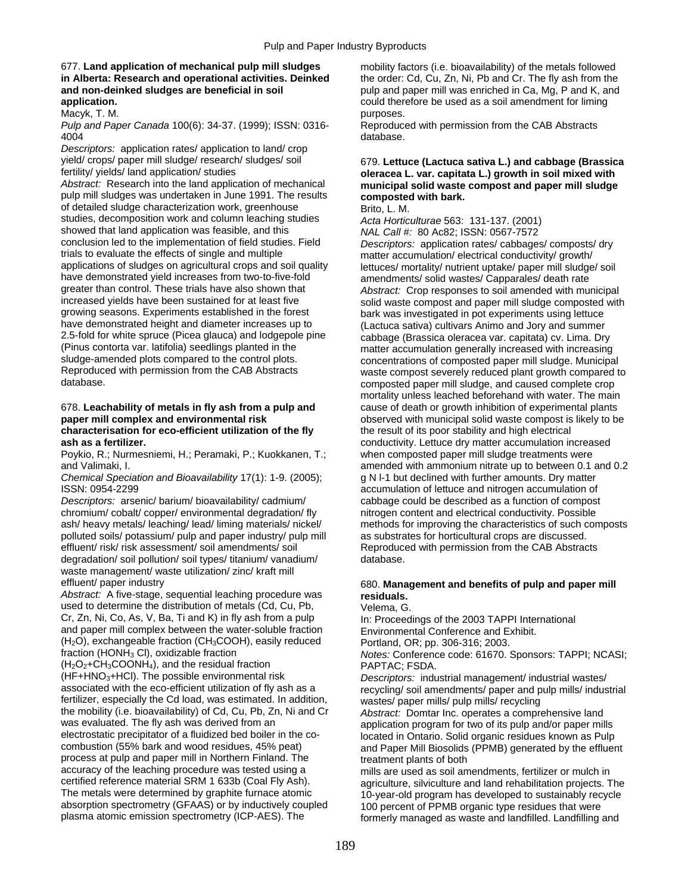677. **Land application of mechanical pulp mill sludges in Alberta: Research and operational activities. Deinked and non-deinked sludges are beneficial in soil application.**

Macyk, T. M.

*Pulp and Paper Canada* 100(6): 34-37. (1999); ISSN: 0316-4004

*Descriptors:* application rates/ application to land/ crop yield/ crops/ paper mill sludge/ research/ sludges/ soil fertility/ yields/ land application/ studies

*Abstract:* Research into the land application of mechanical pulp mill sludges was undertaken in June 1991. The results of detailed sludge characterization work, greenhouse studies, decomposition work and column leaching studies showed that land application was feasible, and this conclusion led to the implementation of field studies. Field trials to evaluate the effects of single and multiple applications of sludges on agricultural crops and soil quality have demonstrated yield increases from two-to-five-fold greater than control. These trials have also shown that increased yields have been sustained for at least five growing seasons. Experiments established in the forest have demonstrated height and diameter increases up to 2.5-fold for white spruce (Picea glauca) and lodgepole pine (Pinus contorta var. latifolia) seedlings planted in the sludge-amended plots compared to the control plots. Reproduced with permission from the CAB Abstracts database.

678. **Leachability of metals in fly ash from a pulp and paper mill complex and environmental risk characterisation for eco-efficient utilization of the fly ash as a fertilizer.**

Poykio, R.; Nurmesniemi, H.; Peramaki, P.; Kuokkanen, T.; and Valimaki, I.

*Chemical Speciation and Bioavailability* 17(1): 1-9. (2005); ISSN: 0954-2299

*Descriptors:* arsenic/ barium/ bioavailability/ cadmium/ chromium/ cobalt/ copper/ environmental degradation/ fly ash/ heavy metals/ leaching/ lead/ liming materials/ nickel/ polluted soils/ potassium/ pulp and paper industry/ pulp mill effluent/ risk/ risk assessment/ soil amendments/ soil degradation/ soil pollution/ soil types/ titanium/ vanadium/ waste management/ waste utilization/ zinc/ kraft mill effluent/ paper industry

*Abstract:* A five-stage, sequential leaching procedure was used to determine the distribution of metals (Cd, Cu, Pb, Cr, Zn, Ni, Co, As, V, Ba, Ti and K) in fly ash from a pulp and paper mill complex between the water-soluble fraction ($H_2O$), exchangeable fraction ($CH_3COOH$), easily reduced fraction ($HONH_3$ Cl), oxidizable fraction ($H_2O_2$+$CH_3COONH_4$), and the residual fraction ($HF$+$HNO_3$+$HCl$). The possible environmental risk associated with the eco-efficient utilization of fly ash as a fertilizer, especially the Cd load, was estimated. In addition, the mobility (i.e. bioavailability) of Cd, Cu, Pb, Zn, Ni and Cr was evaluated. The fly ash was derived from an electrostatic precipitator of a fluidized bed boiler in the co-combustion (55% bark and wood residues, 45% peat) process at pulp and paper mill in Northern Finland. The accuracy of the leaching procedure was tested using a certified reference material SRM 1 633b (Coal Fly Ash). The metals were determined by graphite furnace atomic absorption spectrometry (GFAAS) or by inductively coupled plasma atomic emission spectrometry (ICP-AES). The mobility factors (i.e. bioavailability) of the metals followed the order: Cd, Cu, Zn, Ni, Pb and Cr. The fly ash from the pulp and paper mill was enriched in Ca, Mg, P and K, and could therefore be used as a soil amendment for liming purposes.

Reproduced with permission from the CAB Abstracts database.

679. **Lettuce (Lactuca sativa L.) and cabbage (Brassica oleracea L. var. capitata L.) growth in soil mixed with municipal solid waste compost and paper mill sludge composted with bark.**

Brito, L. M.

*Acta Horticulturae* 563: 131-137. (2001)

*NAL Call #:* 80 Ac82; ISSN: 0567-7572

*Descriptors:* application rates/ cabbages/ composts/ dry matter accumulation/ electrical conductivity/ growth/ lettuces/ mortality/ nutrient uptake/ paper mill sludge/ soil amendments/ solid wastes/ Capparales/ death rate

*Abstract:* Crop responses to soil amended with municipal solid waste compost and paper mill sludge composted with bark was investigated in pot experiments using lettuce (Lactuca sativa) cultivars Animo and Jory and summer cabbage (Brassica oleracea var. capitata) cv. Lima. Dry matter accumulation generally increased with increasing concentrations of composted paper mill sludge. Municipal waste compost severely reduced plant growth compared to composted paper mill sludge, and caused complete crop mortality unless leached beforehand with water. The main cause of death or growth inhibition of experimental plants observed with municipal solid waste compost is likely to be the result of its poor stability and high electrical conductivity. Lettuce dry matter accumulation increased when composted paper mill sludge treatments were amended with ammonium nitrate up to between 0.1 and 0.2 g N l-1 but declined with further amounts. Dry matter accumulation of lettuce and nitrogen accumulation of cabbage could be described as a function of compost nitrogen content and electrical conductivity. Possible methods for improving the characteristics of such composts as substrates for horticultural crops are discussed.

Reproduced with permission from the CAB Abstracts database.

680. **Management and benefits of pulp and paper mill residuals.**

Velema, G.

In: Proceedings of the 2003 TAPPI International Environmental Conference and Exhibit.

Portland, OR; pp. 306-316; 2003.

*Notes:* Conference code: 61670. Sponsors: TAPPI; NCASI; PAPTAC; FSDA.

*Descriptors:* industrial management/ industrial wastes/ recycling/ soil amendments/ paper and pulp mills/ industrial wastes/ paper mills/ pulp mills/ recycling

*Abstract:* Domtar Inc. operates a comprehensive land application program for two of its pulp and/or paper mills located in Ontario. Solid organic residues known as Pulp and Paper Mill Biosolids (PPMB) generated by the effluent treatment plants of both mills are used as soil amendments, fertilizer or mulch in agriculture, silviculture and land rehabilitation projects. The 10-year-old program has developed to sustainably recycle 100 percent of PPMB organic type residues that were formerly managed as waste and landfilled. Landfilling and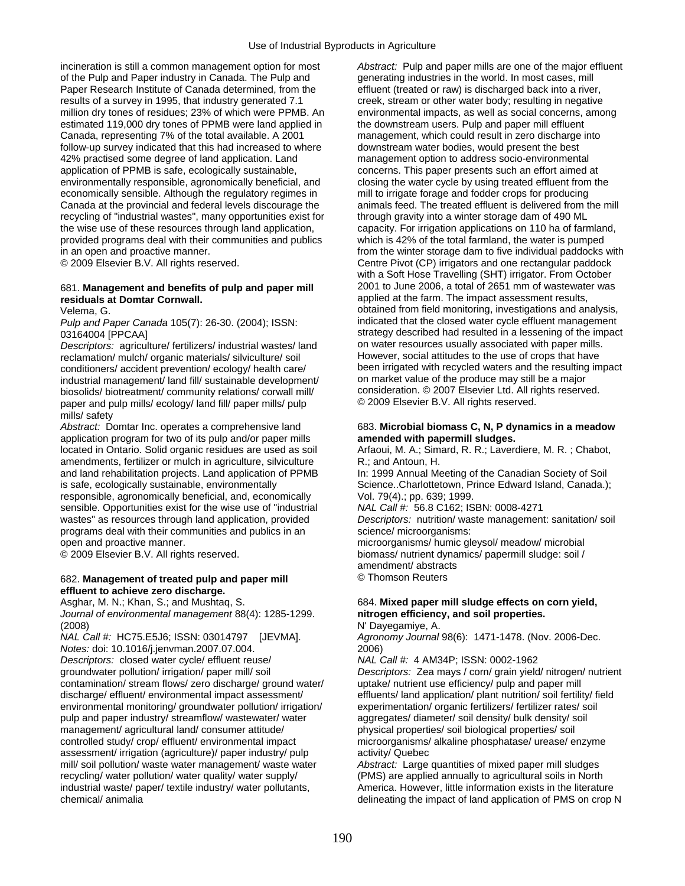incineration is still a common management option for most of the Pulp and Paper industry in Canada. The Pulp and Paper Research Institute of Canada determined, from the results of a survey in 1995, that industry generated 7.1 million dry tones of residues; 23% of which were PPMB. An estimated 119,000 dry tones of PPMB were land applied in Canada, representing 7% of the total available. A 2001 follow-up survey indicated that this had increased to where 42% practised some degree of land application. Land application of PPMB is safe, ecologically sustainable, environmentally responsible, agronomically beneficial, and economically sensible. Although the regulatory regimes in Canada at the provincial and federal levels discourage the recycling of "industrial wastes", many opportunities exist for the wise use of these resources through land application, provided programs deal with their communities and publics in an open and proactive manner.
© 2009 Elsevier B.V. All rights reserved.

681. **Management and benefits of pulp and paper mill residuals at Domtar Cornwall.**
Velema, G.
*Pulp and Paper Canada* 105(7): 26-30. (2004); ISSN: 03164004 [PPCAA]
*Descriptors:* agriculture/ fertilizers/ industrial wastes/ land reclamation/ mulch/ organic materials/ silviculture/ soil conditioners/ accident prevention/ ecology/ health care/ industrial management/ land fill/ sustainable development/ biosolids/ biotreatment/ community relations/ corwall mill/ paper and pulp mills/ ecology/ land fill/ paper mills/ pulp mills/ safety
*Abstract:* Domtar Inc. operates a comprehensive land application program for two of its pulp and/or paper mills located in Ontario. Solid organic residues are used as soil amendments, fertilizer or mulch in agriculture, silviculture and land rehabilitation projects. Land application of PPMB is safe, ecologically sustainable, environmentally responsible, agronomically beneficial, and, economically sensible. Opportunities exist for the wise use of "industrial wastes" as resources through land application, provided programs deal with their communities and publics in an open and proactive manner.
© 2009 Elsevier B.V. All rights reserved.

682. **Management of treated pulp and paper mill effluent to achieve zero discharge.**
Asghar, M. N.; Khan, S.; and Mushtaq, S.
*Journal of environmental management* 88(4): 1285-1299. (2008)
*NAL Call #:* HC75.E5J6; ISSN: 03014797 [JEVMA].
*Notes:* doi: 10.1016/j.jenvman.2007.07.004.
*Descriptors:* closed water cycle/ effluent reuse/ groundwater pollution/ irrigation/ paper mill/ soil contamination/ stream flows/ zero discharge/ ground water/ discharge/ effluent/ environmental impact assessment/ environmental monitoring/ groundwater pollution/ irrigation/ pulp and paper industry/ streamflow/ wastewater/ water management/ agricultural land/ consumer attitude/ controlled study/ crop/ effluent/ environmental impact assessment/ irrigation (agriculture)/ paper industry/ pulp mill/ soil pollution/ waste water management/ waste water recycling/ water pollution/ water quality/ water supply/ industrial waste/ paper/ textile industry/ water pollutants, chemical/ animalia
*Abstract:* Pulp and paper mills are one of the major effluent generating industries in the world. In most cases, mill effluent (treated or raw) is discharged back into a river, creek, stream or other water body; resulting in negative environmental impacts, as well as social concerns, among the downstream users. Pulp and paper mill effluent management, which could result in zero discharge into downstream water bodies, would present the best management option to address socio-environmental concerns. This paper presents such an effort aimed at closing the water cycle by using treated effluent from the mill to irrigate forage and fodder crops for producing animals feed. The treated effluent is delivered from the mill through gravity into a winter storage dam of 490 ML capacity. For irrigation applications on 110 ha of farmland, which is 42% of the total farmland, the water is pumped from the winter storage dam to five individual paddocks with Centre Pivot (CP) irrigators and one rectangular paddock with a Soft Hose Travelling (SHT) irrigator. From October 2001 to June 2006, a total of 2651 mm of wastewater was applied at the farm. The impact assessment results, obtained from field monitoring, investigations and analysis, indicated that the closed water cycle effluent management strategy described had resulted in a lessening of the impact on water resources usually associated with paper mills. However, social attitudes to the use of crops that have been irrigated with recycled waters and the resulting impact on market value of the produce may still be a major consideration. © 2007 Elsevier Ltd. All rights reserved.
© 2009 Elsevier B.V. All rights reserved.

683. **Microbial biomass C, N, P dynamics in a meadow amended with papermill sludges.**
Arfaoui, M. A.; Simard, R. R.; Laverdiere, M. R. ; Chabot, R.; and Antoun, H.
In: 1999 Annual Meeting of the Canadian Society of Soil Science..Charlottetown, Prince Edward Island, Canada.); Vol. 79(4).; pp. 639; 1999.
*NAL Call #:* 56.8 C162; ISBN: 0008-4271
*Descriptors:* nutrition/ waste management: sanitation/ soil science/ microorganisms: microorganisms/ humic gleysol/ meadow/ microbial biomass/ nutrient dynamics/ papermill sludge: soil / amendment/ abstracts
© Thomson Reuters

684. **Mixed paper mill sludge effects on corn yield, nitrogen efficiency, and soil properties.**
N' Dayegamiye, A.
*Agronomy Journal* 98(6): 1471-1478. (Nov. 2006-Dec. 2006)
*NAL Call #:* 4 AM34P; ISSN: 0002-1962
*Descriptors:* Zea mays / corn/ grain yield/ nitrogen/ nutrient uptake/ nutrient use efficiency/ pulp and paper mill effluents/ land application/ plant nutrition/ soil fertility/ field experimentation/ organic fertilizers/ fertilizer rates/ soil aggregates/ diameter/ soil density/ bulk density/ soil physical properties/ soil biological properties/ soil microorganisms/ alkaline phosphatase/ urease/ enzyme activity/ Quebec
*Abstract:* Large quantities of mixed paper mill sludges (PMS) are applied annually to agricultural soils in North America. However, little information exists in the literature delineating the impact of land application of PMS on crop N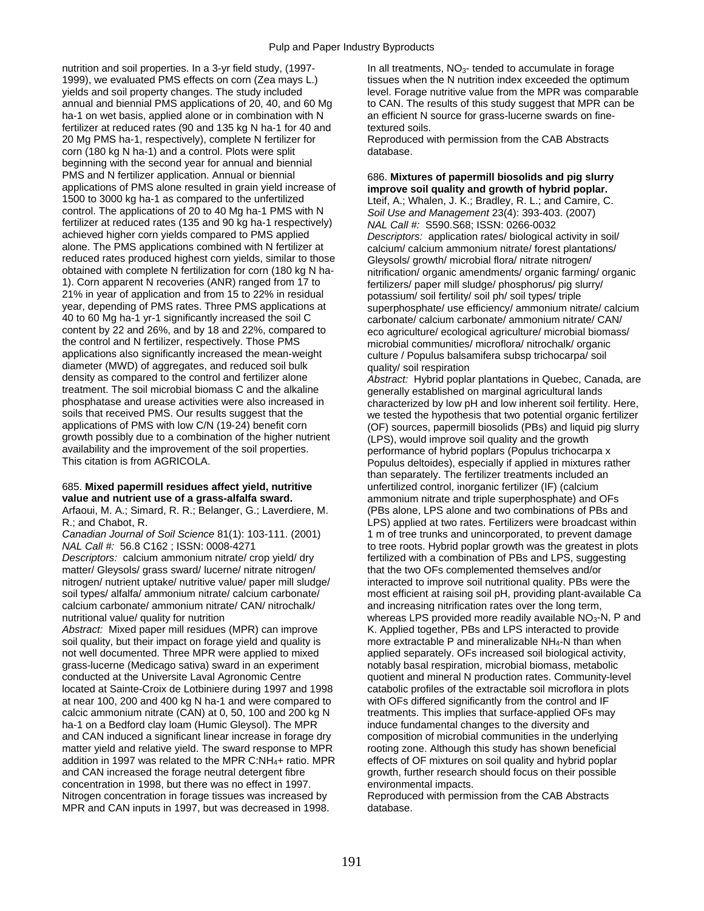nutrition and soil properties. In a 3-yr field study, (1997-1999), we evaluated PMS effects on corn (Zea mays L.) yields and soil property changes. The study included annual and biennial PMS applications of 20, 40, and 60 Mg ha-1 on wet basis, applied alone or in combination with N fertilizer at reduced rates (90 and 135 kg N ha-1 for 40 and 20 Mg PMS ha-1, respectively), complete N fertilizer for corn (180 kg N ha-1) and a control. Plots were split beginning with the second year for annual and biennial PMS and N fertilizer application. Annual or biennial applications of PMS alone resulted in grain yield increase of 1500 to 3000 kg ha-1 as compared to the unfertilized control. The applications of 20 to 40 Mg ha-1 PMS with N fertilizer at reduced rates (135 and 90 kg ha-1 respectively) achieved higher corn yields compared to PMS applied alone. The PMS applications combined with N fertilizer at reduced rates produced highest corn yields, similar to those obtained with complete N fertilization for corn (180 kg N ha-1). Corn apparent N recoveries (ANR) ranged from 17 to 21% in year of application and from 15 to 22% in residual year, depending of PMS rates. Three PMS applications at 40 to 60 Mg ha-1 yr-1 significantly increased the soil C content by 22 and 26%, and by 18 and 22%, compared to the control and N fertilizer, respectively. Those PMS applications also significantly increased the mean-weight diameter (MWD) of aggregates, and reduced soil bulk density as compared to the control and fertilizer alone treatment. The soil microbial biomass C and the alkaline phosphatase and urease activities were also increased in soils that received PMS. Our results suggest that the applications of PMS with low C/N (19-24) benefit corn growth possibly due to a combination of the higher nutrient availability and the improvement of the soil properties.
This citation is from AGRICOLA.

685. **Mixed papermill residues affect yield, nutritive value and nutrient use of a grass-alfalfa sward.**
Arfaoui, M. A.; Simard, R. R.; Belanger, G.; Laverdiere, M. R.; and Chabot, R.
*Canadian Journal of Soil Science* 81(1): 103-111. (2001)
*NAL Call #:* 56.8 C162 ; ISSN: 0008-4271
*Descriptors:* calcium ammonium nitrate/ crop yield/ dry matter/ Gleysols/ grass sward/ lucerne/ nitrate nitrogen/ nitrogen/ nutrient uptake/ nutritive value/ paper mill sludge/ soil types/ alfalfa/ ammonium nitrate/ calcium carbonate/ calcium carbonate/ ammonium nitrate/ CAN/ nitrochalk/ nutritional value/ quality for nutrition
*Abstract:* Mixed paper mill residues (MPR) can improve soil quality, but their impact on forage yield and quality is not well documented. Three MPR were applied to mixed grass-lucerne (Medicago sativa) sward in an experiment conducted at the Universite Laval Agronomic Centre located at Sainte-Croix de Lotbiniere during 1997 and 1998 at near 100, 200 and 400 kg N ha-1 and were compared to calcic ammonium nitrate (CAN) at 0, 50, 100 and 200 kg N ha-1 on a Bedford clay loam (Humic Gleysol). The MPR and CAN induced a significant linear increase in forage dry matter yield and relative yield. The sward response to MPR addition in 1997 was related to the MPR C:$NH_4$+ ratio. MPR and CAN increased the forage neutral detergent fibre concentration in 1998, but there was no effect in 1997. Nitrogen concentration in forage tissues was increased by MPR and CAN inputs in 1997, but was decreased in 1998. In all treatments, $NO_3$- tended to accumulate in forage tissues when the N nutrition index exceeded the optimum level. Forage nutritive value from the MPR was comparable to CAN. The results of this study suggest that MPR can be an efficient N source for grass-lucerne swards on fine-textured soils.
Reproduced with permission from the CAB Abstracts database.

686. **Mixtures of papermill biosolids and pig slurry improve soil quality and growth of hybrid poplar.**
Lteif, A.; Whalen, J. K.; Bradley, R. L.; and Camire, C.
*Soil Use and Management* 23(4): 393-403. (2007)
*NAL Call #:* S590.S68; ISSN: 0266-0032
*Descriptors:* application rates/ biological activity in soil/ calcium/ calcium ammonium nitrate/ forest plantations/ Gleysols/ growth/ microbial flora/ nitrate nitrogen/ nitrification/ organic amendments/ organic farming/ organic fertilizers/ paper mill sludge/ phosphorus/ pig slurry/ potassium/ soil fertility/ soil ph/ soil types/ triple superphosphate/ use efficiency/ ammonium nitrate/ calcium carbonate/ calcium carbonate/ ammonium nitrate/ CAN/ eco agriculture/ ecological agriculture/ microbial biomass/ microbial communities/ microflora/ nitrochalk/ organic culture / Populus balsamifera subsp trichocarpa/ soil quality/ soil respiration
*Abstract:* Hybrid poplar plantations in Quebec, Canada, are generally established on marginal agricultural lands characterized by low pH and low inherent soil fertility. Here, we tested the hypothesis that two potential organic fertilizer (OF) sources, papermill biosolids (PBs) and liquid pig slurry (LPS), would improve soil quality and the growth performance of hybrid poplars (Populus trichocarpa x Populus deltoides), especially if applied in mixtures rather than separately. The fertilizer treatments included an unfertilized control, inorganic fertilizer (IF) (calcium ammonium nitrate and triple superphosphate) and OFs (PBs alone, LPS alone and two combinations of PBs and LPS) applied at two rates. Fertilizers were broadcast within 1 m of tree trunks and unincorporated, to prevent damage to tree roots. Hybrid poplar growth was the greatest in plots fertilized with a combination of PBs and LPS, suggesting that the two OFs complemented themselves and/or interacted to improve soil nutritional quality. PBs were the most efficient at raising soil pH, providing plant-available Ca and increasing nitrification rates over the long term, whereas LPS provided more readily available $NO_3$-N, P and K. Applied together, PBs and LPS interacted to provide more extractable P and mineralizable $NH_4$-N than when applied separately. OFs increased soil biological activity, notably basal respiration, microbial biomass, metabolic quotient and mineral N production rates. Community-level catabolic profiles of the extractable soil microflora in plots with OFs differed significantly from the control and IF treatments. This implies that surface-applied OFs may induce fundamental changes to the diversity and composition of microbial communities in the underlying rooting zone. Although this study has shown beneficial effects of OF mixtures on soil quality and hybrid poplar growth, further research should focus on their possible environmental impacts.
Reproduced with permission from the CAB Abstracts database.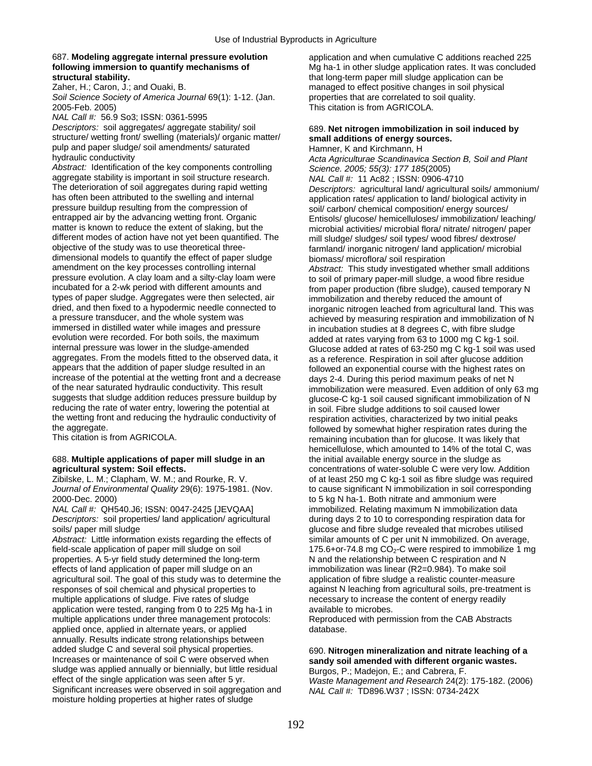687. **Modeling aggregate internal pressure evolution following immersion to quantify mechanisms of structural stability.**
Zaher, H.; Caron, J.; and Ouaki, B.
*Soil Science Society of America Journal* 69(1): 1-12. (Jan. 2005-Feb. 2005)
*NAL Call #:* 56.9 So3; ISSN: 0361-5995
*Descriptors:* soil aggregates/ aggregate stability/ soil structure/ wetting front/ swelling (materials)/ organic matter/ pulp and paper sludge/ soil amendments/ saturated hydraulic conductivity
*Abstract:* Identification of the key components controlling aggregate stability is important in soil structure research. The deterioration of soil aggregates during rapid wetting has often been attributed to the swelling and internal pressure buildup resulting from the compression of entrapped air by the advancing wetting front. Organic matter is known to reduce the extent of slaking, but the different modes of action have not yet been quantified. The objective of the study was to use theoretical three-dimensional models to quantify the effect of paper sludge amendment on the key processes controlling internal pressure evolution. A clay loam and a silty-clay loam were incubated for a 2-wk period with different amounts and types of paper sludge. Aggregates were then selected, air dried, and then fixed to a hypodermic needle connected to a pressure transducer, and the whole system was immersed in distilled water while images and pressure evolution were recorded. For both soils, the maximum internal pressure was lower in the sludge-amended aggregates. From the models fitted to the observed data, it appears that the addition of paper sludge resulted in an increase of the potential at the wetting front and a decrease of the near saturated hydraulic conductivity. This result suggests that sludge addition reduces pressure buildup by reducing the rate of water entry, lowering the potential at the wetting front and reducing the hydraulic conductivity of the aggregate.
This citation is from AGRICOLA.

688. **Multiple applications of paper mill sludge in an agricultural system: Soil effects.**
Zibilske, L. M.; Clapham, W. M.; and Rourke, R. V.
*Journal of Environmental Quality* 29(6): 1975-1981. (Nov. 2000-Dec. 2000)
*NAL Call #:* QH540.J6; ISSN: 0047-2425 [JEVQAA]
*Descriptors:* soil properties/ land application/ agricultural soils/ paper mill sludge
*Abstract:* Little information exists regarding the effects of field-scale application of paper mill sludge on soil properties. A 5-yr field study determined the long-term effects of land application of paper mill sludge on an agricultural soil. The goal of this study was to determine the responses of soil chemical and physical properties to multiple applications of sludge. Five rates of sludge application were tested, ranging from 0 to 225 Mg ha-1 in multiple applications under three management protocols: applied once, applied in alternate years, or applied annually. Results indicate strong relationships between added sludge C and several soil physical properties. Increases or maintenance of soil C were observed when sludge was applied annually or biennially, but little residual effect of the single application was seen after 5 yr. Significant increases were observed in soil aggregation and moisture holding properties at higher rates of sludge application and when cumulative C additions reached 225 Mg ha-1 in other sludge application rates. It was concluded that long-term paper mill sludge application can be managed to effect positive changes in soil physical properties that are correlated to soil quality.
This citation is from AGRICOLA.

689. **Net nitrogen immobilization in soil induced by small additions of energy sources.**
Hamner, K and Kirchmann, H
*Acta Agriculturae Scandinavica Section B, Soil and Plant Science. 2005; 55(3): 177 185*(2005)
*NAL Call #:* 11 Ac82 ; ISSN: 0906-4710
*Descriptors:* agricultural land/ agricultural soils/ ammonium/ application rates/ application to land/ biological activity in soil/ carbon/ chemical composition/ energy sources/ Entisols/ glucose/ hemicelluloses/ immobilization/ leaching/ microbial activities/ microbial flora/ nitrate/ nitrogen/ paper mill sludge/ sludges/ soil types/ wood fibres/ dextrose/ farmland/ inorganic nitrogen/ land application/ microbial biomass/ microflora/ soil respiration
*Abstract:* This study investigated whether small additions to soil of primary paper-mill sludge, a wood fibre residue from paper production (fibre sludge), caused temporary N immobilization and thereby reduced the amount of inorganic nitrogen leached from agricultural land. This was achieved by measuring respiration and immobilization of N in incubation studies at 8 degrees C, with fibre sludge added at rates varying from 63 to 1000 mg C kg-1 soil. Glucose added at rates of 63-250 mg C kg-1 soil was used as a reference. Respiration in soil after glucose addition followed an exponential course with the highest rates on days 2-4. During this period maximum peaks of net N immobilization were measured. Even addition of only 63 mg glucose-C kg-1 soil caused significant immobilization of N in soil. Fibre sludge additions to soil caused lower respiration activities, characterized by two initial peaks followed by somewhat higher respiration rates during the remaining incubation than for glucose. It was likely that hemicellulose, which amounted to 14% of the total C, was the initial available energy source in the sludge as concentrations of water-soluble C were very low. Addition of at least 250 mg C kg-1 soil as fibre sludge was required to cause significant N immobilization in soil corresponding to 5 kg N ha-1. Both nitrate and ammonium were immobilized. Relating maximum N immobilization data during days 2 to 10 to corresponding respiration data for glucose and fibre sludge revealed that microbes utilised similar amounts of C per unit N immobilized. On average, 175.6+or-74.8 mg $CO_2$-C were respired to immobilize 1 mg N and the relationship between C respiration and N immobilization was linear ($R^2$=0.984). To make soil application of fibre sludge a realistic counter-measure against N leaching from agricultural soils, pre-treatment is necessary to increase the content of energy readily available to microbes.
Reproduced with permission from the CAB Abstracts database.

690. **Nitrogen mineralization and nitrate leaching of a sandy soil amended with different organic wastes.**
Burgos, P.; Madejon, E.; and Cabrera, F.
*Waste Management and Research* 24(2): 175-182. (2006)
*NAL Call #:* TD896.W37 ; ISSN: 0734-242X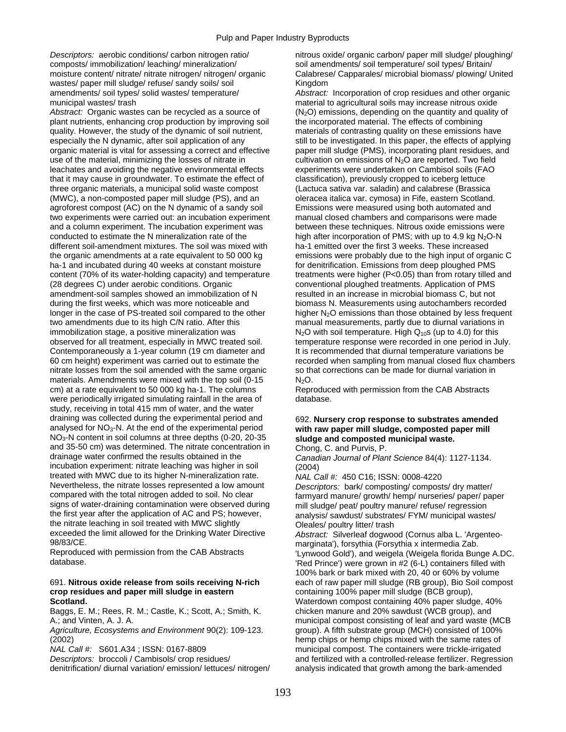*Descriptors:* aerobic conditions/ carbon nitrogen ratio/ composts/ immobilization/ leaching/ mineralization/ moisture content/ nitrate/ nitrate nitrogen/ nitrogen/ organic wastes/ paper mill sludge/ refuse/ sandy soils/ soil amendments/ soil types/ solid wastes/ temperature/ municipal wastes/ trash

*Abstract:* Organic wastes can be recycled as a source of plant nutrients, enhancing crop production by improving soil quality. However, the study of the dynamic of soil nutrient, especially the N dynamic, after soil application of any organic material is vital for assessing a correct and effective use of the material, minimizing the losses of nitrate in leachates and avoiding the negative environmental effects that it may cause in groundwater. To estimate the effect of three organic materials, a municipal solid waste compost (MWC), a non-composted paper mill sludge (PS), and an agroforest compost (AC) on the N dynamic of a sandy soil two experiments were carried out: an incubation experiment and a column experiment. The incubation experiment was conducted to estimate the N mineralization rate of the different soil-amendment mixtures. The soil was mixed with the organic amendments at a rate equivalent to 50 000 kg ha-1 and incubated during 40 weeks at constant moisture content (70% of its water-holding capacity) and temperature (28 degrees C) under aerobic conditions. Organic amendment-soil samples showed an immobilization of N during the first weeks, which was more noticeable and longer in the case of PS-treated soil compared to the other two amendments due to its high C/N ratio. After this immobilization stage, a positive mineralization was observed for all treatment, especially in MWC treated soil. Contemporaneously a 1-year column (19 cm diameter and 60 cm height) experiment was carried out to estimate the nitrate losses from the soil amended with the same organic materials. Amendments were mixed with the top soil (0-15 cm) at a rate equivalent to 50 000 kg ha-1. The columns were periodically irrigated simulating rainfall in the area of study, receiving in total 415 mm of water, and the water draining was collected during the experimental period and analysed for $NO_3$-N. At the end of the experimental period $NO_3$-N content in soil columns at three depths (0-20, 20-35 and 35-50 cm) was determined. The nitrate concentration in drainage water confirmed the results obtained in the incubation experiment: nitrate leaching was higher in soil treated with MWC due to its higher N-mineralization rate. Nevertheless, the nitrate losses represented a low amount compared with the total nitrogen added to soil. No clear signs of water-draining contamination were observed during the first year after the application of AC and PS; however, the nitrate leaching in soil treated with MWC slightly exceeded the limit allowed for the Drinking Water Directive 98/83/CE.

Reproduced with permission from the CAB Abstracts database.

691. **Nitrous oxide release from soils receiving N-rich crop residues and paper mill sludge in eastern Scotland.**

Baggs, E. M.; Rees, R. M.; Castle, K.; Scott, A.; Smith, K. A.; and Vinten, A. J. A.

*Agriculture, Ecosystems and Environment* 90(2): 109-123. (2002)

*NAL Call #:* S601.A34 ; ISSN: 0167-8809

*Descriptors:* broccoli / Cambisols/ crop residues/ denitrification/ diurnal variation/ emission/ lettuces/ nitrogen/ nitrous oxide/ organic carbon/ paper mill sludge/ ploughing/ soil amendments/ soil temperature/ soil types/ Britain/ Calabrese/ Capparales/ microbial biomass/ plowing/ United Kingdom

*Abstract:* Incorporation of crop residues and other organic material to agricultural soils may increase nitrous oxide ($N_2O$) emissions, depending on the quantity and quality of the incorporated material. The effects of combining materials of contrasting quality on these emissions have still to be investigated. In this paper, the effects of applying paper mill sludge (PMS), incorporating plant residues, and cultivation on emissions of $N_2O$ are reported. Two field experiments were undertaken on Cambisol soils (FAO classification), previously cropped to iceberg lettuce (Lactuca sativa var. saladin) and calabrese (Brassica oleracea italica var. cymosa) in Fife, eastern Scotland. Emissions were measured using both automated and manual closed chambers and comparisons were made between these techniques. Nitrous oxide emissions were high after incorporation of PMS; with up to 4.9 kg $N_2O$-N ha-1 emitted over the first 3 weeks. These increased emissions were probably due to the high input of organic C for denitrification. Emissions from deep ploughed PMS treatments were higher ($P<0.05$) than from rotary tilled and conventional ploughed treatments. Application of PMS resulted in an increase in microbial biomass C, but not biomass N. Measurements using autochambers recorded higher $N_2O$ emissions than those obtained by less frequent manual measurements, partly due to diurnal variations in $N_2O$ with soil temperature. High $Q_{10}$s (up to 4.0) for this temperature response were recorded in one period in July. It is recommended that diurnal temperature variations be recorded when sampling from manual closed flux chambers so that corrections can be made for diurnal variation in $N_2O$.

Reproduced with permission from the CAB Abstracts database.

692. **Nursery crop response to substrates amended with raw paper mill sludge, composted paper mill sludge and composted municipal waste.**

Chong, C. and Purvis, P.

*Canadian Journal of Plant Science* 84(4): 1127-1134. (2004)

*NAL Call #:* 450 C16; ISSN: 0008-4220

*Descriptors:* bark/ composting/ composts/ dry matter/ farmyard manure/ growth/ hemp/ nurseries/ paper/ paper mill sludge/ peat/ poultry manure/ refuse/ regression analysis/ sawdust/ substrates/ FYM/ municipal wastes/ Oleales/ poultry litter/ trash

*Abstract:* Silverleaf dogwood (Cornus alba L. 'Argenteo-marginata'), forsythia (Forsythia x intermedia Zab. 'Lynwood Gold'), and weigela (Weigela florida Bunge A.DC. 'Red Prince') were grown in #2 (6-L) containers filled with 100% bark or bark mixed with 20, 40 or 60% by volume each of raw paper mill sludge (RB group), Bio Soil compost containing 100% paper mill sludge (BCB group), Waterdown compost containing 40% paper sludge, 40% chicken manure and 20% sawdust (WCB group), and municipal compost consisting of leaf and yard waste (MCB group). A fifth substrate group (MCH) consisted of 100% hemp chips or hemp chips mixed with the same rates of municipal compost. The containers were trickle-irrigated and fertilized with a controlled-release fertilizer. Regression analysis indicated that growth among the bark-amended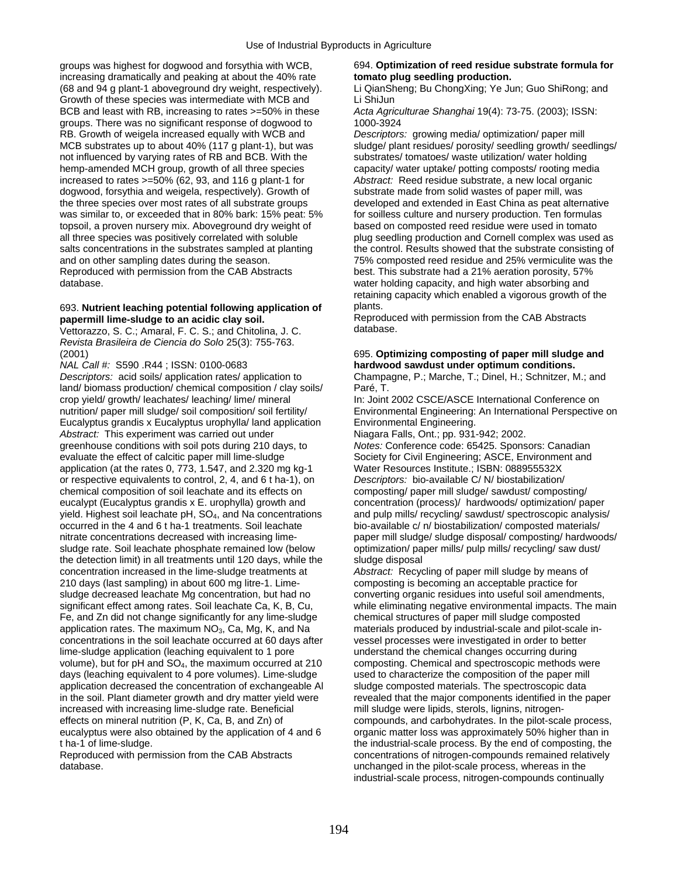groups was highest for dogwood and forsythia with WCB, increasing dramatically and peaking at about the 40% rate (68 and 94 g plant-1 aboveground dry weight, respectively). Growth of these species was intermediate with MCB and BCB and least with RB, increasing to rates >=50% in these groups. There was no significant response of dogwood to RB. Growth of weigela increased equally with WCB and MCB substrates up to about 40% (117 g plant-1), but was not influenced by varying rates of RB and BCB. With the hemp-amended MCH group, growth of all three species increased to rates >=50% (62, 93, and 116 g plant-1 for dogwood, forsythia and weigela, respectively). Growth of the three species over most rates of all substrate groups was similar to, or exceeded that in 80% bark: 15% peat: 5% topsoil, a proven nursery mix. Aboveground dry weight of all three species was positively correlated with soluble salts concentrations in the substrates sampled at planting and on other sampling dates during the season.
Reproduced with permission from the CAB Abstracts database.

### 693. **Nutrient leaching potential following application of papermill lime-sludge to an acidic clay soil.**

Vettorazzo, S. C.; Amaral, F. C. S.; and Chitolina, J. C.
*Revista Brasileira de Ciencia do Solo* 25(3): 755-763. (2001)
*NAL Call #:* S590 .R44 ; ISSN: 0100-0683
*Descriptors:* acid soils/ application rates/ application to land/ biomass production/ chemical composition / clay soils/ crop yield/ growth/ leachates/ leaching/ lime/ mineral nutrition/ paper mill sludge/ soil composition/ soil fertility/ Eucalyptus grandis x Eucalyptus urophylla/ land application
*Abstract:* This experiment was carried out under greenhouse conditions with soil pots during 210 days, to evaluate the effect of calcitic paper mill lime-sludge application (at the rates 0, 773, 1.547, and 2.320 mg kg-1 or respective equivalents to control, 2, 4, and 6 t ha-1), on chemical composition of soil leachate and its effects on eucalypt (Eucalyptus grandis x E. urophylla) growth and yield. Highest soil leachate pH, $SO_4$, and Na concentrations occurred in the 4 and 6 t ha-1 treatments. Soil leachate nitrate concentrations decreased with increasing lime-sludge rate. Soil leachate phosphate remained low (below the detection limit) in all treatments until 120 days, while the concentration increased in the lime-sludge treatments at 210 days (last sampling) in about 600 mg litre-1. Lime-sludge decreased leachate Mg concentration, but had no significant effect among rates. Soil leachate Ca, K, B, Cu, Fe, and Zn did not change significantly for any lime-sludge application rates. The maximum $NO_3$, Ca, Mg, K, and Na concentrations in the soil leachate occurred at 60 days after lime-sludge application (leaching equivalent to 1 pore volume), but for pH and $SO_4$, the maximum occurred at 210 days (leaching equivalent to 4 pore volumes). Lime-sludge application decreased the concentration of exchangeable Al in the soil. Plant diameter growth and dry matter yield were increased with increasing lime-sludge rate. Beneficial effects on mineral nutrition (P, K, Ca, B, and Zn) of eucalyptus were also obtained by the application of 4 and 6 t ha-1 of lime-sludge.
Reproduced with permission from the CAB Abstracts database.

### 694. **Optimization of reed residue substrate formula for tomato plug seedling production.**

Li QianSheng; Bu ChongXing; Ye Jun; Guo ShiRong; and Li ShiJun
*Acta Agriculturae Shanghai* 19(4): 73-75. (2003); ISSN: 1000-3924
*Descriptors:* growing media/ optimization/ paper mill sludge/ plant residues/ porosity/ seedling growth/ seedlings/ substrates/ tomatoes/ waste utilization/ water holding capacity/ water uptake/ potting composts/ rooting media
*Abstract:* Reed residue substrate, a new local organic substrate made from solid wastes of paper mill, was developed and extended in East China as peat alternative for soilless culture and nursery production. Ten formulas based on composted reed residue were used in tomato plug seedling production and Cornell complex was used as the control. Results showed that the substrate consisting of 75% composted reed residue and 25% vermiculite was the best. This substrate had a 21% aeration porosity, 57% water holding capacity, and high water absorbing and retaining capacity which enabled a vigorous growth of the plants.
Reproduced with permission from the CAB Abstracts database.

### 695. **Optimizing composting of paper mill sludge and hardwood sawdust under optimum conditions.**

Champagne, P.; Marche, T.; Dinel, H.; Schnitzer, M.; and Paré, T.
In: Joint 2002 CSCE/ASCE International Conference on Environmental Engineering: An International Perspective on Environmental Engineering.
Niagara Falls, Ont.; pp. 931-942; 2002.
*Notes:* Conference code: 65425. Sponsors: Canadian Society for Civil Engineering; ASCE, Environment and Water Resources Institute.; ISBN: 088955532X
*Descriptors:* bio-available C/ N/ biostabilization/ composting/ paper mill sludge/ sawdust/ composting/ concentration (process)/ hardwoods/ optimization/ paper and pulp mills/ recycling/ sawdust/ spectroscopic analysis/ bio-available c/ n/ biostabilization/ composted materials/ paper mill sludge/ sludge disposal/ composting/ hardwoods/ optimization/ paper mills/ pulp mills/ recycling/ saw dust/ sludge disposal
*Abstract:* Recycling of paper mill sludge by means of composting is becoming an acceptable practice for converting organic residues into useful soil amendments, while eliminating negative environmental impacts. The main chemical structures of paper mill sludge composted materials produced by industrial-scale and pilot-scale in-vessel processes were investigated in order to better understand the chemical changes occurring during composting. Chemical and spectroscopic methods were used to characterize the composition of the paper mill sludge composted materials. The spectroscopic data revealed that the major components identified in the paper mill sludge were lipids, sterols, lignins, nitrogen-compounds, and carbohydrates. In the pilot-scale process, organic matter loss was approximately 50% higher than in the industrial-scale process. By the end of composting, the concentrations of nitrogen-compounds remained relatively unchanged in the pilot-scale process, whereas in the industrial-scale process, nitrogen-compounds continually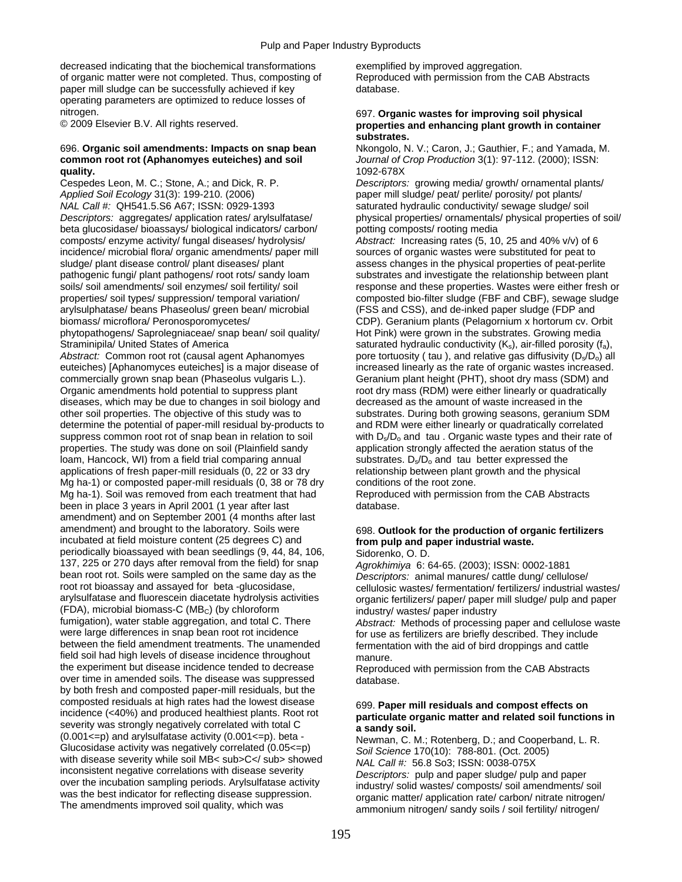decreased indicating that the biochemical transformations of organic matter were not completed. Thus, composting of paper mill sludge can be successfully achieved if key operating parameters are optimized to reduce losses of nitrogen.
© 2009 Elsevier B.V. All rights reserved.

**696. Organic soil amendments: Impacts on snap bean common root rot (Aphanomyes euteiches) and soil quality.**

Cespedes Leon, M. C.; Stone, A.; and Dick, R. P.
*Applied Soil Ecology* 31(3): 199-210. (2006)
*NAL Call #:* QH541.5.S6 A67; ISSN: 0929-1393
*Descriptors:* aggregates/ application rates/ arylsulfatase/ beta glucosidase/ bioassays/ biological indicators/ carbon/ composts/ enzyme activity/ fungal diseases/ hydrolysis/ incidence/ microbial flora/ organic amendments/ paper mill sludge/ plant disease control/ plant diseases/ plant pathogenic fungi/ plant pathogens/ root rots/ sandy loam soils/ soil amendments/ soil enzymes/ soil fertility/ soil properties/ soil types/ suppression/ temporal variation/ arylsulphatase/ beans Phaseolus/ green bean/ microbial biomass/ microflora/ Peronosporomycetes/ phytopathogens/ Saprolegniaceae/ snap bean/ soil quality/ Straminipila/ United States of America
*Abstract:* Common root rot (causal agent Aphanomyes euteiches) [Aphanomyces euteiches] is a major disease of commercially grown snap bean (Phaseolus vulgaris L.). Organic amendments hold potential to suppress plant diseases, which may be due to changes in soil biology and other soil properties. The objective of this study was to determine the potential of paper-mill residual by-products to suppress common root rot of snap bean in relation to soil properties. The study was done on soil (Plainfield sandy loam, Hancock, WI) from a field trial comparing annual applications of fresh paper-mill residuals (0, 22 or 33 dry Mg ha-1) or composted paper-mill residuals (0, 38 or 78 dry Mg ha-1). Soil was removed from each treatment that had been in place 3 years in April 2001 (1 year after last amendment) and on September 2001 (4 months after last amendment) and brought to the laboratory. Soils were incubated at field moisture content (25 degrees C) and periodically bioassayed with bean seedlings (9, 44, 84, 106, 137, 225 or 270 days after removal from the field) for snap bean root rot. Soils were sampled on the same day as the root rot bioassay and assayed for beta -glucosidase, arylsulfatase and fluorescein diacetate hydrolysis activities (FDA), microbial biomass-C ($MB_C$) (by chloroform fumigation), water stable aggregation, and total C. There were large differences in snap bean root rot incidence between the field amendment treatments. The unamended field soil had high levels of disease incidence throughout the experiment but disease incidence tended to decrease over time in amended soils. The disease was suppressed by both fresh and composted paper-mill residuals, but the composted residuals at high rates had the lowest disease incidence (<40%) and produced healthiest plants. Root rot severity was strongly negatively correlated with total C (0.001<=p) and arylsulfatase activity (0.001<=p). beta -Glucosidase activity was negatively correlated (0.05<=p) with disease severity while soil MB< sub>C</ sub> showed inconsistent negative correlations with disease severity over the incubation sampling periods. Arylsulfatase activity was the best indicator for reflecting disease suppression. The amendments improved soil quality, which was exemplified by improved aggregation.
Reproduced with permission from the CAB Abstracts database.

**697. Organic wastes for improving soil physical properties and enhancing plant growth in container substrates.**

Nkongolo, N. V.; Caron, J.; Gauthier, F.; and Yamada, M.
*Journal of Crop Production* 3(1): 97-112. (2000); ISSN: 1092-678X
*Descriptors:* growing media/ growth/ ornamental plants/ paper mill sludge/ peat/ perlite/ porosity/ pot plants/ saturated hydraulic conductivity/ sewage sludge/ soil physical properties/ ornamentals/ physical properties of soil/ potting composts/ rooting media
*Abstract:* Increasing rates (5, 10, 25 and 40% v/v) of 6 sources of organic wastes were substituted for peat to assess changes in the physical properties of peat-perlite substrates and investigate the relationship between plant response and these properties. Wastes were either fresh or composted bio-filter sludge (FBF and CBF), sewage sludge (FSS and CSS), and de-inked paper sludge (FDP and CDP). Geranium plants (Pelagornium x hortorum cv. Orbit Hot Pink) were grown in the substrates. Growing media saturated hydraulic conductivity ($K_s$), air-filled porosity ($f_a$), pore tortuosity ( tau ), and relative gas diffusivity ($D_s/D_o$) all increased linearly as the rate of organic wastes increased. Geranium plant height (PHT), shoot dry mass (SDM) and root dry mass (RDM) were either linearly or quadratically decreased as the amount of waste increased in the substrates. During both growing seasons, geranium SDM and RDM were either linearly or quadratically correlated with $D_s/D_o$ and tau . Organic waste types and their rate of application strongly affected the aeration status of the substrates. $D_s/D_o$ and tau better expressed the relationship between plant growth and the physical conditions of the root zone.
Reproduced with permission from the CAB Abstracts database.

**698. Outlook for the production of organic fertilizers from pulp and paper industrial waste.**

Sidorenko, O. D.
*Agrokhimiya* 6: 64-65. (2003); ISSN: 0002-1881
*Descriptors:* animal manures/ cattle dung/ cellulose/ cellulosic wastes/ fermentation/ fertilizers/ industrial wastes/ organic fertilizers/ paper/ paper mill sludge/ pulp and paper industry/ wastes/ paper industry
*Abstract:* Methods of processing paper and cellulose waste for use as fertilizers are briefly described. They include fermentation with the aid of bird droppings and cattle manure.
Reproduced with permission from the CAB Abstracts database.

**699. Paper mill residuals and compost effects on particulate organic matter and related soil functions in a sandy soil.**

Newman, C. M.; Rotenberg, D.; and Cooperband, L. R.
*Soil Science* 170(10): 788-801. (Oct. 2005)
*NAL Call #:* 56.8 So3; ISSN: 0038-075X
*Descriptors:* pulp and paper sludge/ pulp and paper industry/ solid wastes/ composts/ soil amendments/ soil organic matter/ application rate/ carbon/ nitrate nitrogen/ ammonium nitrogen/ sandy soils / soil fertility/ nitrogen/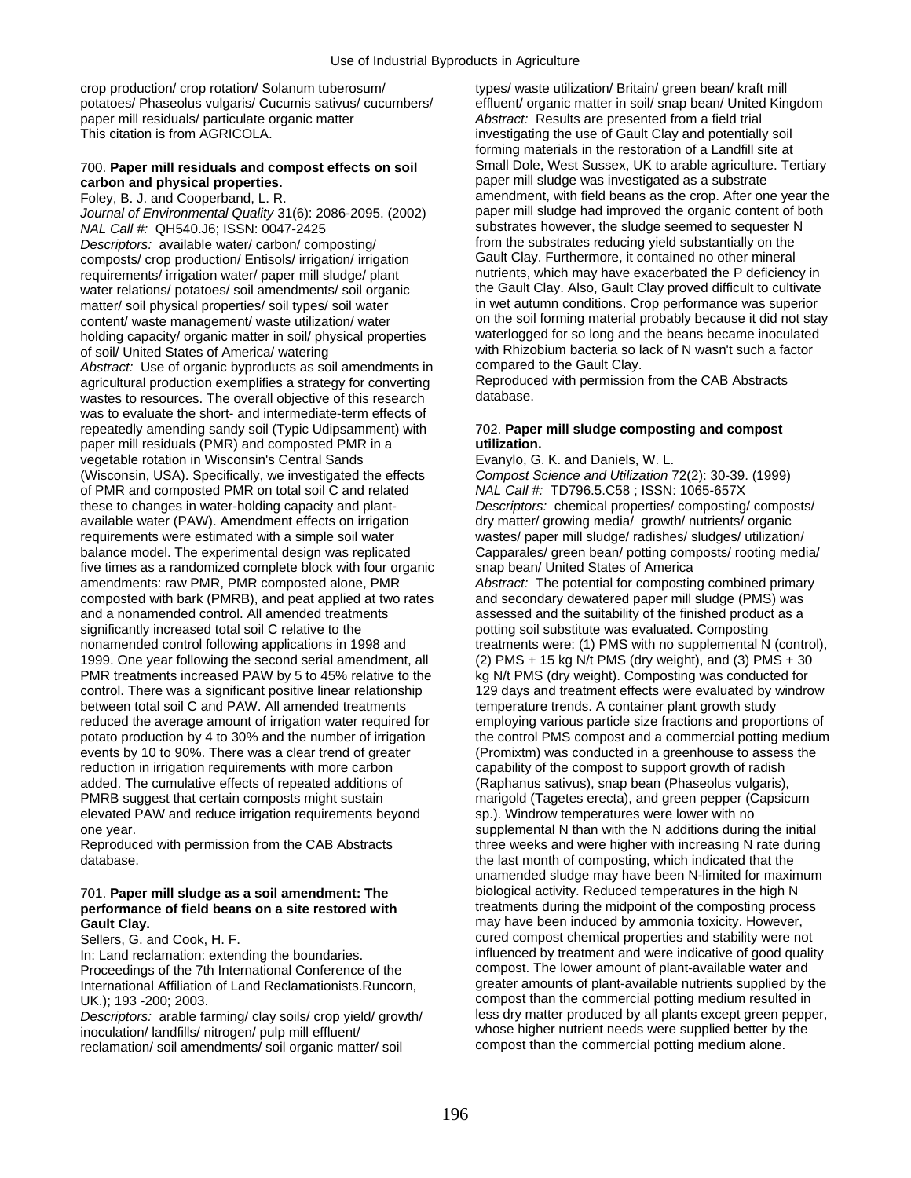crop production/ crop rotation/ Solanum tuberosum/ potatoes/ Phaseolus vulgaris/ Cucumis sativus/ cucumbers/ paper mill residuals/ particulate organic matter
This citation is from AGRICOLA.

700. **Paper mill residuals and compost effects on soil carbon and physical properties.**
Foley, B. J. and Cooperband, L. R.
*Journal of Environmental Quality* 31(6): 2086-2095. (2002)
*NAL Call #:* QH540.J6; ISSN: 0047-2425
*Descriptors:* available water/ carbon/ composting/ composts/ crop production/ Entisols/ irrigation/ irrigation requirements/ irrigation water/ paper mill sludge/ plant water relations/ potatoes/ soil amendments/ soil organic matter/ soil physical properties/ soil types/ soil water content/ waste management/ waste utilization/ water holding capacity/ organic matter in soil/ physical properties of soil/ United States of America/ watering
*Abstract:* Use of organic byproducts as soil amendments in agricultural production exemplifies a strategy for converting wastes to resources. The overall objective of this research was to evaluate the short- and intermediate-term effects of repeatedly amending sandy soil (Typic Udipsamment) with paper mill residuals (PMR) and composted PMR in a vegetable rotation in Wisconsin's Central Sands (Wisconsin, USA). Specifically, we investigated the effects of PMR and composted PMR on total soil C and related these to changes in water-holding capacity and plant-available water (PAW). Amendment effects on irrigation requirements were estimated with a simple soil water balance model. The experimental design was replicated five times as a randomized complete block with four organic amendments: raw PMR, PMR composted alone, PMR composted with bark (PMRB), and peat applied at two rates and a nonamended control. All amended treatments significantly increased total soil C relative to the nonamended control following applications in 1998 and 1999. One year following the second serial amendment, all PMR treatments increased PAW by 5 to 45% relative to the control. There was a significant positive linear relationship between total soil C and PAW. All amended treatments reduced the average amount of irrigation water required for potato production by 4 to 30% and the number of irrigation events by 10 to 90%. There was a clear trend of greater reduction in irrigation requirements with more carbon added. The cumulative effects of repeated additions of PMRB suggest that certain composts might sustain elevated PAW and reduce irrigation requirements beyond one year.
Reproduced with permission from the CAB Abstracts database.

701. **Paper mill sludge as a soil amendment: The performance of field beans on a site restored with Gault Clay.**
Sellers, G. and Cook, H. F.
In: Land reclamation: extending the boundaries. Proceedings of the 7th International Conference of the International Affiliation of Land Reclamationists.Runcorn, UK.); 193 -200; 2003.
*Descriptors:* arable farming/ clay soils/ crop yield/ growth/ inoculation/ landfills/ nitrogen/ pulp mill effluent/ reclamation/ soil amendments/ soil organic matter/ soil types/ waste utilization/ Britain/ green bean/ kraft mill effluent/ organic matter in soil/ snap bean/ United Kingdom
*Abstract:* Results are presented from a field trial investigating the use of Gault Clay and potentially soil forming materials in the restoration of a Landfill site at Small Dole, West Sussex, UK to arable agriculture. Tertiary paper mill sludge was investigated as a substrate amendment, with field beans as the crop. After one year the paper mill sludge had improved the organic content of both substrates however, the sludge seemed to sequester N from the substrates reducing yield substantially on the Gault Clay. Furthermore, it contained no other mineral nutrients, which may have exacerbated the P deficiency in the Gault Clay. Also, Gault Clay proved difficult to cultivate in wet autumn conditions. Crop performance was superior on the soil forming material probably because it did not stay waterlogged for so long and the beans became inoculated with Rhizobium bacteria so lack of N wasn't such a factor compared to the Gault Clay.
Reproduced with permission from the CAB Abstracts database.

702. **Paper mill sludge composting and compost utilization.**
Evanylo, G. K. and Daniels, W. L.
*Compost Science and Utilization* 72(2): 30-39. (1999)
*NAL Call #:* TD796.5.C58 ; ISSN: 1065-657X
*Descriptors:* chemical properties/ composting/ composts/ dry matter/ growing media/ growth/ nutrients/ organic wastes/ paper mill sludge/ radishes/ sludges/ utilization/ Capparales/ green bean/ potting composts/ rooting media/ snap bean/ United States of America
*Abstract:* The potential for composting combined primary and secondary dewatered paper mill sludge (PMS) was assessed and the suitability of the finished product as a potting soil substitute was evaluated. Composting treatments were: (1) PMS with no supplemental N (control), (2) PMS + 15 kg N/t PMS (dry weight), and (3) PMS + 30 kg N/t PMS (dry weight). Composting was conducted for 129 days and treatment effects were evaluated by windrow temperature trends. A container plant growth study employing various particle size fractions and proportions of the control PMS compost and a commercial potting medium (Promixtm) was conducted in a greenhouse to assess the capability of the compost to support growth of radish (Raphanus sativus), snap bean (Phaseolus vulgaris), marigold (Tagetes erecta), and green pepper (Capsicum sp.). Windrow temperatures were lower with no supplemental N than with the N additions during the initial three weeks and were higher with increasing N rate during the last month of composting, which indicated that the unamended sludge may have been N-limited for maximum biological activity. Reduced temperatures in the high N treatments during the midpoint of the composting process may have been induced by ammonia toxicity. However, cured compost chemical properties and stability were not influenced by treatment and were indicative of good quality compost. The lower amount of plant-available water and greater amounts of plant-available nutrients supplied by the compost than the commercial potting medium resulted in less dry matter produced by all plants except green pepper, whose higher nutrient needs were supplied better by the compost than the commercial potting medium alone.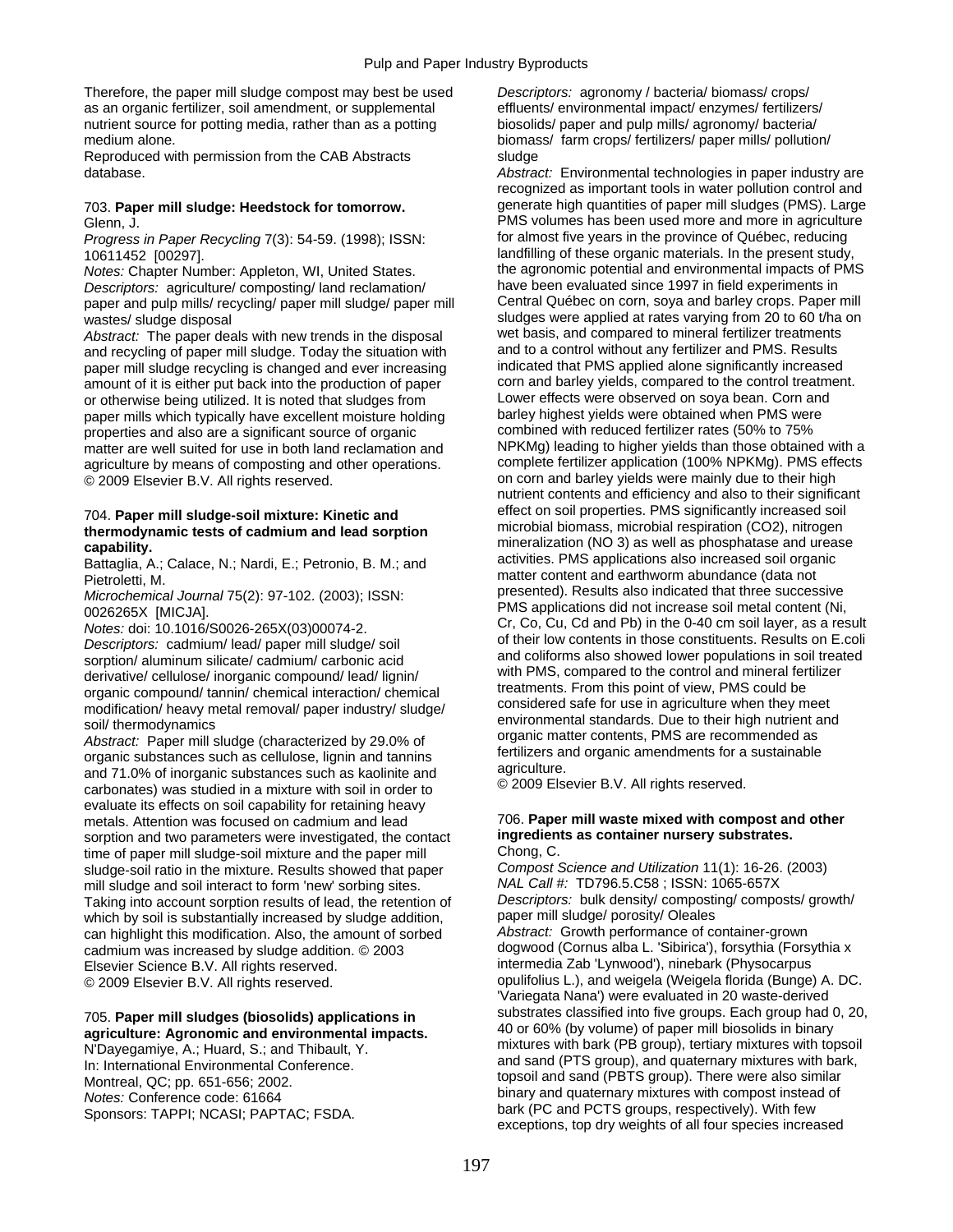Therefore, the paper mill sludge compost may best be used as an organic fertilizer, soil amendment, or supplemental nutrient source for potting media, rather than as a potting medium alone.
Reproduced with permission from the CAB Abstracts database.

703. **Paper mill sludge: Heedstock for tomorrow.**
Glenn, J.
*Progress in Paper Recycling* 7(3): 54-59. (1998); ISSN: 10611452 [00297].
*Notes:* Chapter Number: Appleton, WI, United States.
*Descriptors:* agriculture/ composting/ land reclamation/ paper and pulp mills/ recycling/ paper mill sludge/ paper mill wastes/ sludge disposal
*Abstract:* The paper deals with new trends in the disposal and recycling of paper mill sludge. Today the situation with paper mill sludge recycling is changed and ever increasing amount of it is either put back into the production of paper or otherwise being utilized. It is noted that sludges from paper mills which typically have excellent moisture holding properties and also are a significant source of organic matter are well suited for use in both land reclamation and agriculture by means of composting and other operations.
© 2009 Elsevier B.V. All rights reserved.

704. **Paper mill sludge-soil mixture: Kinetic and thermodynamic tests of cadmium and lead sorption capability.**
Battaglia, A.; Calace, N.; Nardi, E.; Petronio, B. M.; and Pietroletti, M.
*Microchemical Journal* 75(2): 97-102. (2003); ISSN: 0026265X [MICJA].
*Notes:* doi: 10.1016/S0026-265X(03)00074-2.
*Descriptors:* cadmium/ lead/ paper mill sludge/ soil sorption/ aluminum silicate/ cadmium/ carbonic acid derivative/ cellulose/ inorganic compound/ lead/ lignin/ organic compound/ tannin/ chemical interaction/ chemical modification/ heavy metal removal/ paper industry/ sludge/ soil/ thermodynamics
*Abstract:* Paper mill sludge (characterized by 29.0% of organic substances such as cellulose, lignin and tannins and 71.0% of inorganic substances such as kaolinite and carbonates) was studied in a mixture with soil in order to evaluate its effects on soil capability for retaining heavy metals. Attention was focused on cadmium and lead sorption and two parameters were investigated, the contact time of paper mill sludge-soil mixture and the paper mill sludge-soil ratio in the mixture. Results showed that paper mill sludge and soil interact to form 'new' sorbing sites. Taking into account sorption results of lead, the retention of which by soil is substantially increased by sludge addition, can highlight this modification. Also, the amount of sorbed cadmium was increased by sludge addition. © 2003 Elsevier Science B.V. All rights reserved.
© 2009 Elsevier B.V. All rights reserved.

705. **Paper mill sludges (biosolids) applications in agriculture: Agronomic and environmental impacts.**
N'Dayegamiye, A.; Huard, S.; and Thibault, Y.
In: International Environmental Conference.
Montreal, QC; pp. 651-656; 2002.
*Notes:* Conference code: 61664
Sponsors: TAPPI; NCASI; PAPTAC; FSDA.
*Descriptors:* agronomy / bacteria/ biomass/ crops/ effluents/ environmental impact/ enzymes/ fertilizers/ biosolids/ paper and pulp mills/ agronomy/ bacteria/ biomass/ farm crops/ fertilizers/ paper mills/ pollution/ sludge
*Abstract:* Environmental technologies in paper industry are recognized as important tools in water pollution control and generate high quantities of paper mill sludges (PMS). Large PMS volumes has been used more and more in agriculture for almost five years in the province of Québec, reducing landfilling of these organic materials. In the present study, the agronomic potential and environmental impacts of PMS have been evaluated since 1997 in field experiments in Central Québec on corn, soya and barley crops. Paper mill sludges were applied at rates varying from 20 to 60 t/ha on wet basis, and compared to mineral fertilizer treatments and to a control without any fertilizer and PMS. Results indicated that PMS applied alone significantly increased corn and barley yields, compared to the control treatment. Lower effects were observed on soya bean. Corn and barley highest yields were obtained when PMS were combined with reduced fertilizer rates (50% to 75% NPKMg) leading to higher yields than those obtained with a complete fertilizer application (100% NPKMg). PMS effects on corn and barley yields were mainly due to their high nutrient contents and efficiency and also to their significant effect on soil properties. PMS significantly increased soil microbial biomass, microbial respiration (CO2), nitrogen mineralization (NO 3) as well as phosphatase and urease activities. PMS applications also increased soil organic matter content and earthworm abundance (data not presented). Results also indicated that three successive PMS applications did not increase soil metal content (Ni, Cr, Co, Cu, Cd and Pb) in the 0-40 cm soil layer, as a result of their low contents in those constituents. Results on E.coli and coliforms also showed lower populations in soil treated with PMS, compared to the control and mineral fertilizer treatments. From this point of view, PMS could be considered safe for use in agriculture when they meet environmental standards. Due to their high nutrient and organic matter contents, PMS are recommended as fertilizers and organic amendments for a sustainable agriculture.
© 2009 Elsevier B.V. All rights reserved.

706. **Paper mill waste mixed with compost and other ingredients as container nursery substrates.**
Chong, C.
*Compost Science and Utilization* 11(1): 16-26. (2003)
*NAL Call #:* TD796.5.C58 ; ISSN: 1065-657X
*Descriptors:* bulk density/ composting/ composts/ growth/ paper mill sludge/ porosity/ Oleales
*Abstract:* Growth performance of container-grown dogwood (Cornus alba L. 'Sibirica'), forsythia (Forsythia x intermedia Zab 'Lynwood'), ninebark (Physocarpus opulifolius L.), and weigela (Weigela florida (Bunge) A. DC. 'Variegata Nana') were evaluated in 20 waste-derived substrates classified into five groups. Each group had 0, 20, 40 or 60% (by volume) of paper mill biosolids in binary mixtures with bark (PB group), tertiary mixtures with topsoil and sand (PTS group), and quaternary mixtures with bark, topsoil and sand (PBTS group). There were also similar binary and quaternary mixtures with compost instead of bark (PC and PCTS groups, respectively). With few exceptions, top dry weights of all four species increased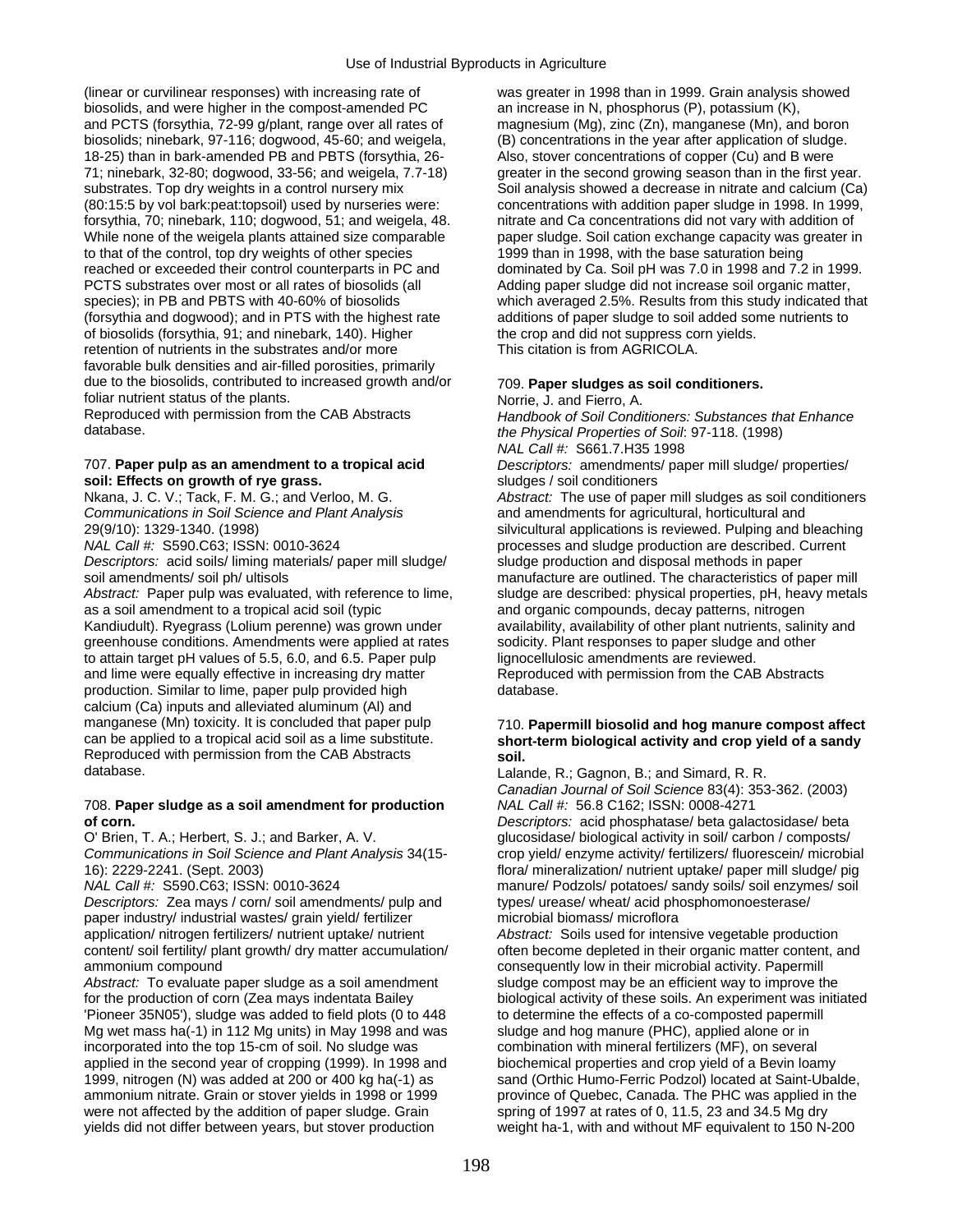(linear or curvilinear responses) with increasing rate of biosolids, and were higher in the compost-amended PC and PCTS (forsythia, 72-99 g/plant, range over all rates of biosolids; ninebark, 97-116; dogwood, 45-60; and weigela, 18-25) than in bark-amended PB and PBTS (forsythia, 26-71; ninebark, 32-80; dogwood, 33-56; and weigela, 7.7-18) substrates. Top dry weights in a control nursery mix (80:15:5 by vol bark:peat:topsoil) used by nurseries were: forsythia, 70; ninebark, 110; dogwood, 51; and weigela, 48. While none of the weigela plants attained size comparable to that of the control, top dry weights of other species reached or exceeded their control counterparts in PC and PCTS substrates over most or all rates of biosolids (all species); in PB and PBTS with 40-60% of biosolids (forsythia and dogwood); and in PTS with the highest rate of biosolids (forsythia, 91; and ninebark, 140). Higher retention of nutrients in the substrates and/or more favorable bulk densities and air-filled porosities, primarily due to the biosolids, contributed to increased growth and/or foliar nutrient status of the plants.
Reproduced with permission from the CAB Abstracts database.

### 707. **Paper pulp as an amendment to a tropical acid soil: Effects on growth of rye grass.**

Nkana, J. C. V.; Tack, F. M. G.; and Verloo, M. G.
*Communications in Soil Science and Plant Analysis* 29(9/10): 1329-1340. (1998)
*NAL Call #:* S590.C63; ISSN: 0010-3624
*Descriptors:* acid soils/ liming materials/ paper mill sludge/ soil amendments/ soil ph/ ultisols
*Abstract:* Paper pulp was evaluated, with reference to lime, as a soil amendment to a tropical acid soil (typic Kandiudult). Ryegrass (Lolium perenne) was grown under greenhouse conditions. Amendments were applied at rates to attain target pH values of 5.5, 6.0, and 6.5. Paper pulp and lime were equally effective in increasing dry matter production. Similar to lime, paper pulp provided high calcium (Ca) inputs and alleviated aluminum (Al) and manganese (Mn) toxicity. It is concluded that paper pulp can be applied to a tropical acid soil as a lime substitute.
Reproduced with permission from the CAB Abstracts database.

### 708. **Paper sludge as a soil amendment for production of corn.**

O' Brien, T. A.; Herbert, S. J.; and Barker, A. V.
*Communications in Soil Science and Plant Analysis* 34(15-16): 2229-2241. (Sept. 2003)
*NAL Call #:* S590.C63; ISSN: 0010-3624
*Descriptors:* Zea mays / corn/ soil amendments/ pulp and paper industry/ industrial wastes/ grain yield/ fertilizer application/ nitrogen fertilizers/ nutrient uptake/ nutrient content/ soil fertility/ plant growth/ dry matter accumulation/ ammonium compound
*Abstract:* To evaluate paper sludge as a soil amendment for the production of corn (Zea mays indentata Bailey 'Pioneer 35N05'), sludge was added to field plots (0 to 448 Mg wet mass ha(-1) in 112 Mg units) in May 1998 and was incorporated into the top 15-cm of soil. No sludge was applied in the second year of cropping (1999). In 1998 and 1999, nitrogen (N) was added at 200 or 400 kg ha(-1) as ammonium nitrate. Grain or stover yields in 1998 or 1999 were not affected by the addition of paper sludge. Grain yields did not differ between years, but stover production was greater in 1998 than in 1999. Grain analysis showed an increase in N, phosphorus (P), potassium (K), magnesium (Mg), zinc (Zn), manganese (Mn), and boron (B) concentrations in the year after application of sludge. Also, stover concentrations of copper (Cu) and B were greater in the second growing season than in the first year. Soil analysis showed a decrease in nitrate and calcium (Ca) concentrations with addition paper sludge in 1998. In 1999, nitrate and Ca concentrations did not vary with addition of paper sludge. Soil cation exchange capacity was greater in 1999 than in 1998, with the base saturation being dominated by Ca. Soil pH was 7.0 in 1998 and 7.2 in 1999. Adding paper sludge did not increase soil organic matter, which averaged 2.5%. Results from this study indicated that additions of paper sludge to soil added some nutrients to the crop and did not suppress corn yields.
This citation is from AGRICOLA.

### 709. **Paper sludges as soil conditioners.**

Norrie, J. and Fierro, A.
*Handbook of Soil Conditioners: Substances that Enhance the Physical Properties of Soil*: 97-118. (1998)
*NAL Call #:* S661.7.H35 1998
*Descriptors:* amendments/ paper mill sludge/ properties/ sludges / soil conditioners
*Abstract:* The use of paper mill sludges as soil conditioners and amendments for agricultural, horticultural and silvicultural applications is reviewed. Pulping and bleaching processes and sludge production are described. Current sludge production and disposal methods in paper manufacture are outlined. The characteristics of paper mill sludge are described: physical properties, pH, heavy metals and organic compounds, decay patterns, nitrogen availability, availability of other plant nutrients, salinity and sodicity. Plant responses to paper sludge and other lignocellulosic amendments are reviewed.
Reproduced with permission from the CAB Abstracts database.

### 710. **Papermill biosolid and hog manure compost affect short-term biological activity and crop yield of a sandy soil.**

Lalande, R.; Gagnon, B.; and Simard, R. R.
*Canadian Journal of Soil Science* 83(4): 353-362. (2003)
*NAL Call #:* 56.8 C162; ISSN: 0008-4271
*Descriptors:* acid phosphatase/ beta galactosidase/ beta glucosidase/ biological activity in soil/ carbon / composts/ crop yield/ enzyme activity/ fertilizers/ fluorescein/ microbial flora/ mineralization/ nutrient uptake/ paper mill sludge/ pig manure/ Podzols/ potatoes/ sandy soils/ soil enzymes/ soil types/ urease/ wheat/ acid phosphomonoesterase/ microbial biomass/ microflora
*Abstract:* Soils used for intensive vegetable production often become depleted in their organic matter content, and consequently low in their microbial activity. Papermill sludge compost may be an efficient way to improve the biological activity of these soils. An experiment was initiated to determine the effects of a co-composted papermill sludge and hog manure (PHC), applied alone or in combination with mineral fertilizers (MF), on several biochemical properties and crop yield of a Bevin loamy sand (Orthic Humo-Ferric Podzol) located at Saint-Ubalde, province of Quebec, Canada. The PHC was applied in the spring of 1997 at rates of 0, 11.5, 23 and 34.5 Mg dry weight ha-1, with and without MF equivalent to 150 N-200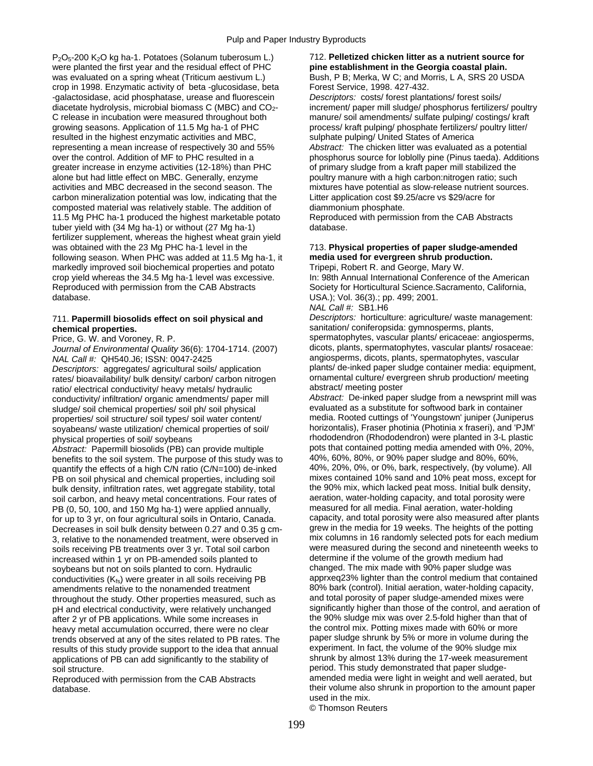$P_2O_5$-200 $K_2O$ kg ha-1. Potatoes (Solanum tuberosum L.) were planted the first year and the residual effect of PHC was evaluated on a spring wheat (Triticum aestivum L.) crop in 1998. Enzymatic activity of beta -glucosidase, beta -galactosidase, acid phosphatase, urease and fluorescein diacetate hydrolysis, microbial biomass C (MBC) and $CO_2$-C release in incubation were measured throughout both growing seasons. Application of 11.5 Mg ha-1 of PHC resulted in the highest enzymatic activities and MBC, representing a mean increase of respectively 30 and 55% over the control. Addition of MF to PHC resulted in a greater increase in enzyme activities (12-18%) than PHC alone but had little effect on MBC. Generally, enzyme activities and MBC decreased in the second season. The carbon mineralization potential was low, indicating that the composted material was relatively stable. The addition of 11.5 Mg PHC ha-1 produced the highest marketable potato tuber yield with (34 Mg ha-1) or without (27 Mg ha-1) fertilizer supplement, whereas the highest wheat grain yield was obtained with the 23 Mg PHC ha-1 level in the following season. When PHC was added at 11.5 Mg ha-1, it markedly improved soil biochemical properties and potato crop yield whereas the 34.5 Mg ha-1 level was excessive.
Reproduced with permission from the CAB Abstracts database.

711. **Papermill biosolids effect on soil physical and chemical properties.**
Price, G. W. and Voroney, R. P.
*Journal of Environmental Quality* 36(6): 1704-1714. (2007)
*NAL Call #:* QH540.J6; ISSN: 0047-2425
*Descriptors:* aggregates/ agricultural soils/ application rates/ bioavailability/ bulk density/ carbon/ carbon nitrogen ratio/ electrical conductivity/ heavy metals/ hydraulic conductivity/ infiltration/ organic amendments/ paper mill sludge/ soil chemical properties/ soil ph/ soil physical properties/ soil structure/ soil types/ soil water content/ soyabeans/ waste utilization/ chemical properties of soil/ physical properties of soil/ soybeans
*Abstract:* Papermill biosolids (PB) can provide multiple benefits to the soil system. The purpose of this study was to quantify the effects of a high C/N ratio (C/N=100) de-inked PB on soil physical and chemical properties, including soil bulk density, infiltration rates, wet aggregate stability, total soil carbon, and heavy metal concentrations. Four rates of PB (0, 50, 100, and 150 Mg ha-1) were applied annually, for up to 3 yr, on four agricultural soils in Ontario, Canada. Decreases in soil bulk density between 0.27 and 0.35 g cm-3, relative to the nonamended treatment, were observed in soils receiving PB treatments over 3 yr. Total soil carbon increased within 1 yr on PB-amended soils planted to soybeans but not on soils planted to corn. Hydraulic conductivities ($K_{fs}$) were greater in all soils receiving PB amendments relative to the nonamended treatment throughout the study. Other properties measured, such as pH and electrical conductivity, were relatively unchanged after 2 yr of PB applications. While some increases in heavy metal accumulation occurred, there were no clear trends observed at any of the sites related to PB rates. The results of this study provide support to the idea that annual applications of PB can add significantly to the stability of soil structure.
Reproduced with permission from the CAB Abstracts database.

712. **Pelletized chicken litter as a nutrient source for pine establishment in the Georgia coastal plain.**
Bush, P B; Merka, W C; and Morris, L A, SRS 20 USDA Forest Service, 1998. 427-432.
*Descriptors:* costs/ forest plantations/ forest soils/ increment/ paper mill sludge/ phosphorus fertilizers/ poultry manure/ soil amendments/ sulfate pulping/ costings/ kraft process/ kraft pulping/ phosphate fertilizers/ poultry litter/ sulphate pulping/ United States of America
*Abstract:* The chicken litter was evaluated as a potential phosphorus source for loblolly pine (Pinus taeda). Additions of primary sludge from a kraft paper mill stabilized the poultry manure with a high carbon:nitrogen ratio; such mixtures have potential as slow-release nutrient sources. Litter application cost $9.25/acre vs $29/acre for diammonium phosphate.
Reproduced with permission from the CAB Abstracts database.

713. **Physical properties of paper sludge-amended media used for evergreen shrub production.**
Tripepi, Robert R. and George, Mary W.
In: 98th Annual International Conference of the American Society for Horticultural Science.Sacramento, California, USA.); Vol. 36(3).; pp. 499; 2001.
*NAL Call #:* SB1.H6
*Descriptors:* horticulture: agriculture/ waste management: sanitation/ coniferopsida: gymnosperms, plants, spermatophytes, vascular plants/ ericaceae: angiosperms, dicots, plants, spermatophytes, vascular plants/ rosaceae: angiosperms, dicots, plants, spermatophytes, vascular plants/ de-inked paper sludge container media: equipment, ornamental culture/ evergreen shrub production/ meeting abstract/ meeting poster
*Abstract:* De-inked paper sludge from a newsprint mill was evaluated as a substitute for softwood bark in container media. Rooted cuttings of 'Youngstown' juniper (Juniperus horizontalis), Fraser photinia (Photinia x fraseri), and 'PJM' rhododendron (Rhododendron) were planted in 3-L plastic pots that contained potting media amended with 0%, 20%, 40%, 60%, 80%, or 90% paper sludge and 80%, 60%, 40%, 20%, 0%, or 0%, bark, respectively, (by volume). All mixes contained 10% sand and 10% peat moss, except for the 90% mix, which lacked peat moss. Initial bulk density, aeration, water-holding capacity, and total porosity were measured for all media. Final aeration, water-holding capacity, and total porosity were also measured after plants grew in the media for 19 weeks. The heights of the potting mix columns in 16 randomly selected pots for each medium were measured during the second and nineteenth weeks to determine if the volume of the growth medium had changed. The mix made with 90% paper sludge was apprxeq23% lighter than the control medium that contained 80% bark (control). Initial aeration, water-holding capacity, and total porosity of paper sludge-amended mixes were significantly higher than those of the control, and aeration of the 90% sludge mix was over 2.5-fold higher than that of the control mix. Potting mixes made with 60% or more paper sludge shrunk by 5% or more in volume during the experiment. In fact, the volume of the 90% sludge mix shrunk by almost 13% during the 17-week measurement period. This study demonstrated that paper sludge-amended media were light in weight and well aerated, but their volume also shrunk in proportion to the amount paper used in the mix.
© Thomson Reuters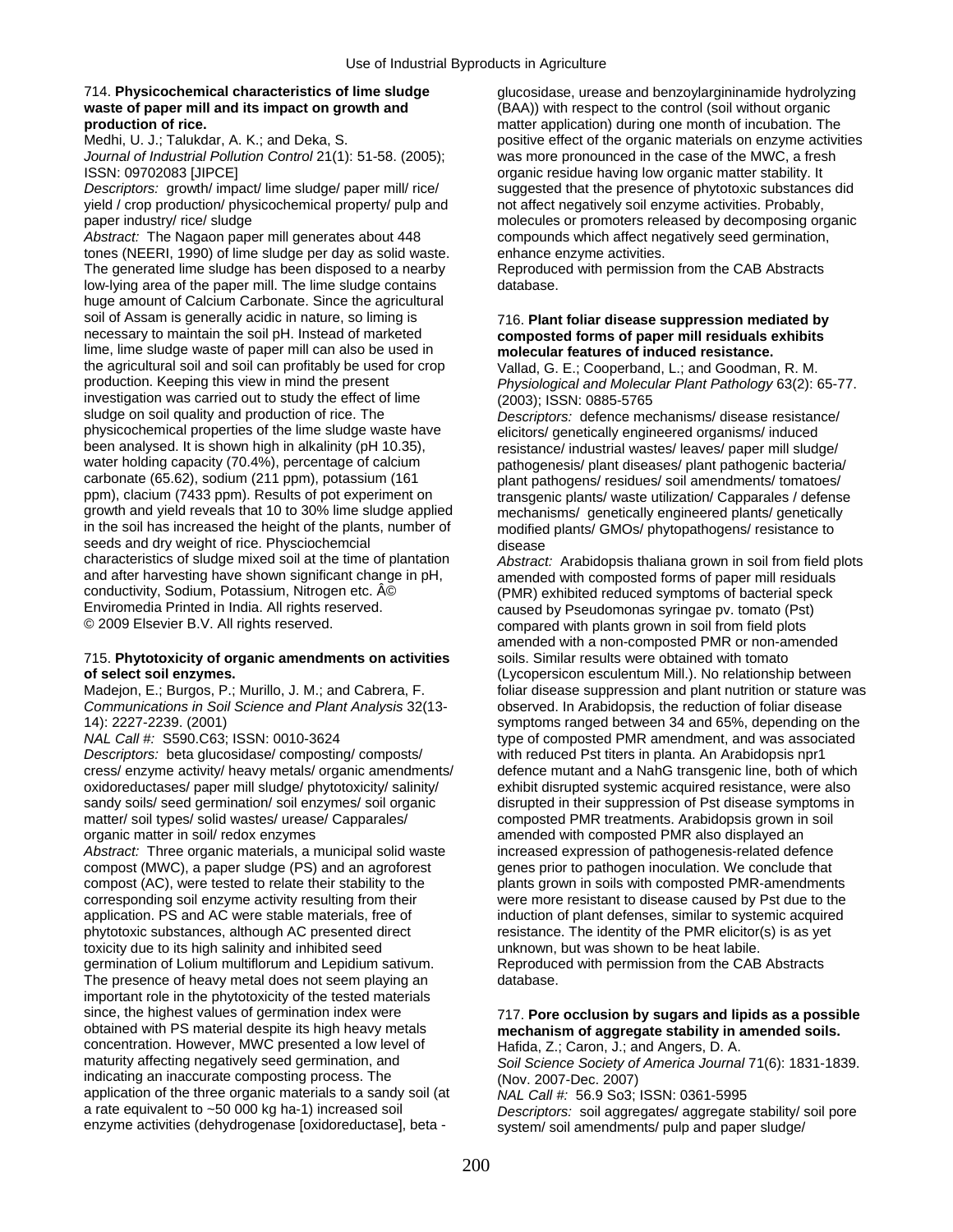714. **Physicochemical characteristics of lime sludge waste of paper mill and its impact on growth and production of rice.**
Medhi, U. J.; Talukdar, A. K.; and Deka, S.
*Journal of Industrial Pollution Control* 21(1): 51-58. (2005); ISSN: 09702083 [JIPCE]
*Descriptors:* growth/ impact/ lime sludge/ paper mill/ rice/ yield / crop production/ physicochemical property/ pulp and paper industry/ rice/ sludge
*Abstract:* The Nagaon paper mill generates about 448 tones (NEERI, 1990) of lime sludge per day as solid waste. The generated lime sludge has been disposed to a nearby low-lying area of the paper mill. The lime sludge contains huge amount of Calcium Carbonate. Since the agricultural soil of Assam is generally acidic in nature, so liming is necessary to maintain the soil pH. Instead of marketed lime, lime sludge waste of paper mill can also be used in the agricultural soil and soil can profitably be used for crop production. Keeping this view in mind the present investigation was carried out to study the effect of lime sludge on soil quality and production of rice. The physicochemical properties of the lime sludge waste have been analysed. It is shown high in alkalinity (pH 10.35), water holding capacity (70.4%), percentage of calcium carbonate (65.62), sodium (211 ppm), potassium (161 ppm), clacium (7433 ppm). Results of pot experiment on growth and yield reveals that 10 to 30% lime sludge applied in the soil has increased the height of the plants, number of seeds and dry weight of rice. Physciochemcial characteristics of sludge mixed soil at the time of plantation and after harvesting have shown significant change in pH, conductivity, Sodium, Potassium, Nitrogen etc. Â© Enviromedia Printed in India. All rights reserved.
© 2009 Elsevier B.V. All rights reserved.

715. **Phytotoxicity of organic amendments on activities of select soil enzymes.**
Madejon, E.; Burgos, P.; Murillo, J. M.; and Cabrera, F.
*Communications in Soil Science and Plant Analysis* 32(13-14): 2227-2239. (2001)
*NAL Call #:* S590.C63; ISSN: 0010-3624
*Descriptors:* beta glucosidase/ composting/ composts/ cress/ enzyme activity/ heavy metals/ organic amendments/ oxidoreductases/ paper mill sludge/ phytotoxicity/ salinity/ sandy soils/ seed germination/ soil enzymes/ soil organic matter/ soil types/ solid wastes/ urease/ Capparales/ organic matter in soil/ redox enzymes
*Abstract:* Three organic materials, a municipal solid waste compost (MWC), a paper sludge (PS) and an agroforest compost (AC), were tested to relate their stability to the corresponding soil enzyme activity resulting from their application. PS and AC were stable materials, free of phytotoxic substances, although AC presented direct toxicity due to its high salinity and inhibited seed germination of Lolium multiflorum and Lepidium sativum. The presence of heavy metal does not seem playing an important role in the phytotoxicity of the tested materials since, the highest values of germination index were obtained with PS material despite its high heavy metals concentration. However, MWC presented a low level of maturity affecting negatively seed germination, and indicating an inaccurate composting process. The application of the three organic materials to a sandy soil (at a rate equivalent to ~50 000 kg ha-1) increased soil enzyme activities (dehydrogenase [oxidoreductase], beta - glucosidase, urease and benzoylargininamide hydrolyzing (BAA)) with respect to the control (soil without organic matter application) during one month of incubation. The positive effect of the organic materials on enzyme activities was more pronounced in the case of the MWC, a fresh organic residue having low organic matter stability. It suggested that the presence of phytotoxic substances did not affect negatively soil enzyme activities. Probably, molecules or promoters released by decomposing organic compounds which affect negatively seed germination, enhance enzyme activities.
Reproduced with permission from the CAB Abstracts database.

716. **Plant foliar disease suppression mediated by composted forms of paper mill residuals exhibits molecular features of induced resistance.**
Vallad, G. E.; Cooperband, L.; and Goodman, R. M.
*Physiological and Molecular Plant Pathology* 63(2): 65-77. (2003); ISSN: 0885-5765
*Descriptors:* defence mechanisms/ disease resistance/ elicitors/ genetically engineered organisms/ induced resistance/ industrial wastes/ leaves/ paper mill sludge/ pathogenesis/ plant diseases/ plant pathogenic bacteria/ plant pathogens/ residues/ soil amendments/ tomatoes/ transgenic plants/ waste utilization/ Capparales / defense mechanisms/ genetically engineered plants/ genetically modified plants/ GMOs/ phytopathogens/ resistance to disease
*Abstract:* Arabidopsis thaliana grown in soil from field plots amended with composted forms of paper mill residuals (PMR) exhibited reduced symptoms of bacterial speck caused by Pseudomonas syringae pv. tomato (Pst) compared with plants grown in soil from field plots amended with a non-composted PMR or non-amended soils. Similar results were obtained with tomato (Lycopersicon esculentum Mill.). No relationship between foliar disease suppression and plant nutrition or stature was observed. In Arabidopsis, the reduction of foliar disease symptoms ranged between 34 and 65%, depending on the type of composted PMR amendment, and was associated with reduced Pst titers in planta. An Arabidopsis npr1 defence mutant and a NahG transgenic line, both of which exhibit disrupted systemic acquired resistance, were also disrupted in their suppression of Pst disease symptoms in composted PMR treatments. Arabidopsis grown in soil amended with composted PMR also displayed an increased expression of pathogenesis-related defence genes prior to pathogen inoculation. We conclude that plants grown in soils with composted PMR-amendments were more resistant to disease caused by Pst due to the induction of plant defenses, similar to systemic acquired resistance. The identity of the PMR elicitor(s) is as yet unknown, but was shown to be heat labile.
Reproduced with permission from the CAB Abstracts database.

717. **Pore occlusion by sugars and lipids as a possible mechanism of aggregate stability in amended soils.**
Hafida, Z.; Caron, J.; and Angers, D. A.
*Soil Science Society of America Journal* 71(6): 1831-1839. (Nov. 2007-Dec. 2007)
*NAL Call #:* 56.9 So3; ISSN: 0361-5995
*Descriptors:* soil aggregates/ aggregate stability/ soil pore system/ soil amendments/ pulp and paper sludge/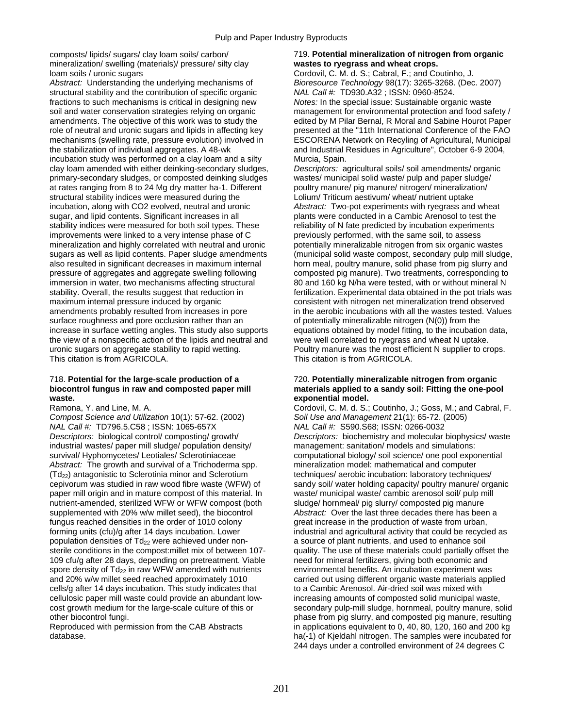composts/ lipids/ sugars/ clay loam soils/ carbon/ mineralization/ swelling (materials)/ pressure/ silty clay loam soils / uronic sugars

*Abstract:* Understanding the underlying mechanisms of structural stability and the contribution of specific organic fractions to such mechanisms is critical in designing new soil and water conservation strategies relying on organic amendments. The objective of this work was to study the role of neutral and uronic sugars and lipids in affecting key mechanisms (swelling rate, pressure evolution) involved in the stabilization of individual aggregates. A 48-wk incubation study was performed on a clay loam and a silty clay loam amended with either deinking-secondary sludges, primary-secondary sludges, or composted deinking sludges at rates ranging from 8 to 24 Mg dry matter ha-1. Different structural stability indices were measured during the incubation, along with CO2 evolved, neutral and uronic sugar, and lipid contents. Significant increases in all stability indices were measured for both soil types. These improvements were linked to a very intense phase of C mineralization and highly correlated with neutral and uronic sugars as well as lipid contents. Paper sludge amendments also resulted in significant decreases in maximum internal pressure of aggregates and aggregate swelling following immersion in water, two mechanisms affecting structural stability. Overall, the results suggest that reduction in maximum internal pressure induced by organic amendments probably resulted from increases in pore surface roughness and pore occlusion rather than an increase in surface wetting angles. This study also supports the view of a nonspecific action of the lipids and neutral and uronic sugars on aggregate stability to rapid wetting.

This citation is from AGRICOLA.

### 718. Potential for the large-scale production of a biocontrol fungus in raw and composted paper mill waste.

Ramona, Y. and Line, M. A.

*Compost Science and Utilization* 10(1): 57-62. (2002)

*NAL Call #:* TD796.5.C58 ; ISSN: 1065-657X

*Descriptors:* biological control/ composting/ growth/ industrial wastes/ paper mill sludge/ population density/ survival/ Hyphomycetes/ Leotiales/ Sclerotiniaceae

*Abstract:* The growth and survival of a Trichoderma spp. ($Td_{22}$) antagonistic to Sclerotinia minor and Sclerotium cepivorum was studied in raw wood fibre waste (WFW) of paper mill origin and in mature compost of this material. In nutrient-amended, sterilized WFW or WFW compost (both supplemented with 20% w/w millet seed), the biocontrol fungus reached densities in the order of 1010 colony forming units (cfu)/g after 14 days incubation. Lower population densities of $Td_{22}$ were achieved under non-sterile conditions in the compost:millet mix of between 107-109 cfu/g after 28 days, depending on pretreatment. Viable spore density of $Td_{22}$ in raw WFW amended with nutrients and 20% w/w millet seed reached approximately 1010 cells/g after 14 days incubation. This study indicates that cellulosic paper mill waste could provide an abundant low-cost growth medium for the large-scale culture of this or other biocontrol fungi.

Reproduced with permission from the CAB Abstracts database.

### 719. Potential mineralization of nitrogen from organic wastes to ryegrass and wheat crops.

Cordovil, C. M. d. S.; Cabral, F.; and Coutinho, J.

*Bioresource Technology* 98(17): 3265-3268. (Dec. 2007)

*NAL Call #:* TD930.A32 ; ISSN: 0960-8524.

*Notes:* In the special issue: Sustainable organic waste management for environmental protection and food safety / edited by M Pilar Bernal, R Moral and Sabine Hourot Paper presented at the "11th International Conference of the FAO ESCORENA Network on Recyling of Agricultural, Municipal and Industrial Residues in Agriculture", October 6-9 2004, Murcia, Spain.

*Descriptors:* agricultural soils/ soil amendments/ organic wastes/ municipal solid waste/ pulp and paper sludge/ poultry manure/ pig manure/ nitrogen/ mineralization/ Lolium/ Triticum aestivum/ wheat/ nutrient uptake

*Abstract:* Two-pot experiments with ryegrass and wheat plants were conducted in a Cambic Arenosol to test the reliability of N fate predicted by incubation experiments previously performed, with the same soil, to assess potentially mineralizable nitrogen from six organic wastes (municipal solid waste compost, secondary pulp mill sludge, horn meal, poultry manure, solid phase from pig slurry and composted pig manure). Two treatments, corresponding to 80 and 160 kg N/ha were tested, with or without mineral N fertilization. Experimental data obtained in the pot trials was consistent with nitrogen net mineralization trend observed in the aerobic incubations with all the wastes tested. Values of potentially mineralizable nitrogen (N(0)) from the equations obtained by model fitting, to the incubation data, were well correlated to ryegrass and wheat N uptake. Poultry manure was the most efficient N supplier to crops.

This citation is from AGRICOLA.

### 720. Potentially mineralizable nitrogen from organic materials applied to a sandy soil: Fitting the one-pool exponential model.

Cordovil, C. M. d. S.; Coutinho, J.; Goss, M.; and Cabral, F.

*Soil Use and Management* 21(1): 65-72. (2005)

*NAL Call #:* S590.S68; ISSN: 0266-0032

*Descriptors:* biochemistry and molecular biophysics/ waste management: sanitation/ models and simulations: computational biology/ soil science/ one pool exponential mineralization model: mathematical and computer techniques/ aerobic incubation: laboratory techniques/ sandy soil/ water holding capacity/ poultry manure/ organic waste/ municipal waste/ cambic arenosol soil/ pulp mill sludge/ hornmeal/ pig slurry/ composted pig manure

*Abstract:* Over the last three decades there has been a great increase in the production of waste from urban, industrial and agricultural activity that could be recycled as a source of plant nutrients, and used to enhance soil quality. The use of these materials could partially offset the need for mineral fertilizers, giving both economic and environmental benefits. An incubation experiment was carried out using different organic waste materials applied to a Cambic Arenosol. Air-dried soil was mixed with increasing amounts of composted solid municipal waste, secondary pulp-mill sludge, hornmeal, poultry manure, solid phase from pig slurry, and composted pig manure, resulting in applications equivalent to 0, 40, 80, 120, 160 and 200 kg ha(-1) of Kjeldahl nitrogen. The samples were incubated for 244 days under a controlled environment of 24 degrees C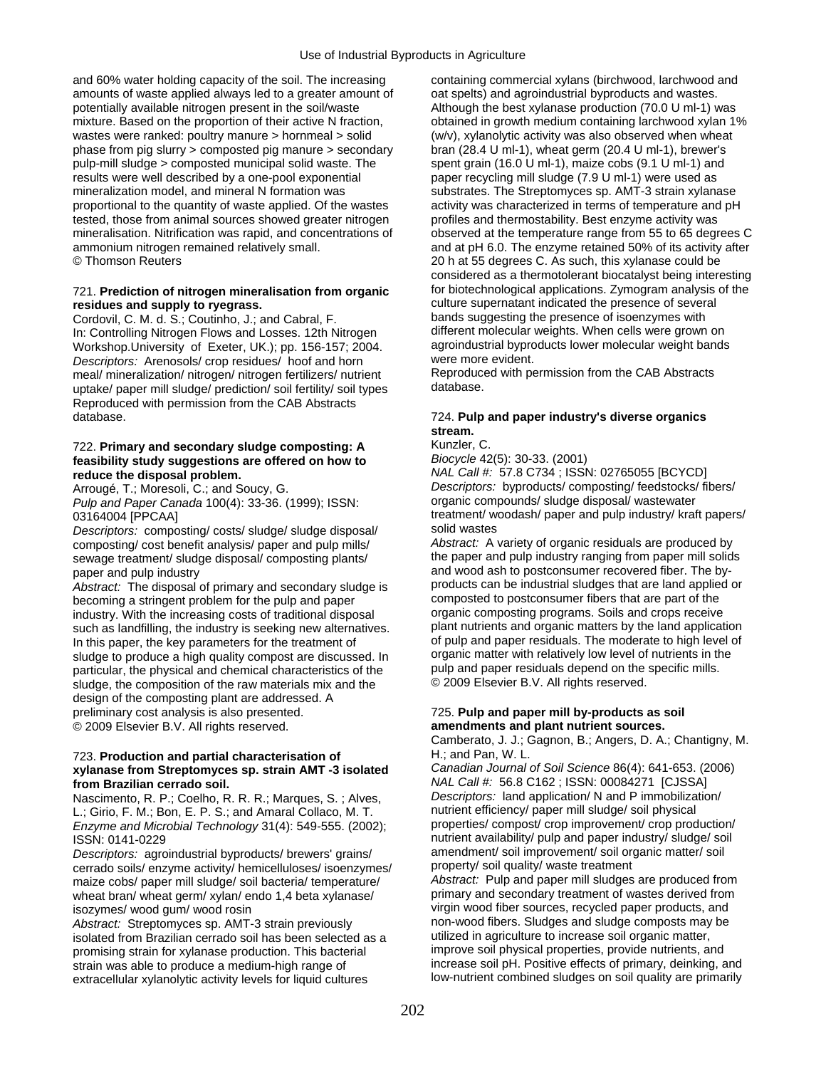and 60% water holding capacity of the soil. The increasing amounts of waste applied always led to a greater amount of potentially available nitrogen present in the soil/waste mixture. Based on the proportion of their active N fraction, wastes were ranked: poultry manure > hornmeal > solid phase from pig slurry > composted pig manure > secondary pulp-mill sludge > composted municipal solid waste. The results were well described by a one-pool exponential mineralization model, and mineral N formation was proportional to the quantity of waste applied. Of the wastes tested, those from animal sources showed greater nitrogen mineralisation. Nitrification was rapid, and concentrations of ammonium nitrogen remained relatively small.
© Thomson Reuters

721. **Prediction of nitrogen mineralisation from organic residues and supply to ryegrass.**
Cordovil, C. M. d. S.; Coutinho, J.; and Cabral, F.
In: Controlling Nitrogen Flows and Losses. 12th Nitrogen Workshop.University of Exeter, UK.); pp. 156-157; 2004.
*Descriptors:* Arenosols/ crop residues/ hoof and horn meal/ mineralization/ nitrogen/ nitrogen fertilizers/ nutrient uptake/ paper mill sludge/ prediction/ soil fertility/ soil types
Reproduced with permission from the CAB Abstracts database.

722. **Primary and secondary sludge composting: A feasibility study suggestions are offered on how to reduce the disposal problem.**
Arrougé, T.; Moresoli, C.; and Soucy, G.
*Pulp and Paper Canada* 100(4): 33-36. (1999); ISSN: 03164004 [PPCAA]
*Descriptors:* composting/ costs/ sludge/ sludge disposal/ composting/ cost benefit analysis/ paper and pulp mills/ sewage treatment/ sludge disposal/ composting plants/ paper and pulp industry
*Abstract:* The disposal of primary and secondary sludge is becoming a stringent problem for the pulp and paper industry. With the increasing costs of traditional disposal such as landfilling, the industry is seeking new alternatives. In this paper, the key parameters for the treatment of sludge to produce a high quality compost are discussed. In particular, the physical and chemical characteristics of the sludge, the composition of the raw materials mix and the design of the composting plant are addressed. A preliminary cost analysis is also presented.
© 2009 Elsevier B.V. All rights reserved.

723. **Production and partial characterisation of xylanase from Streptomyces sp. strain AMT -3 isolated from Brazilian cerrado soil.**
Nascimento, R. P.; Coelho, R. R. R.; Marques, S. ; Alves, L.; Girio, F. M.; Bon, E. P. S.; and Amaral Collaco, M. T.
*Enzyme and Microbial Technology* 31(4): 549-555. (2002); ISSN: 0141-0229
*Descriptors:* agroindustrial byproducts/ brewers' grains/ cerrado soils/ enzyme activity/ hemicelluloses/ isoenzymes/ maize cobs/ paper mill sludge/ soil bacteria/ temperature/ wheat bran/ wheat germ/ xylan/ endo 1,4 beta xylanase/ isozymes/ wood gum/ wood rosin
*Abstract:* Streptomyces sp. AMT-3 strain previously isolated from Brazilian cerrado soil has been selected as a promising strain for xylanase production. This bacterial strain was able to produce a medium-high range of extracellular xylanolytic activity levels for liquid cultures containing commercial xylans (birchwood, larchwood and oat spelts) and agroindustrial byproducts and wastes. Although the best xylanase production (70.0 U ml-1) was obtained in growth medium containing larchwood xylan 1% (w/v), xylanolytic activity was also observed when wheat bran (28.4 U ml-1), wheat germ (20.4 U ml-1), brewer's spent grain (16.0 U ml-1), maize cobs (9.1 U ml-1) and paper recycling mill sludge (7.9 U ml-1) were used as substrates. The Streptomyces sp. AMT-3 strain xylanase activity was characterized in terms of temperature and pH profiles and thermostability. Best enzyme activity was observed at the temperature range from 55 to 65 degrees C and at pH 6.0. The enzyme retained 50% of its activity after 20 h at 55 degrees C. As such, this xylanase could be considered as a thermotolerant biocatalyst being interesting for biotechnological applications. Zymogram analysis of the culture supernatant indicated the presence of several bands suggesting the presence of isoenzymes with different molecular weights. When cells were grown on agroindustrial byproducts lower molecular weight bands were more evident.
Reproduced with permission from the CAB Abstracts database.

724. **Pulp and paper industry's diverse organics stream.**
Kunzler, C.
*Biocycle* 42(5): 30-33. (2001)
*NAL Call #:* 57.8 C734 ; ISSN: 02765055 [BCYCD]
*Descriptors:* byproducts/ composting/ feedstocks/ fibers/ organic compounds/ sludge disposal/ wastewater treatment/ woodash/ paper and pulp industry/ kraft papers/ solid wastes
*Abstract:* A variety of organic residuals are produced by the paper and pulp industry ranging from paper mill solids and wood ash to postconsumer recovered fiber. The by-products can be industrial sludges that are land applied or composted to postconsumer fibers that are part of the organic composting programs. Soils and crops receive plant nutrients and organic matters by the land application of pulp and paper residuals. The moderate to high level of organic matter with relatively low level of nutrients in the pulp and paper residuals depend on the specific mills.
© 2009 Elsevier B.V. All rights reserved.

725. **Pulp and paper mill by-products as soil amendments and plant nutrient sources.**
Camberato, J. J.; Gagnon, B.; Angers, D. A.; Chantigny, M. H.; and Pan, W. L.
*Canadian Journal of Soil Science* 86(4): 641-653. (2006)
*NAL Call #:* 56.8 C162 ; ISSN: 00084271 [CJSSA]
*Descriptors:* land application/ N and P immobilization/ nutrient efficiency/ paper mill sludge/ soil physical properties/ compost/ crop improvement/ crop production/ nutrient availability/ pulp and paper industry/ sludge/ soil amendment/ soil improvement/ soil organic matter/ soil property/ soil quality/ waste treatment
*Abstract:* Pulp and paper mill sludges are produced from primary and secondary treatment of wastes derived from virgin wood fiber sources, recycled paper products, and non-wood fibers. Sludges and sludge composts may be utilized in agriculture to increase soil organic matter, improve soil physical properties, provide nutrients, and increase soil pH. Positive effects of primary, deinking, and low-nutrient combined sludges on soil quality are primarily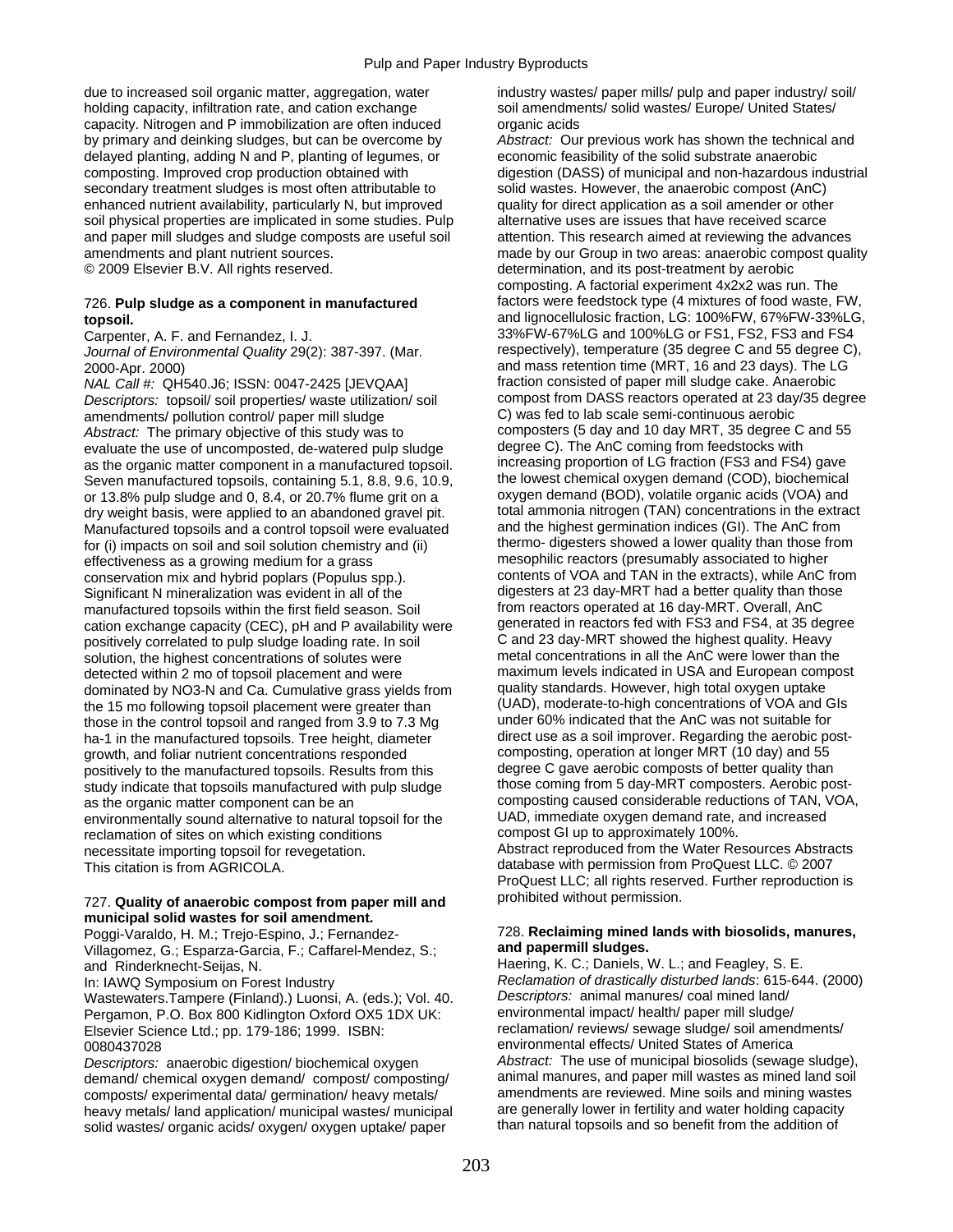due to increased soil organic matter, aggregation, water holding capacity, infiltration rate, and cation exchange capacity. Nitrogen and P immobilization are often induced by primary and deinking sludges, but can be overcome by delayed planting, adding N and P, planting of legumes, or composting. Improved crop production obtained with secondary treatment sludges is most often attributable to enhanced nutrient availability, particularly N, but improved soil physical properties are implicated in some studies. Pulp and paper mill sludges and sludge composts are useful soil amendments and plant nutrient sources.
© 2009 Elsevier B.V. All rights reserved.

726. **Pulp sludge as a component in manufactured topsoil.**
Carpenter, A. F. and Fernandez, I. J.
*Journal of Environmental Quality* 29(2): 387-397. (Mar. 2000-Apr. 2000)
*NAL Call #:* QH540.J6; ISSN: 0047-2425 [JEVQAA]
*Descriptors:* topsoil/ soil properties/ waste utilization/ soil amendments/ pollution control/ paper mill sludge
*Abstract:* The primary objective of this study was to evaluate the use of uncomposted, de-watered pulp sludge as the organic matter component in a manufactured topsoil. Seven manufactured topsoils, containing 5.1, 8.8, 9.6, 10.9, or 13.8% pulp sludge and 0, 8.4, or 20.7% flume grit on a dry weight basis, were applied to an abandoned gravel pit. Manufactured topsoils and a control topsoil were evaluated for (i) impacts on soil and soil solution chemistry and (ii) effectiveness as a growing medium for a grass conservation mix and hybrid poplars (Populus spp.). Significant N mineralization was evident in all of the manufactured topsoils within the first field season. Soil cation exchange capacity (CEC), pH and P availability were positively correlated to pulp sludge loading rate. In soil solution, the highest concentrations of solutes were detected within 2 mo of topsoil placement and were dominated by NO3-N and Ca. Cumulative grass yields from the 15 mo following topsoil placement were greater than those in the control topsoil and ranged from 3.9 to 7.3 Mg ha-1 in the manufactured topsoils. Tree height, diameter growth, and foliar nutrient concentrations responded positively to the manufactured topsoils. Results from this study indicate that topsoils manufactured with pulp sludge as the organic matter component can be an environmentally sound alternative to natural topsoil for the reclamation of sites on which existing conditions necessitate importing topsoil for revegetation.
This citation is from AGRICOLA.

727. **Quality of anaerobic compost from paper mill and municipal solid wastes for soil amendment.**
Poggi-Varaldo, H. M.; Trejo-Espino, J.; Fernandez-Villagomez, G.; Esparza-Garcia, F.; Caffarel-Mendez, S.; and Rinderknecht-Seijas, N.
In: IAWQ Symposium on Forest Industry Wastewaters.Tampere (Finland).) Luonsi, A. (eds.); Vol. 40. Pergamon, P.O. Box 800 Kidlington Oxford OX5 1DX UK: Elsevier Science Ltd.; pp. 179-186; 1999. ISBN: 0080437028
*Descriptors:* anaerobic digestion/ biochemical oxygen demand/ chemical oxygen demand/ compost/ composting/ composts/ experimental data/ germination/ heavy metals/ heavy metals/ land application/ municipal wastes/ municipal solid wastes/ organic acids/ oxygen/ oxygen uptake/ paper industry wastes/ paper mills/ pulp and paper industry/ soil/ soil amendments/ solid wastes/ Europe/ United States/ organic acids
*Abstract:* Our previous work has shown the technical and economic feasibility of the solid substrate anaerobic digestion (DASS) of municipal and non-hazardous industrial solid wastes. However, the anaerobic compost (AnC) quality for direct application as a soil amender or other alternative uses are issues that have received scarce attention. This research aimed at reviewing the advances made by our Group in two areas: anaerobic compost quality determination, and its post-treatment by aerobic composting. A factorial experiment 4x2x2 was run. The factors were feedstock type (4 mixtures of food waste, FW, and lignocellulosic fraction, LG: 100%FW, 67%FW-33%LG, 33%FW-67%LG and 100%LG or FS1, FS2, FS3 and FS4 respectively), temperature (35 degree C and 55 degree C), and mass retention time (MRT, 16 and 23 days). The LG fraction consisted of paper mill sludge cake. Anaerobic compost from DASS reactors operated at 23 day/35 degree C) was fed to lab scale semi-continuous aerobic composters (5 day and 10 day MRT, 35 degree C and 55 degree C). The AnC coming from feedstocks with increasing proportion of LG fraction (FS3 and FS4) gave the lowest chemical oxygen demand (COD), biochemical oxygen demand (BOD), volatile organic acids (VOA) and total ammonia nitrogen (TAN) concentrations in the extract and the highest germination indices (GI). The AnC from thermo- digesters showed a lower quality than those from mesophilic reactors (presumably associated to higher contents of VOA and TAN in the extracts), while AnC from digesters at 23 day-MRT had a better quality than those from reactors operated at 16 day-MRT. Overall, AnC generated in reactors fed with FS3 and FS4, at 35 degree C and 23 day-MRT showed the highest quality. Heavy metal concentrations in all the AnC were lower than the maximum levels indicated in USA and European compost quality standards. However, high total oxygen uptake (UAD), moderate-to-high concentrations of VOA and GIs under 60% indicated that the AnC was not suitable for direct use as a soil improver. Regarding the aerobic post-composting, operation at longer MRT (10 day) and 55 degree C gave aerobic composts of better quality than those coming from 5 day-MRT composters. Aerobic post-composting caused considerable reductions of TAN, VOA, UAD, immediate oxygen demand rate, and increased compost GI up to approximately 100%.
Abstract reproduced from the Water Resources Abstracts database with permission from ProQuest LLC. © 2007 ProQuest LLC; all rights reserved. Further reproduction is prohibited without permission.

728. **Reclaiming mined lands with biosolids, manures, and papermill sludges.**
Haering, K. C.; Daniels, W. L.; and Feagley, S. E.
*Reclamation of drastically disturbed lands*: 615-644. (2000)
*Descriptors:* animal manures/ coal mined land/ environmental impact/ health/ paper mill sludge/ reclamation/ reviews/ sewage sludge/ soil amendments/ environmental effects/ United States of America
*Abstract:* The use of municipal biosolids (sewage sludge), animal manures, and paper mill wastes as mined land soil amendments are reviewed. Mine soils and mining wastes are generally lower in fertility and water holding capacity than natural topsoils and so benefit from the addition of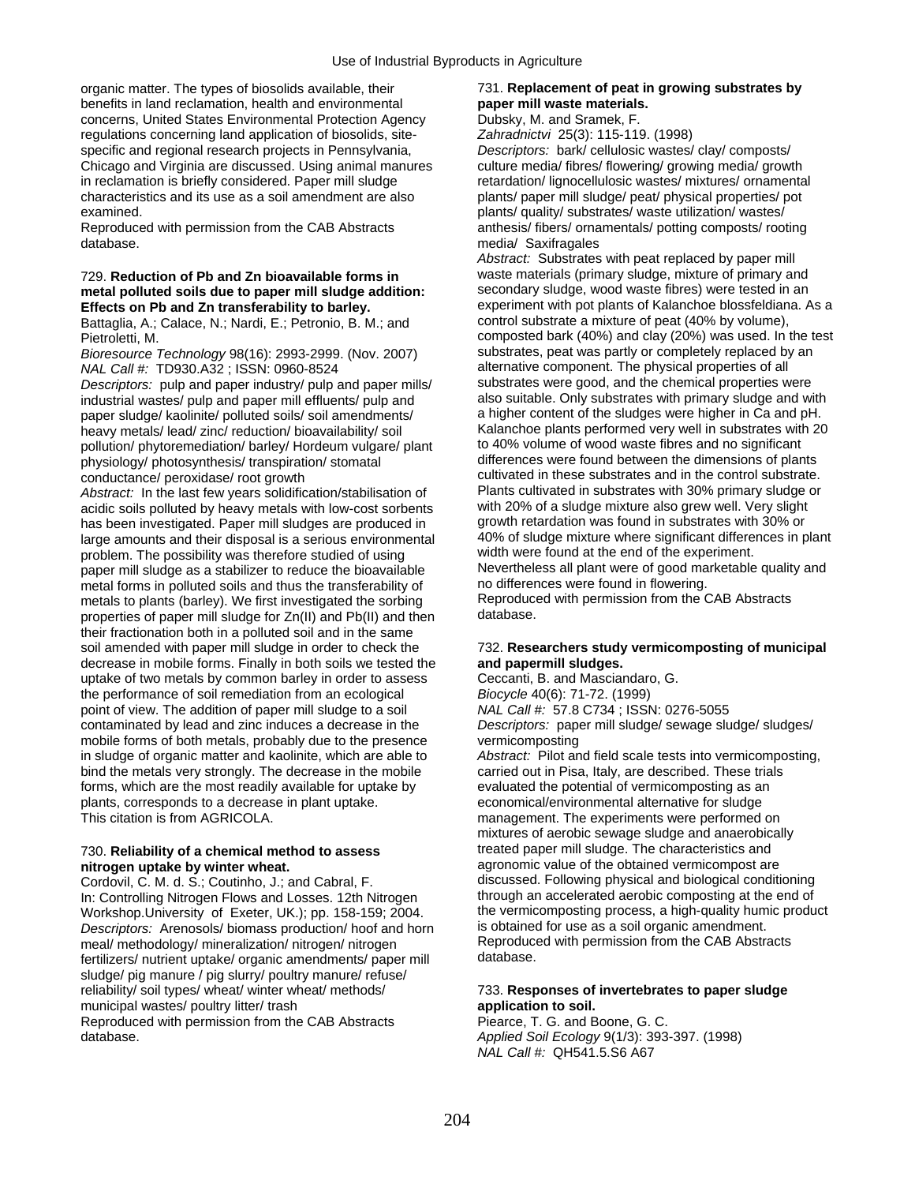organic matter. The types of biosolids available, their benefits in land reclamation, health and environmental concerns, United States Environmental Protection Agency regulations concerning land application of biosolids, site-specific and regional research projects in Pennsylvania, Chicago and Virginia are discussed. Using animal manures in reclamation is briefly considered. Paper mill sludge characteristics and its use as a soil amendment are also examined.
Reproduced with permission from the CAB Abstracts database.

729. **Reduction of Pb and Zn bioavailable forms in metal polluted soils due to paper mill sludge addition: Effects on Pb and Zn transferability to barley.**
Battaglia, A.; Calace, N.; Nardi, E.; Petronio, B. M.; and Pietroletti, M.
*Bioresource Technology* 98(16): 2993-2999. (Nov. 2007)
*NAL Call #:* TD930.A32 ; ISSN: 0960-8524
*Descriptors:* pulp and paper industry/ pulp and paper mills/ industrial wastes/ pulp and paper mill effluents/ pulp and paper sludge/ kaolinite/ polluted soils/ soil amendments/ heavy metals/ lead/ zinc/ reduction/ bioavailability/ soil pollution/ phytoremediation/ barley/ Hordeum vulgare/ plant physiology/ photosynthesis/ transpiration/ stomatal conductance/ peroxidase/ root growth
*Abstract:* In the last few years solidification/stabilisation of acidic soils polluted by heavy metals with low-cost sorbents has been investigated. Paper mill sludges are produced in large amounts and their disposal is a serious environmental problem. The possibility was therefore studied of using paper mill sludge as a stabilizer to reduce the bioavailable metal forms in polluted soils and thus the transferability of metals to plants (barley). We first investigated the sorbing properties of paper mill sludge for Zn(II) and Pb(II) and then their fractionation both in a polluted soil and in the same soil amended with paper mill sludge in order to check the decrease in mobile forms. Finally in both soils we tested the uptake of two metals by common barley in order to assess the performance of soil remediation from an ecological point of view. The addition of paper mill sludge to a soil contaminated by lead and zinc induces a decrease in the mobile forms of both metals, probably due to the presence in sludge of organic matter and kaolinite, which are able to bind the metals very strongly. The decrease in the mobile forms, which are the most readily available for uptake by plants, corresponds to a decrease in plant uptake.
This citation is from AGRICOLA.

730. **Reliability of a chemical method to assess nitrogen uptake by winter wheat.**
Cordovil, C. M. d. S.; Coutinho, J.; and Cabral, F.
In: Controlling Nitrogen Flows and Losses. 12th Nitrogen Workshop.University of Exeter, UK.); pp. 158-159; 2004.
*Descriptors:* Arenosols/ biomass production/ hoof and horn meal/ methodology/ mineralization/ nitrogen/ nitrogen fertilizers/ nutrient uptake/ organic amendments/ paper mill sludge/ pig manure / pig slurry/ poultry manure/ refuse/ reliability/ soil types/ wheat/ winter wheat/ methods/ municipal wastes/ poultry litter/ trash
Reproduced with permission from the CAB Abstracts database.

731. **Replacement of peat in growing substrates by paper mill waste materials.**
Dubsky, M. and Sramek, F.
*Zahradnictvi* 25(3): 115-119. (1998)
*Descriptors:* bark/ cellulosic wastes/ clay/ composts/ culture media/ fibres/ flowering/ growing media/ growth retardation/ lignocellulosic wastes/ mixtures/ ornamental plants/ paper mill sludge/ peat/ physical properties/ pot plants/ quality/ substrates/ waste utilization/ wastes/ anthesis/ fibers/ ornamentals/ potting composts/ rooting media/ Saxifragales
*Abstract:* Substrates with peat replaced by paper mill waste materials (primary sludge, mixture of primary and secondary sludge, wood waste fibres) were tested in an experiment with pot plants of Kalanchoe blossfeldiana. As a control substrate a mixture of peat (40% by volume), composted bark (40%) and clay (20%) was used. In the test substrates, peat was partly or completely replaced by an alternative component. The physical properties of all substrates were good, and the chemical properties were also suitable. Only substrates with primary sludge and with a higher content of the sludges were higher in Ca and pH. Kalanchoe plants performed very well in substrates with 20 to 40% volume of wood waste fibres and no significant differences were found between the dimensions of plants cultivated in these substrates and in the control substrate. Plants cultivated in substrates with 30% primary sludge or with 20% of a sludge mixture also grew well. Very slight growth retardation was found in substrates with 30% or 40% of sludge mixture where significant differences in plant width were found at the end of the experiment. Nevertheless all plant were of good marketable quality and no differences were found in flowering.
Reproduced with permission from the CAB Abstracts database.

732. **Researchers study vermicomposting of municipal and papermill sludges.**
Ceccanti, B. and Masciandaro, G.
*Biocycle* 40(6): 71-72. (1999)
*NAL Call #:* 57.8 C734 ; ISSN: 0276-5055
*Descriptors:* paper mill sludge/ sewage sludge/ sludges/ vermicomposting
*Abstract:* Pilot and field scale tests into vermicomposting, carried out in Pisa, Italy, are described. These trials evaluated the potential of vermicomposting as an economical/environmental alternative for sludge management. The experiments were performed on mixtures of aerobic sewage sludge and anaerobically treated paper mill sludge. The characteristics and agronomic value of the obtained vermicompost are discussed. Following physical and biological conditioning through an accelerated aerobic composting at the end of the vermicomposting process, a high-quality humic product is obtained for use as a soil organic amendment.
Reproduced with permission from the CAB Abstracts database.

733. **Responses of invertebrates to paper sludge application to soil.**
Piearce, T. G. and Boone, G. C.
*Applied Soil Ecology* 9(1/3): 393-397. (1998)
*NAL Call #:* QH541.5.S6 A67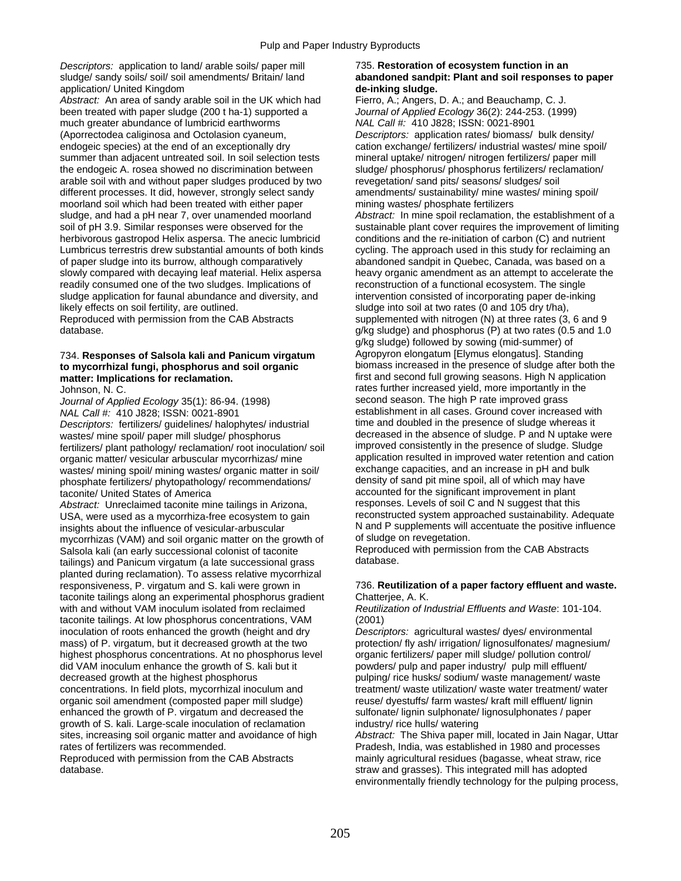*Descriptors:* application to land/ arable soils/ paper mill sludge/ sandy soils/ soil/ soil amendments/ Britain/ land application/ United Kingdom

*Abstract:* An area of sandy arable soil in the UK which had been treated with paper sludge (200 t ha-1) supported a much greater abundance of lumbricid earthworms (Aporrectodea caliginosa and Octolasion cyaneum, endogeic species) at the end of an exceptionally dry summer than adjacent untreated soil. In soil selection tests the endogeic A. rosea showed no discrimination between arable soil with and without paper sludges produced by two different processes. It did, however, strongly select sandy moorland soil which had been treated with either paper sludge, and had a pH near 7, over unamended moorland soil of pH 3.9. Similar responses were observed for the herbivorous gastropod Helix aspersa. The anecic lumbricid Lumbricus terrestris drew substantial amounts of both kinds of paper sludge into its burrow, although comparatively slowly compared with decaying leaf material. Helix aspersa readily consumed one of the two sludges. Implications of sludge application for faunal abundance and diversity, and likely effects on soil fertility, are outlined.

Reproduced with permission from the CAB Abstracts database.

734. **Responses of Salsola kali and Panicum virgatum to mycorrhizal fungi, phosphorus and soil organic matter: Implications for reclamation.**

Johnson, N. C.

*Journal of Applied Ecology* 35(1): 86-94. (1998)

*NAL Call #:* 410 J828; ISSN: 0021-8901

*Descriptors:* fertilizers/ guidelines/ halophytes/ industrial wastes/ mine spoil/ paper mill sludge/ phosphorus fertilizers/ plant pathology/ reclamation/ root inoculation/ soil organic matter/ vesicular arbuscular mycorrhizas/ mine wastes/ mining spoil/ mining wastes/ organic matter in soil/ phosphate fertilizers/ phytopathology/ recommendations/ taconite/ United States of America

*Abstract:* Unreclaimed taconite mine tailings in Arizona, USA, were used as a mycorrhiza-free ecosystem to gain insights about the influence of vesicular-arbuscular mycorrhizas (VAM) and soil organic matter on the growth of Salsola kali (an early successional colonist of taconite tailings) and Panicum virgatum (a late successional grass planted during reclamation). To assess relative mycorrhizal responsiveness, P. virgatum and S. kali were grown in taconite tailings along an experimental phosphorus gradient with and without VAM inoculum isolated from reclaimed taconite tailings. At low phosphorus concentrations, VAM inoculation of roots enhanced the growth (height and dry mass) of P. virgatum, but it decreased growth at the two highest phosphorus concentrations. At no phosphorus level did VAM inoculum enhance the growth of S. kali but it decreased growth at the highest phosphorus concentrations. In field plots, mycorrhizal inoculum and organic soil amendment (composted paper mill sludge) enhanced the growth of P. virgatum and decreased the growth of S. kali. Large-scale inoculation of reclamation sites, increasing soil organic matter and avoidance of high rates of fertilizers was recommended.

Reproduced with permission from the CAB Abstracts database.

735. **Restoration of ecosystem function in an abandoned sandpit: Plant and soil responses to paper de-inking sludge.**

Fierro, A.; Angers, D. A.; and Beauchamp, C. J.

*Journal of Applied Ecology* 36(2): 244-253. (1999)

*NAL Call #:* 410 J828; ISSN: 0021-8901

*Descriptors:* application rates/ biomass/ bulk density/ cation exchange/ fertilizers/ industrial wastes/ mine spoil/ mineral uptake/ nitrogen/ nitrogen fertilizers/ paper mill sludge/ phosphorus/ phosphorus fertilizers/ reclamation/ revegetation/ sand pits/ seasons/ sludges/ soil amendments/ sustainability/ mine wastes/ mining spoil/ mining wastes/ phosphate fertilizers

*Abstract:* In mine spoil reclamation, the establishment of a sustainable plant cover requires the improvement of limiting conditions and the re-initiation of carbon (C) and nutrient cycling. The approach used in this study for reclaiming an abandoned sandpit in Quebec, Canada, was based on a heavy organic amendment as an attempt to accelerate the reconstruction of a functional ecosystem. The single intervention consisted of incorporating paper de-inking sludge into soil at two rates (0 and 105 dry t/ha), supplemented with nitrogen (N) at three rates (3, 6 and 9 g/kg sludge) and phosphorus (P) at two rates (0.5 and 1.0 g/kg sludge) followed by sowing (mid-summer) of Agropyron elongatum [Elymus elongatus]. Standing biomass increased in the presence of sludge after both the first and second full growing seasons. High N application rates further increased yield, more importantly in the second season. The high P rate improved grass establishment in all cases. Ground cover increased with time and doubled in the presence of sludge whereas it decreased in the absence of sludge. P and N uptake were improved consistently in the presence of sludge. Sludge application resulted in improved water retention and cation exchange capacities, and an increase in pH and bulk density of sand pit mine spoil, all of which may have accounted for the significant improvement in plant responses. Levels of soil C and N suggest that this reconstructed system approached sustainability. Adequate N and P supplements will accentuate the positive influence of sludge on revegetation.

Reproduced with permission from the CAB Abstracts database.

736. **Reutilization of a paper factory effluent and waste.**

Chatterjee, A. K.

*Reutilization of Industrial Effluents and Waste*: 101-104. (2001)

*Descriptors:* agricultural wastes/ dyes/ environmental protection/ fly ash/ irrigation/ lignosulfonates/ magnesium/ organic fertilizers/ paper mill sludge/ pollution control/ powders/ pulp and paper industry/ pulp mill effluent/ pulping/ rice husks/ sodium/ waste management/ waste treatment/ waste utilization/ waste water treatment/ water reuse/ dyestuffs/ farm wastes/ kraft mill effluent/ lignin sulfonate/ lignin sulphonate/ lignosulphonates / paper industry/ rice hulls/ watering

*Abstract:* The Shiva paper mill, located in Jain Nagar, Uttar Pradesh, India, was established in 1980 and processes mainly agricultural residues (bagasse, wheat straw, rice straw and grasses). This integrated mill has adopted environmentally friendly technology for the pulping process,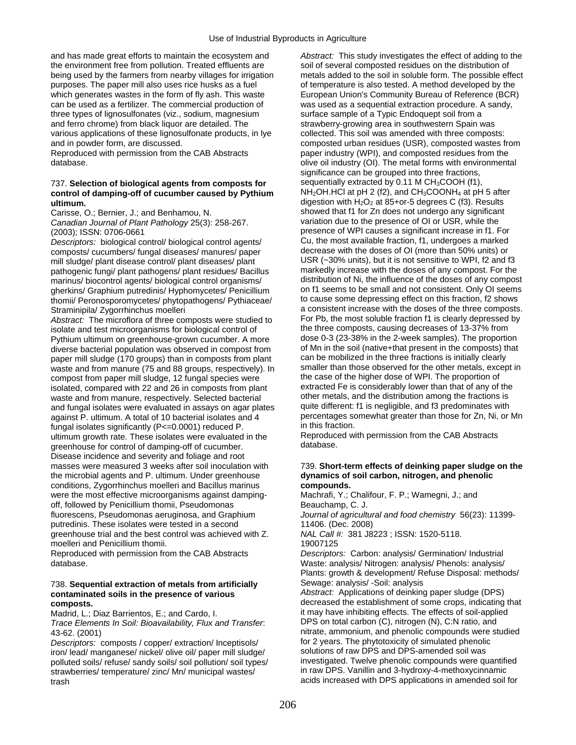and has made great efforts to maintain the ecosystem and the environment free from pollution. Treated effluents are being used by the farmers from nearby villages for irrigation purposes. The paper mill also uses rice husks as a fuel which generates wastes in the form of fly ash. This waste can be used as a fertilizer. The commercial production of three types of lignosulfonates (viz., sodium, magnesium and ferro chrome) from black liquor are detailed. The various applications of these lignosulfonate products, in lye and in powder form, are discussed.
Reproduced with permission from the CAB Abstracts database.

737. **Selection of biological agents from composts for control of damping-off of cucumber caused by Pythium ultimum.**

Carisse, O.; Bernier, J.; and Benhamou, N.
*Canadian Journal of Plant Pathology* 25(3): 258-267. (2003); ISSN: 0706-0661

*Descriptors:* biological control/ biological control agents/ composts/ cucumbers/ fungal diseases/ manures/ paper mill sludge/ plant disease control/ plant diseases/ plant pathogenic fungi/ plant pathogens/ plant residues/ Bacillus marinus/ biocontrol agents/ biological control organisms/ gherkins/ Graphium putredinis/ Hyphomycetes/ Penicillium thomii/ Peronosporomycetes/ phytopathogens/ Pythiaceae/ Straminipila/ Zygorrhinchus moelleri

*Abstract:* The microflora of three composts were studied to isolate and test microorganisms for biological control of Pythium ultimum on greenhouse-grown cucumber. A more diverse bacterial population was observed in compost from paper mill sludge (170 groups) than in composts from plant waste and from manure (75 and 88 groups, respectively). In compost from paper mill sludge, 12 fungal species were isolated, compared with 22 and 26 in composts from plant waste and from manure, respectively. Selected bacterial and fungal isolates were evaluated in assays on agar plates against P. ultimum. A total of 10 bacterial isolates and 4 fungal isolates significantly (P<=0.0001) reduced P. ultimum growth rate. These isolates were evaluated in the greenhouse for control of damping-off of cucumber. Disease incidence and severity and foliage and root masses were measured 3 weeks after soil inoculation with the microbial agents and P. ultimum. Under greenhouse conditions, Zygorrhinchus moelleri and Bacillus marinus were the most effective microorganisms against damping-off, followed by Penicillium thomii, Pseudomonas fluorescens, Pseudomonas aeruginosa, and Graphium putredinis. These isolates were tested in a second greenhouse trial and the best control was achieved with Z. moelleri and Penicillium thomii.
Reproduced with permission from the CAB Abstracts database.

738. **Sequential extraction of metals from artificially contaminated soils in the presence of various composts.**

Madrid, L.; Diaz Barrientos, E.; and Cardo, I.
*Trace Elements In Soil: Bioavailability, Flux and Transfer*: 43-62. (2001)

*Descriptors:* composts / copper/ extraction/ Inceptisols/ iron/ lead/ manganese/ nickel/ olive oil/ paper mill sludge/ polluted soils/ refuse/ sandy soils/ soil pollution/ soil types/ strawberries/ temperature/ zinc/ Mn/ municipal wastes/ trash

*Abstract:* This study investigates the effect of adding to the soil of several composted residues on the distribution of metals added to the soil in soluble form. The possible effect of temperature is also tested. A method developed by the European Union's Community Bureau of Reference (BCR) was used as a sequential extraction procedure. A sandy, surface sample of a Typic Endoquept soil from a strawberry-growing area in southwestern Spain was collected. This soil was amended with three composts: composted urban residues (USR), composted wastes from paper industry (WPI), and composted residues from the olive oil industry (OI). The metal forms with environmental significance can be grouped into three fractions, sequentially extracted by 0.11 M $CH_3COOH$ (f1), $NH_2OH.HCl$ at pH 2 (f2), and $CH_3COONH_4$ at pH 5 after digestion with $H_2O_2$ at 85+or-5 degrees C (f3). Results showed that f1 for Zn does not undergo any significant variation due to the presence of OI or USR, while the presence of WPI causes a significant increase in f1. For Cu, the most available fraction, f1, undergoes a marked decrease with the doses of OI (more than 50% units) or USR (~30% units), but it is not sensitive to WPI, f2 and f3 markedly increase with the doses of any compost. For the distribution of Ni, the influence of the doses of any compost on f1 seems to be small and not consistent. Only OI seems to cause some depressing effect on this fraction, f2 shows a consistent increase with the doses of the three composts. For Pb, the most soluble fraction f1 is clearly depressed by the three composts, causing decreases of 13-37% from dose 0-3 (23-38% in the 2-week samples). The proportion of Mn in the soil (native+that present in the composts) that can be mobilized in the three fractions is initially clearly smaller than those observed for the other metals, except in the case of the higher dose of WPI. The proportion of extracted Fe is considerably lower than that of any of the other metals, and the distribution among the fractions is quite different: f1 is negligible, and f3 predominates with percentages somewhat greater than those for Zn, Ni, or Mn in this fraction.
Reproduced with permission from the CAB Abstracts database.

739. **Short-term effects of deinking paper sludge on the dynamics of soil carbon, nitrogen, and phenolic compounds.**

Machrafi, Y.; Chalifour, F. P.; Wamegni, J.; and Beauchamp, C. J.
*Journal of agricultural and food chemistry* 56(23): 11399-11406. (Dec. 2008)
*NAL Call #:* 381 J8223 ; ISSN: 1520-5118.
19007125

*Descriptors:* Carbon: analysis/ Germination/ Industrial Waste: analysis/ Nitrogen: analysis/ Phenols: analysis/ Plants: growth & development/ Refuse Disposal: methods/ Sewage: analysis/ -Soil: analysis

*Abstract:* Applications of deinking paper sludge (DPS) decreased the establishment of some crops, indicating that it may have inhibiting effects. The effects of soil-applied DPS on total carbon (C), nitrogen (N), C:N ratio, and nitrate, ammonium, and phenolic compounds were studied for 2 years. The phytotoxicity of simulated phenolic solutions of raw DPS and DPS-amended soil was investigated. Twelve phenolic compounds were quantified in raw DPS. Vanillin and 3-hydroxy-4-methoxycinnamic acids increased with DPS applications in amended soil for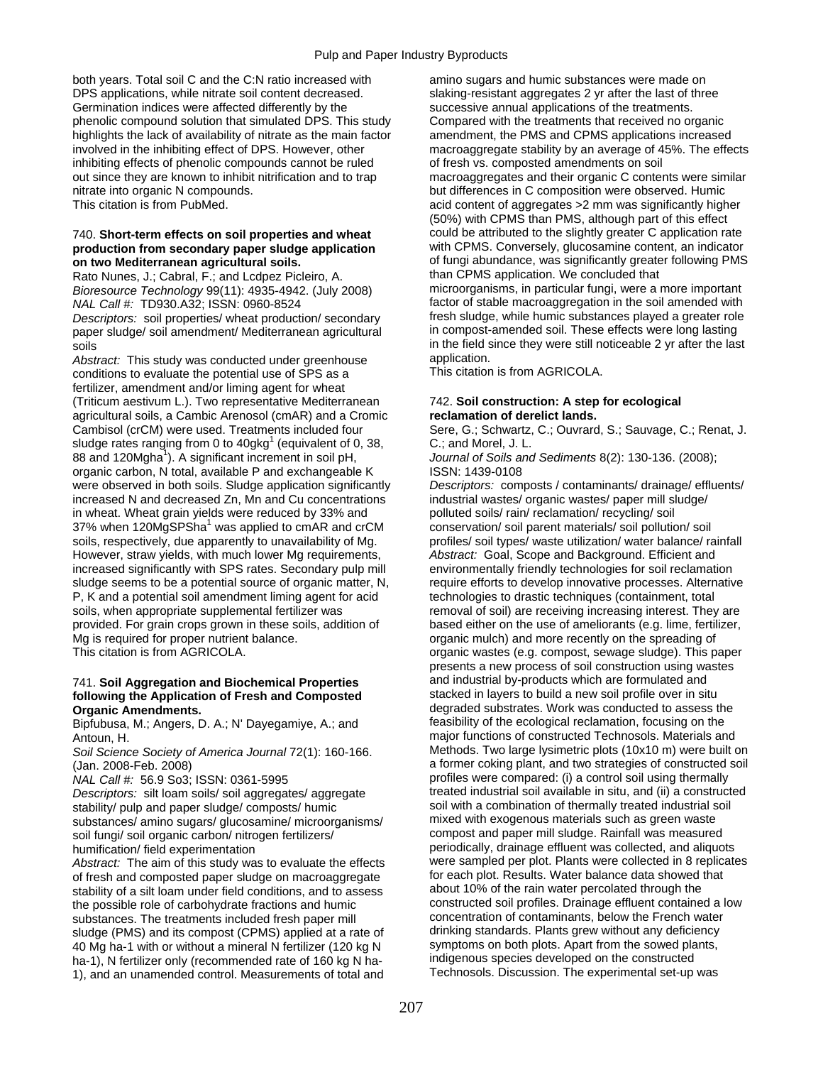both years. Total soil C and the C:N ratio increased with DPS applications, while nitrate soil content decreased. Germination indices were affected differently by the phenolic compound solution that simulated DPS. This study highlights the lack of availability of nitrate as the main factor involved in the inhibiting effect of DPS. However, other inhibiting effects of phenolic compounds cannot be ruled out since they are known to inhibit nitrification and to trap nitrate into organic N compounds.
This citation is from PubMed.

740. **Short-term effects on soil properties and wheat production from secondary paper sludge application on two Mediterranean agricultural soils.**
Rato Nunes, J.; Cabral, F.; and Lcdpez Picleiro, A.
*Bioresource Technology* 99(11): 4935-4942. (July 2008)
*NAL Call #:* TD930.A32; ISSN: 0960-8524
*Descriptors:* soil properties/ wheat production/ secondary paper sludge/ soil amendment/ Mediterranean agricultural soils
*Abstract:* This study was conducted under greenhouse conditions to evaluate the potential use of SPS as a fertilizer, amendment and/or liming agent for wheat (Triticum aestivum L.). Two representative Mediterranean agricultural soils, a Cambic Arenosol (cmAR) and a Cromic Cambisol (crCM) were used. Treatments included four sludge rates ranging from 0 to 40gkg[1] (equivalent of 0, 38, 88 and 120Mgha[1]). A significant increment in soil pH, organic carbon, N total, available P and exchangeable K were observed in both soils. Sludge application significantly increased N and decreased Zn, Mn and Cu concentrations in wheat. Wheat grain yields were reduced by 33% and 37% when 120MgSPSha[1] was applied to cmAR and crCM soils, respectively, due apparently to unavailability of Mg. However, straw yields, with much lower Mg requirements, increased significantly with SPS rates. Secondary pulp mill sludge seems to be a potential source of organic matter, N, P, K and a potential soil amendment liming agent for acid soils, when appropriate supplemental fertilizer was provided. For grain crops grown in these soils, addition of Mg is required for proper nutrient balance.
This citation is from AGRICOLA.

741. **Soil Aggregation and Biochemical Properties following the Application of Fresh and Composted Organic Amendments.**
Bipfubusa, M.; Angers, D. A.; N' Dayegamiye, A.; and Antoun, H.
*Soil Science Society of America Journal* 72(1): 160-166. (Jan. 2008-Feb. 2008)
*NAL Call #:* 56.9 So3; ISSN: 0361-5995
*Descriptors:* silt loam soils/ soil aggregates/ aggregate stability/ pulp and paper sludge/ composts/ humic substances/ amino sugars/ glucosamine/ microorganisms/ soil fungi/ soil organic carbon/ nitrogen fertilizers/ humification/ field experimentation
*Abstract:* The aim of this study was to evaluate the effects of fresh and composted paper sludge on macroaggregate stability of a silt loam under field conditions, and to assess the possible role of carbohydrate fractions and humic substances. The treatments included fresh paper mill sludge (PMS) and its compost (CPMS) applied at a rate of 40 Mg ha-1 with or without a mineral N fertilizer (120 kg N ha-1), N fertilizer only (recommended rate of 160 kg N ha-1), and an unamended control. Measurements of total and amino sugars and humic substances were made on slaking-resistant aggregates 2 yr after the last of three successive annual applications of the treatments. Compared with the treatments that received no organic amendment, the PMS and CPMS applications increased macroaggregate stability by an average of 45%. The effects of fresh vs. composted amendments on soil macroaggregates and their organic C contents were similar but differences in C composition were observed. Humic acid content of aggregates >2 mm was significantly higher (50%) with CPMS than PMS, although part of this effect could be attributed to the slightly greater C application rate with CPMS. Conversely, glucosamine content, an indicator of fungi abundance, was significantly greater following PMS than CPMS application. We concluded that microorganisms, in particular fungi, were a more important factor of stable macroaggregation in the soil amended with fresh sludge, while humic substances played a greater role in compost-amended soil. These effects were long lasting in the field since they were still noticeable 2 yr after the last application.
This citation is from AGRICOLA.

742. **Soil construction: A step for ecological reclamation of derelict lands.**
Sere, G.; Schwartz, C.; Ouvrard, S.; Sauvage, C.; Renat, J. C.; and Morel, J. L.
*Journal of Soils and Sediments* 8(2): 130-136. (2008); ISSN: 1439-0108
*Descriptors:* composts / contaminants/ drainage/ effluents/ industrial wastes/ organic wastes/ paper mill sludge/ polluted soils/ rain/ reclamation/ recycling/ soil conservation/ soil parent materials/ soil pollution/ soil profiles/ soil types/ waste utilization/ water balance/ rainfall
*Abstract:* Goal, Scope and Background. Efficient and environmentally friendly technologies for soil reclamation require efforts to develop innovative processes. Alternative technologies to drastic techniques (containment, total removal of soil) are receiving increasing interest. They are based either on the use of ameliorants (e.g. lime, fertilizer, organic mulch) and more recently on the spreading of organic wastes (e.g. compost, sewage sludge). This paper presents a new process of soil construction using wastes and industrial by-products which are formulated and stacked in layers to build a new soil profile over in situ degraded substrates. Work was conducted to assess the feasibility of the ecological reclamation, focusing on the major functions of constructed Technosols. Materials and Methods. Two large lysimetric plots (10x10 m) were built on a former coking plant, and two strategies of constructed soil profiles were compared: (i) a control soil using thermally treated industrial soil available in situ, and (ii) a constructed soil with a combination of thermally treated industrial soil mixed with exogenous materials such as green waste compost and paper mill sludge. Rainfall was measured periodically, drainage effluent was collected, and aliquots were sampled per plot. Plants were collected in 8 replicates for each plot. Results. Water balance data showed that about 10% of the rain water percolated through the constructed soil profiles. Drainage effluent contained a low concentration of contaminants, below the French water drinking standards. Plants grew without any deficiency symptoms on both plots. Apart from the sowed plants, indigenous species developed on the constructed Technosols. Discussion. The experimental set-up was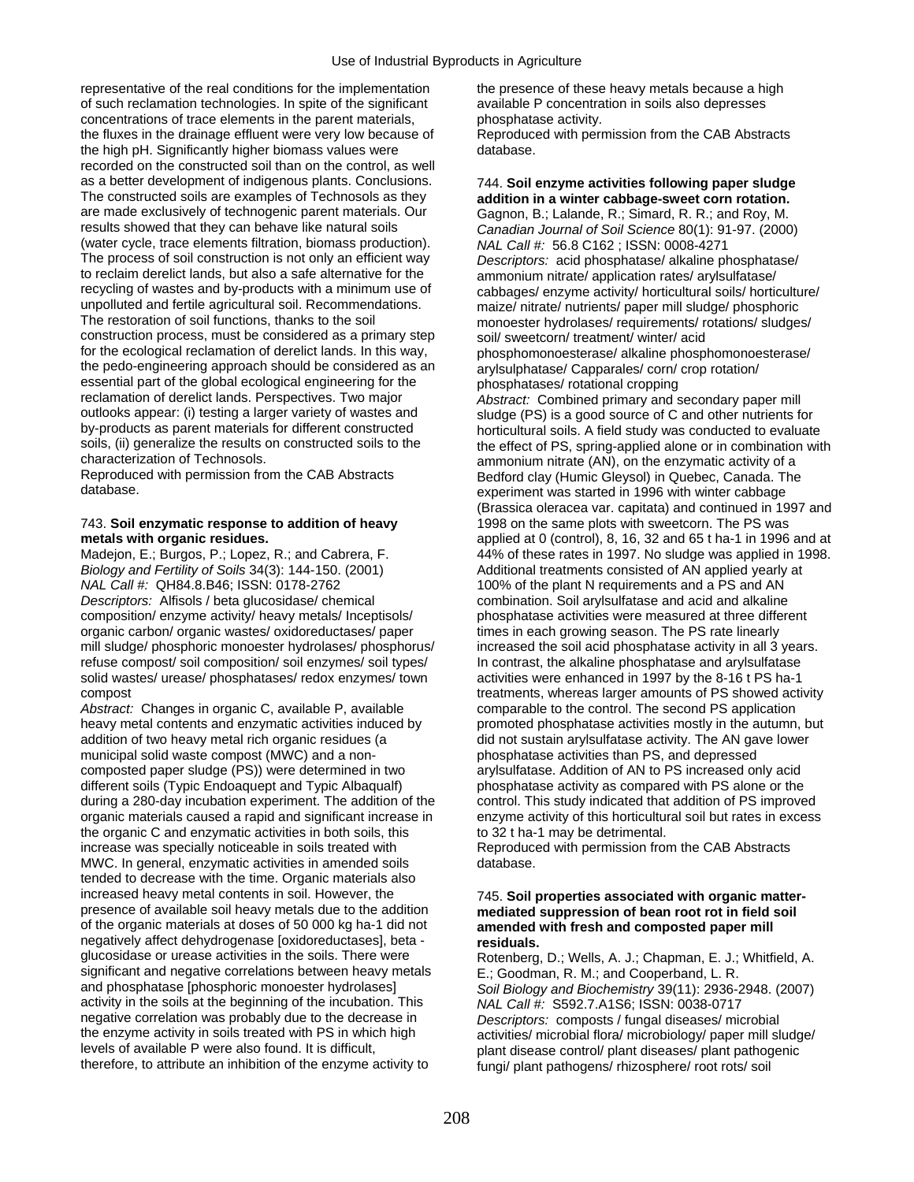representative of the real conditions for the implementation of such reclamation technologies. In spite of the significant concentrations of trace elements in the parent materials, the fluxes in the drainage effluent were very low because of the high pH. Significantly higher biomass values were recorded on the constructed soil than on the control, as well as a better development of indigenous plants. Conclusions. The constructed soils are examples of Technosols as they are made exclusively of technogenic parent materials. Our results showed that they can behave like natural soils (water cycle, trace elements filtration, biomass production). The process of soil construction is not only an efficient way to reclaim derelict lands, but also a safe alternative for the recycling of wastes and by-products with a minimum use of unpolluted and fertile agricultural soil. Recommendations. The restoration of soil functions, thanks to the soil construction process, must be considered as a primary step for the ecological reclamation of derelict lands. In this way, the pedo-engineering approach should be considered as an essential part of the global ecological engineering for the reclamation of derelict lands. Perspectives. Two major outlooks appear: (i) testing a larger variety of wastes and by-products as parent materials for different constructed soils, (ii) generalize the results on constructed soils to the characterization of Technosols.
Reproduced with permission from the CAB Abstracts database.

743. **Soil enzymatic response to addition of heavy metals with organic residues.**
Madejon, E.; Burgos, P.; Lopez, R.; and Cabrera, F.
*Biology and Fertility of Soils* 34(3): 144-150. (2001)
*NAL Call #:* QH84.8.B46; ISSN: 0178-2762
*Descriptors:* Alfisols / beta glucosidase/ chemical composition/ enzyme activity/ heavy metals/ Inceptisols/ organic carbon/ organic wastes/ oxidoreductases/ paper mill sludge/ phosphoric monoester hydrolases/ phosphorus/ refuse compost/ soil composition/ soil enzymes/ soil types/ solid wastes/ urease/ phosphatases/ redox enzymes/ town compost
*Abstract:* Changes in organic C, available P, available heavy metal contents and enzymatic activities induced by addition of two heavy metal rich organic residues (a municipal solid waste compost (MWC) and a non-composted paper sludge (PS)) were determined in two different soils (Typic Endoaquept and Typic Albaqualf) during a 280-day incubation experiment. The addition of the organic materials caused a rapid and significant increase in the organic C and enzymatic activities in both soils, this increase was specially noticeable in soils treated with MWC. In general, enzymatic activities in amended soils tended to decrease with the time. Organic materials also increased heavy metal contents in soil. However, the presence of available soil heavy metals due to the addition of the organic materials at doses of 50 000 kg ha-1 did not negatively affect dehydrogenase [oxidoreductases], beta - glucosidase or urease activities in the soils. There were significant and negative correlations between heavy metals and phosphatase [phosphoric monoester hydrolases] activity in the soils at the beginning of the incubation. This negative correlation was probably due to the decrease in the enzyme activity in soils treated with PS in which high levels of available P were also found. It is difficult, therefore, to attribute an inhibition of the enzyme activity to the presence of these heavy metals because a high available P concentration in soils also depresses phosphatase activity.
Reproduced with permission from the CAB Abstracts database.

744. **Soil enzyme activities following paper sludge addition in a winter cabbage-sweet corn rotation.**
Gagnon, B.; Lalande, R.; Simard, R. R.; and Roy, M.
*Canadian Journal of Soil Science* 80(1): 91-97. (2000)
*NAL Call #:* 56.8 C162 ; ISSN: 0008-4271
*Descriptors:* acid phosphatase/ alkaline phosphatase/ ammonium nitrate/ application rates/ arylsulfatase/ cabbages/ enzyme activity/ horticultural soils/ horticulture/ maize/ nitrate/ nutrients/ paper mill sludge/ phosphoric monoester hydrolases/ requirements/ rotations/ sludges/ soil/ sweetcorn/ treatment/ winter/ acid phosphomonoesterase/ alkaline phosphomonoesterase/ arylsulphatase/ Capparales/ corn/ crop rotation/ phosphatases/ rotational cropping
*Abstract:* Combined primary and secondary paper mill sludge (PS) is a good source of C and other nutrients for horticultural soils. A field study was conducted to evaluate the effect of PS, spring-applied alone or in combination with ammonium nitrate (AN), on the enzymatic activity of a Bedford clay (Humic Gleysol) in Quebec, Canada. The experiment was started in 1996 with winter cabbage (Brassica oleracea var. capitata) and continued in 1997 and 1998 on the same plots with sweetcorn. The PS was applied at 0 (control), 8, 16, 32 and 65 t ha-1 in 1996 and at 44% of these rates in 1997. No sludge was applied in 1998. Additional treatments consisted of AN applied yearly at 100% of the plant N requirements and a PS and AN combination. Soil arylsulfatase and acid and alkaline phosphatase activities were measured at three different times in each growing season. The PS rate linearly increased the soil acid phosphatase activity in all 3 years. In contrast, the alkaline phosphatase and arylsulfatase activities were enhanced in 1997 by the 8-16 t PS ha-1 treatments, whereas larger amounts of PS showed activity comparable to the control. The second PS application promoted phosphatase activities mostly in the autumn, but did not sustain arylsulfatase activity. The AN gave lower phosphatase activities than PS, and depressed arylsulfatase. Addition of AN to PS increased only acid phosphatase activity as compared with PS alone or the control. This study indicated that addition of PS improved enzyme activity of this horticultural soil but rates in excess to 32 t ha-1 may be detrimental.
Reproduced with permission from the CAB Abstracts database.

745. **Soil properties associated with organic matter-mediated suppression of bean root rot in field soil amended with fresh and composted paper mill residuals.**
Rotenberg, D.; Wells, A. J.; Chapman, E. J.; Whitfield, A. E.; Goodman, R. M.; and Cooperband, L. R.
*Soil Biology and Biochemistry* 39(11): 2936-2948. (2007)
*NAL Call #:* S592.7.A1S6; ISSN: 0038-0717
*Descriptors:* composts / fungal diseases/ microbial activities/ microbial flora/ microbiology/ paper mill sludge/ plant disease control/ plant diseases/ plant pathogenic fungi/ plant pathogens/ rhizosphere/ root rots/ soil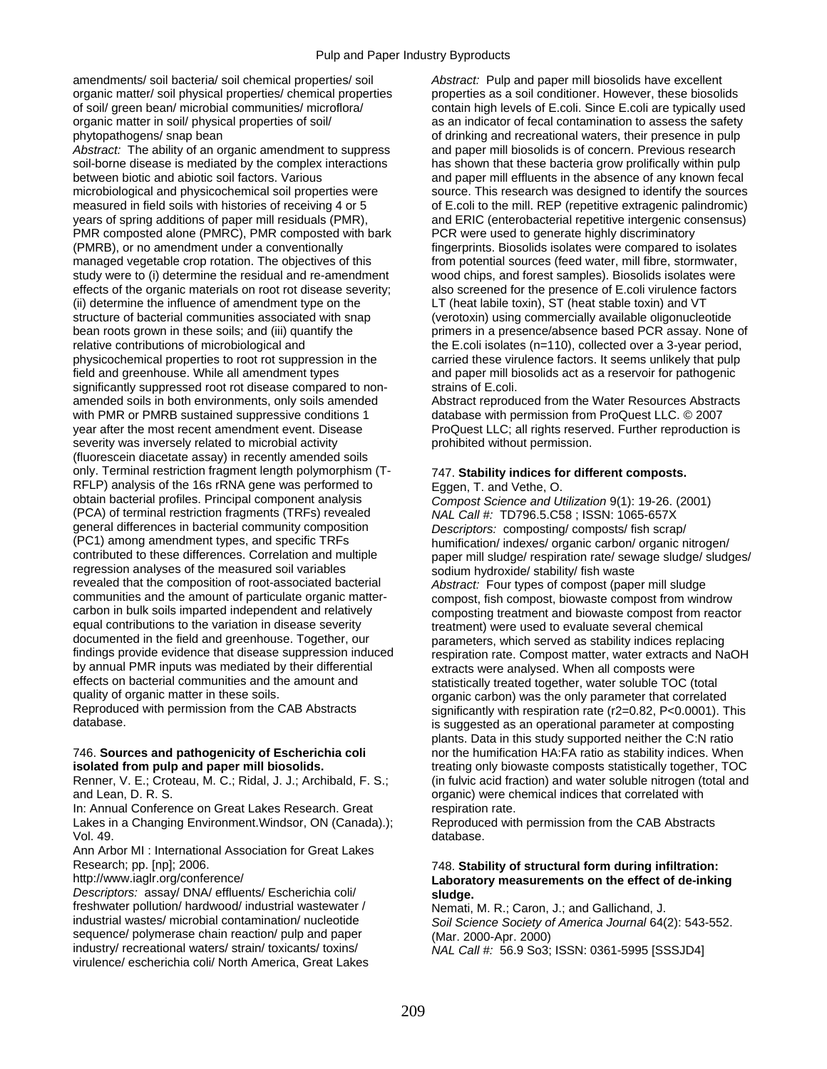amendments/ soil bacteria/ soil chemical properties/ soil organic matter/ soil physical properties/ chemical properties of soil/ green bean/ microbial communities/ microflora/ organic matter in soil/ physical properties of soil/ phytopathogens/ snap bean

*Abstract:* The ability of an organic amendment to suppress soil-borne disease is mediated by the complex interactions between biotic and abiotic soil factors. Various microbiological and physicochemical soil properties were measured in field soils with histories of receiving 4 or 5 years of spring additions of paper mill residuals (PMR), PMR composted alone (PMRC), PMR composted with bark (PMRB), or no amendment under a conventionally managed vegetable crop rotation. The objectives of this study were to (i) determine the residual and re-amendment effects of the organic materials on root rot disease severity; (ii) determine the influence of amendment type on the structure of bacterial communities associated with snap bean roots grown in these soils; and (iii) quantify the relative contributions of microbiological and physicochemical properties to root rot suppression in the field and greenhouse. While all amendment types significantly suppressed root rot disease compared to non-amended soils in both environments, only soils amended with PMR or PMRB sustained suppressive conditions 1 year after the most recent amendment event. Disease severity was inversely related to microbial activity (fluorescein diacetate assay) in recently amended soils only. Terminal restriction fragment length polymorphism (T-RFLP) analysis of the 16s rRNA gene was performed to obtain bacterial profiles. Principal component analysis (PCA) of terminal restriction fragments (TRFs) revealed general differences in bacterial community composition (PC1) among amendment types, and specific TRFs contributed to these differences. Correlation and multiple regression analyses of the measured soil variables revealed that the composition of root-associated bacterial communities and the amount of particulate organic matter-carbon in bulk soils imparted independent and relatively equal contributions to the variation in disease severity documented in the field and greenhouse. Together, our findings provide evidence that disease suppression induced by annual PMR inputs was mediated by their differential effects on bacterial communities and the amount and quality of organic matter in these soils.

Reproduced with permission from the CAB Abstracts database.

746. **Sources and pathogenicity of Escherichia coli isolated from pulp and paper mill biosolids.**

Renner, V. E.; Croteau, M. C.; Ridal, J. J.; Archibald, F. S.; and Lean, D. R. S.

In: Annual Conference on Great Lakes Research. Great Lakes in a Changing Environment.Windsor, ON (Canada).); Vol. 49.

Ann Arbor MI : International Association for Great Lakes Research; pp. [np]; 2006.

http://www.iaglr.org/conference/

*Descriptors:* assay/ DNA/ effluents/ Escherichia coli/ freshwater pollution/ hardwood/ industrial wastewater / industrial wastes/ microbial contamination/ nucleotide sequence/ polymerase chain reaction/ pulp and paper industry/ recreational waters/ strain/ toxicants/ toxins/ virulence/ escherichia coli/ North America, Great Lakes

*Abstract:* Pulp and paper mill biosolids have excellent properties as a soil conditioner. However, these biosolids contain high levels of E.coli. Since E.coli are typically used as an indicator of fecal contamination to assess the safety of drinking and recreational waters, their presence in pulp and paper mill biosolids is of concern. Previous research has shown that these bacteria grow prolifically within pulp and paper mill effluents in the absence of any known fecal source. This research was designed to identify the sources of E.coli to the mill. REP (repetitive extragenic palindromic) and ERIC (enterobacterial repetitive intergenic consensus) PCR were used to generate highly discriminatory fingerprints. Biosolids isolates were compared to isolates from potential sources (feed water, mill fibre, stormwater, wood chips, and forest samples). Biosolids isolates were also screened for the presence of E.coli virulence factors LT (heat labile toxin), ST (heat stable toxin) and VT (verotoxin) using commercially available oligonucleotide primers in a presence/absence based PCR assay. None of the E.coli isolates (n=110), collected over a 3-year period, carried these virulence factors. It seems unlikely that pulp and paper mill biosolids act as a reservoir for pathogenic strains of E.coli.

Abstract reproduced from the Water Resources Abstracts database with permission from ProQuest LLC. © 2007 ProQuest LLC; all rights reserved. Further reproduction is prohibited without permission.

747. **Stability indices for different composts.**

Eggen, T. and Vethe, O.

*Compost Science and Utilization* 9(1): 19-26. (2001)

*NAL Call #:* TD796.5.C58 ; ISSN: 1065-657X

*Descriptors:* composting/ composts/ fish scrap/ humification/ indexes/ organic carbon/ organic nitrogen/ paper mill sludge/ respiration rate/ sewage sludge/ sludges/ sodium hydroxide/ stability/ fish waste

*Abstract:* Four types of compost (paper mill sludge compost, fish compost, biowaste compost from windrow composting treatment and biowaste compost from reactor treatment) were used to evaluate several chemical parameters, which served as stability indices replacing respiration rate. Compost matter, water extracts and NaOH extracts were analysed. When all composts were statistically treated together, water soluble TOC (total organic carbon) was the only parameter that correlated significantly with respiration rate ($r^2=0.82$, $P<0.0001$). This is suggested as an operational parameter at composting plants. Data in this study supported neither the C:N ratio nor the humification HA:FA ratio as stability indices. When treating only biowaste composts statistically together, TOC (in fulvic acid fraction) and water soluble nitrogen (total and organic) were chemical indices that correlated with respiration rate.

Reproduced with permission from the CAB Abstracts database.

748. **Stability of structural form during infiltration: Laboratory measurements on the effect of de-inking sludge.**

Nemati, M. R.; Caron, J.; and Gallichand, J.

*Soil Science Society of America Journal* 64(2): 543-552. (Mar. 2000-Apr. 2000)

*NAL Call #:* 56.9 So3; ISSN: 0361-5995 [SSSJD4]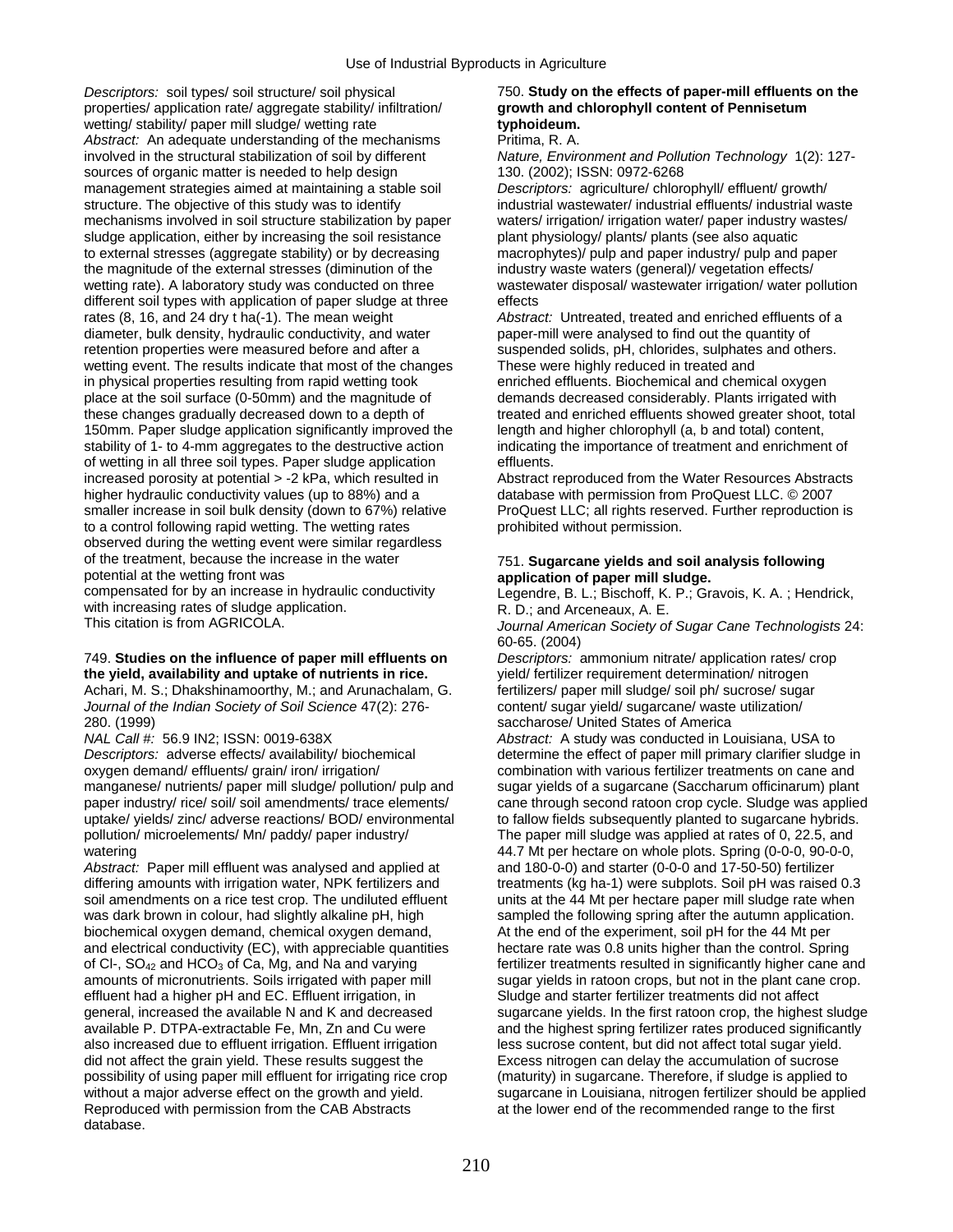*Descriptors:* soil types/ soil structure/ soil physical properties/ application rate/ aggregate stability/ infiltration/ wetting/ stability/ paper mill sludge/ wetting rate
*Abstract:* An adequate understanding of the mechanisms involved in the structural stabilization of soil by different sources of organic matter is needed to help design management strategies aimed at maintaining a stable soil structure. The objective of this study was to identify mechanisms involved in soil structure stabilization by paper sludge application, either by increasing the soil resistance to external stresses (aggregate stability) or by decreasing the magnitude of the external stresses (diminution of the wetting rate). A laboratory study was conducted on three different soil types with application of paper sludge at three rates (8, 16, and 24 dry t ha(-1). The mean weight diameter, bulk density, hydraulic conductivity, and water retention properties were measured before and after a wetting event. The results indicate that most of the changes in physical properties resulting from rapid wetting took place at the soil surface (0-50mm) and the magnitude of these changes gradually decreased down to a depth of 150mm. Paper sludge application significantly improved the stability of 1- to 4-mm aggregates to the destructive action of wetting in all three soil types. Paper sludge application increased porosity at potential > -2 kPa, which resulted in higher hydraulic conductivity values (up to 88%) and a smaller increase in soil bulk density (down to 67%) relative to a control following rapid wetting. The wetting rates observed during the wetting event were similar regardless of the treatment, because the increase in the water potential at the wetting front was compensated for by an increase in hydraulic conductivity with increasing rates of sludge application.
This citation is from AGRICOLA.

749. **Studies on the influence of paper mill effluents on the yield, availability and uptake of nutrients in rice.**
Achari, M. S.; Dhakshinamoorthy, M.; and Arunachalam, G.
*Journal of the Indian Society of Soil Science* 47(2): 276-280. (1999)
*NAL Call #:* 56.9 IN2; ISSN: 0019-638X
*Descriptors:* adverse effects/ availability/ biochemical oxygen demand/ effluents/ grain/ iron/ irrigation/ manganese/ nutrients/ paper mill sludge/ pulp and paper industry/ rice/ soil/ soil amendments/ trace elements/ uptake/ yields/ zinc/ adverse reactions/ BOD/ environmental pollution/ microelements/ Mn/ paddy/ paper industry/ watering
*Abstract:* Paper mill effluent was analysed and applied at differing amounts with irrigation water, NPK fertilizers and soil amendments on a rice test crop. The undiluted effluent was dark brown in colour, had slightly alkaline pH, high biochemical oxygen demand, chemical oxygen demand, and electrical conductivity (EC), with appreciable quantities of Cl-, $SO_{42}$ and $HCO_3$ of Ca, Mg, and Na and varying amounts of micronutrients. Soils irrigated with paper mill effluent had a higher pH and EC. Effluent irrigation, in general, increased the available N and K and decreased available P. DTPA-extractable Fe, Mn, Zn and Cu were also increased due to effluent irrigation. Effluent irrigation did not affect the grain yield. These results suggest the possibility of using paper mill effluent for irrigating rice crop without a major adverse effect on the growth and yield.
Reproduced with permission from the CAB Abstracts database.

750. **Study on the effects of paper-mill effluents on the growth and chlorophyll content of Pennisetum typhoideum.**
Pritima, R. A.
*Nature, Environment and Pollution Technology* 1(2): 127-130. (2002); ISSN: 0972-6268
*Descriptors:* agriculture/ chlorophyll/ effluent/ growth/ industrial wastewater/ industrial effluents/ industrial waste waters/ irrigation/ irrigation water/ paper industry wastes/ plant physiology/ plants/ plants (see also aquatic macrophytes)/ pulp and paper industry/ pulp and paper industry waste waters (general)/ vegetation effects/ wastewater disposal/ wastewater irrigation/ water pollution effects
*Abstract:* Untreated, treated and enriched effluents of a paper-mill were analysed to find out the quantity of suspended solids, pH, chlorides, sulphates and others. These were highly reduced in treated and enriched effluents. Biochemical and chemical oxygen demands decreased considerably. Plants irrigated with treated and enriched effluents showed greater shoot, total length and higher chlorophyll (a, b and total) content, indicating the importance of treatment and enrichment of effluents.
Abstract reproduced from the Water Resources Abstracts database with permission from ProQuest LLC. © 2007 ProQuest LLC; all rights reserved. Further reproduction is prohibited without permission.

751. **Sugarcane yields and soil analysis following application of paper mill sludge.**
Legendre, B. L.; Bischoff, K. P.; Gravois, K. A. ; Hendrick, R. D.; and Arceneaux, A. E.
*Journal American Society of Sugar Cane Technologists* 24: 60-65. (2004)
*Descriptors:* ammonium nitrate/ application rates/ crop yield/ fertilizer requirement determination/ nitrogen fertilizers/ paper mill sludge/ soil pH/ sucrose/ sugar content/ sugar yield/ sugarcane/ waste utilization/ saccharose/ United States of America
*Abstract:* A study was conducted in Louisiana, USA to determine the effect of paper mill primary clarifier sludge in combination with various fertilizer treatments on cane and sugar yields of a sugarcane (Saccharum officinarum) plant cane through second ratoon crop cycle. Sludge was applied to fallow fields subsequently planted to sugarcane hybrids. The paper mill sludge was applied at rates of 0, 22.5, and 44.7 Mt per hectare on whole plots. Spring (0-0-0, 90-0-0, and 180-0-0) and starter (0-0-0 and 17-50-50) fertilizer treatments (kg ha-1) were subplots. Soil pH was raised 0.3 units at the 44 Mt per hectare paper mill sludge rate when sampled the following spring after the autumn application. At the end of the experiment, soil pH for the 44 Mt per hectare rate was 0.8 units higher than the control. Spring fertilizer treatments resulted in significantly higher cane and sugar yields in ratoon crops, but not in the plant cane crop. Sludge and starter fertilizer treatments did not affect sugarcane yields. In the first ratoon crop, the highest sludge and the highest spring fertilizer rates produced significantly less sucrose content, but did not affect total sugar yield. Excess nitrogen can delay the accumulation of sucrose (maturity) in sugarcane. Therefore, if sludge is applied to sugarcane in Louisiana, nitrogen fertilizer should be applied at the lower end of the recommended range to the first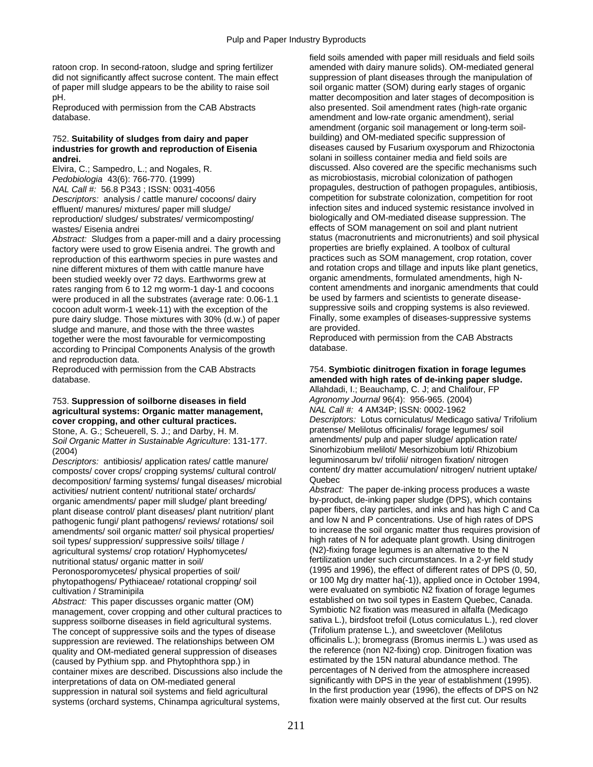ratoon crop. In second-ratoon, sludge and spring fertilizer did not significantly affect sucrose content. The main effect of paper mill sludge appears to be the ability to raise soil pH.
Reproduced with permission from the CAB Abstracts database.

752. **Suitability of sludges from dairy and paper industries for growth and reproduction of Eisenia andrei.**
Elvira, C.; Sampedro, L.; and Nogales, R.
*Pedobiologia* 43(6): 766-770. (1999)
*NAL Call #:* 56.8 P343 ; ISSN: 0031-4056
*Descriptors:* analysis / cattle manure/ cocoons/ dairy effluent/ manures/ mixtures/ paper mill sludge/ reproduction/ sludges/ substrates/ vermicomposting/ wastes/ Eisenia andrei
*Abstract:* Sludges from a paper-mill and a dairy processing factory were used to grow Eisenia andrei. The growth and reproduction of this earthworm species in pure wastes and nine different mixtures of them with cattle manure have been studied weekly over 72 days. Earthworms grew at rates ranging from 6 to 12 mg worm-1 day-1 and cocoons were produced in all the substrates (average rate: 0.06-1.1 cocoon adult worm-1 week-11) with the exception of the pure dairy sludge. Those mixtures with 30% (d.w.) of paper sludge and manure, and those with the three wastes together were the most favourable for vermicomposting according to Principal Components Analysis of the growth and reproduction data.
Reproduced with permission from the CAB Abstracts database.

753. **Suppression of soilborne diseases in field agricultural systems: Organic matter management, cover cropping, and other cultural practices.**
Stone, A. G.; Scheuerell, S. J.; and Darby, H. M.
*Soil Organic Matter in Sustainable Agriculture*: 131-177. (2004)
*Descriptors:* antibiosis/ application rates/ cattle manure/ composts/ cover crops/ cropping systems/ cultural control/ decomposition/ farming systems/ fungal diseases/ microbial activities/ nutrient content/ nutritional state/ orchards/ organic amendments/ paper mill sludge/ plant breeding/ plant disease control/ plant diseases/ plant nutrition/ plant pathogenic fungi/ plant pathogens/ reviews/ rotations/ soil amendments/ soil organic matter/ soil physical properties/ soil types/ suppression/ suppressive soils/ tillage / agricultural systems/ crop rotation/ Hyphomycetes/ nutritional status/ organic matter in soil/ Peronosporomycetes/ physical properties of soil/ phytopathogens/ Pythiaceae/ rotational cropping/ soil cultivation / Straminipila
*Abstract:* This paper discusses organic matter (OM) management, cover cropping and other cultural practices to suppress soilborne diseases in field agricultural systems. The concept of suppressive soils and the types of disease suppression are reviewed. The relationships between OM quality and OM-mediated general suppression of diseases (caused by Pythium spp. and Phytophthora spp.) in container mixes are described. Discussions also include the interpretations of data on OM-mediated general suppression in natural soil systems and field agricultural systems (orchard systems, Chinampa agricultural systems, field soils amended with paper mill residuals and field soils amended with dairy manure solids). OM-mediated general suppression of plant diseases through the manipulation of soil organic matter (SOM) during early stages of organic matter decomposition and later stages of decomposition is also presented. Soil amendment rates (high-rate organic amendment and low-rate organic amendment), serial amendment (organic soil management or long-term soil-building) and OM-mediated specific suppression of diseases caused by Fusarium oxysporum and Rhizoctonia solani in soilless container media and field soils are discussed. Also covered are the specific mechanisms such as microbiostasis, microbial colonization of pathogen propagules, destruction of pathogen propagules, antibiosis, competition for substrate colonization, competition for root infection sites and induced systemic resistance involved in biologically and OM-mediated disease suppression. The effects of SOM management on soil and plant nutrient status (macronutrients and micronutrients) and soil physical properties are briefly explained. A toolbox of cultural practices such as SOM management, crop rotation, cover and rotation crops and tillage and inputs like plant genetics, organic amendments, formulated amendments, high N-content amendments and inorganic amendments that could be used by farmers and scientists to generate disease-suppressive soils and cropping systems is also reviewed. Finally, some examples of diseases-suppressive systems are provided.
Reproduced with permission from the CAB Abstracts database.

754. **Symbiotic dinitrogen fixation in forage legumes amended with high rates of de-inking paper sludge.**
Allahdadi, I.; Beauchamp, C. J; and Chalifour, FP
*Agronomy Journal* 96(4): 956-965. (2004)
*NAL Call #:* 4 AM34P; ISSN: 0002-1962
*Descriptors:* Lotus corniculatus/ Medicago sativa/ Trifolium pratense/ Melilotus officinalis/ forage legumes/ soil amendments/ pulp and paper sludge/ application rate/ Sinorhizobium meliloti/ Mesorhizobium loti/ Rhizobium leguminosarum bv/ trifolii/ nitrogen fixation/ nitrogen content/ dry matter accumulation/ nitrogen/ nutrient uptake/ Quebec
*Abstract:* The paper de-inking process produces a waste by-product, de-inking paper sludge (DPS), which contains paper fibers, clay particles, and inks and has high C and Ca and low N and P concentrations. Use of high rates of DPS to increase the soil organic matter thus requires provision of high rates of N for adequate plant growth. Using dinitrogen ($N_2$)-fixing forage legumes is an alternative to the N fertilization under such circumstances. In a 2-yr field study (1995 and 1996), the effect of different rates of DPS (0, 50, or 100 Mg dry matter ha(-1)), applied once in October 1994, were evaluated on symbiotic $N_2$ fixation of forage legumes established on two soil types in Eastern Quebec, Canada. Symbiotic $N_2$ fixation was measured in alfalfa (Medicago sativa L.), birdsfoot trefoil (Lotus corniculatus L.), red clover (Trifolium pratense L.), and sweetclover (Melilotus officinalis L.); bromegrass (Bromus inermis L.) was used as the reference (non $N_2$-fixing) crop. Dinitrogen fixation was estimated by the 15N natural abundance method. The percentages of N derived from the atmosphere increased significantly with DPS in the year of establishment (1995). In the first production year (1996), the effects of DPS on $N_2$ fixation were mainly observed at the first cut. Our results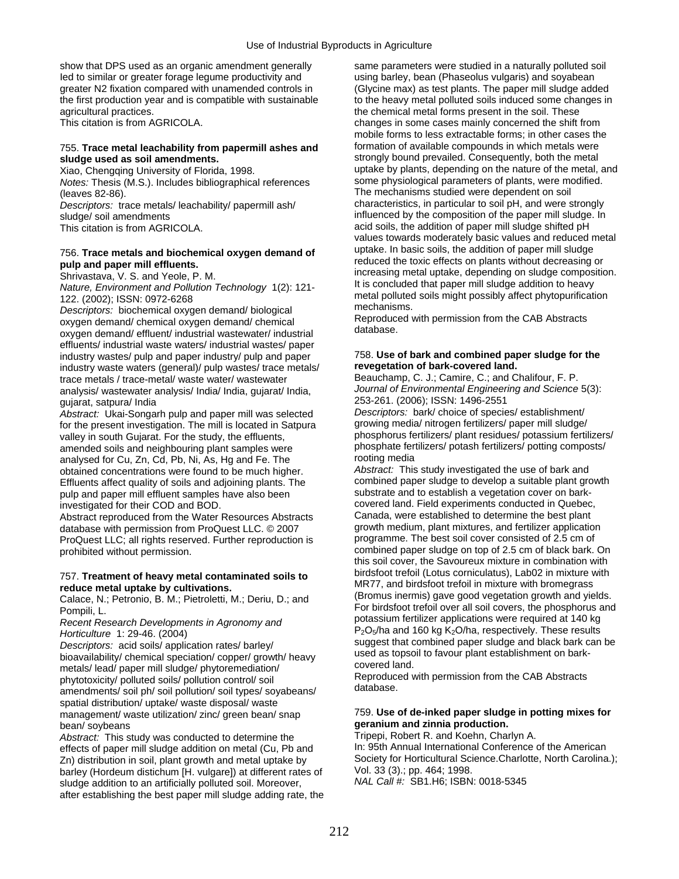show that DPS used as an organic amendment generally led to similar or greater forage legume productivity and greater N2 fixation compared with unamended controls in the first production year and is compatible with sustainable agricultural practices.
This citation is from AGRICOLA.

755. **Trace metal leachability from papermill ashes and sludge used as soil amendments.**
Xiao, Chengqing University of Florida, 1998.
*Notes:* Thesis (M.S.). Includes bibliographical references (leaves 82-86).
*Descriptors:* trace metals/ leachability/ papermill ash/ sludge/ soil amendments
This citation is from AGRICOLA.

756. **Trace metals and biochemical oxygen demand of pulp and paper mill effluents.**
Shrivastava, V. S. and Yeole, P. M.
*Nature, Environment and Pollution Technology* 1(2): 121-122. (2002); ISSN: 0972-6268
*Descriptors:* biochemical oxygen demand/ biological oxygen demand/ chemical oxygen demand/ chemical oxygen demand/ effluent/ industrial wastewater/ industrial effluents/ industrial waste waters/ industrial wastes/ paper industry wastes/ pulp and paper industry/ pulp and paper industry waste waters (general)/ pulp wastes/ trace metals/ trace metals / trace-metal/ waste water/ wastewater analysis/ wastewater analysis/ India/ India, gujarat/ India, gujarat, satpura/ India
*Abstract:* Ukai-Songarh pulp and paper mill was selected for the present investigation. The mill is located in Satpura valley in south Gujarat. For the study, the effluents, amended soils and neighbouring plant samples were analysed for Cu, Zn, Cd, Pb, Ni, As, Hg and Fe. The obtained concentrations were found to be much higher. Effluents affect quality of soils and adjoining plants. The pulp and paper mill effluent samples have also been investigated for their COD and BOD.
Abstract reproduced from the Water Resources Abstracts database with permission from ProQuest LLC. © 2007 ProQuest LLC; all rights reserved. Further reproduction is prohibited without permission.

757. **Treatment of heavy metal contaminated soils to reduce metal uptake by cultivations.**
Calace, N.; Petronio, B. M.; Pietroletti, M.; Deriu, D.; and Pompili, L.
*Recent Research Developments in Agronomy and Horticulture* 1: 29-46. (2004)
*Descriptors:* acid soils/ application rates/ barley/ bioavailability/ chemical speciation/ copper/ growth/ heavy metals/ lead/ paper mill sludge/ phytoremediation/ phytotoxicity/ polluted soils/ pollution control/ soil amendments/ soil ph/ soil pollution/ soil types/ soyabeans/ spatial distribution/ uptake/ waste disposal/ waste management/ waste utilization/ zinc/ green bean/ snap bean/ soybeans
*Abstract:* This study was conducted to determine the effects of paper mill sludge addition on metal (Cu, Pb and Zn) distribution in soil, plant growth and metal uptake by barley (Hordeum distichum [H. vulgare]) at different rates of sludge addition to an artificially polluted soil. Moreover, after establishing the best paper mill sludge adding rate, the same parameters were studied in a naturally polluted soil using barley, bean (Phaseolus vulgaris) and soyabean (Glycine max) as test plants. The paper mill sludge added to the heavy metal polluted soils induced some changes in the chemical metal forms present in the soil. These changes in some cases mainly concerned the shift from mobile forms to less extractable forms; in other cases the formation of available compounds in which metals were strongly bound prevailed. Consequently, both the metal uptake by plants, depending on the nature of the metal, and some physiological parameters of plants, were modified. The mechanisms studied were dependent on soil characteristics, in particular to soil pH, and were strongly influenced by the composition of the paper mill sludge. In acid soils, the addition of paper mill sludge shifted pH values towards moderately basic values and reduced metal uptake. In basic soils, the addition of paper mill sludge reduced the toxic effects on plants without decreasing or increasing metal uptake, depending on sludge composition. It is concluded that paper mill sludge addition to heavy metal polluted soils might possibly affect phytopurification mechanisms.
Reproduced with permission from the CAB Abstracts database.

758. **Use of bark and combined paper sludge for the revegetation of bark-covered land.**
Beauchamp, C. J.; Camire, C.; and Chalifour, F. P.
*Journal of Environmental Engineering and Science* 5(3): 253-261. (2006); ISSN: 1496-2551
*Descriptors:* bark/ choice of species/ establishment/ growing media/ nitrogen fertilizers/ paper mill sludge/ phosphorus fertilizers/ plant residues/ potassium fertilizers/ phosphate fertilizers/ potash fertilizers/ potting composts/ rooting media
*Abstract:* This study investigated the use of bark and combined paper sludge to develop a suitable plant growth substrate and to establish a vegetation cover on bark-covered land. Field experiments conducted in Quebec, Canada, were established to determine the best plant growth medium, plant mixtures, and fertilizer application programme. The best soil cover consisted of 2.5 cm of combined paper sludge on top of 2.5 cm of black bark. On this soil cover, the Savoureux mixture in combination with birdsfoot trefoil (Lotus corniculatus), Lab02 in mixture with MR77, and birdsfoot trefoil in mixture with bromegrass (Bromus inermis) gave good vegetation growth and yields. For birdsfoot trefoil over all soil covers, the phosphorus and potassium fertilizer applications were required at 140 kg $P_2O_5$/ha and 160 kg $K_2O$/ha, respectively. These results suggest that combined paper sludge and black bark can be used as topsoil to favour plant establishment on bark-covered land.
Reproduced with permission from the CAB Abstracts database.

759. **Use of de-inked paper sludge in potting mixes for geranium and zinnia production.**
Tripepi, Robert R. and Koehn, Charlyn A.
In: 95th Annual International Conference of the American Society for Horticultural Science.Charlotte, North Carolina.); Vol. 33 (3).; pp. 464; 1998.
*NAL Call #:* SB1.H6; ISBN: 0018-5345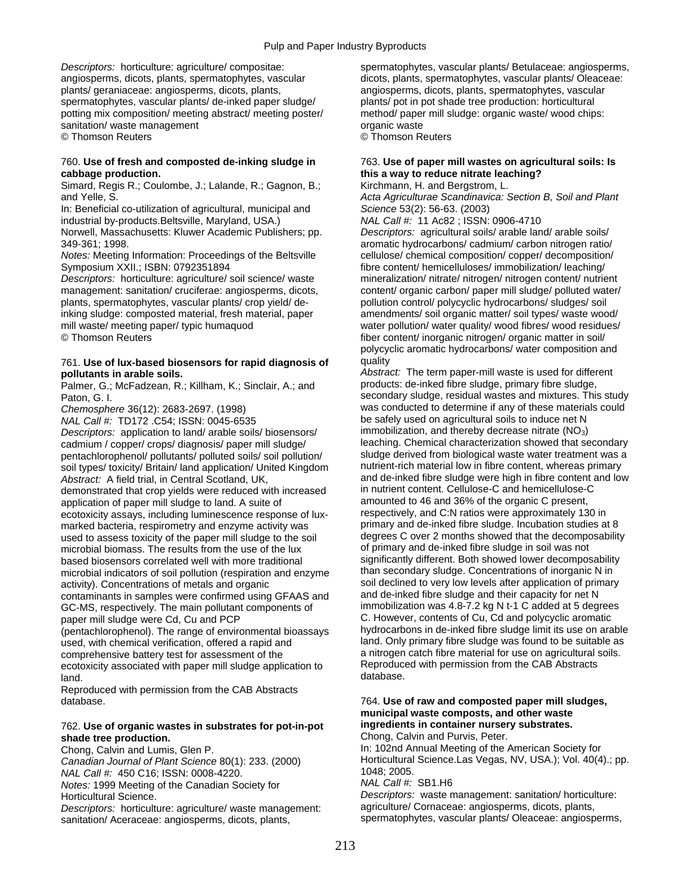*Descriptors:* horticulture: agriculture/ compositae: angiosperms, dicots, plants, spermatophytes, vascular plants/ geraniaceae: angiosperms, dicots, plants, spermatophytes, vascular plants/ de-inked paper sludge/ potting mix composition/ meeting abstract/ meeting poster/ sanitation/ waste management
© Thomson Reuters

760. **Use of fresh and composted de-inking sludge in cabbage production.**
Simard, Regis R.; Coulombe, J.; Lalande, R.; Gagnon, B.; and Yelle, S.
In: Beneficial co-utilization of agricultural, municipal and industrial by-products.Beltsville, Maryland, USA.)
Norwell, Massachusetts: Kluwer Academic Publishers; pp. 349-361; 1998.
*Notes:* Meeting Information: Proceedings of the Beltsville Symposium XXII.; ISBN: 0792351894
*Descriptors:* horticulture: agriculture/ soil science/ waste management: sanitation/ cruciferae: angiosperms, dicots, plants, spermatophytes, vascular plants/ crop yield/ de-inking sludge: composted material, fresh material, paper mill waste/ meeting paper/ typic humaquod
© Thomson Reuters

761. **Use of lux-based biosensors for rapid diagnosis of pollutants in arable soils.**
Palmer, G.; McFadzean, R.; Killham, K.; Sinclair, A.; and Paton, G. I.
*Chemosphere* 36(12): 2683-2697. (1998)
*NAL Call #:* TD172 .C54; ISSN: 0045-6535
*Descriptors:* application to land/ arable soils/ biosensors/ cadmium / copper/ crops/ diagnosis/ paper mill sludge/ pentachlorophenol/ pollutants/ polluted soils/ soil pollution/ soil types/ toxicity/ Britain/ land application/ United Kingdom
*Abstract:* A field trial, in Central Scotland, UK, demonstrated that crop yields were reduced with increased application of paper mill sludge to land. A suite of ecotoxicity assays, including luminescence response of lux-marked bacteria, respirometry and enzyme activity was used to assess toxicity of the paper mill sludge to the soil microbial biomass. The results from the use of the lux based biosensors correlated well with more traditional microbial indicators of soil pollution (respiration and enzyme activity). Concentrations of metals and organic contaminants in samples were confirmed using GFAAS and GC-MS, respectively. The main pollutant components of paper mill sludge were Cd, Cu and PCP (pentachlorophenol). The range of environmental bioassays used, with chemical verification, offered a rapid and comprehensive battery test for assessment of the ecotoxicity associated with paper mill sludge application to land.
Reproduced with permission from the CAB Abstracts database.

762. **Use of organic wastes in substrates for pot-in-pot shade tree production.**
Chong, Calvin and Lumis, Glen P.
*Canadian Journal of Plant Science* 80(1): 233. (2000)
*NAL Call #:* 450 C16; ISSN: 0008-4220.
*Notes:* 1999 Meeting of the Canadian Society for Horticultural Science.
*Descriptors:* horticulture: agriculture/ waste management: sanitation/ Aceraceae: angiosperms, dicots, plants, spermatophytes, vascular plants/ Betulaceae: angiosperms, dicots, plants, spermatophytes, vascular plants/ Oleaceae: angiosperms, dicots, plants, spermatophytes, vascular plants/ pot in pot shade tree production: horticultural method/ paper mill sludge: organic waste/ wood chips: organic waste
© Thomson Reuters

763. **Use of paper mill wastes on agricultural soils: Is this a way to reduce nitrate leaching?**
Kirchmann, H. and Bergstrom, L.
*Acta Agriculturae Scandinavica: Section B, Soil and Plant Science* 53(2): 56-63. (2003)
*NAL Call #:* 11 Ac82 ; ISSN: 0906-4710
*Descriptors:* agricultural soils/ arable land/ arable soils/ aromatic hydrocarbons/ cadmium/ carbon nitrogen ratio/ cellulose/ chemical composition/ copper/ decomposition/ fibre content/ hemicelluloses/ immobilization/ leaching/ mineralization/ nitrate/ nitrogen/ nitrogen content/ nutrient content/ organic carbon/ paper mill sludge/ polluted water/ pollution control/ polycyclic hydrocarbons/ sludges/ soil amendments/ soil organic matter/ soil types/ waste wood/ water pollution/ water quality/ wood fibres/ wood residues/ fiber content/ inorganic nitrogen/ organic matter in soil/ polycyclic aromatic hydrocarbons/ water composition and quality
*Abstract:* The term paper-mill waste is used for different products: de-inked fibre sludge, primary fibre sludge, secondary sludge, residual wastes and mixtures. This study was conducted to determine if any of these materials could be safely used on agricultural soils to induce net N immobilization, and thereby decrease nitrate ($NO_3$) leaching. Chemical characterization showed that secondary sludge derived from biological waste water treatment was a nutrient-rich material low in fibre content, whereas primary and de-inked fibre sludge were high in fibre content and low in nutrient content. Cellulose-C and hemicellulose-C amounted to 46 and 36% of the organic C present, respectively, and C:N ratios were approximately 130 in primary and de-inked fibre sludge. Incubation studies at 8 degrees C over 2 months showed that the decomposability of primary and de-inked fibre sludge in soil was not significantly different. Both showed lower decomposability than secondary sludge. Concentrations of inorganic N in soil declined to very low levels after application of primary and de-inked fibre sludge and their capacity for net N immobilization was 4.8-7.2 kg N t-1 C added at 5 degrees C. However, contents of Cu, Cd and polycyclic aromatic hydrocarbons in de-inked fibre sludge limit its use on arable land. Only primary fibre sludge was found to be suitable as a nitrogen catch fibre material for use on agricultural soils.
Reproduced with permission from the CAB Abstracts database.

764. **Use of raw and composted paper mill sludges, municipal waste composts, and other waste ingredients in container nursery substrates.**
Chong, Calvin and Purvis, Peter.
In: 102nd Annual Meeting of the American Society for Horticultural Science.Las Vegas, NV, USA.); Vol. 40(4).; pp. 1048; 2005.
*NAL Call #:* SB1.H6
*Descriptors:* waste management: sanitation/ horticulture: agriculture/ Cornaceae: angiosperms, dicots, plants, spermatophytes, vascular plants/ Oleaceae: angiosperms,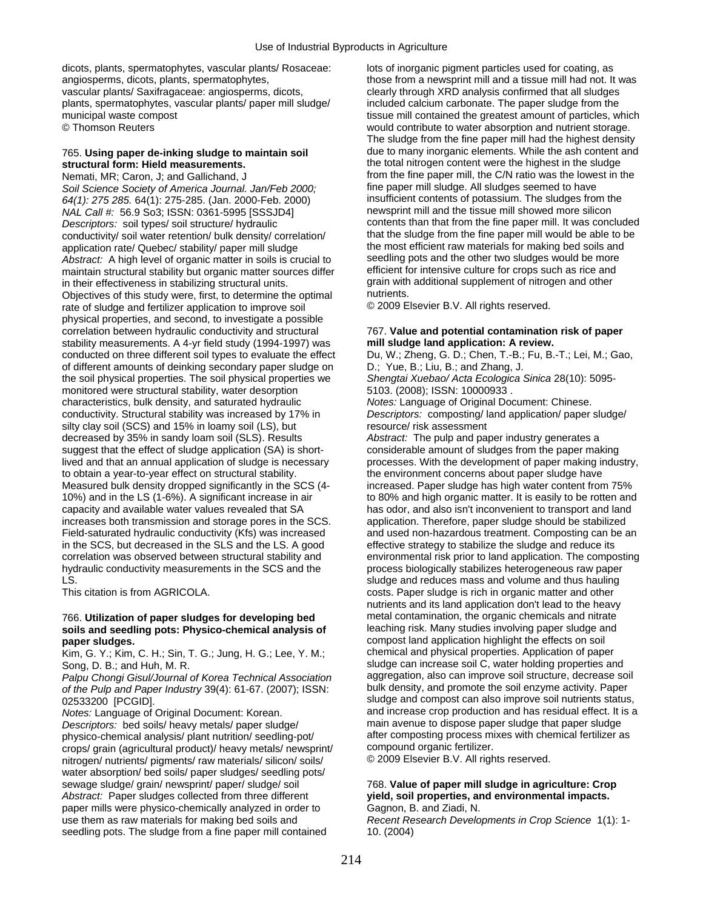dicots, plants, spermatophytes, vascular plants/ Rosaceae: angiosperms, dicots, plants, spermatophytes, vascular plants/ Saxifragaceae: angiosperms, dicots, plants, spermatophytes, vascular plants/ paper mill sludge/ municipal waste compost
© Thomson Reuters

765. **Using paper de-inking sludge to maintain soil structural form: Hield measurements.**
Nemati, MR; Caron, J; and Gallichand, J
*Soil Science Society of America Journal. Jan/Feb 2000; 64(1): 275 285.* 64(1): 275-285. (Jan. 2000-Feb. 2000)
*NAL Call #:* 56.9 So3; ISSN: 0361-5995 [SSSJD4]
*Descriptors:* soil types/ soil structure/ hydraulic conductivity/ soil water retention/ bulk density/ correlation/ application rate/ Quebec/ stability/ paper mill sludge
*Abstract:* A high level of organic matter in soils is crucial to maintain structural stability but organic matter sources differ in their effectiveness in stabilizing structural units. Objectives of this study were, first, to determine the optimal rate of sludge and fertilizer application to improve soil physical properties, and second, to investigate a possible correlation between hydraulic conductivity and structural stability measurements. A 4-yr field study (1994-1997) was conducted on three different soil types to evaluate the effect of different amounts of deinking secondary paper sludge on the soil physical properties. The soil physical properties we monitored were structural stability, water desorption characteristics, bulk density, and saturated hydraulic conductivity. Structural stability was increased by 17% in silty clay soil (SCS) and 15% in loamy soil (LS), but decreased by 35% in sandy loam soil (SLS). Results suggest that the effect of sludge application (SA) is short-lived and that an annual application of sludge is necessary to obtain a year-to-year effect on structural stability. Measured bulk density dropped significantly in the SCS (4-10%) and in the LS (1-6%). A significant increase in air capacity and available water values revealed that SA increases both transmission and storage pores in the SCS. Field-saturated hydraulic conductivity (Kfs) was increased in the SCS, but decreased in the SLS and the LS. A good correlation was observed between structural stability and hydraulic conductivity measurements in the SCS and the LS.
This citation is from AGRICOLA.

766. **Utilization of paper sludges for developing bed soils and seedling pots: Physico-chemical analysis of paper sludges.**
Kim, G. Y.; Kim, C. H.; Sin, T. G.; Jung, H. G.; Lee, Y. M.; Song, D. B.; and Huh, M. R.
*Palpu Chongi Gisul/Journal of Korea Technical Association of the Pulp and Paper Industry* 39(4): 61-67. (2007); ISSN: 02533200 [PCGID].
*Notes:* Language of Original Document: Korean.
*Descriptors:* bed soils/ heavy metals/ paper sludge/ physico-chemical analysis/ plant nutrition/ seedling-pot/ crops/ grain (agricultural product)/ heavy metals/ newsprint/ nitrogen/ nutrients/ pigments/ raw materials/ silicon/ soils/ water absorption/ bed soils/ paper sludges/ seedling pots/ sewage sludge/ grain/ newsprint/ paper/ sludge/ soil
*Abstract:* Paper sludges collected from three different paper mills were physico-chemically analyzed in order to use them as raw materials for making bed soils and seedling pots. The sludge from a fine paper mill contained lots of inorganic pigment particles used for coating, as those from a newsprint mill and a tissue mill had not. It was clearly through XRD analysis confirmed that all sludges included calcium carbonate. The paper sludge from the tissue mill contained the greatest amount of particles, which would contribute to water absorption and nutrient storage. The sludge from the fine paper mill had the highest density due to many inorganic elements. While the ash content and the total nitrogen content were the highest in the sludge from the fine paper mill, the C/N ratio was the lowest in the fine paper mill sludge. All sludges seemed to have insufficient contents of potassium. The sludges from the newsprint mill and the tissue mill showed more silicon contents than that from the fine paper mill. It was concluded that the sludge from the fine paper mill would be able to be the most efficient raw materials for making bed soils and seedling pots and the other two sludges would be more efficient for intensive culture for crops such as rice and grain with additional supplement of nitrogen and other nutrients.
© 2009 Elsevier B.V. All rights reserved.

767. **Value and potential contamination risk of paper mill sludge land application: A review.**
Du, W.; Zheng, G. D.; Chen, T.-B.; Fu, B.-T.; Lei, M.; Gao, D.; Yue, B.; Liu, B.; and Zhang, J.
*Shengtai Xuebao/ Acta Ecologica Sinica* 28(10): 5095-5103. (2008); ISSN: 10000933 .
*Notes:* Language of Original Document: Chinese.
*Descriptors:* composting/ land application/ paper sludge/ resource/ risk assessment
*Abstract:* The pulp and paper industry generates a considerable amount of sludges from the paper making processes. With the development of paper making industry, the environment concerns about paper sludge have increased. Paper sludge has high water content from 75% to 80% and high organic matter. It is easily to be rotten and has odor, and also isn't inconvenient to transport and land application. Therefore, paper sludge should be stabilized and used non-hazardous treatment. Composting can be an effective strategy to stabilize the sludge and reduce its environmental risk prior to land application. The composting process biologically stabilizes heterogeneous raw paper sludge and reduces mass and volume and thus hauling costs. Paper sludge is rich in organic matter and other nutrients and its land application don't lead to the heavy metal contamination, the organic chemicals and nitrate leaching risk. Many studies involving paper sludge and compost land application highlight the effects on soil chemical and physical properties. Application of paper sludge can increase soil C, water holding properties and aggregation, also can improve soil structure, decrease soil bulk density, and promote the soil enzyme activity. Paper sludge and compost can also improve soil nutrients status, and increase crop production and has residual effect. It is a main avenue to dispose paper sludge that paper sludge after composting process mixes with chemical fertilizer as compound organic fertilizer.
© 2009 Elsevier B.V. All rights reserved.

768. **Value of paper mill sludge in agriculture: Crop yield, soil properties, and environmental impacts.**
Gagnon, B. and Ziadi, N.
*Recent Research Developments in Crop Science* 1(1): 1-10. (2004)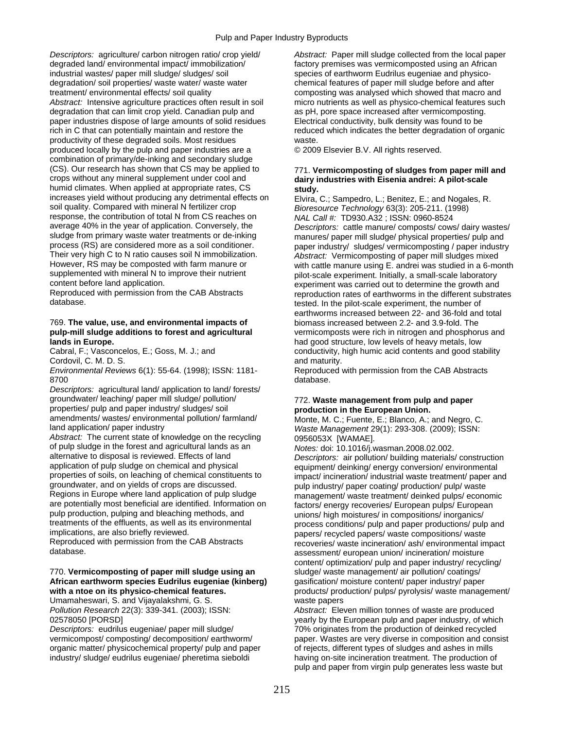*Descriptors:* agriculture/ carbon nitrogen ratio/ crop yield/ degraded land/ environmental impact/ immobilization/ industrial wastes/ paper mill sludge/ sludges/ soil degradation/ soil properties/ waste water/ waste water treatment/ environmental effects/ soil quality

*Abstract:* Intensive agriculture practices often result in soil degradation that can limit crop yield. Canadian pulp and paper industries dispose of large amounts of solid residues rich in C that can potentially maintain and restore the productivity of these degraded soils. Most residues produced locally by the pulp and paper industries are a combination of primary/de-inking and secondary sludge (CS). Our research has shown that CS may be applied to crops without any mineral supplement under cool and humid climates. When applied at appropriate rates, CS increases yield without producing any detrimental effects on soil quality. Compared with mineral N fertilizer crop response, the contribution of total N from CS reaches on average 40% in the year of application. Conversely, the sludge from primary waste water treatments or de-inking process (RS) are considered more as a soil conditioner. Their very high C to N ratio causes soil N immobilization. However, RS may be composted with farm manure or supplemented with mineral N to improve their nutrient content before land application.

Reproduced with permission from the CAB Abstracts database.

769. **The value, use, and environmental impacts of pulp-mill sludge additions to forest and agricultural lands in Europe.**

Cabral, F.; Vasconcelos, E.; Goss, M. J.; and Cordovil, C. M. D. S.

*Environmental Reviews* 6(1): 55-64. (1998); ISSN: 1181-8700

*Descriptors:* agricultural land/ application to land/ forests/ groundwater/ leaching/ paper mill sludge/ pollution/ properties/ pulp and paper industry/ sludges/ soil amendments/ wastes/ environmental pollution/ farmland/ land application/ paper industry

*Abstract:* The current state of knowledge on the recycling of pulp sludge in the forest and agricultural lands as an alternative to disposal is reviewed. Effects of land application of pulp sludge on chemical and physical properties of soils, on leaching of chemical constituents to groundwater, and on yields of crops are discussed. Regions in Europe where land application of pulp sludge are potentially most beneficial are identified. Information on pulp production, pulping and bleaching methods, and treatments of the effluents, as well as its environmental implications, are also briefly reviewed.

Reproduced with permission from the CAB Abstracts database.

770. **Vermicomposting of paper mill sludge using an African earthworm species Eudrilus eugeniae (kinberg) with a ntoe on its physico-chemical features.**

Umamaheswari, S. and Vijayalakshmi, G. S.

*Pollution Research* 22(3): 339-341. (2003); ISSN: 02578050 [PORSD]

*Descriptors:* eudrilus eugeniae/ paper mill sludge/ vermicompost/ composting/ decomposition/ earthworm/ organic matter/ physicochemical property/ pulp and paper industry/ sludge/ eudrilus eugeniae/ pheretima sieboldi

*Abstract:* Paper mill sludge collected from the local paper factory premises was vermicomposted using an African species of earthworm Eudrilus eugeniae and physico-chemical features of paper mill sludge before and after composting was analysed which showed that macro and micro nutrients as well as physico-chemical features such as pH, pore space increased after vermicomposting. Electrical conductivity, bulk density was found to be reduced which indicates the better degradation of organic waste.

© 2009 Elsevier B.V. All rights reserved.

771. **Vermicomposting of sludges from paper mill and dairy industries with Eisenia andrei: A pilot-scale study.**

Elvira, C.; Sampedro, L.; Benitez, E.; and Nogales, R.

*Bioresource Technology* 63(3): 205-211. (1998)

*NAL Call #:* TD930.A32 ; ISSN: 0960-8524

*Descriptors:* cattle manure/ composts/ cows/ dairy wastes/ manures/ paper mill sludge/ physical properties/ pulp and paper industry/ sludges/ vermicomposting / paper industry

*Abstract:* Vermicomposting of paper mill sludges mixed with cattle manure using E. andrei was studied in a 6-month pilot-scale experiment. Initially, a small-scale laboratory experiment was carried out to determine the growth and reproduction rates of earthworms in the different substrates tested. In the pilot-scale experiment, the number of earthworms increased between 22- and 36-fold and total biomass increased between 2.2- and 3.9-fold. The vermicomposts were rich in nitrogen and phosphorus and had good structure, low levels of heavy metals, low conductivity, high humic acid contents and good stability and maturity.

Reproduced with permission from the CAB Abstracts database.

772. **Waste management from pulp and paper production in the European Union.**

Monte, M. C.; Fuente, E.; Blanco, A.; and Negro, C.

*Waste Management* 29(1): 293-308. (2009); ISSN: 0956053X [WAMAE].

*Notes:* doi: 10.1016/j.wasman.2008.02.002.

*Descriptors:* air pollution/ building materials/ construction equipment/ deinking/ energy conversion/ environmental impact/ incineration/ industrial waste treatment/ paper and pulp industry/ paper coating/ production/ pulp/ waste management/ waste treatment/ deinked pulps/ economic factors/ energy recoveries/ European pulps/ European unions/ high moistures/ in compositions/ inorganics/ process conditions/ pulp and paper productions/ pulp and papers/ recycled papers/ waste compositions/ waste recoveries/ waste incineration/ ash/ environmental impact assessment/ european union/ incineration/ moisture content/ optimization/ pulp and paper industry/ recycling/ sludge/ waste management/ air pollution/ coatings/ gasification/ moisture content/ paper industry/ paper products/ production/ pulps/ pyrolysis/ waste management/ waste papers

*Abstract:* Eleven million tonnes of waste are produced yearly by the European pulp and paper industry, of which 70% originates from the production of deinked recycled paper. Wastes are very diverse in composition and consist of rejects, different types of sludges and ashes in mills having on-site incineration treatment. The production of pulp and paper from virgin pulp generates less waste but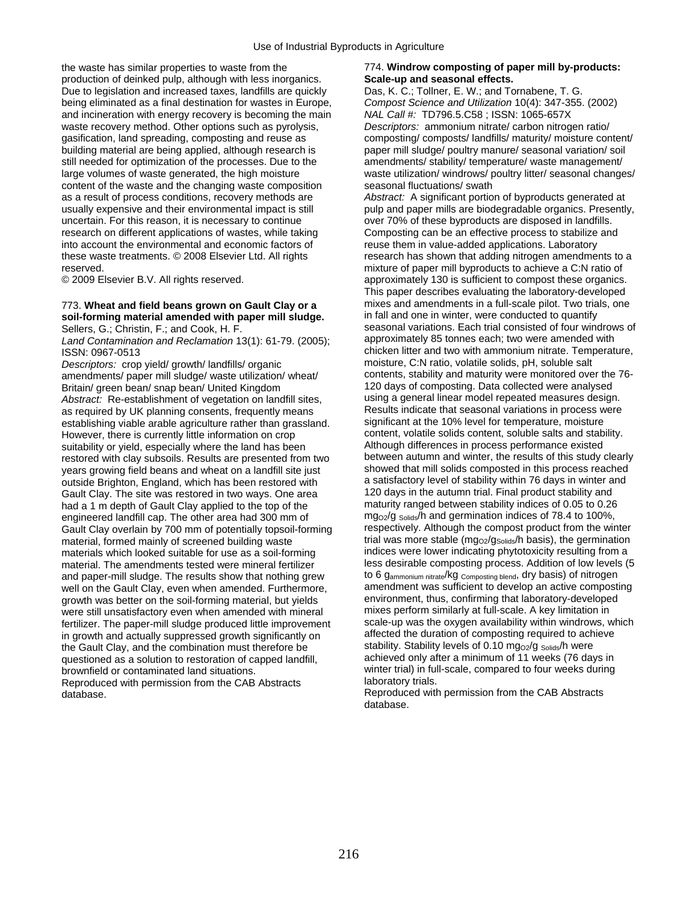the waste has similar properties to waste from the production of deinked pulp, although with less inorganics. Due to legislation and increased taxes, landfills are quickly being eliminated as a final destination for wastes in Europe, and incineration with energy recovery is becoming the main waste recovery method. Other options such as pyrolysis, gasification, land spreading, composting and reuse as building material are being applied, although research is still needed for optimization of the processes. Due to the large volumes of waste generated, the high moisture content of the waste and the changing waste composition as a result of process conditions, recovery methods are usually expensive and their environmental impact is still uncertain. For this reason, it is necessary to continue research on different applications of wastes, while taking into account the environmental and economic factors of these waste treatments. © 2008 Elsevier Ltd. All rights reserved.

© 2009 Elsevier B.V. All rights reserved.

773. **Wheat and field beans grown on Gault Clay or a soil-forming material amended with paper mill sludge.**

Sellers, G.; Christin, F.; and Cook, H. F.

*Land Contamination and Reclamation* 13(1): 61-79. (2005); ISSN: 0967-0513

*Descriptors:* crop yield/ growth/ landfills/ organic amendments/ paper mill sludge/ waste utilization/ wheat/ Britain/ green bean/ snap bean/ United Kingdom

*Abstract:* Re-establishment of vegetation on landfill sites, as required by UK planning consents, frequently means establishing viable arable agriculture rather than grassland. However, there is currently little information on crop suitability or yield, especially where the land has been restored with clay subsoils. Results are presented from two years growing field beans and wheat on a landfill site just outside Brighton, England, which has been restored with Gault Clay. The site was restored in two ways. One area had a 1 m depth of Gault Clay applied to the top of the engineered landfill cap. The other area had 300 mm of Gault Clay overlain by 700 mm of potentially topsoil-forming material, formed mainly of screened building waste materials which looked suitable for use as a soil-forming material. The amendments tested were mineral fertilizer and paper-mill sludge. The results show that nothing grew well on the Gault Clay, even when amended. Furthermore, growth was better on the soil-forming material, but yields were still unsatisfactory even when amended with mineral fertilizer. The paper-mill sludge produced little improvement in growth and actually suppressed growth significantly on the Gault Clay, and the combination must therefore be questioned as a solution to restoration of capped landfill, brownfield or contaminated land situations.

Reproduced with permission from the CAB Abstracts database.

774. **Windrow composting of paper mill by-products: Scale-up and seasonal effects.**

Das, K. C.; Tollner, E. W.; and Tornabene, T. G.

*Compost Science and Utilization* 10(4): 347-355. (2002)

*NAL Call #:* TD796.5.C58 ; ISSN: 1065-657X

*Descriptors:* ammonium nitrate/ carbon nitrogen ratio/ composting/ composts/ landfills/ maturity/ moisture content/ paper mill sludge/ poultry manure/ seasonal variation/ soil amendments/ stability/ temperature/ waste management/ waste utilization/ windrows/ poultry litter/ seasonal changes/ seasonal fluctuations/ swath

*Abstract:* A significant portion of byproducts generated at pulp and paper mills are biodegradable organics. Presently, over 70% of these byproducts are disposed in landfills. Composting can be an effective process to stabilize and reuse them in value-added applications. Laboratory research has shown that adding nitrogen amendments to a mixture of paper mill byproducts to achieve a C:N ratio of approximately 130 is sufficient to compost these organics. This paper describes evaluating the laboratory-developed mixes and amendments in a full-scale pilot. Two trials, one in fall and one in winter, were conducted to quantify seasonal variations. Each trial consisted of four windrows of approximately 85 tonnes each; two were amended with chicken litter and two with ammonium nitrate. Temperature, moisture, C:N ratio, volatile solids, pH, soluble salt contents, stability and maturity were monitored over the 76-120 days of composting. Data collected were analysed using a general linear model repeated measures design. Results indicate that seasonal variations in process were significant at the 10% level for temperature, moisture content, volatile solids content, soluble salts and stability. Although differences in process performance existed between autumn and winter, the results of this study clearly showed that mill solids composted in this process reached a satisfactory level of stability within 76 days in winter and 120 days in the autumn trial. Final product stability and maturity ranged between stability indices of 0.05 to 0.26 $mg_{O2}/g_{Solids}/h$ and germination indices of 78.4 to 100%, respectively. Although the compost product from the winter trial was more stable ($mg_{O2}/g_{Solids}/h$ basis), the germination indices were lower indicating phytotoxicity resulting from a less desirable composting process. Addition of low levels (5 to 6 $g_{ammonium\ nitrate}/kg_{Composting\ blend}$, dry basis) of nitrogen amendment was sufficient to develop an active composting environment, thus, confirming that laboratory-developed mixes perform similarly at full-scale. A key limitation in scale-up was the oxygen availability within windrows, which affected the duration of composting required to achieve stability. Stability levels of 0.10 $mg_{O2}/g_{Solids}/h$ were achieved only after a minimum of 11 weeks (76 days in winter trial) in full-scale, compared to four weeks during laboratory trials.

Reproduced with permission from the CAB Abstracts database.